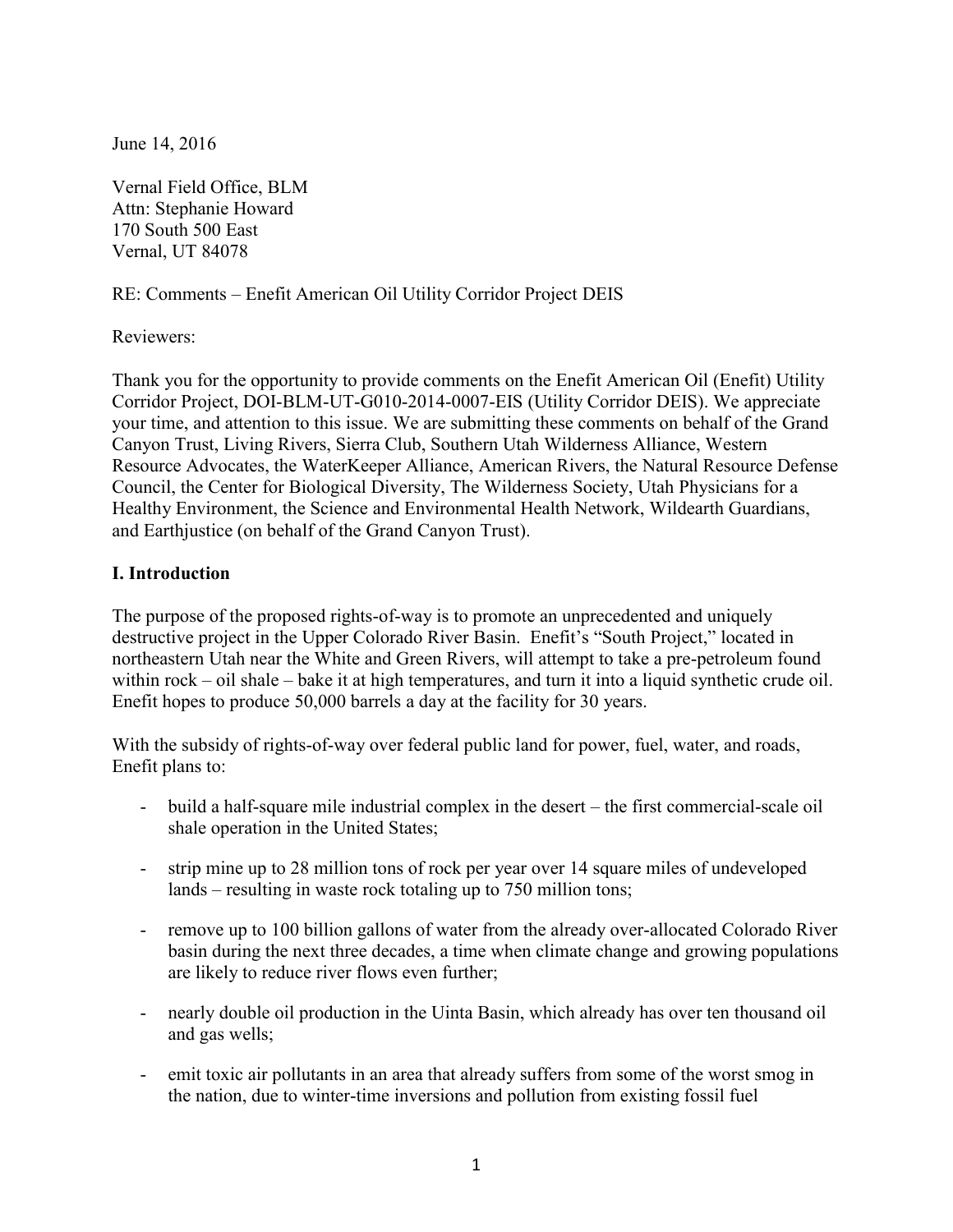June 14, 2016

Vernal Field Office, BLM
Attn: Stephanie Howard
170 South 500 East
Vernal, UT 84078

RE: Comments – Enefit American Oil Utility Corridor Project DEIS

Reviewers:

Thank you for the opportunity to provide comments on the Enefit American Oil (Enefit) Utility Corridor Project, DOI-BLM-UT-G010-2014-0007-EIS (Utility Corridor DEIS). We appreciate your time, and attention to this issue. We are submitting these comments on behalf of the Grand Canyon Trust, Living Rivers, Sierra Club, Southern Utah Wilderness Alliance, Western Resource Advocates, the WaterKeeper Alliance, American Rivers, the Natural Resource Defense Council, the Center for Biological Diversity, The Wilderness Society, Utah Physicians for a Healthy Environment, the Science and Environmental Health Network, Wildearth Guardians, and Earthjustice (on behalf of the Grand Canyon Trust).

## I. Introduction

The purpose of the proposed rights-of-way is to promote an unprecedented and uniquely destructive project in the Upper Colorado River Basin. Enefit's "South Project," located in northeastern Utah near the White and Green Rivers, will attempt to take a pre-petroleum found within rock – oil shale – bake it at high temperatures, and turn it into a liquid synthetic crude oil. Enefit hopes to produce 50,000 barrels a day at the facility for 30 years.

With the subsidy of rights-of-way over federal public land for power, fuel, water, and roads, Enefit plans to:

- build a half-square mile industrial complex in the desert – the first commercial-scale oil shale operation in the United States;
- strip mine up to 28 million tons of rock per year over 14 square miles of undeveloped lands – resulting in waste rock totaling up to 750 million tons;
- remove up to 100 billion gallons of water from the already over-allocated Colorado River basin during the next three decades, a time when climate change and growing populations are likely to reduce river flows even further;
- nearly double oil production in the Uinta Basin, which already has over ten thousand oil and gas wells;
- emit toxic air pollutants in an area that already suffers from some of the worst smog in the nation, due to winter-time inversions and pollution from existing fossil fuel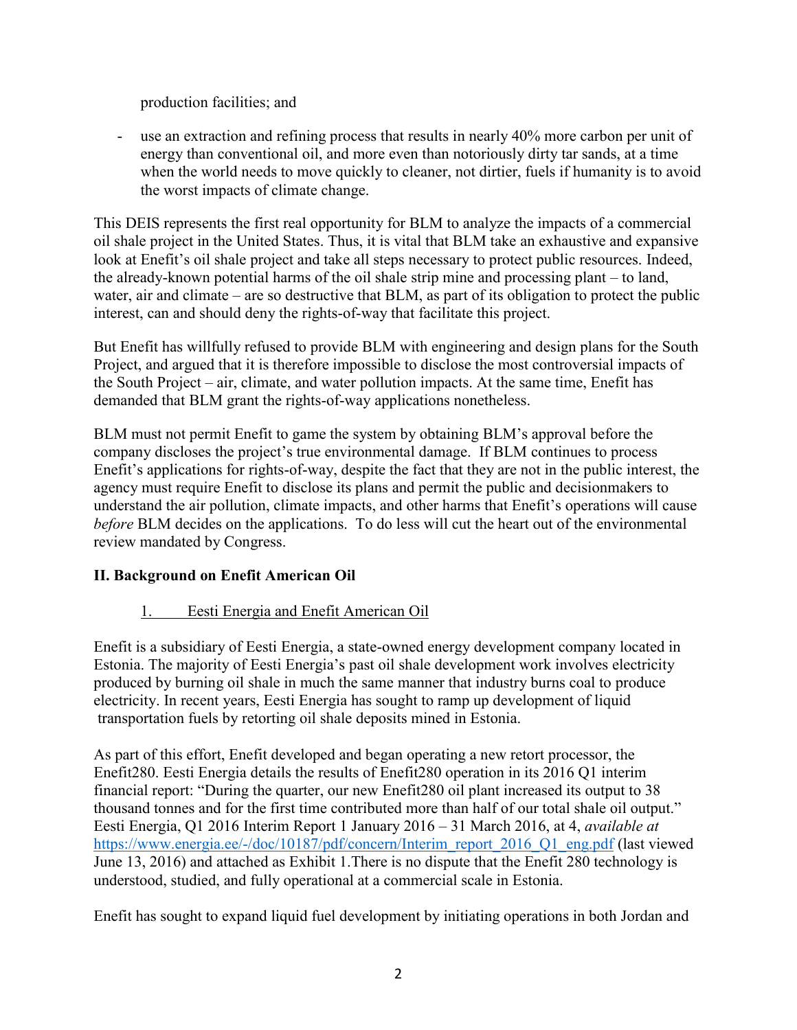production facilities; and

- use an extraction and refining process that results in nearly 40% more carbon per unit of energy than conventional oil, and more even than notoriously dirty tar sands, at a time when the world needs to move quickly to cleaner, not dirtier, fuels if humanity is to avoid the worst impacts of climate change.

This DEIS represents the first real opportunity for BLM to analyze the impacts of a commercial oil shale project in the United States. Thus, it is vital that BLM take an exhaustive and expansive look at Enefit's oil shale project and take all steps necessary to protect public resources. Indeed, the already-known potential harms of the oil shale strip mine and processing plant – to land, water, air and climate – are so destructive that BLM, as part of its obligation to protect the public interest, can and should deny the rights-of-way that facilitate this project.

But Enefit has willfully refused to provide BLM with engineering and design plans for the South Project, and argued that it is therefore impossible to disclose the most controversial impacts of the South Project – air, climate, and water pollution impacts. At the same time, Enefit has demanded that BLM grant the rights-of-way applications nonetheless.

BLM must not permit Enefit to game the system by obtaining BLM's approval before the company discloses the project's true environmental damage. If BLM continues to process Enefit's applications for rights-of-way, despite the fact that they are not in the public interest, the agency must require Enefit to disclose its plans and permit the public and decisionmakers to understand the air pollution, climate impacts, and other harms that Enefit's operations will cause *before* BLM decides on the applications. To do less will cut the heart out of the environmental review mandated by Congress.

## II. Background on Enefit American Oil

### 1. Eesti Energia and Enefit American Oil

Enefit is a subsidiary of Eesti Energia, a state-owned energy development company located in Estonia. The majority of Eesti Energia's past oil shale development work involves electricity produced by burning oil shale in much the same manner that industry burns coal to produce electricity. In recent years, Eesti Energia has sought to ramp up development of liquid transportation fuels by retorting oil shale deposits mined in Estonia.

As part of this effort, Enefit developed and began operating a new retort processor, the Enefit280. Eesti Energia details the results of Enefit280 operation in its 2016 Q1 interim financial report: "During the quarter, our new Enefit280 oil plant increased its output to 38 thousand tonnes and for the first time contributed more than half of our total shale oil output." Eesti Energia, Q1 2016 Interim Report 1 January 2016 – 31 March 2016, at 4, *available at* https://www.energia.ee/-/doc/10187/pdf/concern/Interim_report_2016_Q1_eng.pdf (last viewed June 13, 2016) and attached as Exhibit 1.There is no dispute that the Enefit 280 technology is understood, studied, and fully operational at a commercial scale in Estonia.

Enefit has sought to expand liquid fuel development by initiating operations in both Jordan and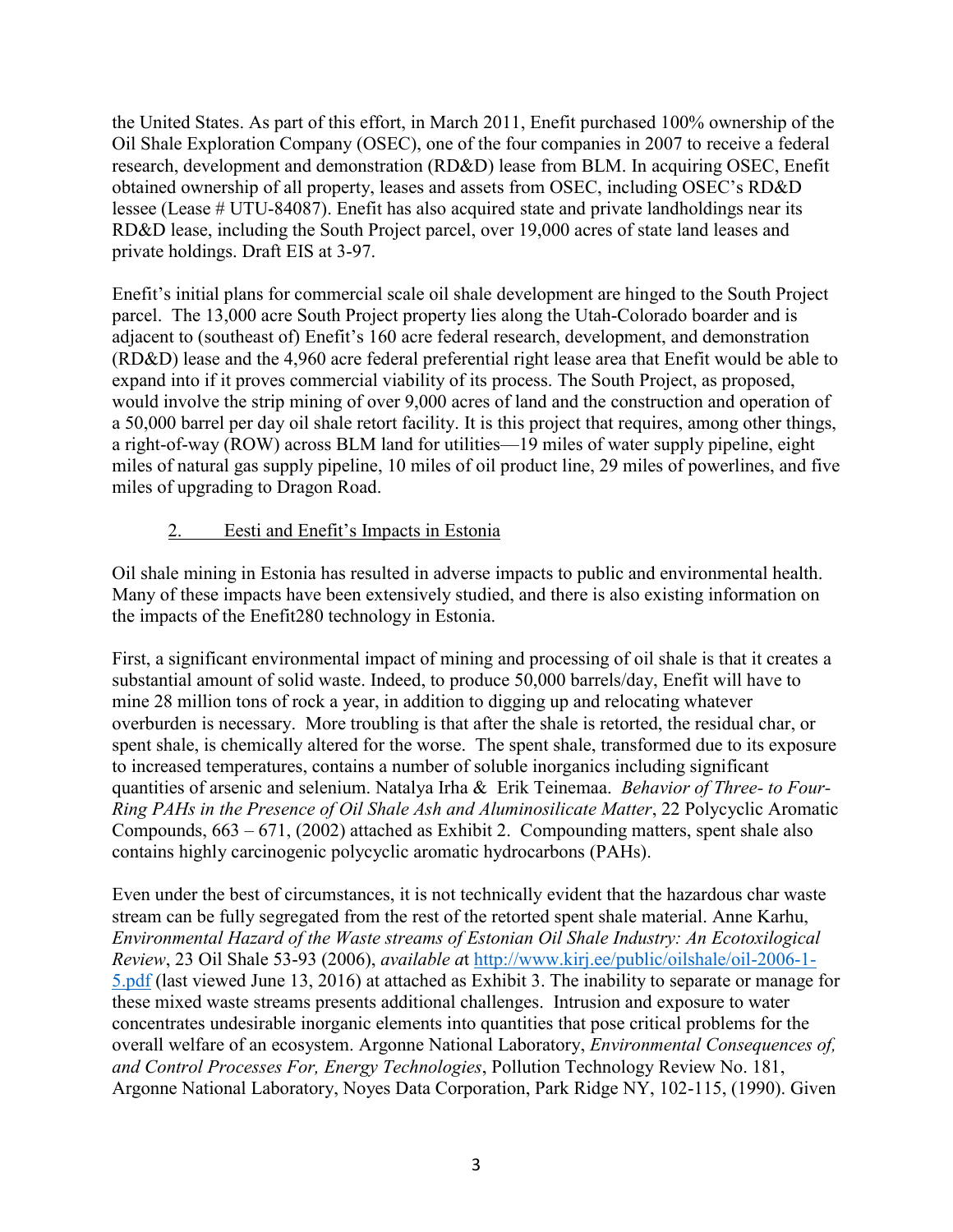the United States. As part of this effort, in March 2011, Enefit purchased 100% ownership of the Oil Shale Exploration Company (OSEC), one of the four companies in 2007 to receive a federal research, development and demonstration (RD&D) lease from BLM. In acquiring OSEC, Enefit obtained ownership of all property, leases and assets from OSEC, including OSEC's RD&D lessee (Lease # UTU-84087). Enefit has also acquired state and private landholdings near its RD&D lease, including the South Project parcel, over 19,000 acres of state land leases and private holdings. Draft EIS at 3-97.

Enefit's initial plans for commercial scale oil shale development are hinged to the South Project parcel. The 13,000 acre South Project property lies along the Utah-Colorado boarder and is adjacent to (southeast of) Enefit's 160 acre federal research, development, and demonstration (RD&D) lease and the 4,960 acre federal preferential right lease area that Enefit would be able to expand into if it proves commercial viability of its process. The South Project, as proposed, would involve the strip mining of over 9,000 acres of land and the construction and operation of a 50,000 barrel per day oil shale retort facility. It is this project that requires, among other things, a right-of-way (ROW) across BLM land for utilities—19 miles of water supply pipeline, eight miles of natural gas supply pipeline, 10 miles of oil product line, 29 miles of powerlines, and five miles of upgrading to Dragon Road.

### 2. Eesti and Enefit's Impacts in Estonia

Oil shale mining in Estonia has resulted in adverse impacts to public and environmental health. Many of these impacts have been extensively studied, and there is also existing information on the impacts of the Enefit280 technology in Estonia.

First, a significant environmental impact of mining and processing of oil shale is that it creates a substantial amount of solid waste. Indeed, to produce 50,000 barrels/day, Enefit will have to mine 28 million tons of rock a year, in addition to digging up and relocating whatever overburden is necessary. More troubling is that after the shale is retorted, the residual char, or spent shale, is chemically altered for the worse. The spent shale, transformed due to its exposure to increased temperatures, contains a number of soluble inorganics including significant quantities of arsenic and selenium. Natalya Irha & Erik Teinemaa. *Behavior of Three- to Four-Ring PAHs in the Presence of Oil Shale Ash and Aluminosilicate Matter*, 22 Polycyclic Aromatic Compounds, 663 – 671, (2002) attached as Exhibit 2. Compounding matters, spent shale also contains highly carcinogenic polycyclic aromatic hydrocarbons (PAHs).

Even under the best of circumstances, it is not technically evident that the hazardous char waste stream can be fully segregated from the rest of the retorted spent shale material. Anne Karhu, *Environmental Hazard of the Waste streams of Estonian Oil Shale Industry: An Ecotoxilogical Review*, 23 Oil Shale 53-93 (2006), *available a*t http://www.kirj.ee/public/oilshale/oil-2006-1-5.pdf (last viewed June 13, 2016) at attached as Exhibit 3. The inability to separate or manage for these mixed waste streams presents additional challenges. Intrusion and exposure to water concentrates undesirable inorganic elements into quantities that pose critical problems for the overall welfare of an ecosystem. Argonne National Laboratory, *Environmental Consequences of, and Control Processes For, Energy Technologies*, Pollution Technology Review No. 181, Argonne National Laboratory, Noyes Data Corporation, Park Ridge NY, 102-115, (1990). Given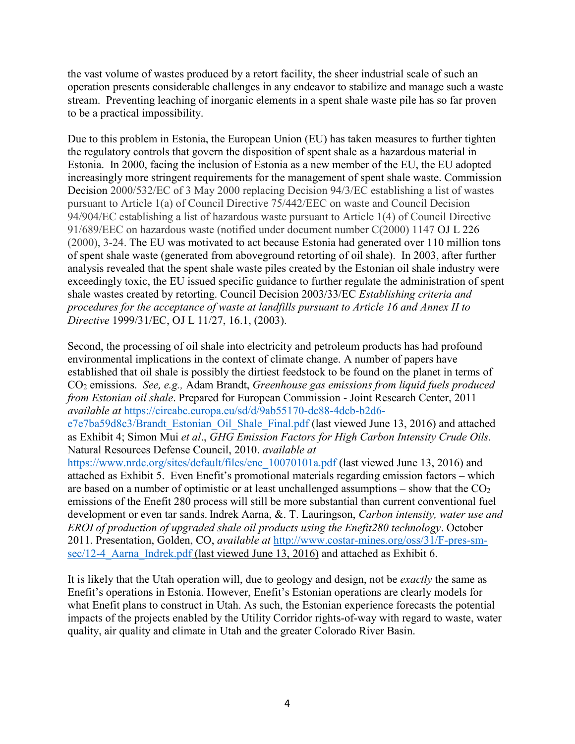the vast volume of wastes produced by a retort facility, the sheer industrial scale of such an operation presents considerable challenges in any endeavor to stabilize and manage such a waste stream. Preventing leaching of inorganic elements in a spent shale waste pile has so far proven to be a practical impossibility.

Due to this problem in Estonia, the European Union (EU) has taken measures to further tighten the regulatory controls that govern the disposition of spent shale as a hazardous material in Estonia. In 2000, facing the inclusion of Estonia as a new member of the EU, the EU adopted increasingly more stringent requirements for the management of spent shale waste. Commission Decision 2000/532/EC of 3 May 2000 replacing Decision 94/3/EC establishing a list of wastes pursuant to Article 1(a) of Council Directive 75/442/EEC on waste and Council Decision 94/904/EC establishing a list of hazardous waste pursuant to Article 1(4) of Council Directive 91/689/EEC on hazardous waste (notified under document number C(2000) 1147 OJ L 226 (2000), 3-24. The EU was motivated to act because Estonia had generated over 110 million tons of spent shale waste (generated from aboveground retorting of oil shale). In 2003, after further analysis revealed that the spent shale waste piles created by the Estonian oil shale industry were exceedingly toxic, the EU issued specific guidance to further regulate the administration of spent shale wastes created by retorting. Council Decision 2003/33/EC *Establishing criteria and procedures for the acceptance of waste at landfills pursuant to Article 16 and Annex II to Directive* 1999/31/EC, OJ L 11/27, 16.1, (2003).

Second, the processing of oil shale into electricity and petroleum products has had profound environmental implications in the context of climate change. A number of papers have established that oil shale is possibly the dirtiest feedstock to be found on the planet in terms of $CO_2$ emissions. *See, e.g.,* Adam Brandt, *Greenhouse gas emissions from liquid fuels produced from Estonian oil shale*. Prepared for European Commission - Joint Research Center, 2011 *available at* https://circabc.europa.eu/sd/d/9ab55170-dc88-4dcb-b2d6-e7e7ba59d8c3/Brandt_Estonian_Oil_Shale_Final.pdf (last viewed June 13, 2016) and attached as Exhibit 4; Simon Mui *et al*., *GHG Emission Factors for High Carbon Intensity Crude Oils*. Natural Resources Defense Council, 2010. *available at* https://www.nrdc.org/sites/default/files/ene_10070101a.pdf (last viewed June 13, 2016) and attached as Exhibit 5. Even Enefit's promotional materials regarding emission factors – which are based on a number of optimistic or at least unchallenged assumptions – show that the $CO_2$ emissions of the Enefit 280 process will still be more substantial than current conventional fuel development or even tar sands. Indrek Aarna, &. T. Lauringson, *Carbon intensity, water use and EROI of production of upgraded shale oil products using the Enefit280 technology*. October 2011. Presentation, Golden, CO, *available at* http://www.costar-mines.org/oss/31/F-pres-sm-sec/12-4_Aarna_Indrek.pdf (last viewed June 13, 2016) and attached as Exhibit 6.

It is likely that the Utah operation will, due to geology and design, not be *exactly* the same as Enefit's operations in Estonia. However, Enefit's Estonian operations are clearly models for what Enefit plans to construct in Utah. As such, the Estonian experience forecasts the potential impacts of the projects enabled by the Utility Corridor rights-of-way with regard to waste, water quality, air quality and climate in Utah and the greater Colorado River Basin.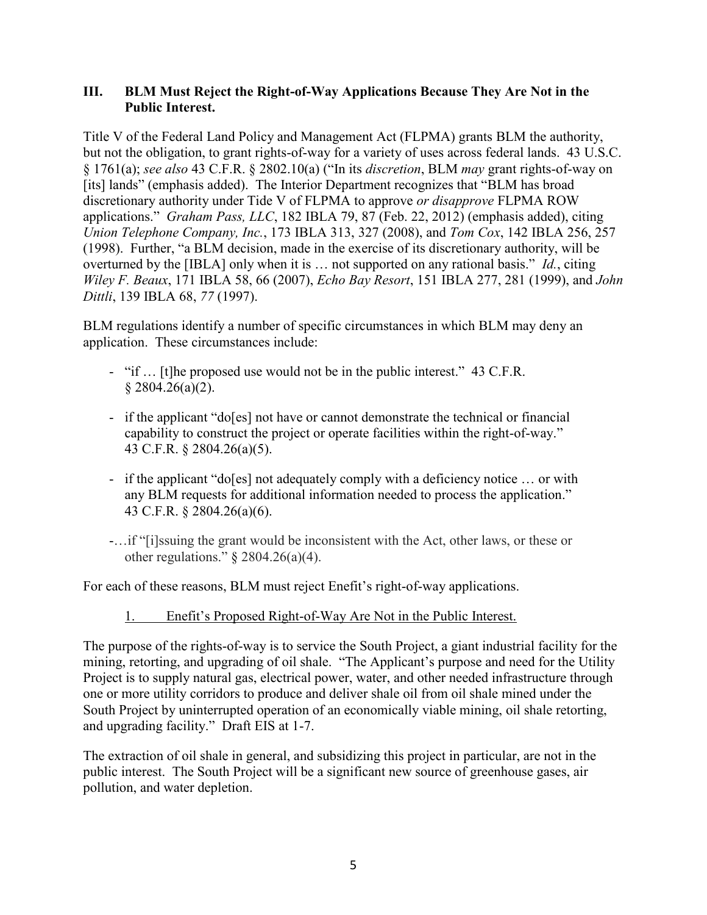## III. BLM Must Reject the Right-of-Way Applications Because They Are Not in the Public Interest.

Title V of the Federal Land Policy and Management Act (FLPMA) grants BLM the authority, but not the obligation, to grant rights-of-way for a variety of uses across federal lands. 43 U.S.C. § 1761(a); *see also* 43 C.F.R. § 2802.10(a) ("In its *discretion*, BLM *may* grant rights-of-way on [its] lands" (emphasis added). The Interior Department recognizes that "BLM has broad discretionary authority under Tide V of FLPMA to approve *or disapprove* FLPMA ROW applications." *Graham Pass, LLC*, 182 IBLA 79, 87 (Feb. 22, 2012) (emphasis added), citing *Union Telephone Company, Inc.*, 173 IBLA 313, 327 (2008), and *Tom Cox*, 142 IBLA 256, 257 (1998). Further, "a BLM decision, made in the exercise of its discretionary authority, will be overturned by the [IBLA] only when it is … not supported on any rational basis." *Id.*, citing *Wiley F. Beaux*, 171 IBLA 58, 66 (2007), *Echo Bay Resort*, 151 IBLA 277, 281 (1999), and *John Dittli*, 139 IBLA 68, *77* (1997).

BLM regulations identify a number of specific circumstances in which BLM may deny an application. These circumstances include:

- "if … [t]he proposed use would not be in the public interest." 43 C.F.R. § 2804.26(a)(2).
- if the applicant "do[es] not have or cannot demonstrate the technical or financial capability to construct the project or operate facilities within the right-of-way." 43 C.F.R. § 2804.26(a)(5).
- if the applicant "do[es] not adequately comply with a deficiency notice … or with any BLM requests for additional information needed to process the application." 43 C.F.R. § 2804.26(a)(6).
- …if "[i]ssuing the grant would be inconsistent with the Act, other laws, or these or other regulations." § 2804.26(a)(4).

For each of these reasons, BLM must reject Enefit's right-of-way applications.

### 1. Enefit's Proposed Right-of-Way Are Not in the Public Interest.

The purpose of the rights-of-way is to service the South Project, a giant industrial facility for the mining, retorting, and upgrading of oil shale. "The Applicant's purpose and need for the Utility Project is to supply natural gas, electrical power, water, and other needed infrastructure through one or more utility corridors to produce and deliver shale oil from oil shale mined under the South Project by uninterrupted operation of an economically viable mining, oil shale retorting, and upgrading facility." Draft EIS at 1-7.

The extraction of oil shale in general, and subsidizing this project in particular, are not in the public interest. The South Project will be a significant new source of greenhouse gases, air pollution, and water depletion.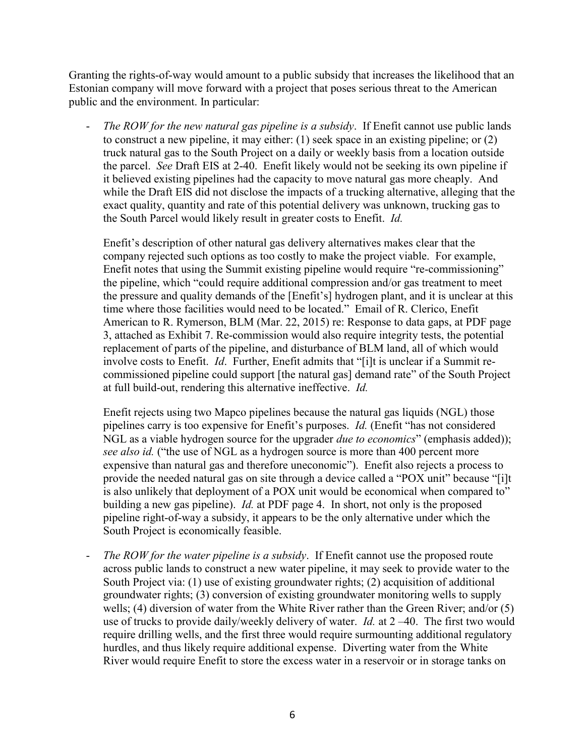Granting the rights-of-way would amount to a public subsidy that increases the likelihood that an Estonian company will move forward with a project that poses serious threat to the American public and the environment. In particular:

- *The ROW for the new natural gas pipeline is a subsidy*. If Enefit cannot use public lands to construct a new pipeline, it may either: (1) seek space in an existing pipeline; or (2) truck natural gas to the South Project on a daily or weekly basis from a location outside the parcel. *See* Draft EIS at 2-40. Enefit likely would not be seeking its own pipeline if it believed existing pipelines had the capacity to move natural gas more cheaply. And while the Draft EIS did not disclose the impacts of a trucking alternative, alleging that the exact quality, quantity and rate of this potential delivery was unknown, trucking gas to the South Parcel would likely result in greater costs to Enefit. *Id.*

  Enefit's description of other natural gas delivery alternatives makes clear that the company rejected such options as too costly to make the project viable. For example, Enefit notes that using the Summit existing pipeline would require "re-commissioning" the pipeline, which "could require additional compression and/or gas treatment to meet the pressure and quality demands of the [Enefit's] hydrogen plant, and it is unclear at this time where those facilities would need to be located." Email of R. Clerico, Enefit American to R. Rymerson, BLM (Mar. 22, 2015) re: Response to data gaps, at PDF page 3, attached as Exhibit 7. Re-commission would also require integrity tests, the potential replacement of parts of the pipeline, and disturbance of BLM land, all of which would involve costs to Enefit. *Id*. Further, Enefit admits that "[i]t is unclear if a Summit re-commissioned pipeline could support [the natural gas] demand rate" of the South Project at full build-out, rendering this alternative ineffective. *Id.*

  Enefit rejects using two Mapco pipelines because the natural gas liquids (NGL) those pipelines carry is too expensive for Enefit's purposes. *Id.* (Enefit "has not considered NGL as a viable hydrogen source for the upgrader *due to economics*" (emphasis added)); *see also id.* ("the use of NGL as a hydrogen source is more than 400 percent more expensive than natural gas and therefore uneconomic"). Enefit also rejects a process to provide the needed natural gas on site through a device called a "POX unit" because "[i]t is also unlikely that deployment of a POX unit would be economical when compared to" building a new gas pipeline). *Id.* at PDF page 4. In short, not only is the proposed pipeline right-of-way a subsidy, it appears to be the only alternative under which the South Project is economically feasible.

- *The ROW for the water pipeline is a subsidy*. If Enefit cannot use the proposed route across public lands to construct a new water pipeline, it may seek to provide water to the South Project via: (1) use of existing groundwater rights; (2) acquisition of additional groundwater rights; (3) conversion of existing groundwater monitoring wells to supply wells; (4) diversion of water from the White River rather than the Green River; and/or (5) use of trucks to provide daily/weekly delivery of water. *Id.* at 2 –40. The first two would require drilling wells, and the first three would require surmounting additional regulatory hurdles, and thus likely require additional expense. Diverting water from the White River would require Enefit to store the excess water in a reservoir or in storage tanks on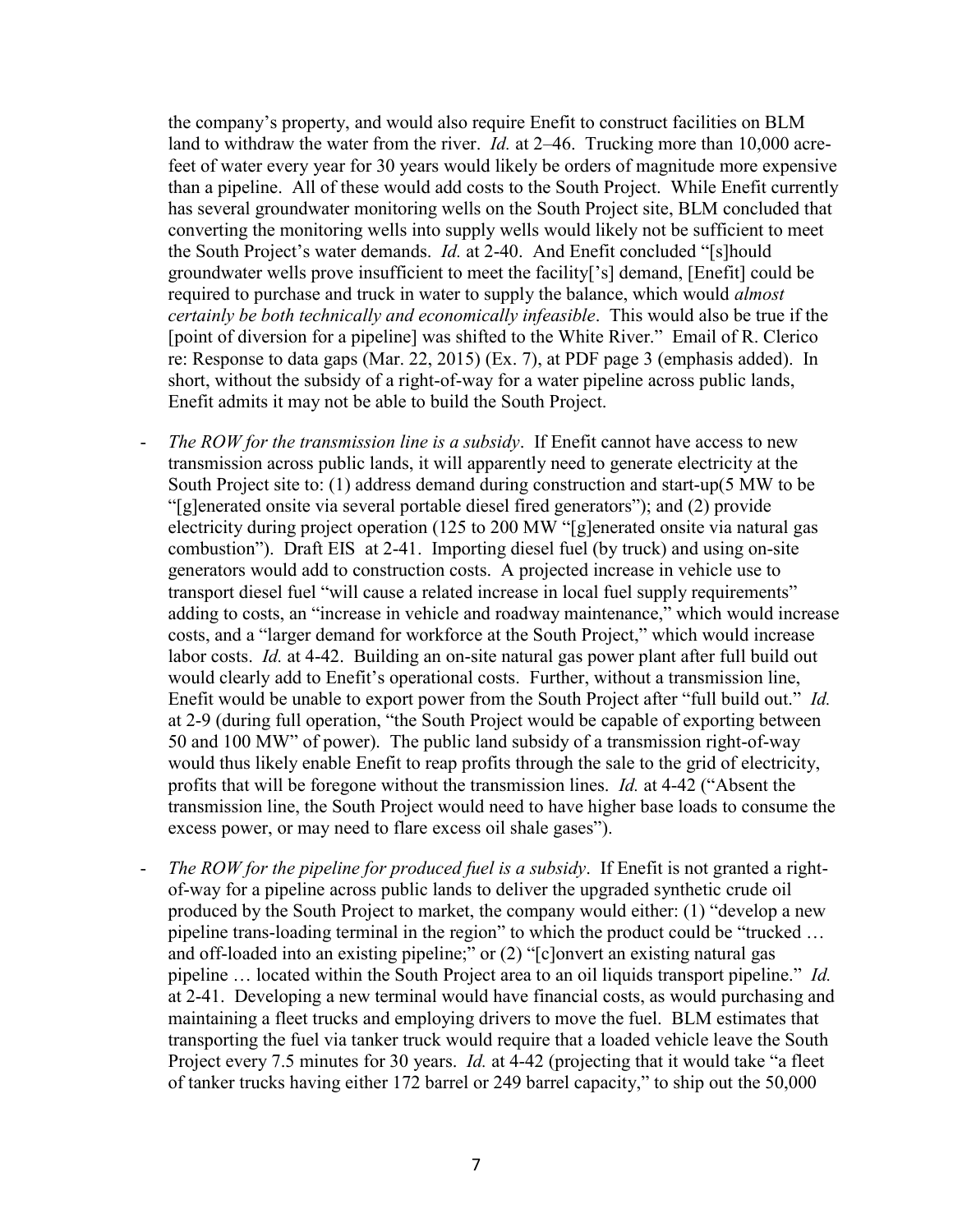the company's property, and would also require Enefit to construct facilities on BLM land to withdraw the water from the river. *Id.* at 2–46. Trucking more than 10,000 acre-feet of water every year for 30 years would likely be orders of magnitude more expensive than a pipeline. All of these would add costs to the South Project. While Enefit currently has several groundwater monitoring wells on the South Project site, BLM concluded that converting the monitoring wells into supply wells would likely not be sufficient to meet the South Project's water demands. *Id.* at 2-40. And Enefit concluded "[s]hould groundwater wells prove insufficient to meet the facility['s] demand, [Enefit] could be required to purchase and truck in water to supply the balance, which would *almost certainly be both technically and economically infeasible*. This would also be true if the [point of diversion for a pipeline] was shifted to the White River." Email of R. Clerico re: Response to data gaps (Mar. 22, 2015) (Ex. 7), at PDF page 3 (emphasis added). In short, without the subsidy of a right-of-way for a water pipeline across public lands, Enefit admits it may not be able to build the South Project.

- *The ROW for the transmission line is a subsidy*. If Enefit cannot have access to new transmission across public lands, it will apparently need to generate electricity at the South Project site to: (1) address demand during construction and start-up(5 MW to be "[g]enerated onsite via several portable diesel fired generators"); and (2) provide electricity during project operation (125 to 200 MW "[g]enerated onsite via natural gas combustion"). Draft EIS at 2-41. Importing diesel fuel (by truck) and using on-site generators would add to construction costs. A projected increase in vehicle use to transport diesel fuel "will cause a related increase in local fuel supply requirements" adding to costs, an "increase in vehicle and roadway maintenance," which would increase costs, and a "larger demand for workforce at the South Project," which would increase labor costs. *Id.* at 4-42. Building an on-site natural gas power plant after full build out would clearly add to Enefit's operational costs. Further, without a transmission line, Enefit would be unable to export power from the South Project after "full build out." *Id.* at 2-9 (during full operation, "the South Project would be capable of exporting between 50 and 100 MW" of power). The public land subsidy of a transmission right-of-way would thus likely enable Enefit to reap profits through the sale to the grid of electricity, profits that will be foregone without the transmission lines. *Id.* at 4-42 ("Absent the transmission line, the South Project would need to have higher base loads to consume the excess power, or may need to flare excess oil shale gases").

- *The ROW for the pipeline for produced fuel is a subsidy*. If Enefit is not granted a right-of-way for a pipeline across public lands to deliver the upgraded synthetic crude oil produced by the South Project to market, the company would either: (1) "develop a new pipeline trans-loading terminal in the region" to which the product could be "trucked … and off-loaded into an existing pipeline;" or (2) "[c]onvert an existing natural gas pipeline … located within the South Project area to an oil liquids transport pipeline." *Id.* at 2-41. Developing a new terminal would have financial costs, as would purchasing and maintaining a fleet trucks and employing drivers to move the fuel. BLM estimates that transporting the fuel via tanker truck would require that a loaded vehicle leave the South Project every 7.5 minutes for 30 years. *Id.* at 4-42 (projecting that it would take "a fleet of tanker trucks having either 172 barrel or 249 barrel capacity," to ship out the 50,000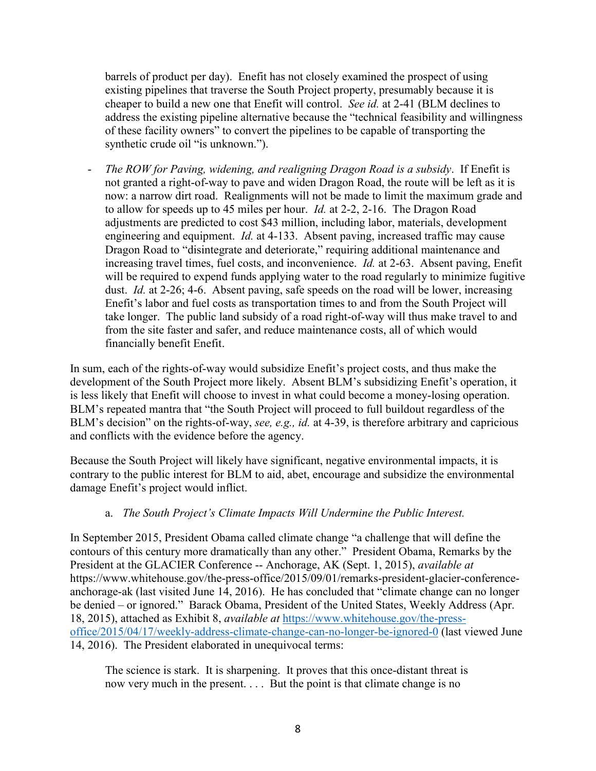barrels of product per day). Enefit has not closely examined the prospect of using existing pipelines that traverse the South Project property, presumably because it is cheaper to build a new one that Enefit will control. *See id.* at 2-41 (BLM declines to address the existing pipeline alternative because the "technical feasibility and willingness of these facility owners" to convert the pipelines to be capable of transporting the synthetic crude oil "is unknown.").

- *The ROW for Paving, widening, and realigning Dragon Road is a subsidy*. If Enefit is not granted a right-of-way to pave and widen Dragon Road, the route will be left as it is now: a narrow dirt road. Realignments will not be made to limit the maximum grade and to allow for speeds up to 45 miles per hour. *Id.* at 2-2, 2-16. The Dragon Road adjustments are predicted to cost $43 million, including labor, materials, development engineering and equipment. *Id.* at 4-133. Absent paving, increased traffic may cause Dragon Road to "disintegrate and deteriorate," requiring additional maintenance and increasing travel times, fuel costs, and inconvenience. *Id.* at 2-63. Absent paving, Enefit will be required to expend funds applying water to the road regularly to minimize fugitive dust. *Id.* at 2-26; 4-6. Absent paving, safe speeds on the road will be lower, increasing Enefit's labor and fuel costs as transportation times to and from the South Project will take longer. The public land subsidy of a road right-of-way will thus make travel to and from the site faster and safer, and reduce maintenance costs, all of which would financially benefit Enefit.

In sum, each of the rights-of-way would subsidize Enefit's project costs, and thus make the development of the South Project more likely. Absent BLM's subsidizing Enefit's operation, it is less likely that Enefit will choose to invest in what could become a money-losing operation. BLM's repeated mantra that "the South Project will proceed to full buildout regardless of the BLM's decision" on the rights-of-way, *see, e.g., id.* at 4-39, is therefore arbitrary and capricious and conflicts with the evidence before the agency.

Because the South Project will likely have significant, negative environmental impacts, it is contrary to the public interest for BLM to aid, abet, encourage and subsidize the environmental damage Enefit's project would inflict.

a. *The South Project's Climate Impacts Will Undermine the Public Interest.*

In September 2015, President Obama called climate change "a challenge that will define the contours of this century more dramatically than any other." President Obama, Remarks by the President at the GLACIER Conference -- Anchorage, AK (Sept. 1, 2015), *available at* https://www.whitehouse.gov/the-press-office/2015/09/01/remarks-president-glacier-conference-anchorage-ak (last visited June 14, 2016). He has concluded that "climate change can no longer be denied – or ignored." Barack Obama, President of the United States, Weekly Address (Apr. 18, 2015), attached as Exhibit 8, *available at* https://www.whitehouse.gov/the-press-office/2015/04/17/weekly-address-climate-change-can-no-longer-be-ignored-0 (last viewed June 14, 2016). The President elaborated in unequivocal terms:

> The science is stark. It is sharpening. It proves that this once-distant threat is now very much in the present. . . . But the point is that climate change is no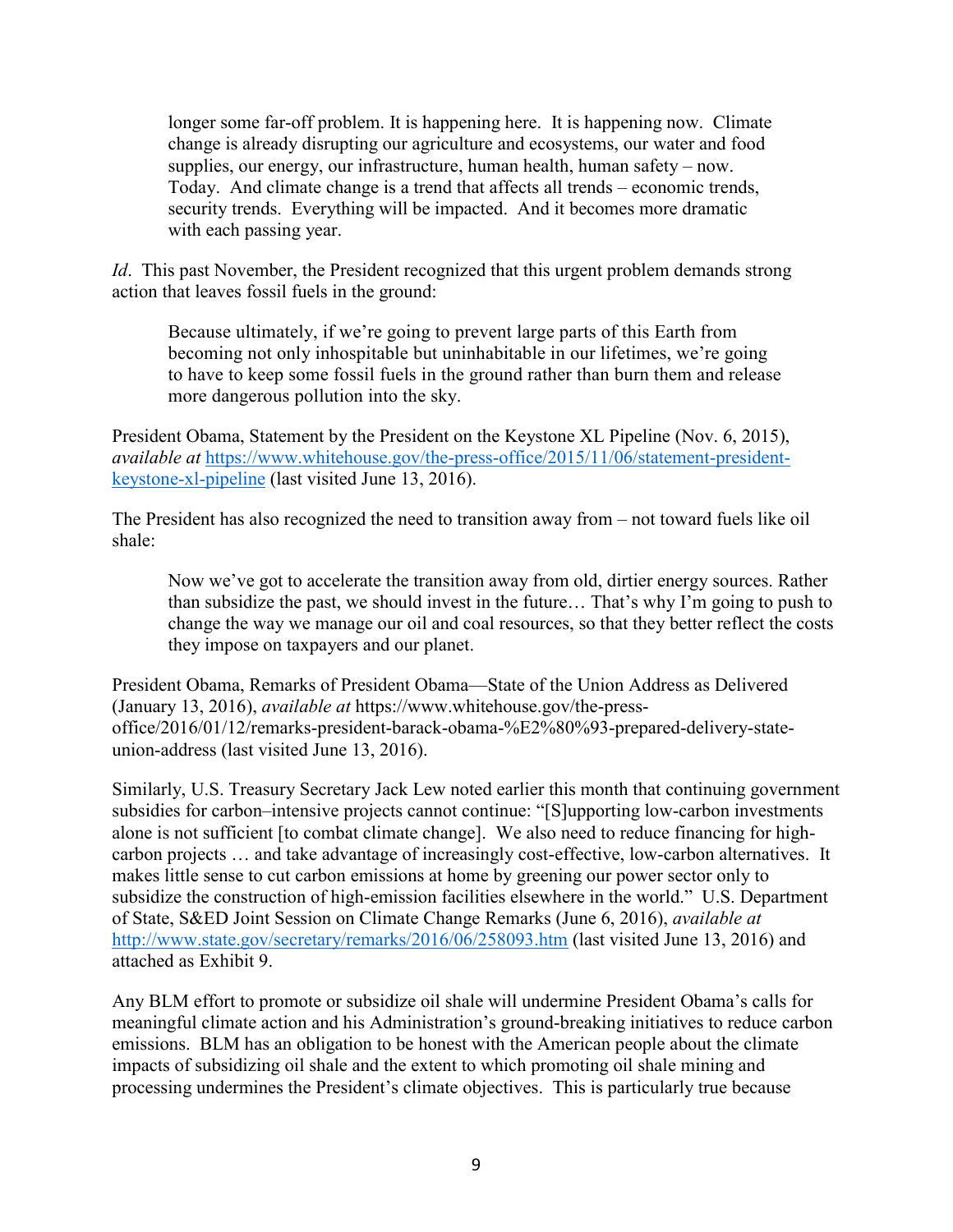> longer some far-off problem. It is happening here. It is happening now. Climate change is already disrupting our agriculture and ecosystems, our water and food supplies, our energy, our infrastructure, human health, human safety – now. Today. And climate change is a trend that affects all trends – economic trends, security trends. Everything will be impacted. And it becomes more dramatic with each passing year.

*Id*. This past November, the President recognized that this urgent problem demands strong action that leaves fossil fuels in the ground:

> Because ultimately, if we're going to prevent large parts of this Earth from becoming not only inhospitable but uninhabitable in our lifetimes, we're going to have to keep some fossil fuels in the ground rather than burn them and release more dangerous pollution into the sky.

President Obama, Statement by the President on the Keystone XL Pipeline (Nov. 6, 2015), *available at* https://www.whitehouse.gov/the-press-office/2015/11/06/statement-president-keystone-xl-pipeline (last visited June 13, 2016).

The President has also recognized the need to transition away from – not toward fuels like oil shale:

> Now we've got to accelerate the transition away from old, dirtier energy sources. Rather than subsidize the past, we should invest in the future… That's why I'm going to push to change the way we manage our oil and coal resources, so that they better reflect the costs they impose on taxpayers and our planet.

President Obama, Remarks of President Obama—State of the Union Address as Delivered (January 13, 2016), *available at* https://www.whitehouse.gov/the-press-office/2016/01/12/remarks-president-barack-obama-%E2%80%93-prepared-delivery-state-union-address (last visited June 13, 2016).

Similarly, U.S. Treasury Secretary Jack Lew noted earlier this month that continuing government subsidies for carbon–intensive projects cannot continue: "[S]upporting low-carbon investments alone is not sufficient [to combat climate change]. We also need to reduce financing for high-carbon projects … and take advantage of increasingly cost-effective, low-carbon alternatives. It makes little sense to cut carbon emissions at home by greening our power sector only to subsidize the construction of high-emission facilities elsewhere in the world." U.S. Department of State, S&ED Joint Session on Climate Change Remarks (June 6, 2016), *available at* http://www.state.gov/secretary/remarks/2016/06/258093.htm (last visited June 13, 2016) and attached as Exhibit 9.

Any BLM effort to promote or subsidize oil shale will undermine President Obama's calls for meaningful climate action and his Administration's ground-breaking initiatives to reduce carbon emissions. BLM has an obligation to be honest with the American people about the climate impacts of subsidizing oil shale and the extent to which promoting oil shale mining and processing undermines the President's climate objectives. This is particularly true because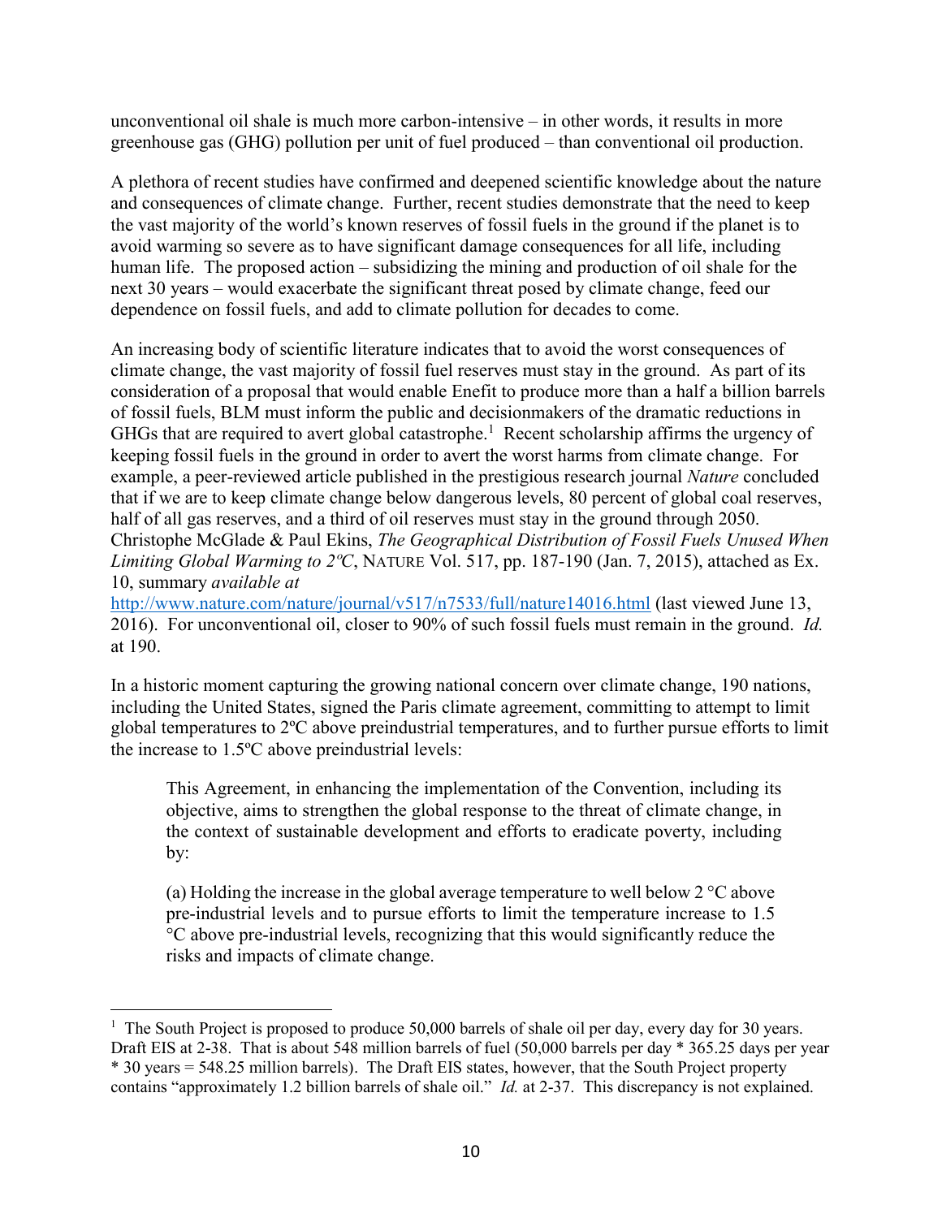unconventional oil shale is much more carbon-intensive – in other words, it results in more greenhouse gas (GHG) pollution per unit of fuel produced – than conventional oil production.

A plethora of recent studies have confirmed and deepened scientific knowledge about the nature and consequences of climate change. Further, recent studies demonstrate that the need to keep the vast majority of the world's known reserves of fossil fuels in the ground if the planet is to avoid warming so severe as to have significant damage consequences for all life, including human life. The proposed action – subsidizing the mining and production of oil shale for the next 30 years – would exacerbate the significant threat posed by climate change, feed our dependence on fossil fuels, and add to climate pollution for decades to come.

An increasing body of scientific literature indicates that to avoid the worst consequences of climate change, the vast majority of fossil fuel reserves must stay in the ground. As part of its consideration of a proposal that would enable Enefit to produce more than a half a billion barrels of fossil fuels, BLM must inform the public and decisionmakers of the dramatic reductions in GHGs that are required to avert global catastrophe.[1] Recent scholarship affirms the urgency of keeping fossil fuels in the ground in order to avert the worst harms from climate change. For example, a peer-reviewed article published in the prestigious research journal *Nature* concluded that if we are to keep climate change below dangerous levels, 80 percent of global coal reserves, half of all gas reserves, and a third of oil reserves must stay in the ground through 2050. Christophe McGlade & Paul Ekins, *The Geographical Distribution of Fossil Fuels Unused When Limiting Global Warming to 2ºC*, NATURE Vol. 517, pp. 187-190 (Jan. 7, 2015), attached as Ex. 10, summary *available at* http://www.nature.com/nature/journal/v517/n7533/full/nature14016.html (last viewed June 13, 2016). For unconventional oil, closer to 90% of such fossil fuels must remain in the ground. *Id.* at 190.

In a historic moment capturing the growing national concern over climate change, 190 nations, including the United States, signed the Paris climate agreement, committing to attempt to limit global temperatures to 2ºC above preindustrial temperatures, and to further pursue efforts to limit the increase to 1.5ºC above preindustrial levels:

> This Agreement, in enhancing the implementation of the Convention, including its objective, aims to strengthen the global response to the threat of climate change, in the context of sustainable development and efforts to eradicate poverty, including by:
>
> (a) Holding the increase in the global average temperature to well below 2 °C above pre-industrial levels and to pursue efforts to limit the temperature increase to 1.5 °C above pre-industrial levels, recognizing that this would significantly reduce the risks and impacts of climate change.

---

[1] The South Project is proposed to produce 50,000 barrels of shale oil per day, every day for 30 years. Draft EIS at 2-38. That is about 548 million barrels of fuel (50,000 barrels per day * 365.25 days per year * 30 years = 548.25 million barrels). The Draft EIS states, however, that the South Project property contains "approximately 1.2 billion barrels of shale oil." *Id.* at 2-37. This discrepancy is not explained.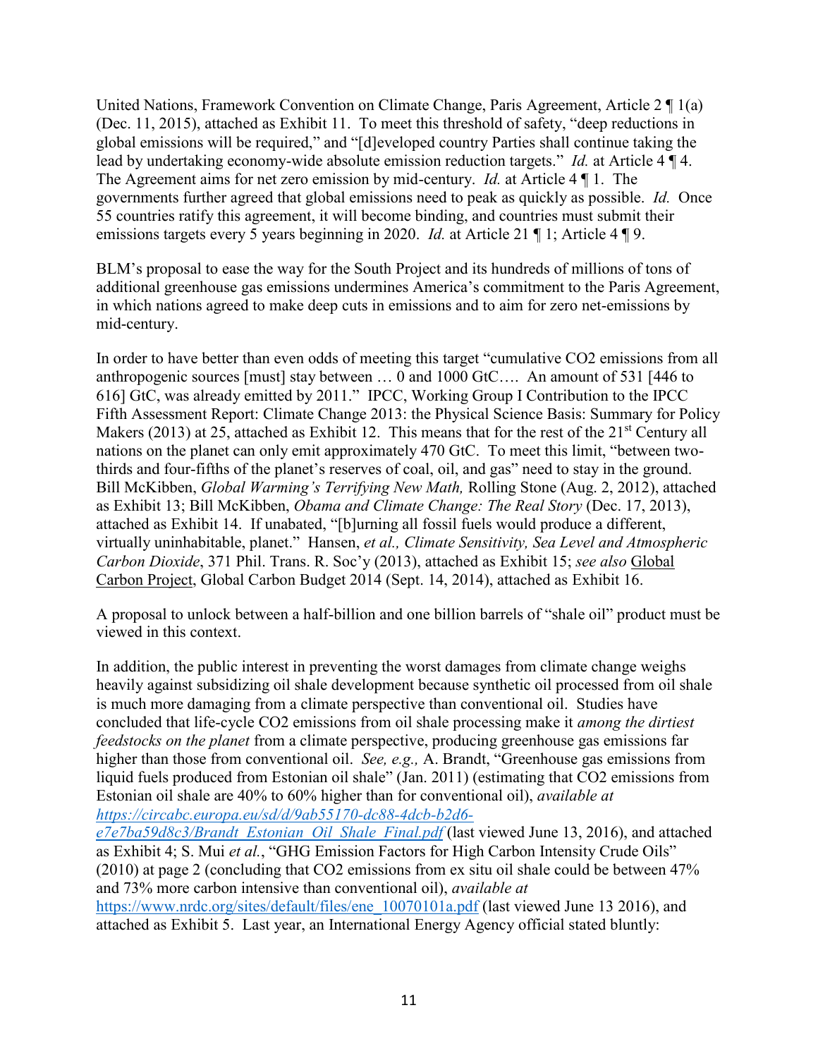United Nations, Framework Convention on Climate Change, Paris Agreement, Article 2 ¶ 1(a) (Dec. 11, 2015), attached as Exhibit 11. To meet this threshold of safety, "deep reductions in global emissions will be required," and "[d]eveloped country Parties shall continue taking the lead by undertaking economy-wide absolute emission reduction targets." *Id.* at Article 4 ¶ 4. The Agreement aims for net zero emission by mid-century. *Id.* at Article 4 ¶ 1. The governments further agreed that global emissions need to peak as quickly as possible. *Id.* Once 55 countries ratify this agreement, it will become binding, and countries must submit their emissions targets every 5 years beginning in 2020. *Id.* at Article 21 ¶ 1; Article 4 ¶ 9.

BLM's proposal to ease the way for the South Project and its hundreds of millions of tons of additional greenhouse gas emissions undermines America's commitment to the Paris Agreement, in which nations agreed to make deep cuts in emissions and to aim for zero net-emissions by mid-century.

In order to have better than even odds of meeting this target "cumulative $CO_2$ emissions from all anthropogenic sources [must] stay between … 0 and 1000 GtC…. An amount of 531 [446 to 616] GtC, was already emitted by 2011." IPCC, Working Group I Contribution to the IPCC Fifth Assessment Report: Climate Change 2013: the Physical Science Basis: Summary for Policy Makers (2013) at 25, attached as Exhibit 12. This means that for the rest of the 21st Century all nations on the planet can only emit approximately 470 GtC. To meet this limit, "between two-thirds and four-fifths of the planet's reserves of coal, oil, and gas" need to stay in the ground. Bill McKibben, *Global Warming's Terrifying New Math,* Rolling Stone (Aug. 2, 2012), attached as Exhibit 13; Bill McKibben, *Obama and Climate Change: The Real Story* (Dec. 17, 2013), attached as Exhibit 14. If unabated, "[b]urning all fossil fuels would produce a different, virtually uninhabitable, planet." Hansen, *et al., Climate Sensitivity, Sea Level and Atmospheric Carbon Dioxide*, 371 Phil. Trans. R. Soc'y (2013), attached as Exhibit 15; *see also* Global Carbon Project, Global Carbon Budget 2014 (Sept. 14, 2014), attached as Exhibit 16.

A proposal to unlock between a half-billion and one billion barrels of "shale oil" product must be viewed in this context.

In addition, the public interest in preventing the worst damages from climate change weighs heavily against subsidizing oil shale development because synthetic oil processed from oil shale is much more damaging from a climate perspective than conventional oil. Studies have concluded that life-cycle $CO_2$ emissions from oil shale processing make it *among the dirtiest feedstocks on the planet* from a climate perspective, producing greenhouse gas emissions far higher than those from conventional oil. *See, e.g.,* A. Brandt, "Greenhouse gas emissions from liquid fuels produced from Estonian oil shale" (Jan. 2011) (estimating that $CO_2$ emissions from Estonian oil shale are 40% to 60% higher than for conventional oil), *available at https://circabc.europa.eu/sd/d/9ab55170-dc88-4dcb-b2d6-e7e7ba59d8c3/Brandt_Estonian_Oil_Shale_Final.pdf* (last viewed June 13, 2016), and attached as Exhibit 4; S. Mui *et al.*, "GHG Emission Factors for High Carbon Intensity Crude Oils" (2010) at page 2 (concluding that $CO_2$ emissions from ex situ oil shale could be between 47% and 73% more carbon intensive than conventional oil), *available at* https://www.nrdc.org/sites/default/files/ene_10070101a.pdf (last viewed June 13 2016), and attached as Exhibit 5. Last year, an International Energy Agency official stated bluntly: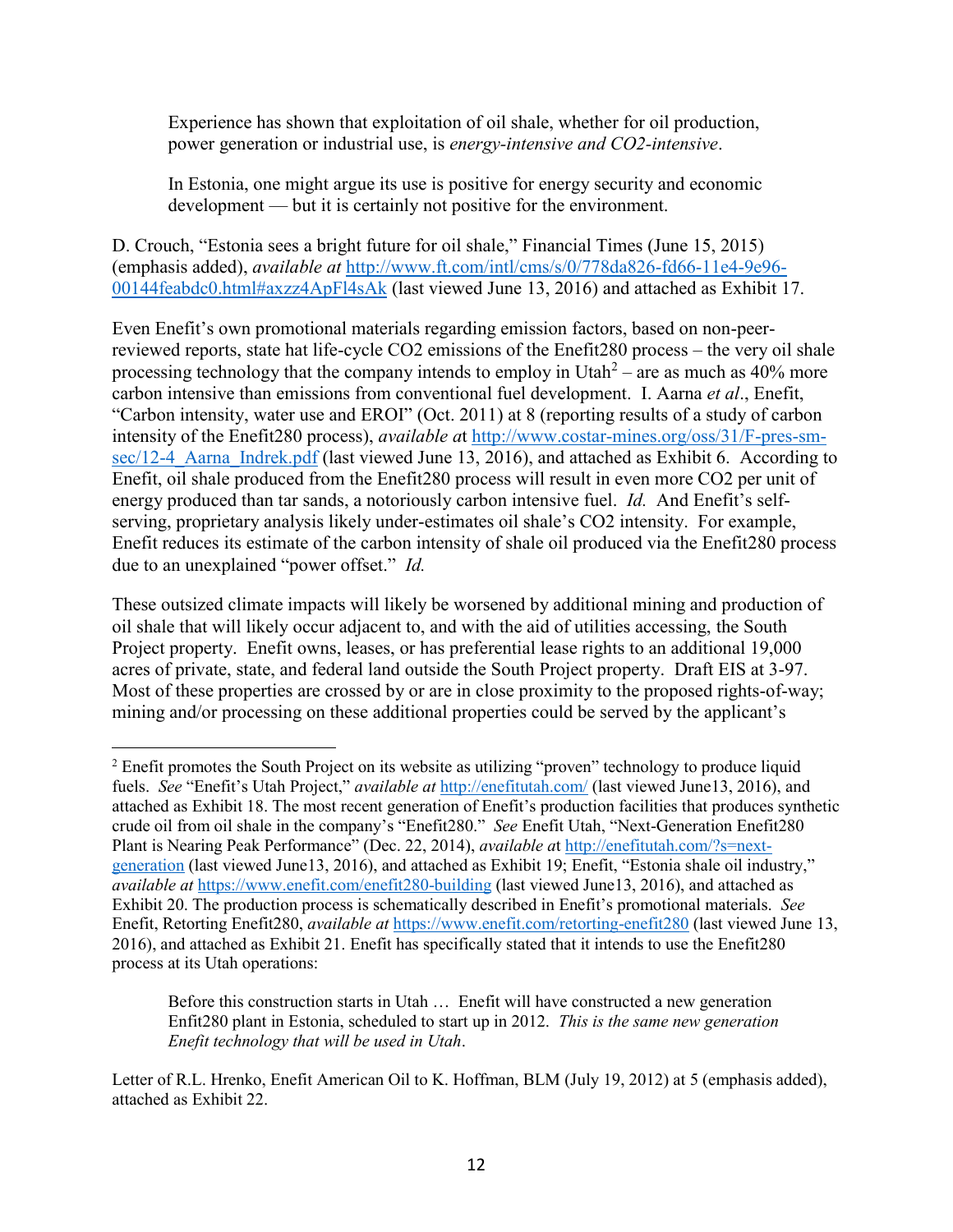> Experience has shown that exploitation of oil shale, whether for oil production, power generation or industrial use, is *energy-intensive and CO2-intensive*.
>
> In Estonia, one might argue its use is positive for energy security and economic development — but it is certainly not positive for the environment.

D. Crouch, "Estonia sees a bright future for oil shale," Financial Times (June 15, 2015) (emphasis added), *available at* http://www.ft.com/intl/cms/s/0/778da826-fd66-11e4-9e96-00144feabdc0.html#axzz4ApFl4sAk (last viewed June 13, 2016) and attached as Exhibit 17.

Even Enefit's own promotional materials regarding emission factors, based on non-peer-reviewed reports, state hat life-cycle CO2 emissions of the Enefit280 process – the very oil shale processing technology that the company intends to employ in Utah[2] – are as much as 40% more carbon intensive than emissions from conventional fuel development. I. Aarna *et al*., Enefit, "Carbon intensity, water use and EROI" (Oct. 2011) at 8 (reporting results of a study of carbon intensity of the Enefit280 process), *available a*t http://www.costar-mines.org/oss/31/F-pres-sm-sec/12-4_Aarna_Indrek.pdf (last viewed June 13, 2016), and attached as Exhibit 6. According to Enefit, oil shale produced from the Enefit280 process will result in even more CO2 per unit of energy produced than tar sands, a notoriously carbon intensive fuel. *Id.* And Enefit's self-serving, proprietary analysis likely under-estimates oil shale's CO2 intensity. For example, Enefit reduces its estimate of the carbon intensity of shale oil produced via the Enefit280 process due to an unexplained "power offset." *Id.*

These outsized climate impacts will likely be worsened by additional mining and production of oil shale that will likely occur adjacent to, and with the aid of utilities accessing, the South Project property. Enefit owns, leases, or has preferential lease rights to an additional 19,000 acres of private, state, and federal land outside the South Project property. Draft EIS at 3-97. Most of these properties are crossed by or are in close proximity to the proposed rights-of-way; mining and/or processing on these additional properties could be served by the applicant's

---

[2] Enefit promotes the South Project on its website as utilizing "proven" technology to produce liquid fuels. *See* "Enefit's Utah Project," *available at* http://enefitutah.com/ (last viewed June13, 2016), and attached as Exhibit 18. The most recent generation of Enefit's production facilities that produces synthetic crude oil from oil shale in the company's "Enefit280." *See* Enefit Utah, "Next-Generation Enefit280 Plant is Nearing Peak Performance" (Dec. 22, 2014), *available a*t http://enefitutah.com/?s=next-generation (last viewed June13, 2016), and attached as Exhibit 19; Enefit, "Estonia shale oil industry," *available at* https://www.enefit.com/enefit280-building (last viewed June13, 2016), and attached as Exhibit 20. The production process is schematically described in Enefit's promotional materials. *See* Enefit, Retorting Enefit280, *available at* https://www.enefit.com/retorting-enefit280 (last viewed June 13, 2016), and attached as Exhibit 21. Enefit has specifically stated that it intends to use the Enefit280 process at its Utah operations:

> Before this construction starts in Utah … Enefit will have constructed a new generation Enfit280 plant in Estonia, scheduled to start up in 2012. *This is the same new generation Enefit technology that will be used in Utah*.

Letter of R.L. Hrenko, Enefit American Oil to K. Hoffman, BLM (July 19, 2012) at 5 (emphasis added), attached as Exhibit 22.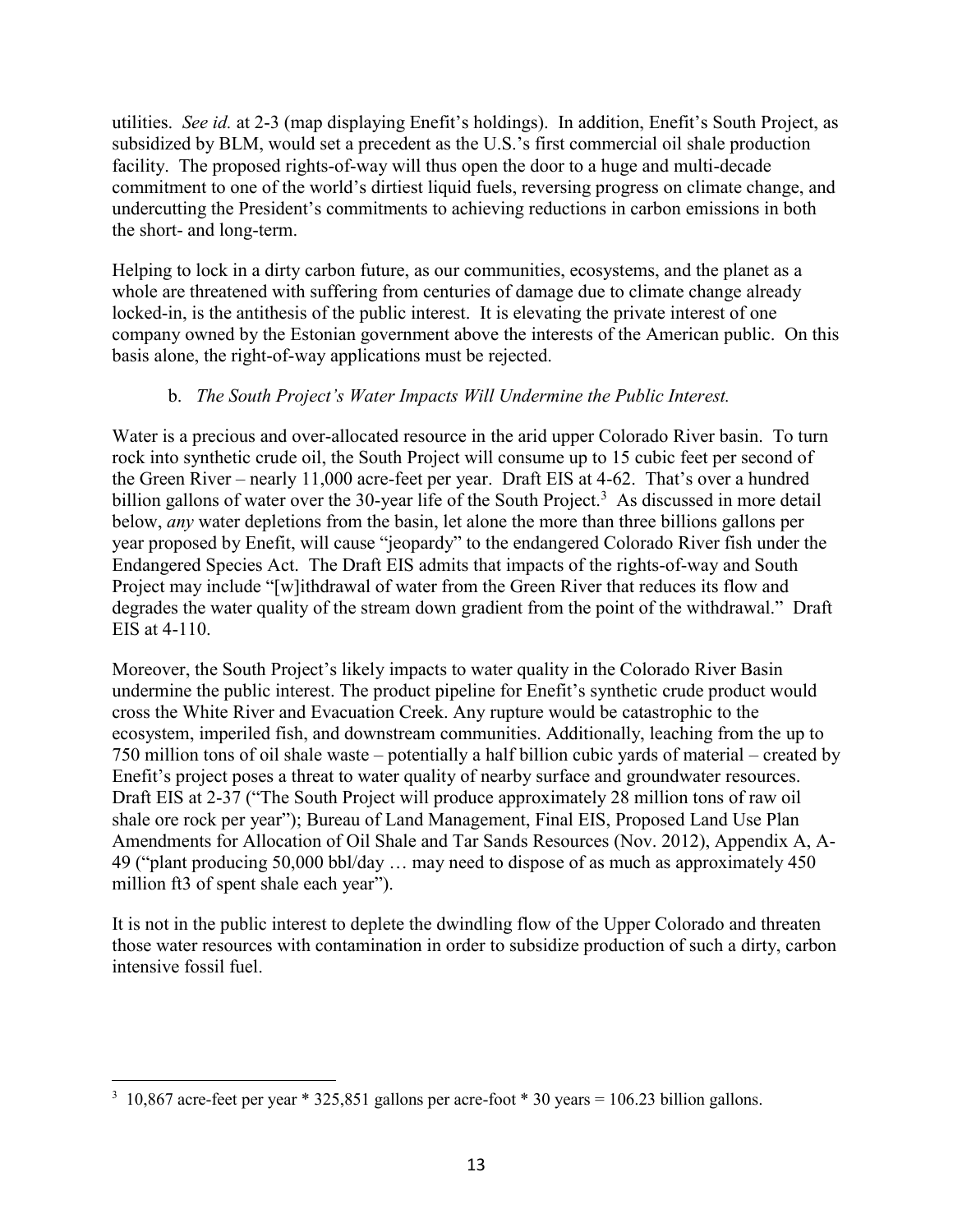utilities. *See id.* at 2-3 (map displaying Enefit's holdings). In addition, Enefit's South Project, as subsidized by BLM, would set a precedent as the U.S.'s first commercial oil shale production facility. The proposed rights-of-way will thus open the door to a huge and multi-decade commitment to one of the world's dirtiest liquid fuels, reversing progress on climate change, and undercutting the President's commitments to achieving reductions in carbon emissions in both the short- and long-term.

Helping to lock in a dirty carbon future, as our communities, ecosystems, and the planet as a whole are threatened with suffering from centuries of damage due to climate change already locked-in, is the antithesis of the public interest. It is elevating the private interest of one company owned by the Estonian government above the interests of the American public. On this basis alone, the right-of-way applications must be rejected.

b. *The South Project's Water Impacts Will Undermine the Public Interest.*

Water is a precious and over-allocated resource in the arid upper Colorado River basin. To turn rock into synthetic crude oil, the South Project will consume up to 15 cubic feet per second of the Green River – nearly 11,000 acre-feet per year. Draft EIS at 4-62. That's over a hundred billion gallons of water over the 30-year life of the South Project.[3] As discussed in more detail below, *any* water depletions from the basin, let alone the more than three billions gallons per year proposed by Enefit, will cause "jeopardy" to the endangered Colorado River fish under the Endangered Species Act. The Draft EIS admits that impacts of the rights-of-way and South Project may include "[w]ithdrawal of water from the Green River that reduces its flow and degrades the water quality of the stream down gradient from the point of the withdrawal." Draft EIS at 4-110.

Moreover, the South Project's likely impacts to water quality in the Colorado River Basin undermine the public interest. The product pipeline for Enefit's synthetic crude product would cross the White River and Evacuation Creek. Any rupture would be catastrophic to the ecosystem, imperiled fish, and downstream communities. Additionally, leaching from the up to 750 million tons of oil shale waste – potentially a half billion cubic yards of material – created by Enefit's project poses a threat to water quality of nearby surface and groundwater resources. Draft EIS at 2-37 ("The South Project will produce approximately 28 million tons of raw oil shale ore rock per year"); Bureau of Land Management, Final EIS, Proposed Land Use Plan Amendments for Allocation of Oil Shale and Tar Sands Resources (Nov. 2012), Appendix A, A-49 ("plant producing 50,000 bbl/day … may need to dispose of as much as approximately 450 million ft3 of spent shale each year").

It is not in the public interest to deplete the dwindling flow of the Upper Colorado and threaten those water resources with contamination in order to subsidize production of such a dirty, carbon intensive fossil fuel.

---

[3] 10,867 acre-feet per year * 325,851 gallons per acre-foot * 30 years = 106.23 billion gallons.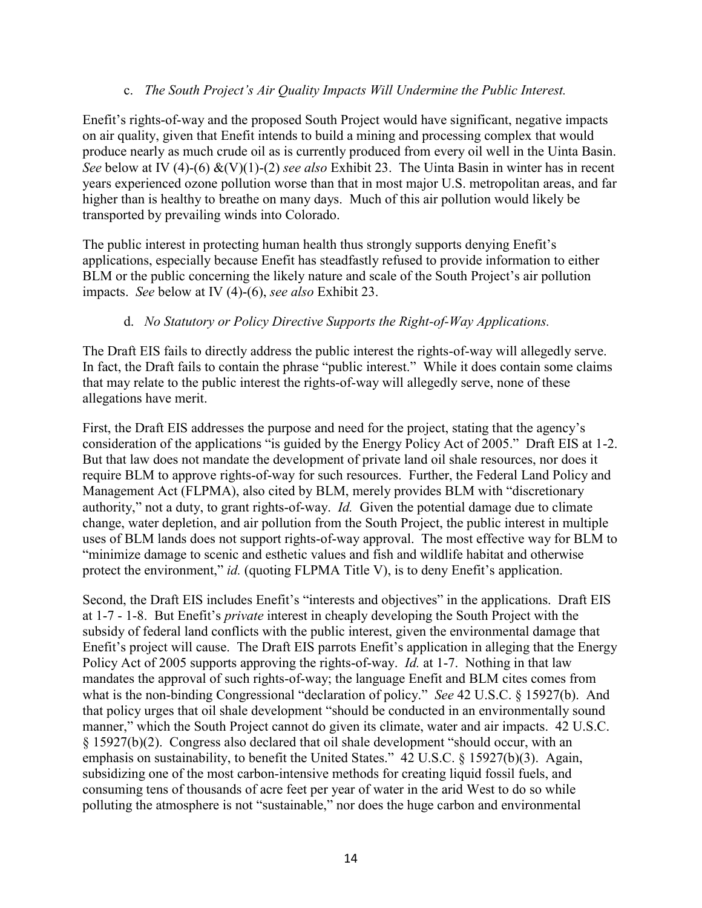c. *The South Project's Air Quality Impacts Will Undermine the Public Interest.*

Enefit's rights-of-way and the proposed South Project would have significant, negative impacts on air quality, given that Enefit intends to build a mining and processing complex that would produce nearly as much crude oil as is currently produced from every oil well in the Uinta Basin. *See* below at IV (4)-(6) &(V)(1)-(2) *see also* Exhibit 23. The Uinta Basin in winter has in recent years experienced ozone pollution worse than that in most major U.S. metropolitan areas, and far higher than is healthy to breathe on many days. Much of this air pollution would likely be transported by prevailing winds into Colorado.

The public interest in protecting human health thus strongly supports denying Enefit's applications, especially because Enefit has steadfastly refused to provide information to either BLM or the public concerning the likely nature and scale of the South Project's air pollution impacts. *See* below at IV (4)-(6), *see also* Exhibit 23.

d. *No Statutory or Policy Directive Supports the Right-of-Way Applications.*

The Draft EIS fails to directly address the public interest the rights-of-way will allegedly serve. In fact, the Draft fails to contain the phrase "public interest." While it does contain some claims that may relate to the public interest the rights-of-way will allegedly serve, none of these allegations have merit.

First, the Draft EIS addresses the purpose and need for the project, stating that the agency's consideration of the applications "is guided by the Energy Policy Act of 2005." Draft EIS at 1-2. But that law does not mandate the development of private land oil shale resources, nor does it require BLM to approve rights-of-way for such resources. Further, the Federal Land Policy and Management Act (FLPMA), also cited by BLM, merely provides BLM with "discretionary authority," not a duty, to grant rights-of-way. *Id.* Given the potential damage due to climate change, water depletion, and air pollution from the South Project, the public interest in multiple uses of BLM lands does not support rights-of-way approval. The most effective way for BLM to "minimize damage to scenic and esthetic values and fish and wildlife habitat and otherwise protect the environment," *id.* (quoting FLPMA Title V), is to deny Enefit's application.

Second, the Draft EIS includes Enefit's "interests and objectives" in the applications. Draft EIS at 1-7 - 1-8. But Enefit's *private* interest in cheaply developing the South Project with the subsidy of federal land conflicts with the public interest, given the environmental damage that Enefit's project will cause. The Draft EIS parrots Enefit's application in alleging that the Energy Policy Act of 2005 supports approving the rights-of-way. *Id.* at 1-7. Nothing in that law mandates the approval of such rights-of-way; the language Enefit and BLM cites comes from what is the non-binding Congressional "declaration of policy." *See* 42 U.S.C. § 15927(b). And that policy urges that oil shale development "should be conducted in an environmentally sound manner," which the South Project cannot do given its climate, water and air impacts. 42 U.S.C. § 15927(b)(2). Congress also declared that oil shale development "should occur, with an emphasis on sustainability, to benefit the United States." 42 U.S.C. § 15927(b)(3). Again, subsidizing one of the most carbon-intensive methods for creating liquid fossil fuels, and consuming tens of thousands of acre feet per year of water in the arid West to do so while polluting the atmosphere is not "sustainable," nor does the huge carbon and environmental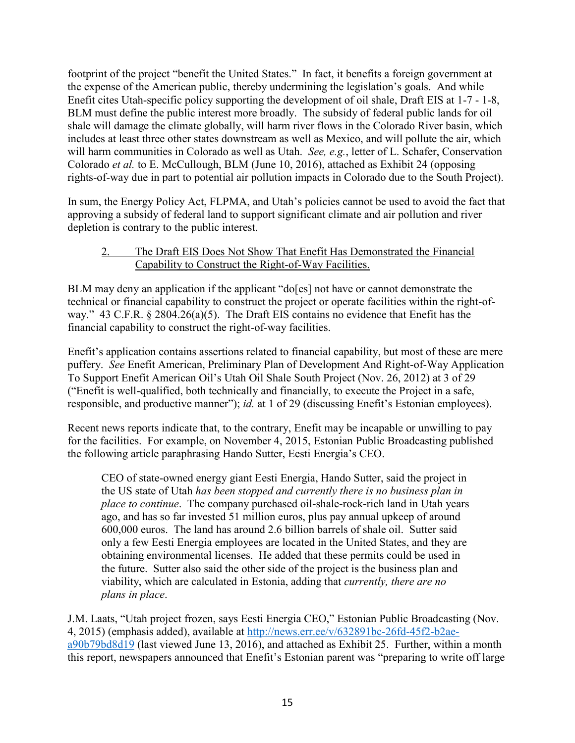footprint of the project "benefit the United States." In fact, it benefits a foreign government at the expense of the American public, thereby undermining the legislation's goals. And while Enefit cites Utah-specific policy supporting the development of oil shale, Draft EIS at 1-7 - 1-8, BLM must define the public interest more broadly. The subsidy of federal public lands for oil shale will damage the climate globally, will harm river flows in the Colorado River basin, which includes at least three other states downstream as well as Mexico, and will pollute the air, which will harm communities in Colorado as well as Utah. *See, e.g.*, letter of L. Schafer, Conservation Colorado *et al.* to E. McCullough, BLM (June 10, 2016), attached as Exhibit 24 (opposing rights-of-way due in part to potential air pollution impacts in Colorado due to the South Project).

In sum, the Energy Policy Act, FLPMA, and Utah's policies cannot be used to avoid the fact that approving a subsidy of federal land to support significant climate and air pollution and river depletion is contrary to the public interest.

2. <u>The Draft EIS Does Not Show That Enefit Has Demonstrated the Financial Capability to Construct the Right-of-Way Facilities.</u>

BLM may deny an application if the applicant "do[es] not have or cannot demonstrate the technical or financial capability to construct the project or operate facilities within the right-of-way." 43 C.F.R. § 2804.26(a)(5). The Draft EIS contains no evidence that Enefit has the financial capability to construct the right-of-way facilities.

Enefit's application contains assertions related to financial capability, but most of these are mere puffery. *See* Enefit American, Preliminary Plan of Development And Right-of-Way Application To Support Enefit American Oil's Utah Oil Shale South Project (Nov. 26, 2012) at 3 of 29 ("Enefit is well-qualified, both technically and financially, to execute the Project in a safe, responsible, and productive manner"); *id.* at 1 of 29 (discussing Enefit's Estonian employees).

Recent news reports indicate that, to the contrary, Enefit may be incapable or unwilling to pay for the facilities. For example, on November 4, 2015, Estonian Public Broadcasting published the following article paraphrasing Hando Sutter, Eesti Energia's CEO.

> CEO of state-owned energy giant Eesti Energia, Hando Sutter, said the project in the US state of Utah *has been stopped and currently there is no business plan in place to continue*. The company purchased oil-shale-rock-rich land in Utah years ago, and has so far invested 51 million euros, plus pay annual upkeep of around 600,000 euros. The land has around 2.6 billion barrels of shale oil. Sutter said only a few Eesti Energia employees are located in the United States, and they are obtaining environmental licenses. He added that these permits could be used in the future. Sutter also said the other side of the project is the business plan and viability, which are calculated in Estonia, adding that *currently, there are no plans in place*.

J.M. Laats, "Utah project frozen, says Eesti Energia CEO," Estonian Public Broadcasting (Nov. 4, 2015) (emphasis added), available at http://news.err.ee/v/632891bc-26fd-45f2-b2ae-a90b79bd8d19 (last viewed June 13, 2016), and attached as Exhibit 25. Further, within a month this report, newspapers announced that Enefit's Estonian parent was "preparing to write off large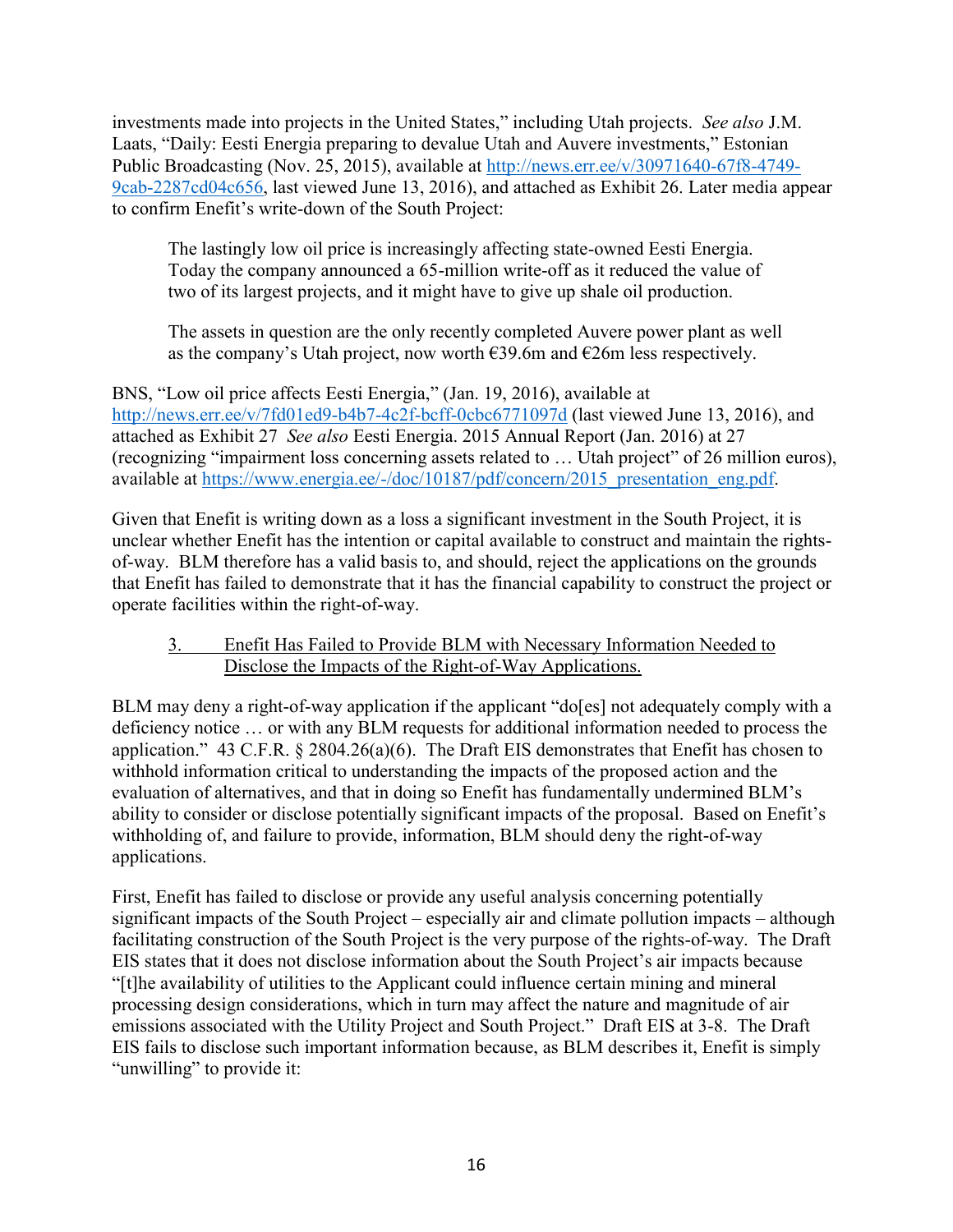investments made into projects in the United States," including Utah projects. *See also* J.M. Laats, "Daily: Eesti Energia preparing to devalue Utah and Auvere investments," Estonian Public Broadcasting (Nov. 25, 2015), available at http://news.err.ee/v/30971640-67f8-4749-9cab-2287cd04c656, last viewed June 13, 2016), and attached as Exhibit 26. Later media appear to confirm Enefit's write-down of the South Project:

> The lastingly low oil price is increasingly affecting state-owned Eesti Energia. Today the company announced a 65-million write-off as it reduced the value of two of its largest projects, and it might have to give up shale oil production.
>
> The assets in question are the only recently completed Auvere power plant as well as the company's Utah project, now worth €39.6m and €26m less respectively.

BNS, "Low oil price affects Eesti Energia," (Jan. 19, 2016), available at http://news.err.ee/v/7fd01ed9-b4b7-4c2f-bcff-0cbc6771097d (last viewed June 13, 2016), and attached as Exhibit 27 *See also* Eesti Energia. 2015 Annual Report (Jan. 2016) at 27 (recognizing "impairment loss concerning assets related to … Utah project" of 26 million euros), available at https://www.energia.ee/-/doc/10187/pdf/concern/2015_presentation_eng.pdf.

Given that Enefit is writing down as a loss a significant investment in the South Project, it is unclear whether Enefit has the intention or capital available to construct and maintain the rights-of-way. BLM therefore has a valid basis to, and should, reject the applications on the grounds that Enefit has failed to demonstrate that it has the financial capability to construct the project or operate facilities within the right-of-way.

3. Enefit Has Failed to Provide BLM with Necessary Information Needed to Disclose the Impacts of the Right-of-Way Applications.

BLM may deny a right-of-way application if the applicant "do[es] not adequately comply with a deficiency notice … or with any BLM requests for additional information needed to process the application." 43 C.F.R. § 2804.26(a)(6). The Draft EIS demonstrates that Enefit has chosen to withhold information critical to understanding the impacts of the proposed action and the evaluation of alternatives, and that in doing so Enefit has fundamentally undermined BLM's ability to consider or disclose potentially significant impacts of the proposal. Based on Enefit's withholding of, and failure to provide, information, BLM should deny the right-of-way applications.

First, Enefit has failed to disclose or provide any useful analysis concerning potentially significant impacts of the South Project – especially air and climate pollution impacts – although facilitating construction of the South Project is the very purpose of the rights-of-way. The Draft EIS states that it does not disclose information about the South Project's air impacts because "[t]he availability of utilities to the Applicant could influence certain mining and mineral processing design considerations, which in turn may affect the nature and magnitude of air emissions associated with the Utility Project and South Project." Draft EIS at 3-8. The Draft EIS fails to disclose such important information because, as BLM describes it, Enefit is simply "unwilling" to provide it: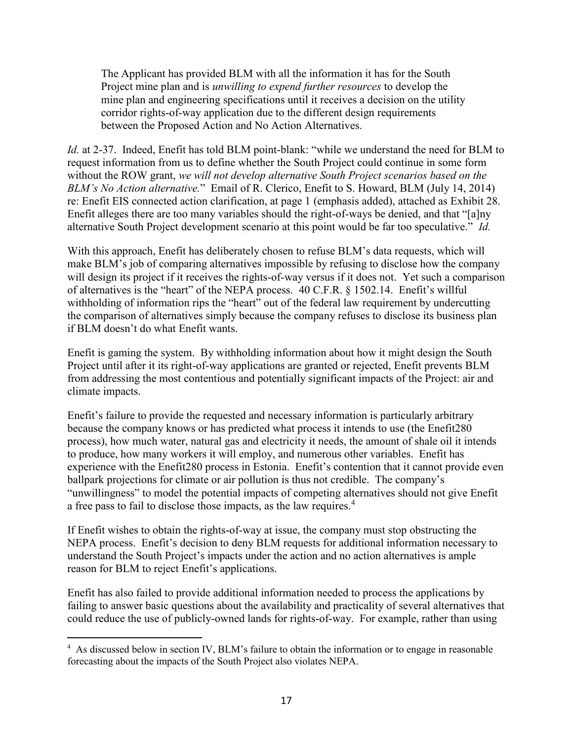> The Applicant has provided BLM with all the information it has for the South Project mine plan and is *unwilling to expend further resources* to develop the mine plan and engineering specifications until it receives a decision on the utility corridor rights-of-way application due to the different design requirements between the Proposed Action and No Action Alternatives.

*Id.* at 2-37. Indeed, Enefit has told BLM point-blank: "while we understand the need for BLM to request information from us to define whether the South Project could continue in some form without the ROW grant, *we will not develop alternative South Project scenarios based on the BLM's No Action alternative.*" Email of R. Clerico, Enefit to S. Howard, BLM (July 14, 2014) re: Enefit EIS connected action clarification, at page 1 (emphasis added), attached as Exhibit 28. Enefit alleges there are too many variables should the right-of-ways be denied, and that "[a]ny alternative South Project development scenario at this point would be far too speculative." *Id.*

With this approach, Enefit has deliberately chosen to refuse BLM's data requests, which will make BLM's job of comparing alternatives impossible by refusing to disclose how the company will design its project if it receives the rights-of-way versus if it does not. Yet such a comparison of alternatives is the "heart" of the NEPA process. 40 C.F.R. § 1502.14. Enefit's willful withholding of information rips the "heart" out of the federal law requirement by undercutting the comparison of alternatives simply because the company refuses to disclose its business plan if BLM doesn't do what Enefit wants.

Enefit is gaming the system. By withholding information about how it might design the South Project until after it its right-of-way applications are granted or rejected, Enefit prevents BLM from addressing the most contentious and potentially significant impacts of the Project: air and climate impacts.

Enefit's failure to provide the requested and necessary information is particularly arbitrary because the company knows or has predicted what process it intends to use (the Enefit280 process), how much water, natural gas and electricity it needs, the amount of shale oil it intends to produce, how many workers it will employ, and numerous other variables. Enefit has experience with the Enefit280 process in Estonia. Enefit's contention that it cannot provide even ballpark projections for climate or air pollution is thus not credible. The company's "unwillingness" to model the potential impacts of competing alternatives should not give Enefit a free pass to fail to disclose those impacts, as the law requires.[4]

If Enefit wishes to obtain the rights-of-way at issue, the company must stop obstructing the NEPA process. Enefit's decision to deny BLM requests for additional information necessary to understand the South Project's impacts under the action and no action alternatives is ample reason for BLM to reject Enefit's applications.

Enefit has also failed to provide additional information needed to process the applications by failing to answer basic questions about the availability and practicality of several alternatives that could reduce the use of publicly-owned lands for rights-of-way. For example, rather than using

---

[4] As discussed below in section IV, BLM's failure to obtain the information or to engage in reasonable forecasting about the impacts of the South Project also violates NEPA.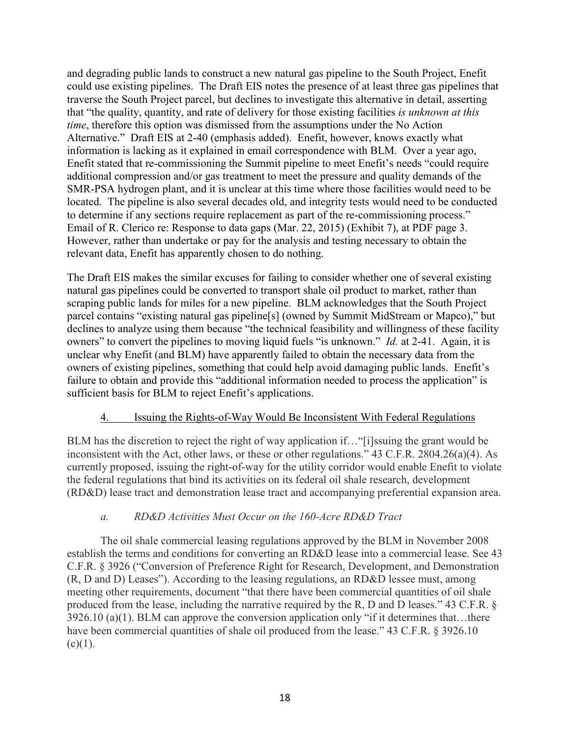and degrading public lands to construct a new natural gas pipeline to the South Project, Enefit could use existing pipelines. The Draft EIS notes the presence of at least three gas pipelines that traverse the South Project parcel, but declines to investigate this alternative in detail, asserting that "the quality, quantity, and rate of delivery for those existing facilities *is unknown at this time*, therefore this option was dismissed from the assumptions under the No Action Alternative." Draft EIS at 2-40 (emphasis added). Enefit, however, knows exactly what information is lacking as it explained in email correspondence with BLM. Over a year ago, Enefit stated that re-commissioning the Summit pipeline to meet Enefit's needs "could require additional compression and/or gas treatment to meet the pressure and quality demands of the SMR-PSA hydrogen plant, and it is unclear at this time where those facilities would need to be located. The pipeline is also several decades old, and integrity tests would need to be conducted to determine if any sections require replacement as part of the re-commissioning process." Email of R. Clerico re: Response to data gaps (Mar. 22, 2015) (Exhibit 7), at PDF page 3. However, rather than undertake or pay for the analysis and testing necessary to obtain the relevant data, Enefit has apparently chosen to do nothing.

The Draft EIS makes the similar excuses for failing to consider whether one of several existing natural gas pipelines could be converted to transport shale oil product to market, rather than scraping public lands for miles for a new pipeline. BLM acknowledges that the South Project parcel contains "existing natural gas pipeline[s] (owned by Summit MidStream or Mapco)," but declines to analyze using them because "the technical feasibility and willingness of these facility owners" to convert the pipelines to moving liquid fuels "is unknown." *Id.* at 2-41. Again, it is unclear why Enefit (and BLM) have apparently failed to obtain the necessary data from the owners of existing pipelines, something that could help avoid damaging public lands. Enefit's failure to obtain and provide this "additional information needed to process the application" is sufficient basis for BLM to reject Enefit's applications.

### 4. Issuing the Rights-of-Way Would Be Inconsistent With Federal Regulations

BLM has the discretion to reject the right of way application if…"[i]ssuing the grant would be inconsistent with the Act, other laws, or these or other regulations." 43 C.F.R. 2804.26(a)(4). As currently proposed, issuing the right-of-way for the utility corridor would enable Enefit to violate the federal regulations that bind its activities on its federal oil shale research, development (RD&D) lease tract and demonstration lease tract and accompanying preferential expansion area.

#### *a. RD&D Activities Must Occur on the 160-Acre RD&D Tract*

The oil shale commercial leasing regulations approved by the BLM in November 2008 establish the terms and conditions for converting an RD&D lease into a commercial lease. See 43 C.F.R. § 3926 ("Conversion of Preference Right for Research, Development, and Demonstration (R, D and D) Leases"). According to the leasing regulations, an RD&D lessee must, among meeting other requirements, document "that there have been commercial quantities of oil shale produced from the lease, including the narrative required by the R, D and D leases." 43 C.F.R. § 3926.10 (a)(1). BLM can approve the conversion application only "if it determines that…there have been commercial quantities of shale oil produced from the lease." 43 C.F.R. § 3926.10 (c)(1).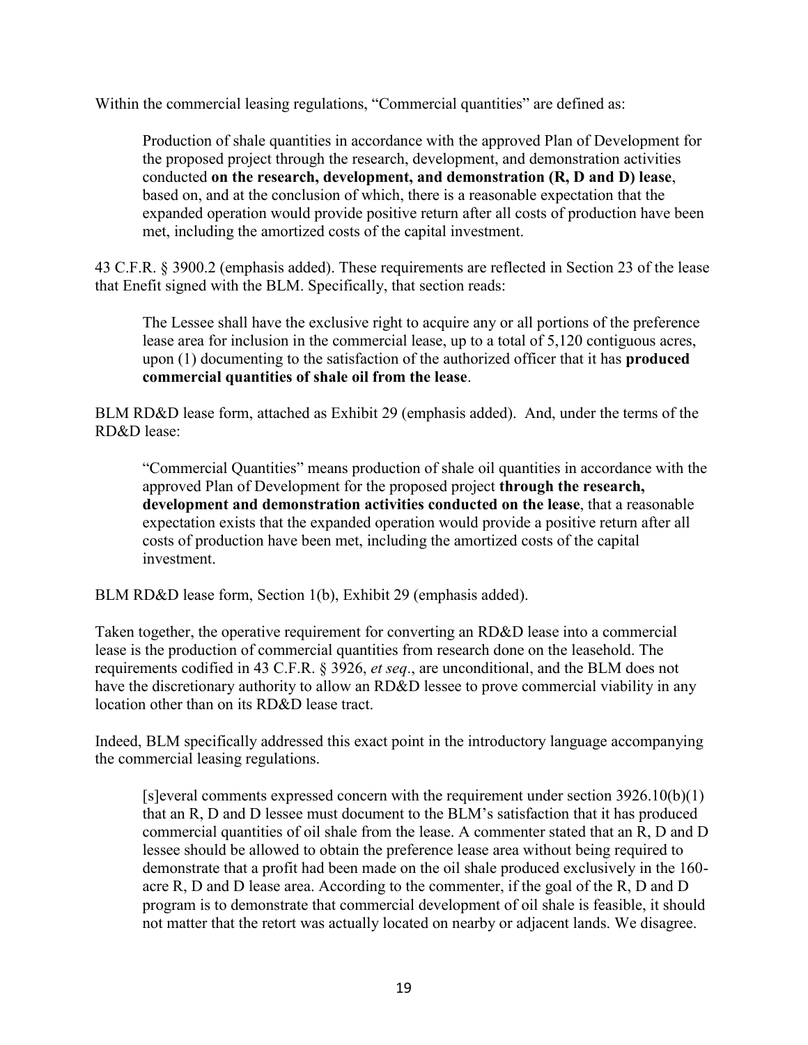Within the commercial leasing regulations, "Commercial quantities" are defined as:

> Production of shale quantities in accordance with the approved Plan of Development for the proposed project through the research, development, and demonstration activities conducted **on the research, development, and demonstration (R, D and D) lease**, based on, and at the conclusion of which, there is a reasonable expectation that the expanded operation would provide positive return after all costs of production have been met, including the amortized costs of the capital investment.

43 C.F.R. § 3900.2 (emphasis added). These requirements are reflected in Section 23 of the lease that Enefit signed with the BLM. Specifically, that section reads:

> The Lessee shall have the exclusive right to acquire any or all portions of the preference lease area for inclusion in the commercial lease, up to a total of 5,120 contiguous acres, upon (1) documenting to the satisfaction of the authorized officer that it has **produced commercial quantities of shale oil from the lease**.

BLM RD&D lease form, attached as Exhibit 29 (emphasis added). And, under the terms of the RD&D lease:

> "Commercial Quantities" means production of shale oil quantities in accordance with the approved Plan of Development for the proposed project **through the research, development and demonstration activities conducted on the lease**, that a reasonable expectation exists that the expanded operation would provide a positive return after all costs of production have been met, including the amortized costs of the capital investment.

BLM RD&D lease form, Section 1(b), Exhibit 29 (emphasis added).

Taken together, the operative requirement for converting an RD&D lease into a commercial lease is the production of commercial quantities from research done on the leasehold. The requirements codified in 43 C.F.R. § 3926, *et seq*., are unconditional, and the BLM does not have the discretionary authority to allow an RD&D lessee to prove commercial viability in any location other than on its RD&D lease tract.

Indeed, BLM specifically addressed this exact point in the introductory language accompanying the commercial leasing regulations.

> [s]everal comments expressed concern with the requirement under section 3926.10(b)(1) that an R, D and D lessee must document to the BLM's satisfaction that it has produced commercial quantities of oil shale from the lease. A commenter stated that an R, D and D lessee should be allowed to obtain the preference lease area without being required to demonstrate that a profit had been made on the oil shale produced exclusively in the 160-acre R, D and D lease area. According to the commenter, if the goal of the R, D and D program is to demonstrate that commercial development of oil shale is feasible, it should not matter that the retort was actually located on nearby or adjacent lands. We disagree.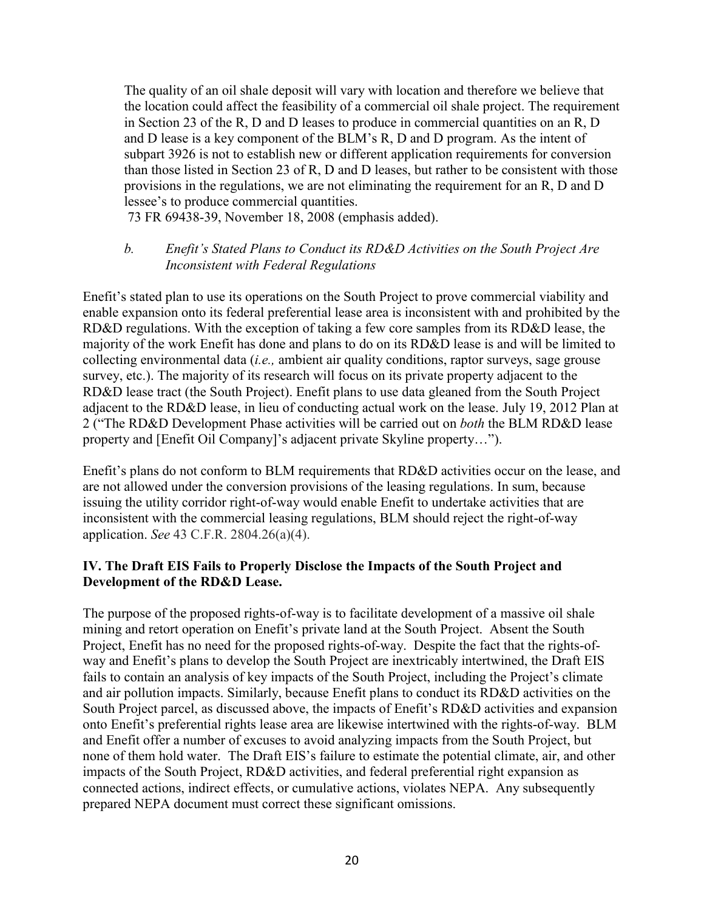> The quality of an oil shale deposit will vary with location and therefore we believe that the location could affect the feasibility of a commercial oil shale project. The requirement in Section 23 of the R, D and D leases to produce in commercial quantities on an R, D and D lease is a key component of the BLM's R, D and D program. As the intent of subpart 3926 is not to establish new or different application requirements for conversion than those listed in Section 23 of R, D and D leases, but rather to be consistent with those provisions in the regulations, we are not eliminating the requirement for an R, D and D lessee's to produce commercial quantities.
>
> 73 FR 69438-39, November 18, 2008 (emphasis added).

*b. Enefit's Stated Plans to Conduct its RD&D Activities on the South Project Are Inconsistent with Federal Regulations*

Enefit's stated plan to use its operations on the South Project to prove commercial viability and enable expansion onto its federal preferential lease area is inconsistent with and prohibited by the RD&D regulations. With the exception of taking a few core samples from its RD&D lease, the majority of the work Enefit has done and plans to do on its RD&D lease is and will be limited to collecting environmental data (*i.e.,* ambient air quality conditions, raptor surveys, sage grouse survey, etc.). The majority of its research will focus on its private property adjacent to the RD&D lease tract (the South Project). Enefit plans to use data gleaned from the South Project adjacent to the RD&D lease, in lieu of conducting actual work on the lease. July 19, 2012 Plan at 2 ("The RD&D Development Phase activities will be carried out on *both* the BLM RD&D lease property and [Enefit Oil Company]'s adjacent private Skyline property…").

Enefit's plans do not conform to BLM requirements that RD&D activities occur on the lease, and are not allowed under the conversion provisions of the leasing regulations. In sum, because issuing the utility corridor right-of-way would enable Enefit to undertake activities that are inconsistent with the commercial leasing regulations, BLM should reject the right-of-way application. *See* 43 C.F.R. 2804.26(a)(4).

## IV. The Draft EIS Fails to Properly Disclose the Impacts of the South Project and Development of the RD&D Lease.

The purpose of the proposed rights-of-way is to facilitate development of a massive oil shale mining and retort operation on Enefit's private land at the South Project. Absent the South Project, Enefit has no need for the proposed rights-of-way. Despite the fact that the rights-of-way and Enefit's plans to develop the South Project are inextricably intertwined, the Draft EIS fails to contain an analysis of key impacts of the South Project, including the Project's climate and air pollution impacts. Similarly, because Enefit plans to conduct its RD&D activities on the South Project parcel, as discussed above, the impacts of Enefit's RD&D activities and expansion onto Enefit's preferential rights lease area are likewise intertwined with the rights-of-way. BLM and Enefit offer a number of excuses to avoid analyzing impacts from the South Project, but none of them hold water. The Draft EIS's failure to estimate the potential climate, air, and other impacts of the South Project, RD&D activities, and federal preferential right expansion as connected actions, indirect effects, or cumulative actions, violates NEPA. Any subsequently prepared NEPA document must correct these significant omissions.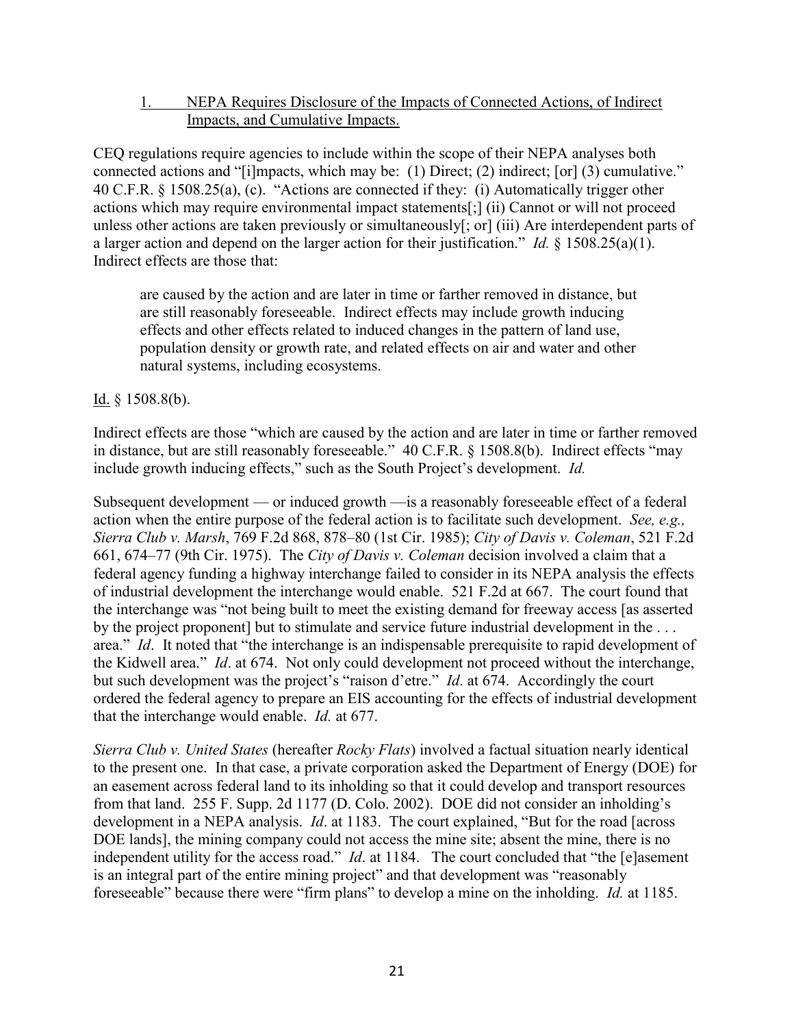1. <u>NEPA Requires Disclosure of the Impacts of Connected Actions, of Indirect Impacts, and Cumulative Impacts.</u>

CEQ regulations require agencies to include within the scope of their NEPA analyses both connected actions and "[i]mpacts, which may be: (1) Direct; (2) indirect; [or] (3) cumulative." 40 C.F.R. § 1508.25(a), (c). "Actions are connected if they: (i) Automatically trigger other actions which may require environmental impact statements[;] (ii) Cannot or will not proceed unless other actions are taken previously or simultaneously[; or] (iii) Are interdependent parts of a larger action and depend on the larger action for their justification." *Id.* § 1508.25(a)(1). Indirect effects are those that:

> are caused by the action and are later in time or farther removed in distance, but are still reasonably foreseeable. Indirect effects may include growth inducing effects and other effects related to induced changes in the pattern of land use, population density or growth rate, and related effects on air and water and other natural systems, including ecosystems.

<u>Id.</u> § 1508.8(b).

Indirect effects are those "which are caused by the action and are later in time or farther removed in distance, but are still reasonably foreseeable." 40 C.F.R. § 1508.8(b). Indirect effects "may include growth inducing effects," such as the South Project's development. *Id.*

Subsequent development — or induced growth —is a reasonably foreseeable effect of a federal action when the entire purpose of the federal action is to facilitate such development. *See, e.g., Sierra Club v. Marsh*, 769 F.2d 868, 878–80 (1st Cir. 1985); *City of Davis v. Coleman*, 521 F.2d 661, 674–77 (9th Cir. 1975). The *City of Davis v. Coleman* decision involved a claim that a federal agency funding a highway interchange failed to consider in its NEPA analysis the effects of industrial development the interchange would enable. 521 F.2d at 667. The court found that the interchange was "not being built to meet the existing demand for freeway access [as asserted by the project proponent] but to stimulate and service future industrial development in the . . . area." *Id*. It noted that "the interchange is an indispensable prerequisite to rapid development of the Kidwell area." *Id*. at 674. Not only could development not proceed without the interchange, but such development was the project's "raison d'etre." *Id*. at 674. Accordingly the court ordered the federal agency to prepare an EIS accounting for the effects of industrial development that the interchange would enable. *Id.* at 677.

*Sierra Club v. United States* (hereafter *Rocky Flats*) involved a factual situation nearly identical to the present one. In that case, a private corporation asked the Department of Energy (DOE) for an easement across federal land to its inholding so that it could develop and transport resources from that land. 255 F. Supp. 2d 1177 (D. Colo. 2002). DOE did not consider an inholding's development in a NEPA analysis. *Id*. at 1183. The court explained, "But for the road [across DOE lands], the mining company could not access the mine site; absent the mine, there is no independent utility for the access road." *Id*. at 1184. The court concluded that "the [e]asement is an integral part of the entire mining project" and that development was "reasonably foreseeable" because there were "firm plans" to develop a mine on the inholding. *Id.* at 1185.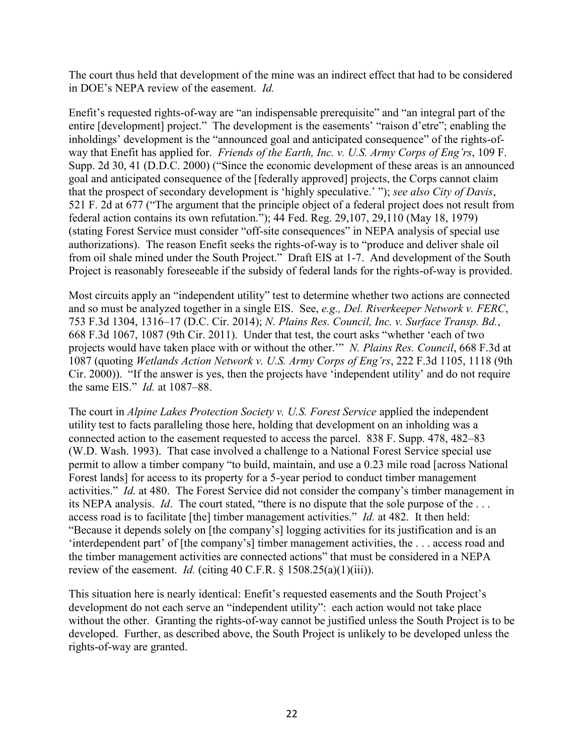The court thus held that development of the mine was an indirect effect that had to be considered in DOE's NEPA review of the easement. *Id.*

Enefit's requested rights-of-way are "an indispensable prerequisite" and "an integral part of the entire [development] project." The development is the easements' "raison d'etre"; enabling the inholdings' development is the "announced goal and anticipated consequence" of the rights-of-way that Enefit has applied for. *Friends of the Earth, Inc. v. U.S. Army Corps of Eng'rs*, 109 F. Supp. 2d 30, 41 (D.D.C. 2000) ("Since the economic development of these areas is an announced goal and anticipated consequence of the [federally approved] projects, the Corps cannot claim that the prospect of secondary development is 'highly speculative.' "); *see also City of Davis*, 521 F. 2d at 677 ("The argument that the principle object of a federal project does not result from federal action contains its own refutation."); 44 Fed. Reg. 29,107, 29,110 (May 18, 1979) (stating Forest Service must consider "off-site consequences" in NEPA analysis of special use authorizations). The reason Enefit seeks the rights-of-way is to "produce and deliver shale oil from oil shale mined under the South Project." Draft EIS at 1-7. And development of the South Project is reasonably foreseeable if the subsidy of federal lands for the rights-of-way is provided.

Most circuits apply an "independent utility" test to determine whether two actions are connected and so must be analyzed together in a single EIS. See, *e.g., Del. Riverkeeper Network v. FERC*, 753 F.3d 1304, 1316–17 (D.C. Cir. 2014); *N. Plains Res. Council, Inc. v. Surface Transp. Bd.*, 668 F.3d 1067, 1087 (9th Cir. 2011). Under that test, the court asks "whether 'each of two projects would have taken place with or without the other.'" *N. Plains Res. Council*, 668 F.3d at 1087 (quoting *Wetlands Action Network v. U.S. Army Corps of Eng'rs*, 222 F.3d 1105, 1118 (9th Cir. 2000)). "If the answer is yes, then the projects have 'independent utility' and do not require the same EIS." *Id.* at 1087–88.

The court in *Alpine Lakes Protection Society v. U.S. Forest Service* applied the independent utility test to facts paralleling those here, holding that development on an inholding was a connected action to the easement requested to access the parcel. 838 F. Supp. 478, 482–83 (W.D. Wash. 1993). That case involved a challenge to a National Forest Service special use permit to allow a timber company "to build, maintain, and use a 0.23 mile road [across National Forest lands] for access to its property for a 5-year period to conduct timber management activities." *Id.* at 480. The Forest Service did not consider the company's timber management in its NEPA analysis. *Id*. The court stated, "there is no dispute that the sole purpose of the . . . access road is to facilitate [the] timber management activities." *Id.* at 482. It then held: "Because it depends solely on [the company's] logging activities for its justification and is an 'interdependent part' of [the company's] timber management activities, the . . . access road and the timber management activities are connected actions" that must be considered in a NEPA review of the easement. *Id.* (citing 40 C.F.R. § 1508.25(a)(1)(iii)).

This situation here is nearly identical: Enefit's requested easements and the South Project's development do not each serve an "independent utility": each action would not take place without the other. Granting the rights-of-way cannot be justified unless the South Project is to be developed. Further, as described above, the South Project is unlikely to be developed unless the rights-of-way are granted.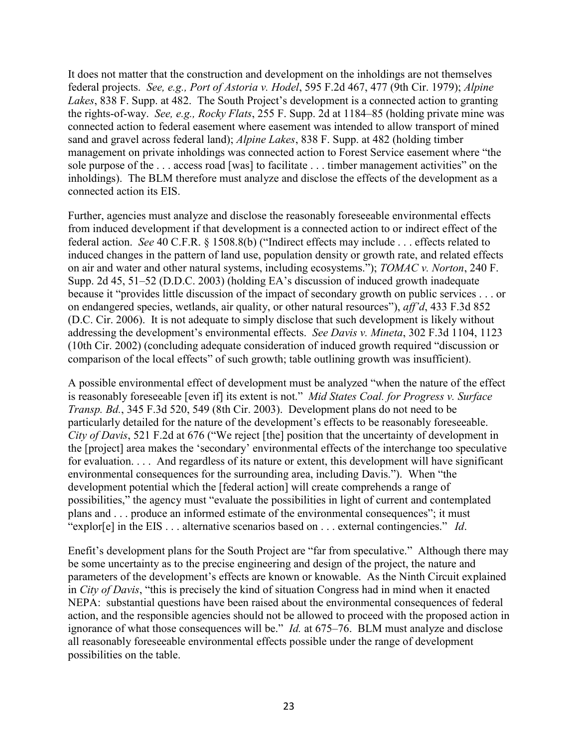It does not matter that the construction and development on the inholdings are not themselves federal projects. *See, e.g., Port of Astoria v. Hodel*, 595 F.2d 467, 477 (9th Cir. 1979); *Alpine Lakes*, 838 F. Supp. at 482. The South Project's development is a connected action to granting the rights-of-way. *See, e.g., Rocky Flats*, 255 F. Supp. 2d at 1184–85 (holding private mine was connected action to federal easement where easement was intended to allow transport of mined sand and gravel across federal land); *Alpine Lakes*, 838 F. Supp. at 482 (holding timber management on private inholdings was connected action to Forest Service easement where "the sole purpose of the . . . access road [was] to facilitate . . . timber management activities" on the inholdings). The BLM therefore must analyze and disclose the effects of the development as a connected action its EIS.

Further, agencies must analyze and disclose the reasonably foreseeable environmental effects from induced development if that development is a connected action to or indirect effect of the federal action. *See* 40 C.F.R. § 1508.8(b) ("Indirect effects may include . . . effects related to induced changes in the pattern of land use, population density or growth rate, and related effects on air and water and other natural systems, including ecosystems."); *TOMAC v. Norton*, 240 F. Supp. 2d 45, 51–52 (D.D.C. 2003) (holding EA's discussion of induced growth inadequate because it "provides little discussion of the impact of secondary growth on public services . . . or on endangered species, wetlands, air quality, or other natural resources"), *aff'd*, 433 F.3d 852 (D.C. Cir. 2006). It is not adequate to simply disclose that such development is likely without addressing the development's environmental effects. *See Davis v. Mineta*, 302 F.3d 1104, 1123 (10th Cir. 2002) (concluding adequate consideration of induced growth required "discussion or comparison of the local effects" of such growth; table outlining growth was insufficient).

A possible environmental effect of development must be analyzed "when the nature of the effect is reasonably foreseeable [even if] its extent is not." *Mid States Coal. for Progress v. Surface Transp. Bd.*, 345 F.3d 520, 549 (8th Cir. 2003). Development plans do not need to be particularly detailed for the nature of the development's effects to be reasonably foreseeable. *City of Davis*, 521 F.2d at 676 ("We reject [the] position that the uncertainty of development in the [project] area makes the 'secondary' environmental effects of the interchange too speculative for evaluation. . . . And regardless of its nature or extent, this development will have significant environmental consequences for the surrounding area, including Davis."). When "the development potential which the [federal action] will create comprehends a range of possibilities," the agency must "evaluate the possibilities in light of current and contemplated plans and . . . produce an informed estimate of the environmental consequences"; it must "explor[e] in the EIS . . . alternative scenarios based on . . . external contingencies." *Id*.

Enefit's development plans for the South Project are "far from speculative." Although there may be some uncertainty as to the precise engineering and design of the project, the nature and parameters of the development's effects are known or knowable. As the Ninth Circuit explained in *City of Davis*, "this is precisely the kind of situation Congress had in mind when it enacted NEPA: substantial questions have been raised about the environmental consequences of federal action, and the responsible agencies should not be allowed to proceed with the proposed action in ignorance of what those consequences will be." *Id.* at 675–76. BLM must analyze and disclose all reasonably foreseeable environmental effects possible under the range of development possibilities on the table.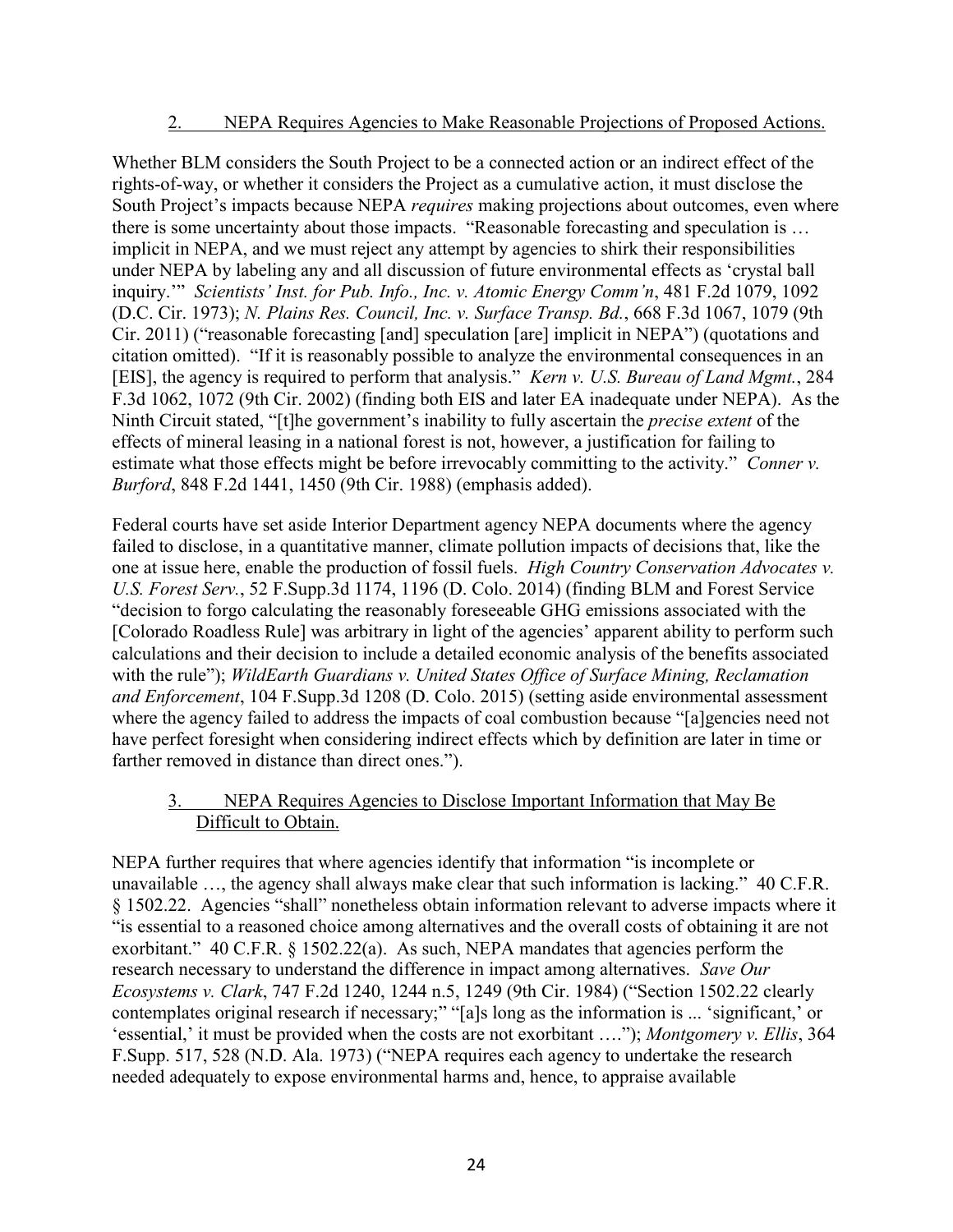### 2. NEPA Requires Agencies to Make Reasonable Projections of Proposed Actions.

Whether BLM considers the South Project to be a connected action or an indirect effect of the rights-of-way, or whether it considers the Project as a cumulative action, it must disclose the South Project's impacts because NEPA *requires* making projections about outcomes, even where there is some uncertainty about those impacts. "Reasonable forecasting and speculation is … implicit in NEPA, and we must reject any attempt by agencies to shirk their responsibilities under NEPA by labeling any and all discussion of future environmental effects as 'crystal ball inquiry.'" *Scientists' Inst. for Pub. Info., Inc. v. Atomic Energy Comm'n*, 481 F.2d 1079, 1092 (D.C. Cir. 1973); *N. Plains Res. Council, Inc. v. Surface Transp. Bd.*, 668 F.3d 1067, 1079 (9th Cir. 2011) ("reasonable forecasting [and] speculation [are] implicit in NEPA") (quotations and citation omitted). "If it is reasonably possible to analyze the environmental consequences in an [EIS], the agency is required to perform that analysis." *Kern v. U.S. Bureau of Land Mgmt.*, 284 F.3d 1062, 1072 (9th Cir. 2002) (finding both EIS and later EA inadequate under NEPA). As the Ninth Circuit stated, "[t]he government's inability to fully ascertain the *precise extent* of the effects of mineral leasing in a national forest is not, however, a justification for failing to estimate what those effects might be before irrevocably committing to the activity." *Conner v. Burford*, 848 F.2d 1441, 1450 (9th Cir. 1988) (emphasis added).

Federal courts have set aside Interior Department agency NEPA documents where the agency failed to disclose, in a quantitative manner, climate pollution impacts of decisions that, like the one at issue here, enable the production of fossil fuels. *High Country Conservation Advocates v. U.S. Forest Serv.*, 52 F.Supp.3d 1174, 1196 (D. Colo. 2014) (finding BLM and Forest Service "decision to forgo calculating the reasonably foreseeable GHG emissions associated with the [Colorado Roadless Rule] was arbitrary in light of the agencies' apparent ability to perform such calculations and their decision to include a detailed economic analysis of the benefits associated with the rule"); *WildEarth Guardians v. United States Office of Surface Mining, Reclamation and Enforcement*, 104 F.Supp.3d 1208 (D. Colo. 2015) (setting aside environmental assessment where the agency failed to address the impacts of coal combustion because "[a]gencies need not have perfect foresight when considering indirect effects which by definition are later in time or farther removed in distance than direct ones.").

### 3. NEPA Requires Agencies to Disclose Important Information that May Be Difficult to Obtain.

NEPA further requires that where agencies identify that information "is incomplete or unavailable …, the agency shall always make clear that such information is lacking." 40 C.F.R. § 1502.22. Agencies "shall" nonetheless obtain information relevant to adverse impacts where it "is essential to a reasoned choice among alternatives and the overall costs of obtaining it are not exorbitant." 40 C.F.R. § 1502.22(a). As such, NEPA mandates that agencies perform the research necessary to understand the difference in impact among alternatives. *Save Our Ecosystems v. Clark*, 747 F.2d 1240, 1244 n.5, 1249 (9th Cir. 1984) ("Section 1502.22 clearly contemplates original research if necessary;" "[a]s long as the information is ... 'significant,' or 'essential,' it must be provided when the costs are not exorbitant ...."); *Montgomery v. Ellis*, 364 F.Supp. 517, 528 (N.D. Ala. 1973) ("NEPA requires each agency to undertake the research needed adequately to expose environmental harms and, hence, to appraise available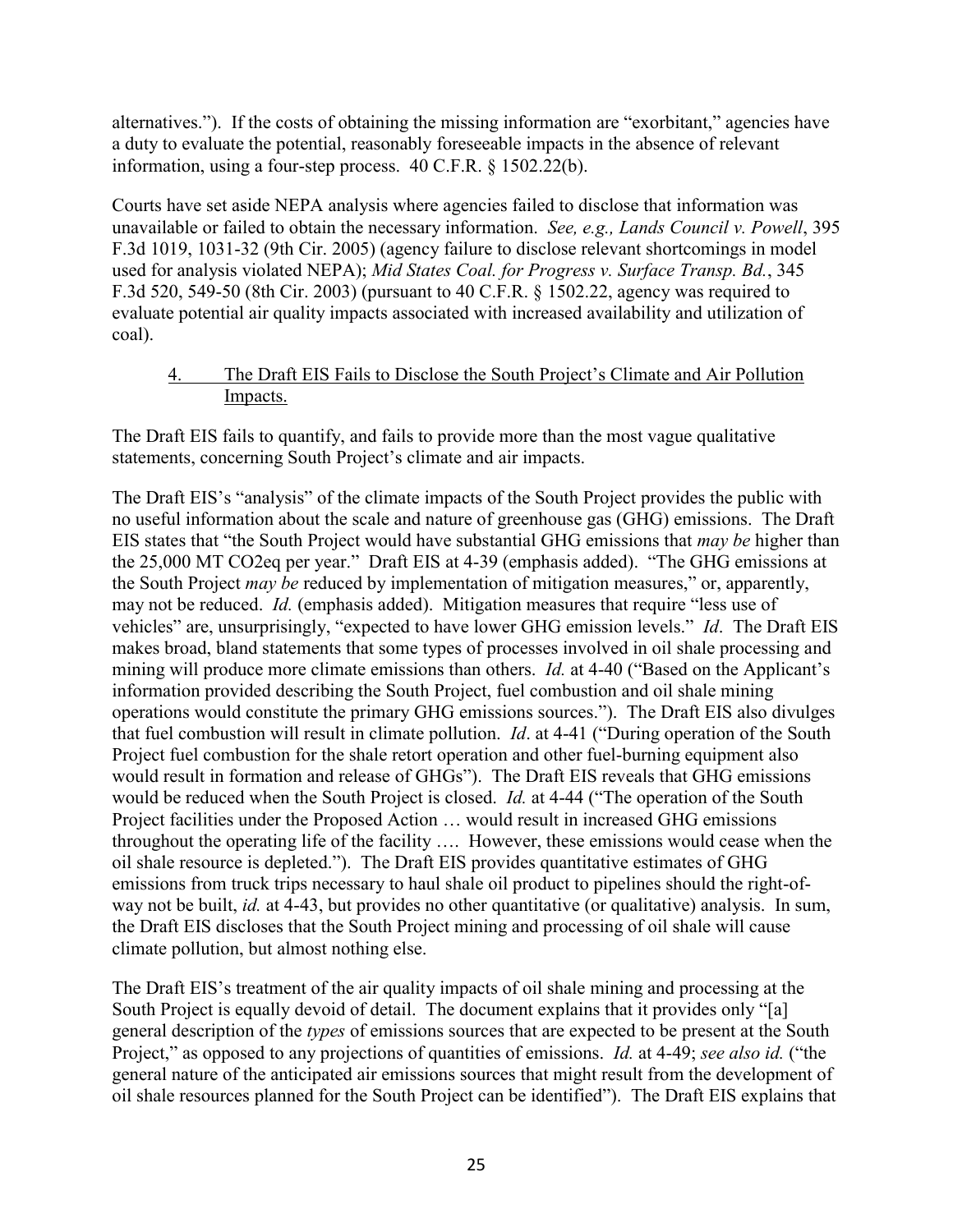alternatives."). If the costs of obtaining the missing information are "exorbitant," agencies have a duty to evaluate the potential, reasonably foreseeable impacts in the absence of relevant information, using a four-step process. 40 C.F.R. § 1502.22(b).

Courts have set aside NEPA analysis where agencies failed to disclose that information was unavailable or failed to obtain the necessary information. *See, e.g., Lands Council v. Powell*, 395 F.3d 1019, 1031-32 (9th Cir. 2005) (agency failure to disclose relevant shortcomings in model used for analysis violated NEPA); *Mid States Coal. for Progress v. Surface Transp. Bd.*, 345 F.3d 520, 549-50 (8th Cir. 2003) (pursuant to 40 C.F.R. § 1502.22, agency was required to evaluate potential air quality impacts associated with increased availability and utilization of coal).

### 4. The Draft EIS Fails to Disclose the South Project's Climate and Air Pollution Impacts.

The Draft EIS fails to quantify, and fails to provide more than the most vague qualitative statements, concerning South Project's climate and air impacts.

The Draft EIS's "analysis" of the climate impacts of the South Project provides the public with no useful information about the scale and nature of greenhouse gas (GHG) emissions. The Draft EIS states that "the South Project would have substantial GHG emissions that *may be* higher than the 25,000 MT CO2eq per year." Draft EIS at 4-39 (emphasis added). "The GHG emissions at the South Project *may be* reduced by implementation of mitigation measures," or, apparently, may not be reduced. *Id.* (emphasis added). Mitigation measures that require "less use of vehicles" are, unsurprisingly, "expected to have lower GHG emission levels." *Id*. The Draft EIS makes broad, bland statements that some types of processes involved in oil shale processing and mining will produce more climate emissions than others. *Id.* at 4-40 ("Based on the Applicant's information provided describing the South Project, fuel combustion and oil shale mining operations would constitute the primary GHG emissions sources."). The Draft EIS also divulges that fuel combustion will result in climate pollution. *Id*. at 4-41 ("During operation of the South Project fuel combustion for the shale retort operation and other fuel-burning equipment also would result in formation and release of GHGs"). The Draft EIS reveals that GHG emissions would be reduced when the South Project is closed. *Id.* at 4-44 ("The operation of the South Project facilities under the Proposed Action … would result in increased GHG emissions throughout the operating life of the facility …. However, these emissions would cease when the oil shale resource is depleted."). The Draft EIS provides quantitative estimates of GHG emissions from truck trips necessary to haul shale oil product to pipelines should the right-of-way not be built, *id.* at 4-43, but provides no other quantitative (or qualitative) analysis. In sum, the Draft EIS discloses that the South Project mining and processing of oil shale will cause climate pollution, but almost nothing else.

The Draft EIS's treatment of the air quality impacts of oil shale mining and processing at the South Project is equally devoid of detail. The document explains that it provides only "[a] general description of the *types* of emissions sources that are expected to be present at the South Project," as opposed to any projections of quantities of emissions. *Id.* at 4-49; *see also id.* ("the general nature of the anticipated air emissions sources that might result from the development of oil shale resources planned for the South Project can be identified"). The Draft EIS explains that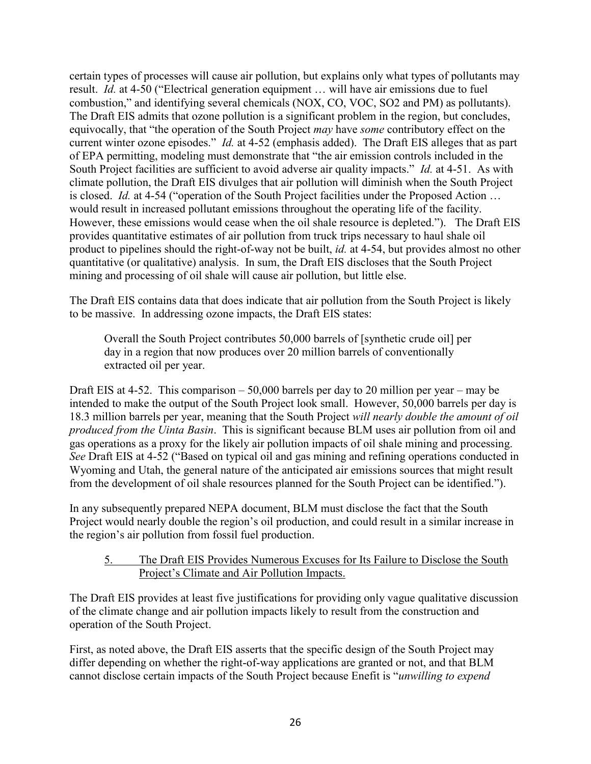certain types of processes will cause air pollution, but explains only what types of pollutants may result. *Id.* at 4-50 ("Electrical generation equipment … will have air emissions due to fuel combustion," and identifying several chemicals (NOX, CO, VOC, SO2 and PM) as pollutants). The Draft EIS admits that ozone pollution is a significant problem in the region, but concludes, equivocally, that "the operation of the South Project *may* have *some* contributory effect on the current winter ozone episodes." *Id.* at 4-52 (emphasis added). The Draft EIS alleges that as part of EPA permitting, modeling must demonstrate that "the air emission controls included in the South Project facilities are sufficient to avoid adverse air quality impacts." *Id.* at 4-51. As with climate pollution, the Draft EIS divulges that air pollution will diminish when the South Project is closed. *Id.* at 4-54 ("operation of the South Project facilities under the Proposed Action … would result in increased pollutant emissions throughout the operating life of the facility. However, these emissions would cease when the oil shale resource is depleted."). The Draft EIS provides quantitative estimates of air pollution from truck trips necessary to haul shale oil product to pipelines should the right-of-way not be built, *id.* at 4-54, but provides almost no other quantitative (or qualitative) analysis. In sum, the Draft EIS discloses that the South Project mining and processing of oil shale will cause air pollution, but little else.

The Draft EIS contains data that does indicate that air pollution from the South Project is likely to be massive. In addressing ozone impacts, the Draft EIS states:

> Overall the South Project contributes 50,000 barrels of [synthetic crude oil] per day in a region that now produces over 20 million barrels of conventionally extracted oil per year.

Draft EIS at 4-52. This comparison – 50,000 barrels per day to 20 million per year – may be intended to make the output of the South Project look small. However, 50,000 barrels per day is 18.3 million barrels per year, meaning that the South Project *will nearly double the amount of oil produced from the Uinta Basin*. This is significant because BLM uses air pollution from oil and gas operations as a proxy for the likely air pollution impacts of oil shale mining and processing. *See* Draft EIS at 4-52 ("Based on typical oil and gas mining and refining operations conducted in Wyoming and Utah, the general nature of the anticipated air emissions sources that might result from the development of oil shale resources planned for the South Project can be identified.").

In any subsequently prepared NEPA document, BLM must disclose the fact that the South Project would nearly double the region's oil production, and could result in a similar increase in the region's air pollution from fossil fuel production.

5. The Draft EIS Provides Numerous Excuses for Its Failure to Disclose the South Project's Climate and Air Pollution Impacts.

The Draft EIS provides at least five justifications for providing only vague qualitative discussion of the climate change and air pollution impacts likely to result from the construction and operation of the South Project.

First, as noted above, the Draft EIS asserts that the specific design of the South Project may differ depending on whether the right-of-way applications are granted or not, and that BLM cannot disclose certain impacts of the South Project because Enefit is "*unwilling to expend*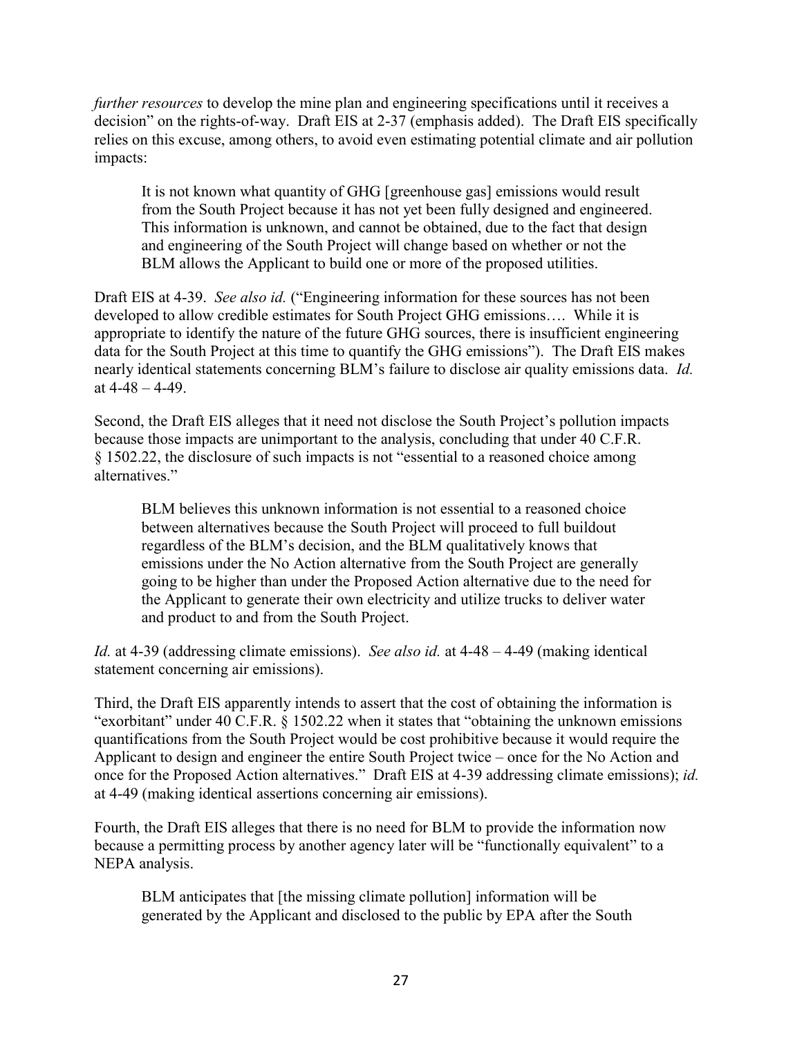*further resources* to develop the mine plan and engineering specifications until it receives a decision" on the rights-of-way. Draft EIS at 2-37 (emphasis added). The Draft EIS specifically relies on this excuse, among others, to avoid even estimating potential climate and air pollution impacts:

> It is not known what quantity of GHG [greenhouse gas] emissions would result from the South Project because it has not yet been fully designed and engineered. This information is unknown, and cannot be obtained, due to the fact that design and engineering of the South Project will change based on whether or not the BLM allows the Applicant to build one or more of the proposed utilities.

Draft EIS at 4-39. *See also id.* ("Engineering information for these sources has not been developed to allow credible estimates for South Project GHG emissions…. While it is appropriate to identify the nature of the future GHG sources, there is insufficient engineering data for the South Project at this time to quantify the GHG emissions"). The Draft EIS makes nearly identical statements concerning BLM's failure to disclose air quality emissions data. *Id.* at 4-48 – 4-49.

Second, the Draft EIS alleges that it need not disclose the South Project's pollution impacts because those impacts are unimportant to the analysis, concluding that under 40 C.F.R. § 1502.22, the disclosure of such impacts is not "essential to a reasoned choice among alternatives."

> BLM believes this unknown information is not essential to a reasoned choice between alternatives because the South Project will proceed to full buildout regardless of the BLM's decision, and the BLM qualitatively knows that emissions under the No Action alternative from the South Project are generally going to be higher than under the Proposed Action alternative due to the need for the Applicant to generate their own electricity and utilize trucks to deliver water and product to and from the South Project.

*Id.* at 4-39 (addressing climate emissions). *See also id.* at 4-48 – 4-49 (making identical statement concerning air emissions).

Third, the Draft EIS apparently intends to assert that the cost of obtaining the information is "exorbitant" under 40 C.F.R. § 1502.22 when it states that "obtaining the unknown emissions quantifications from the South Project would be cost prohibitive because it would require the Applicant to design and engineer the entire South Project twice – once for the No Action and once for the Proposed Action alternatives." Draft EIS at 4-39 addressing climate emissions); *id.* at 4-49 (making identical assertions concerning air emissions).

Fourth, the Draft EIS alleges that there is no need for BLM to provide the information now because a permitting process by another agency later will be "functionally equivalent" to a NEPA analysis.

> BLM anticipates that [the missing climate pollution] information will be generated by the Applicant and disclosed to the public by EPA after the South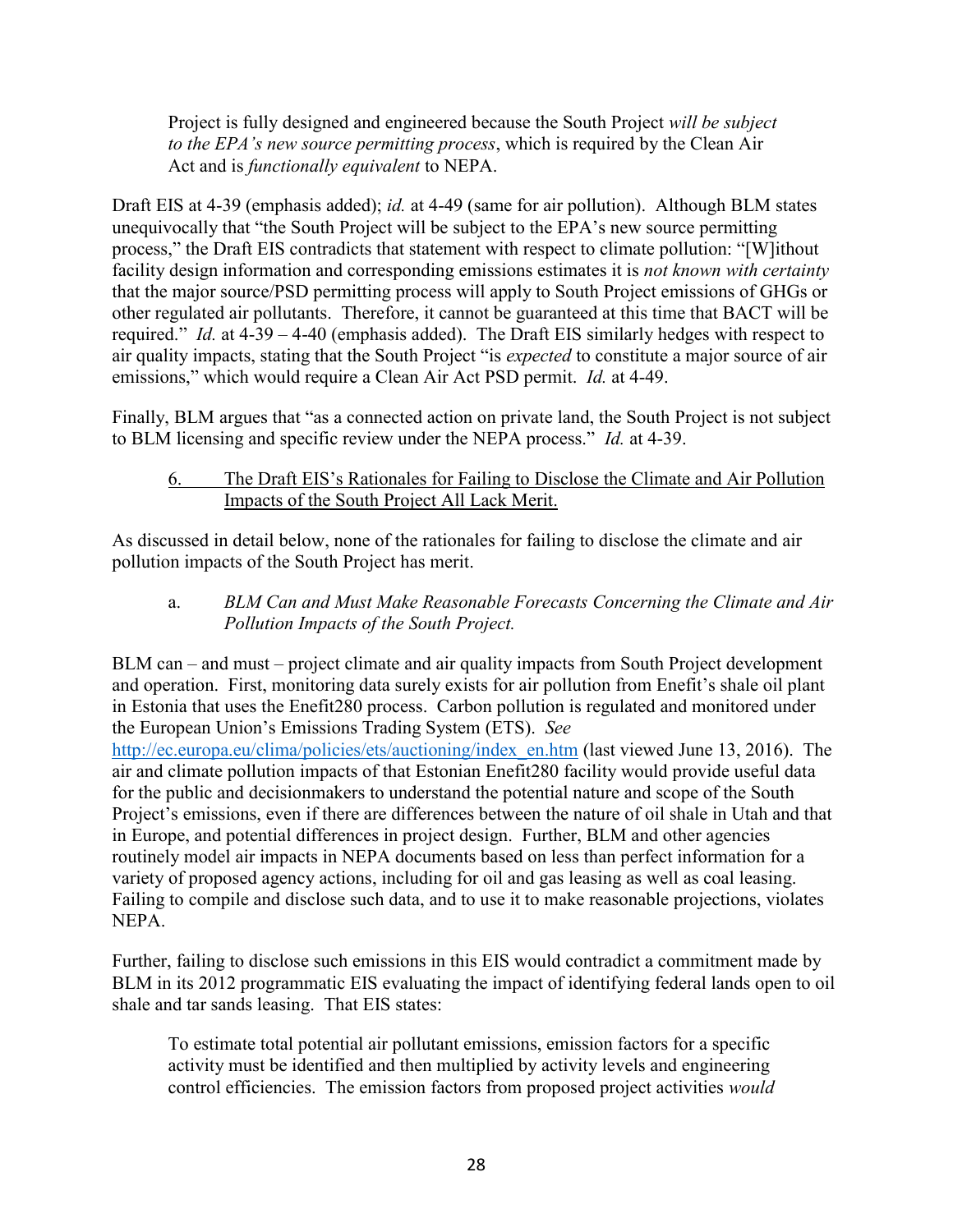> Project is fully designed and engineered because the South Project *will be subject to the EPA's new source permitting process*, which is required by the Clean Air Act and is *functionally equivalent* to NEPA.

Draft EIS at 4-39 (emphasis added); *id.* at 4-49 (same for air pollution). Although BLM states unequivocally that "the South Project will be subject to the EPA's new source permitting process," the Draft EIS contradicts that statement with respect to climate pollution: "[W]ithout facility design information and corresponding emissions estimates it is *not known with certainty* that the major source/PSD permitting process will apply to South Project emissions of GHGs or other regulated air pollutants. Therefore, it cannot be guaranteed at this time that BACT will be required." *Id.* at 4-39 – 4-40 (emphasis added). The Draft EIS similarly hedges with respect to air quality impacts, stating that the South Project "is *expected* to constitute a major source of air emissions," which would require a Clean Air Act PSD permit. *Id.* at 4-49.

Finally, BLM argues that "as a connected action on private land, the South Project is not subject to BLM licensing and specific review under the NEPA process." *Id.* at 4-39.

### 6. The Draft EIS's Rationales for Failing to Disclose the Climate and Air Pollution Impacts of the South Project All Lack Merit.

As discussed in detail below, none of the rationales for failing to disclose the climate and air pollution impacts of the South Project has merit.

#### a. *BLM Can and Must Make Reasonable Forecasts Concerning the Climate and Air Pollution Impacts of the South Project.*

BLM can – and must – project climate and air quality impacts from South Project development and operation. First, monitoring data surely exists for air pollution from Enefit's shale oil plant in Estonia that uses the Enefit280 process. Carbon pollution is regulated and monitored under the European Union's Emissions Trading System (ETS). *See* http://ec.europa.eu/clima/policies/ets/auctioning/index_en.htm (last viewed June 13, 2016). The air and climate pollution impacts of that Estonian Enefit280 facility would provide useful data for the public and decisionmakers to understand the potential nature and scope of the South Project's emissions, even if there are differences between the nature of oil shale in Utah and that in Europe, and potential differences in project design. Further, BLM and other agencies routinely model air impacts in NEPA documents based on less than perfect information for a variety of proposed agency actions, including for oil and gas leasing as well as coal leasing. Failing to compile and disclose such data, and to use it to make reasonable projections, violates NEPA.

Further, failing to disclose such emissions in this EIS would contradict a commitment made by BLM in its 2012 programmatic EIS evaluating the impact of identifying federal lands open to oil shale and tar sands leasing. That EIS states:

> To estimate total potential air pollutant emissions, emission factors for a specific activity must be identified and then multiplied by activity levels and engineering control efficiencies. The emission factors from proposed project activities *would*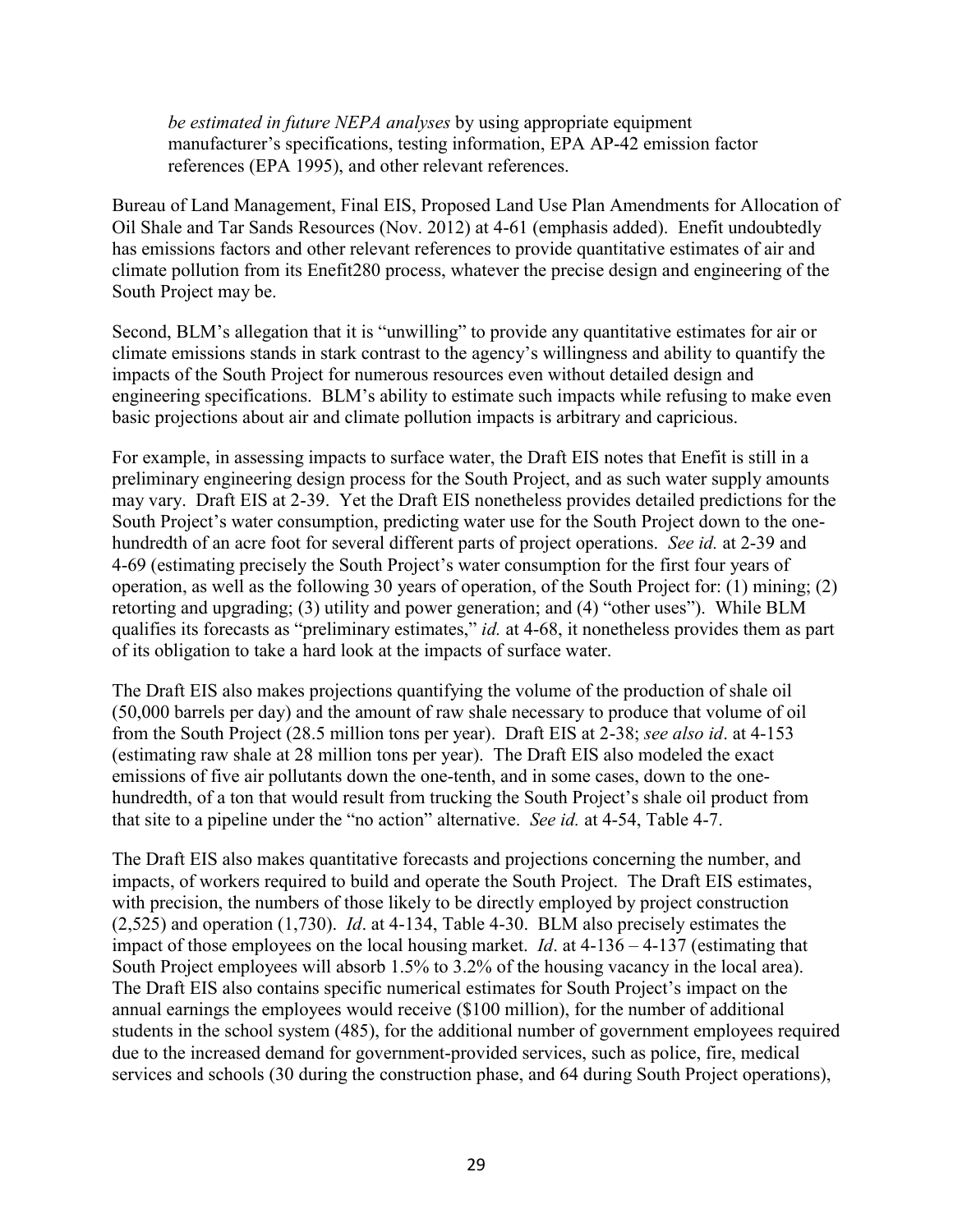> *be estimated in future NEPA analyses* by using appropriate equipment manufacturer's specifications, testing information, EPA AP-42 emission factor references (EPA 1995), and other relevant references.

Bureau of Land Management, Final EIS, Proposed Land Use Plan Amendments for Allocation of Oil Shale and Tar Sands Resources (Nov. 2012) at 4-61 (emphasis added). Enefit undoubtedly has emissions factors and other relevant references to provide quantitative estimates of air and climate pollution from its Enefit280 process, whatever the precise design and engineering of the South Project may be.

Second, BLM's allegation that it is "unwilling" to provide any quantitative estimates for air or climate emissions stands in stark contrast to the agency's willingness and ability to quantify the impacts of the South Project for numerous resources even without detailed design and engineering specifications. BLM's ability to estimate such impacts while refusing to make even basic projections about air and climate pollution impacts is arbitrary and capricious.

For example, in assessing impacts to surface water, the Draft EIS notes that Enefit is still in a preliminary engineering design process for the South Project, and as such water supply amounts may vary. Draft EIS at 2-39. Yet the Draft EIS nonetheless provides detailed predictions for the South Project's water consumption, predicting water use for the South Project down to the one-hundredth of an acre foot for several different parts of project operations. *See id.* at 2-39 and 4-69 (estimating precisely the South Project's water consumption for the first four years of operation, as well as the following 30 years of operation, of the South Project for: (1) mining; (2) retorting and upgrading; (3) utility and power generation; and (4) "other uses"). While BLM qualifies its forecasts as "preliminary estimates," *id.* at 4-68, it nonetheless provides them as part of its obligation to take a hard look at the impacts of surface water.

The Draft EIS also makes projections quantifying the volume of the production of shale oil (50,000 barrels per day) and the amount of raw shale necessary to produce that volume of oil from the South Project (28.5 million tons per year). Draft EIS at 2-38; *see also id*. at 4-153 (estimating raw shale at 28 million tons per year). The Draft EIS also modeled the exact emissions of five air pollutants down the one-tenth, and in some cases, down to the one-hundredth, of a ton that would result from trucking the South Project's shale oil product from that site to a pipeline under the "no action" alternative. *See id.* at 4-54, Table 4-7.

The Draft EIS also makes quantitative forecasts and projections concerning the number, and impacts, of workers required to build and operate the South Project. The Draft EIS estimates, with precision, the numbers of those likely to be directly employed by project construction (2,525) and operation (1,730). *Id*. at 4-134, Table 4-30. BLM also precisely estimates the impact of those employees on the local housing market. *Id*. at 4-136 – 4-137 (estimating that South Project employees will absorb 1.5% to 3.2% of the housing vacancy in the local area). The Draft EIS also contains specific numerical estimates for South Project's impact on the annual earnings the employees would receive ($100 million), for the number of additional students in the school system (485), for the additional number of government employees required due to the increased demand for government-provided services, such as police, fire, medical services and schools (30 during the construction phase, and 64 during South Project operations),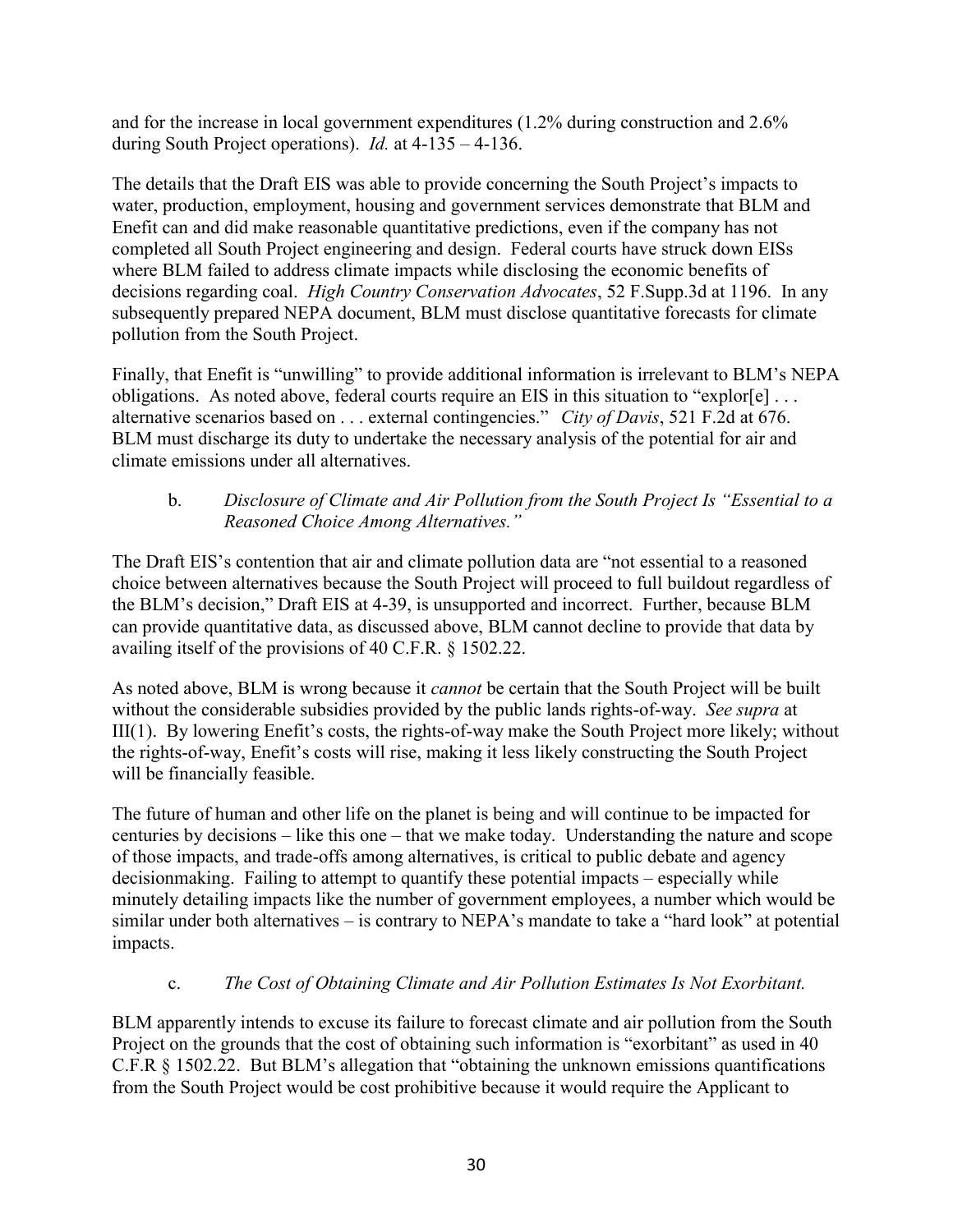and for the increase in local government expenditures (1.2% during construction and 2.6% during South Project operations). *Id.* at 4-135 – 4-136.

The details that the Draft EIS was able to provide concerning the South Project's impacts to water, production, employment, housing and government services demonstrate that BLM and Enefit can and did make reasonable quantitative predictions, even if the company has not completed all South Project engineering and design. Federal courts have struck down EISs where BLM failed to address climate impacts while disclosing the economic benefits of decisions regarding coal. *High Country Conservation Advocates*, 52 F.Supp.3d at 1196. In any subsequently prepared NEPA document, BLM must disclose quantitative forecasts for climate pollution from the South Project.

Finally, that Enefit is "unwilling" to provide additional information is irrelevant to BLM's NEPA obligations. As noted above, federal courts require an EIS in this situation to "explor[e] . . . alternative scenarios based on . . . external contingencies." *City of Davis*, 521 F.2d at 676. BLM must discharge its duty to undertake the necessary analysis of the potential for air and climate emissions under all alternatives.

b. *Disclosure of Climate and Air Pollution from the South Project Is "Essential to a Reasoned Choice Among Alternatives."*

The Draft EIS's contention that air and climate pollution data are "not essential to a reasoned choice between alternatives because the South Project will proceed to full buildout regardless of the BLM's decision," Draft EIS at 4-39, is unsupported and incorrect. Further, because BLM can provide quantitative data, as discussed above, BLM cannot decline to provide that data by availing itself of the provisions of 40 C.F.R. § 1502.22.

As noted above, BLM is wrong because it *cannot* be certain that the South Project will be built without the considerable subsidies provided by the public lands rights-of-way. *See supra* at III(1). By lowering Enefit's costs, the rights-of-way make the South Project more likely; without the rights-of-way, Enefit's costs will rise, making it less likely constructing the South Project will be financially feasible.

The future of human and other life on the planet is being and will continue to be impacted for centuries by decisions – like this one – that we make today. Understanding the nature and scope of those impacts, and trade-offs among alternatives, is critical to public debate and agency decisionmaking. Failing to attempt to quantify these potential impacts – especially while minutely detailing impacts like the number of government employees, a number which would be similar under both alternatives – is contrary to NEPA's mandate to take a "hard look" at potential impacts.

c. *The Cost of Obtaining Climate and Air Pollution Estimates Is Not Exorbitant.*

BLM apparently intends to excuse its failure to forecast climate and air pollution from the South Project on the grounds that the cost of obtaining such information is "exorbitant" as used in 40 C.F.R § 1502.22. But BLM's allegation that "obtaining the unknown emissions quantifications from the South Project would be cost prohibitive because it would require the Applicant to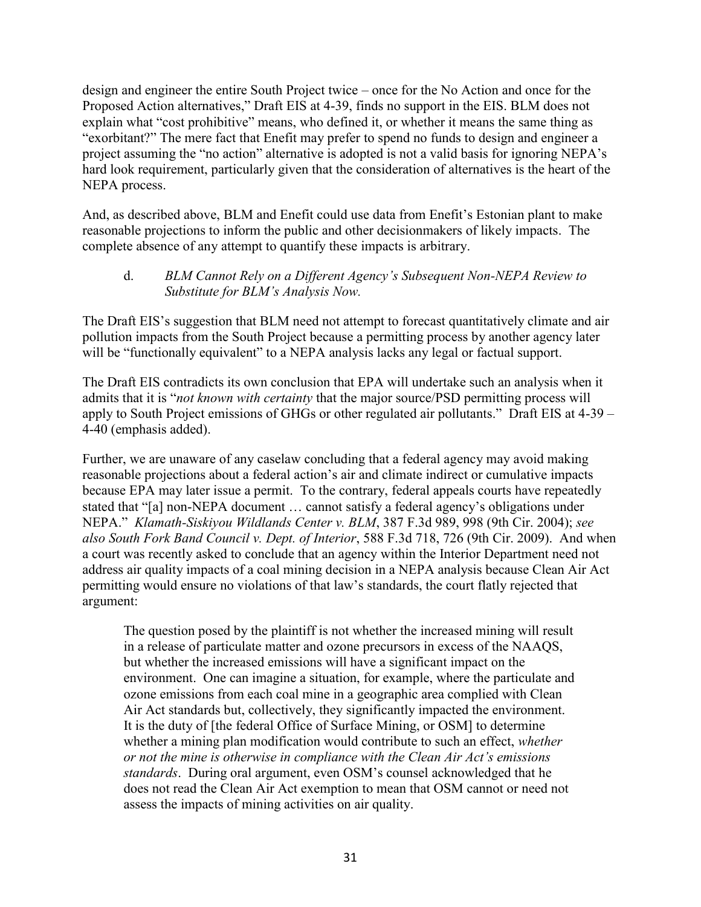design and engineer the entire South Project twice – once for the No Action and once for the Proposed Action alternatives," Draft EIS at 4-39, finds no support in the EIS. BLM does not explain what "cost prohibitive" means, who defined it, or whether it means the same thing as "exorbitant?" The mere fact that Enefit may prefer to spend no funds to design and engineer a project assuming the "no action" alternative is adopted is not a valid basis for ignoring NEPA's hard look requirement, particularly given that the consideration of alternatives is the heart of the NEPA process.

And, as described above, BLM and Enefit could use data from Enefit's Estonian plant to make reasonable projections to inform the public and other decisionmakers of likely impacts. The complete absence of any attempt to quantify these impacts is arbitrary.

d. *BLM Cannot Rely on a Different Agency's Subsequent Non-NEPA Review to Substitute for BLM's Analysis Now.*

The Draft EIS's suggestion that BLM need not attempt to forecast quantitatively climate and air pollution impacts from the South Project because a permitting process by another agency later will be "functionally equivalent" to a NEPA analysis lacks any legal or factual support.

The Draft EIS contradicts its own conclusion that EPA will undertake such an analysis when it admits that it is "*not known with certainty* that the major source/PSD permitting process will apply to South Project emissions of GHGs or other regulated air pollutants." Draft EIS at 4-39 – 4-40 (emphasis added).

Further, we are unaware of any caselaw concluding that a federal agency may avoid making reasonable projections about a federal action's air and climate indirect or cumulative impacts because EPA may later issue a permit. To the contrary, federal appeals courts have repeatedly stated that "[a] non-NEPA document … cannot satisfy a federal agency's obligations under NEPA." *Klamath-Siskiyou Wildlands Center v. BLM*, 387 F.3d 989, 998 (9th Cir. 2004); *see also South Fork Band Council v. Dept. of Interior*, 588 F.3d 718, 726 (9th Cir. 2009). And when a court was recently asked to conclude that an agency within the Interior Department need not address air quality impacts of a coal mining decision in a NEPA analysis because Clean Air Act permitting would ensure no violations of that law's standards, the court flatly rejected that argument:

> The question posed by the plaintiff is not whether the increased mining will result in a release of particulate matter and ozone precursors in excess of the NAAQS, but whether the increased emissions will have a significant impact on the environment. One can imagine a situation, for example, where the particulate and ozone emissions from each coal mine in a geographic area complied with Clean Air Act standards but, collectively, they significantly impacted the environment. It is the duty of [the federal Office of Surface Mining, or OSM] to determine whether a mining plan modification would contribute to such an effect, *whether or not the mine is otherwise in compliance with the Clean Air Act's emissions standards*. During oral argument, even OSM's counsel acknowledged that he does not read the Clean Air Act exemption to mean that OSM cannot or need not assess the impacts of mining activities on air quality.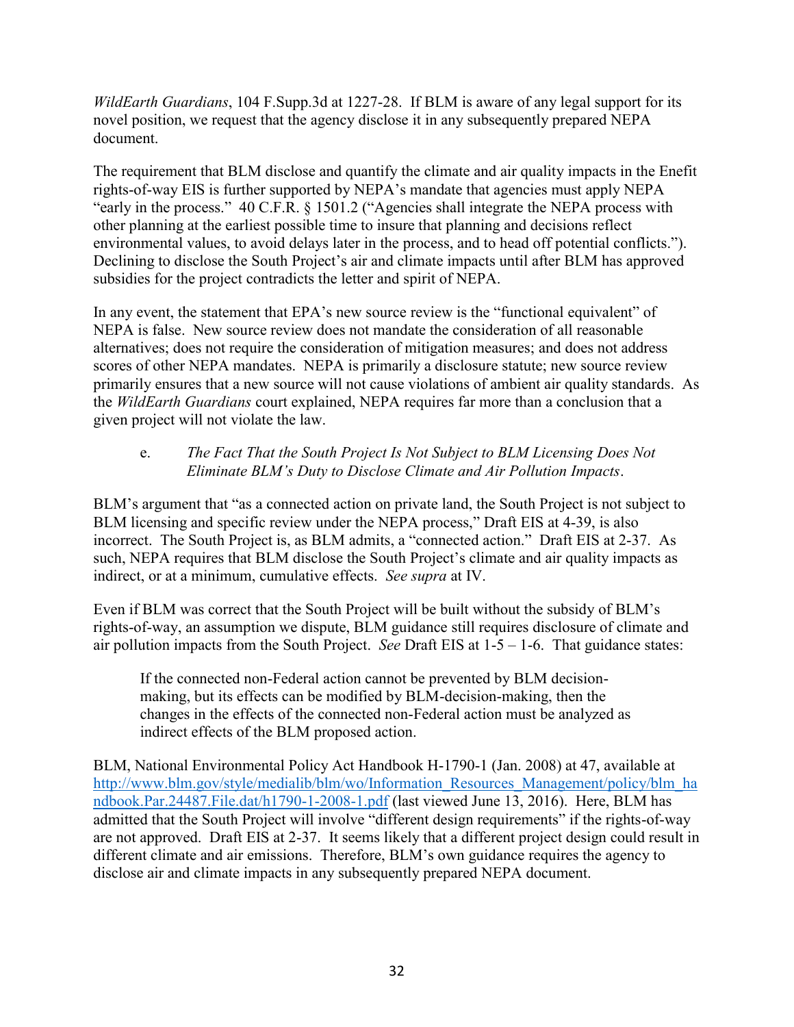*WildEarth Guardians*, 104 F.Supp.3d at 1227-28. If BLM is aware of any legal support for its novel position, we request that the agency disclose it in any subsequently prepared NEPA document.

The requirement that BLM disclose and quantify the climate and air quality impacts in the Enefit rights-of-way EIS is further supported by NEPA's mandate that agencies must apply NEPA "early in the process." 40 C.F.R. § 1501.2 ("Agencies shall integrate the NEPA process with other planning at the earliest possible time to insure that planning and decisions reflect environmental values, to avoid delays later in the process, and to head off potential conflicts."). Declining to disclose the South Project's air and climate impacts until after BLM has approved subsidies for the project contradicts the letter and spirit of NEPA.

In any event, the statement that EPA's new source review is the "functional equivalent" of NEPA is false. New source review does not mandate the consideration of all reasonable alternatives; does not require the consideration of mitigation measures; and does not address scores of other NEPA mandates. NEPA is primarily a disclosure statute; new source review primarily ensures that a new source will not cause violations of ambient air quality standards. As the *WildEarth Guardians* court explained, NEPA requires far more than a conclusion that a given project will not violate the law.

e. *The Fact That the South Project Is Not Subject to BLM Licensing Does Not Eliminate BLM's Duty to Disclose Climate and Air Pollution Impacts*.

BLM's argument that "as a connected action on private land, the South Project is not subject to BLM licensing and specific review under the NEPA process," Draft EIS at 4-39, is also incorrect. The South Project is, as BLM admits, a "connected action." Draft EIS at 2-37. As such, NEPA requires that BLM disclose the South Project's climate and air quality impacts as indirect, or at a minimum, cumulative effects. *See supra* at IV.

Even if BLM was correct that the South Project will be built without the subsidy of BLM's rights-of-way, an assumption we dispute, BLM guidance still requires disclosure of climate and air pollution impacts from the South Project. *See* Draft EIS at 1-5 – 1-6. That guidance states:

> If the connected non-Federal action cannot be prevented by BLM decision-making, but its effects can be modified by BLM-decision-making, then the changes in the effects of the connected non-Federal action must be analyzed as indirect effects of the BLM proposed action.

BLM, National Environmental Policy Act Handbook H-1790-1 (Jan. 2008) at 47, available at http://www.blm.gov/style/medialib/blm/wo/Information_Resources_Management/policy/blm_handbook.Par.24487.File.dat/h1790-1-2008-1.pdf (last viewed June 13, 2016). Here, BLM has admitted that the South Project will involve "different design requirements" if the rights-of-way are not approved. Draft EIS at 2-37. It seems likely that a different project design could result in different climate and air emissions. Therefore, BLM's own guidance requires the agency to disclose air and climate impacts in any subsequently prepared NEPA document.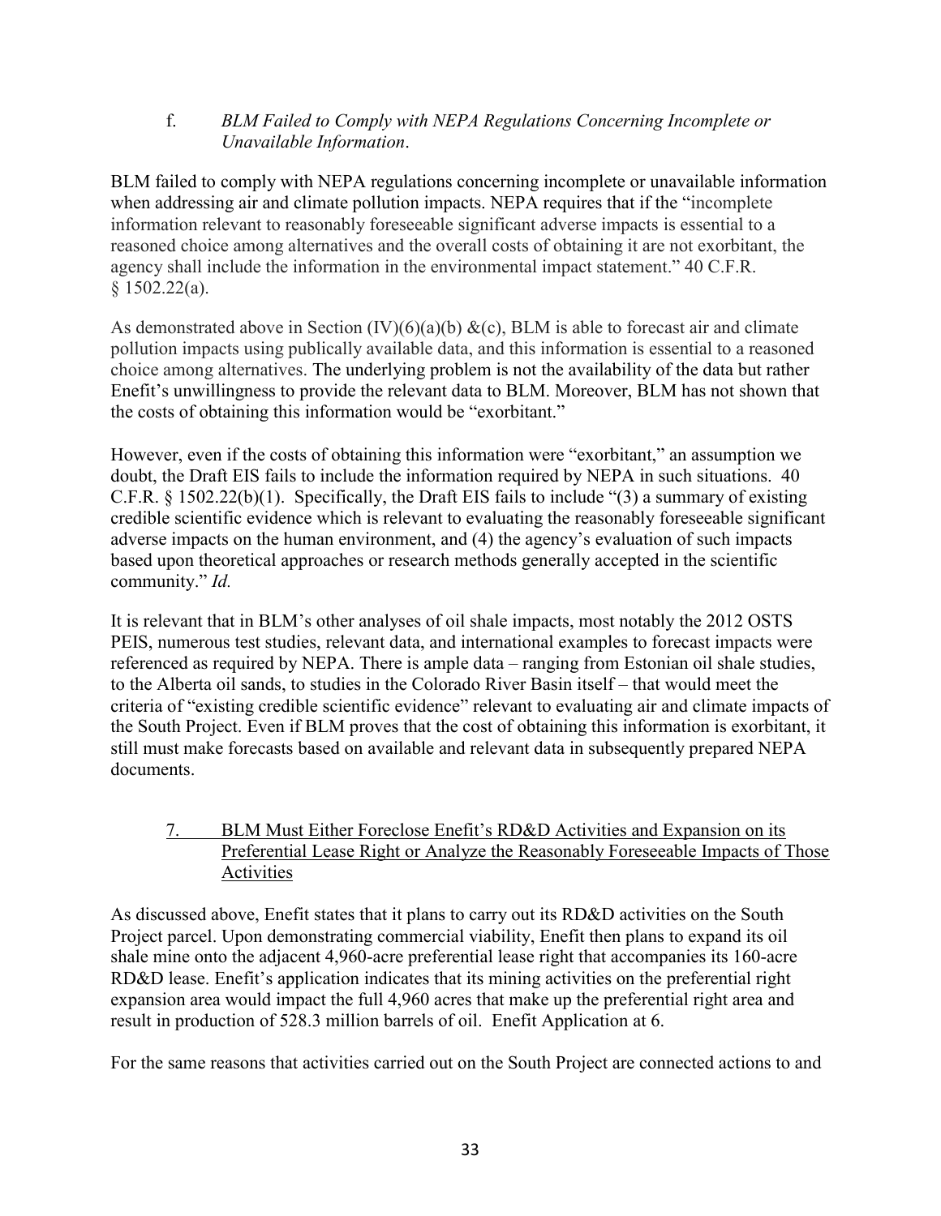### f. *BLM Failed to Comply with NEPA Regulations Concerning Incomplete or Unavailable Information*.

BLM failed to comply with NEPA regulations concerning incomplete or unavailable information when addressing air and climate pollution impacts. NEPA requires that if the "incomplete information relevant to reasonably foreseeable significant adverse impacts is essential to a reasoned choice among alternatives and the overall costs of obtaining it are not exorbitant, the agency shall include the information in the environmental impact statement." 40 C.F.R. § 1502.22(a).

As demonstrated above in Section (IV)(6)(a)(b) &(c), BLM is able to forecast air and climate pollution impacts using publically available data, and this information is essential to a reasoned choice among alternatives. The underlying problem is not the availability of the data but rather Enefit's unwillingness to provide the relevant data to BLM. Moreover, BLM has not shown that the costs of obtaining this information would be "exorbitant."

However, even if the costs of obtaining this information were "exorbitant," an assumption we doubt, the Draft EIS fails to include the information required by NEPA in such situations. 40 C.F.R. § 1502.22(b)(1). Specifically, the Draft EIS fails to include "(3) a summary of existing credible scientific evidence which is relevant to evaluating the reasonably foreseeable significant adverse impacts on the human environment, and (4) the agency's evaluation of such impacts based upon theoretical approaches or research methods generally accepted in the scientific community." *Id.*

It is relevant that in BLM's other analyses of oil shale impacts, most notably the 2012 OSTS PEIS, numerous test studies, relevant data, and international examples to forecast impacts were referenced as required by NEPA. There is ample data – ranging from Estonian oil shale studies, to the Alberta oil sands, to studies in the Colorado River Basin itself – that would meet the criteria of "existing credible scientific evidence" relevant to evaluating air and climate impacts of the South Project. Even if BLM proves that the cost of obtaining this information is exorbitant, it still must make forecasts based on available and relevant data in subsequently prepared NEPA documents.

## 7. BLM Must Either Foreclose Enefit's RD&D Activities and Expansion on its Preferential Lease Right or Analyze the Reasonably Foreseeable Impacts of Those Activities

As discussed above, Enefit states that it plans to carry out its RD&D activities on the South Project parcel. Upon demonstrating commercial viability, Enefit then plans to expand its oil shale mine onto the adjacent 4,960-acre preferential lease right that accompanies its 160-acre RD&D lease. Enefit's application indicates that its mining activities on the preferential right expansion area would impact the full 4,960 acres that make up the preferential right area and result in production of 528.3 million barrels of oil. Enefit Application at 6.

For the same reasons that activities carried out on the South Project are connected actions to and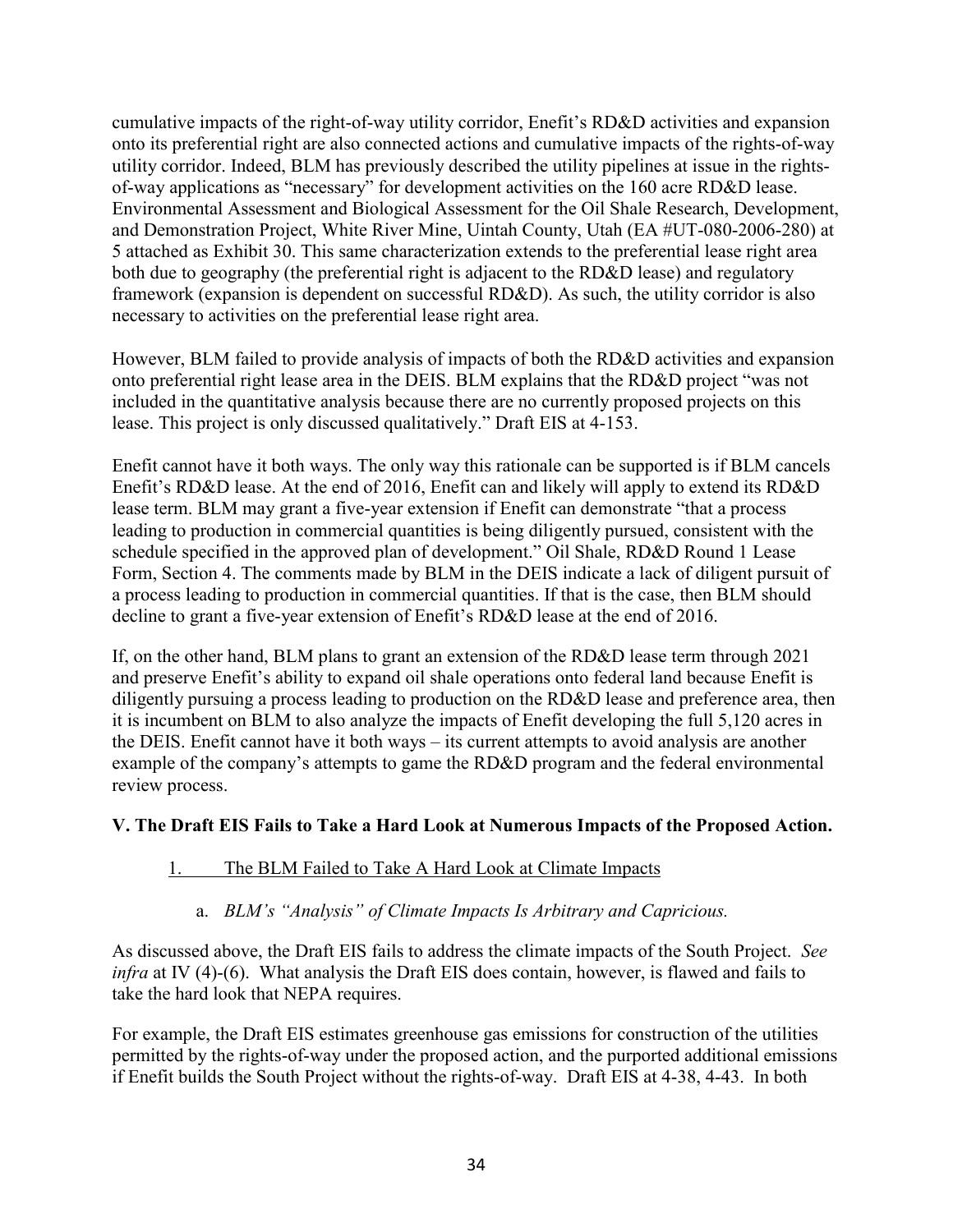cumulative impacts of the right-of-way utility corridor, Enefit's RD&D activities and expansion onto its preferential right are also connected actions and cumulative impacts of the rights-of-way utility corridor. Indeed, BLM has previously described the utility pipelines at issue in the rights-of-way applications as "necessary" for development activities on the 160 acre RD&D lease. Environmental Assessment and Biological Assessment for the Oil Shale Research, Development, and Demonstration Project, White River Mine, Uintah County, Utah (EA #UT-080-2006-280) at 5 attached as Exhibit 30. This same characterization extends to the preferential lease right area both due to geography (the preferential right is adjacent to the RD&D lease) and regulatory framework (expansion is dependent on successful RD&D). As such, the utility corridor is also necessary to activities on the preferential lease right area.

However, BLM failed to provide analysis of impacts of both the RD&D activities and expansion onto preferential right lease area in the DEIS. BLM explains that the RD&D project "was not included in the quantitative analysis because there are no currently proposed projects on this lease. This project is only discussed qualitatively." Draft EIS at 4-153.

Enefit cannot have it both ways. The only way this rationale can be supported is if BLM cancels Enefit's RD&D lease. At the end of 2016, Enefit can and likely will apply to extend its RD&D lease term. BLM may grant a five-year extension if Enefit can demonstrate "that a process leading to production in commercial quantities is being diligently pursued, consistent with the schedule specified in the approved plan of development." Oil Shale, RD&D Round 1 Lease Form, Section 4. The comments made by BLM in the DEIS indicate a lack of diligent pursuit of a process leading to production in commercial quantities. If that is the case, then BLM should decline to grant a five-year extension of Enefit's RD&D lease at the end of 2016.

If, on the other hand, BLM plans to grant an extension of the RD&D lease term through 2021 and preserve Enefit's ability to expand oil shale operations onto federal land because Enefit is diligently pursuing a process leading to production on the RD&D lease and preference area, then it is incumbent on BLM to also analyze the impacts of Enefit developing the full 5,120 acres in the DEIS. Enefit cannot have it both ways – its current attempts to avoid analysis are another example of the company's attempts to game the RD&D program and the federal environmental review process.

## V. The Draft EIS Fails to Take a Hard Look at Numerous Impacts of the Proposed Action.

### 1. The BLM Failed to Take A Hard Look at Climate Impacts

#### a. *BLM's "Analysis" of Climate Impacts Is Arbitrary and Capricious.*

As discussed above, the Draft EIS fails to address the climate impacts of the South Project. *See infra* at IV (4)-(6). What analysis the Draft EIS does contain, however, is flawed and fails to take the hard look that NEPA requires.

For example, the Draft EIS estimates greenhouse gas emissions for construction of the utilities permitted by the rights-of-way under the proposed action, and the purported additional emissions if Enefit builds the South Project without the rights-of-way. Draft EIS at 4-38, 4-43. In both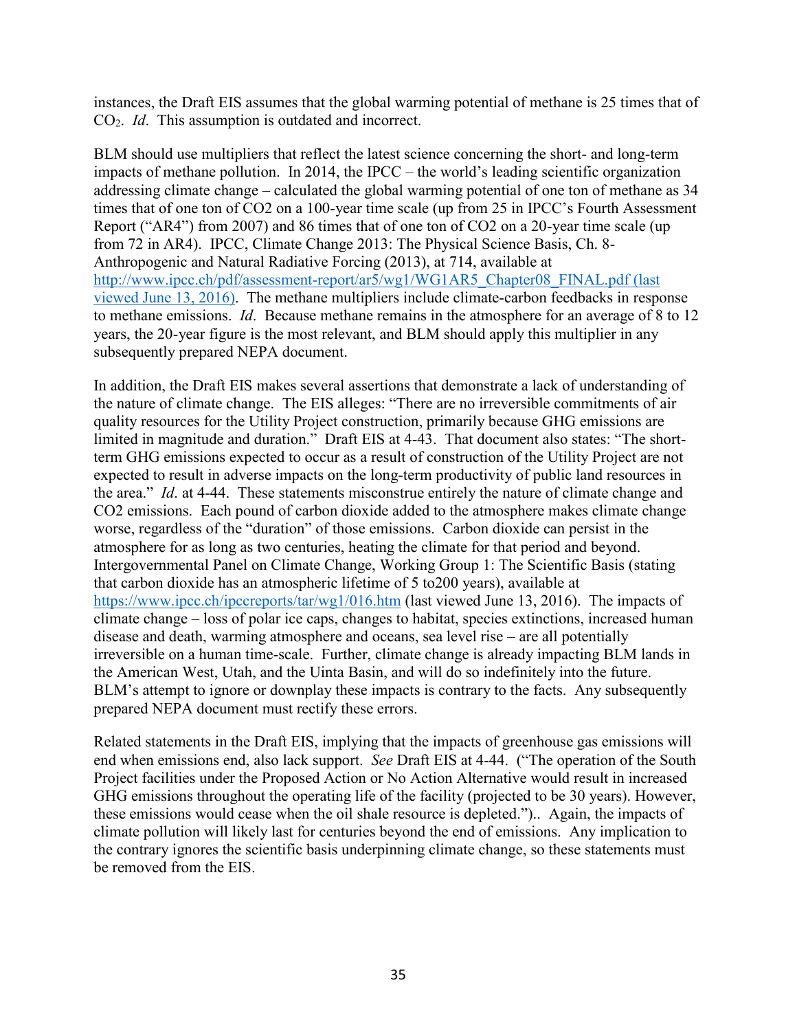instances, the Draft EIS assumes that the global warming potential of methane is 25 times that of $CO_2$. *Id*. This assumption is outdated and incorrect.

BLM should use multipliers that reflect the latest science concerning the short- and long-term impacts of methane pollution. In 2014, the IPCC – the world's leading scientific organization addressing climate change – calculated the global warming potential of one ton of methane as 34 times that of one ton of CO2 on a 100-year time scale (up from 25 in IPCC's Fourth Assessment Report ("AR4") from 2007) and 86 times that of one ton of CO2 on a 20-year time scale (up from 72 in AR4). IPCC, Climate Change 2013: The Physical Science Basis, Ch. 8- Anthropogenic and Natural Radiative Forcing (2013), at 714, available at http://www.ipcc.ch/pdf/assessment-report/ar5/wg1/WG1AR5_Chapter08_FINAL.pdf (last viewed June 13, 2016). The methane multipliers include climate-carbon feedbacks in response to methane emissions. *Id*. Because methane remains in the atmosphere for an average of 8 to 12 years, the 20-year figure is the most relevant, and BLM should apply this multiplier in any subsequently prepared NEPA document.

In addition, the Draft EIS makes several assertions that demonstrate a lack of understanding of the nature of climate change. The EIS alleges: "There are no irreversible commitments of air quality resources for the Utility Project construction, primarily because GHG emissions are limited in magnitude and duration." Draft EIS at 4-43. That document also states: "The short-term GHG emissions expected to occur as a result of construction of the Utility Project are not expected to result in adverse impacts on the long-term productivity of public land resources in the area." *Id*. at 4-44. These statements misconstrue entirely the nature of climate change and CO2 emissions. Each pound of carbon dioxide added to the atmosphere makes climate change worse, regardless of the "duration" of those emissions. Carbon dioxide can persist in the atmosphere for as long as two centuries, heating the climate for that period and beyond. Intergovernmental Panel on Climate Change, Working Group 1: The Scientific Basis (stating that carbon dioxide has an atmospheric lifetime of 5 to200 years), available at https://www.ipcc.ch/ipccreports/tar/wg1/016.htm (last viewed June 13, 2016). The impacts of climate change – loss of polar ice caps, changes to habitat, species extinctions, increased human disease and death, warming atmosphere and oceans, sea level rise – are all potentially irreversible on a human time-scale. Further, climate change is already impacting BLM lands in the American West, Utah, and the Uinta Basin, and will do so indefinitely into the future. BLM's attempt to ignore or downplay these impacts is contrary to the facts. Any subsequently prepared NEPA document must rectify these errors.

Related statements in the Draft EIS, implying that the impacts of greenhouse gas emissions will end when emissions end, also lack support. *See* Draft EIS at 4-44. ("The operation of the South Project facilities under the Proposed Action or No Action Alternative would result in increased GHG emissions throughout the operating life of the facility (projected to be 30 years). However, these emissions would cease when the oil shale resource is depleted.").. Again, the impacts of climate pollution will likely last for centuries beyond the end of emissions. Any implication to the contrary ignores the scientific basis underpinning climate change, so these statements must be removed from the EIS.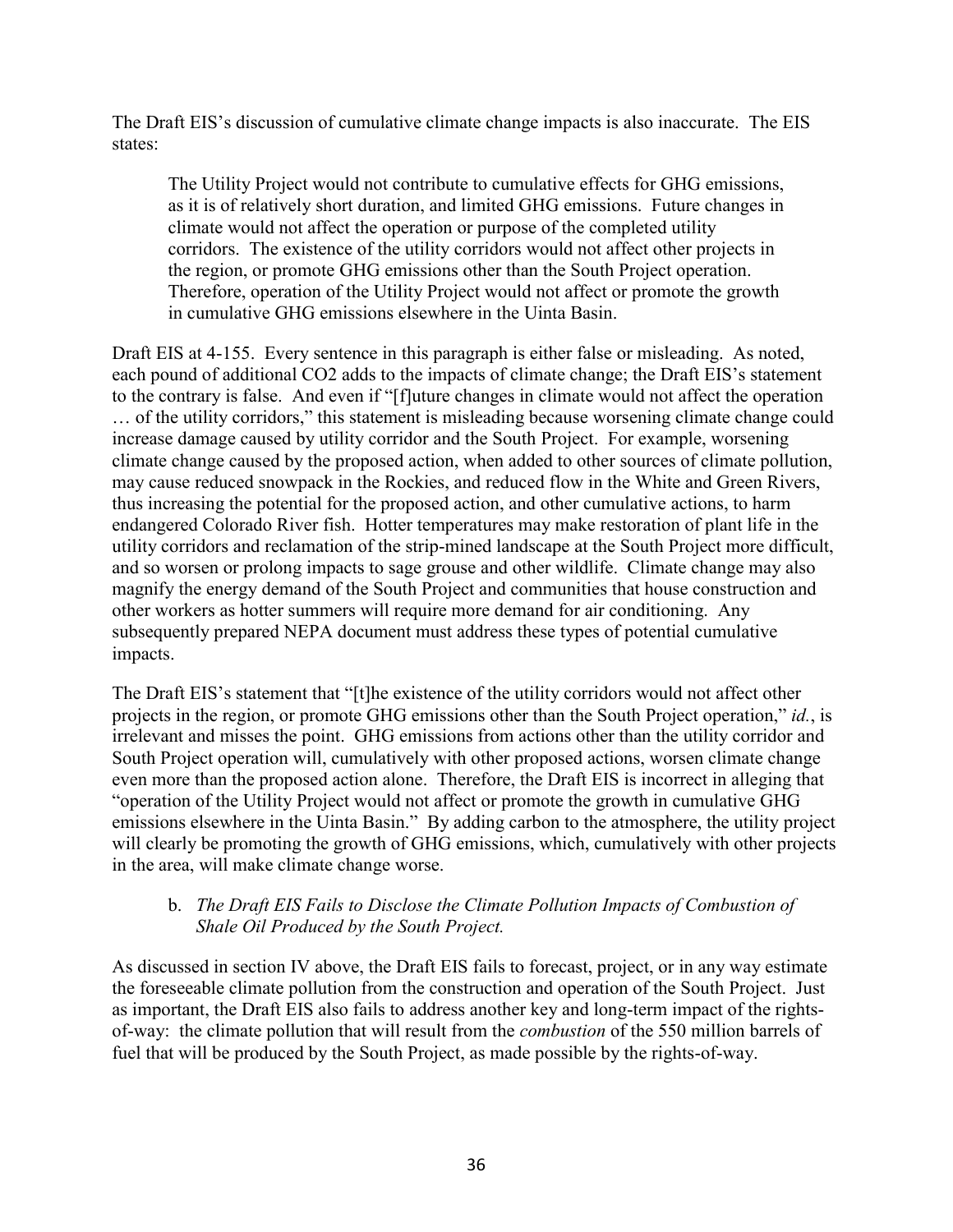The Draft EIS's discussion of cumulative climate change impacts is also inaccurate. The EIS states:

> The Utility Project would not contribute to cumulative effects for GHG emissions, as it is of relatively short duration, and limited GHG emissions. Future changes in climate would not affect the operation or purpose of the completed utility corridors. The existence of the utility corridors would not affect other projects in the region, or promote GHG emissions other than the South Project operation. Therefore, operation of the Utility Project would not affect or promote the growth in cumulative GHG emissions elsewhere in the Uinta Basin.

Draft EIS at 4-155. Every sentence in this paragraph is either false or misleading. As noted, each pound of additional CO2 adds to the impacts of climate change; the Draft EIS's statement to the contrary is false. And even if "[f]uture changes in climate would not affect the operation … of the utility corridors," this statement is misleading because worsening climate change could increase damage caused by utility corridor and the South Project. For example, worsening climate change caused by the proposed action, when added to other sources of climate pollution, may cause reduced snowpack in the Rockies, and reduced flow in the White and Green Rivers, thus increasing the potential for the proposed action, and other cumulative actions, to harm endangered Colorado River fish. Hotter temperatures may make restoration of plant life in the utility corridors and reclamation of the strip-mined landscape at the South Project more difficult, and so worsen or prolong impacts to sage grouse and other wildlife. Climate change may also magnify the energy demand of the South Project and communities that house construction and other workers as hotter summers will require more demand for air conditioning. Any subsequently prepared NEPA document must address these types of potential cumulative impacts.

The Draft EIS's statement that "[t]he existence of the utility corridors would not affect other projects in the region, or promote GHG emissions other than the South Project operation," *id.*, is irrelevant and misses the point. GHG emissions from actions other than the utility corridor and South Project operation will, cumulatively with other proposed actions, worsen climate change even more than the proposed action alone. Therefore, the Draft EIS is incorrect in alleging that "operation of the Utility Project would not affect or promote the growth in cumulative GHG emissions elsewhere in the Uinta Basin." By adding carbon to the atmosphere, the utility project will clearly be promoting the growth of GHG emissions, which, cumulatively with other projects in the area, will make climate change worse.

b. *The Draft EIS Fails to Disclose the Climate Pollution Impacts of Combustion of Shale Oil Produced by the South Project.*

As discussed in section IV above, the Draft EIS fails to forecast, project, or in any way estimate the foreseeable climate pollution from the construction and operation of the South Project. Just as important, the Draft EIS also fails to address another key and long-term impact of the rights-of-way: the climate pollution that will result from the *combustion* of the 550 million barrels of fuel that will be produced by the South Project, as made possible by the rights-of-way.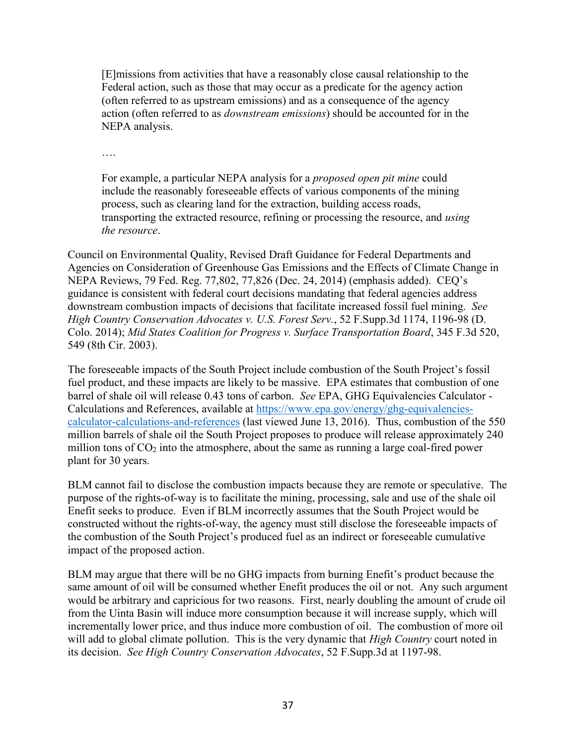> [E]missions from activities that have a reasonably close causal relationship to the Federal action, such as those that may occur as a predicate for the agency action (often referred to as upstream emissions) and as a consequence of the agency action (often referred to as *downstream emissions*) should be accounted for in the NEPA analysis.
>
> ….
>
> For example, a particular NEPA analysis for a *proposed open pit mine* could include the reasonably foreseeable effects of various components of the mining process, such as clearing land for the extraction, building access roads, transporting the extracted resource, refining or processing the resource, and *using the resource*.

Council on Environmental Quality, Revised Draft Guidance for Federal Departments and Agencies on Consideration of Greenhouse Gas Emissions and the Effects of Climate Change in NEPA Reviews, 79 Fed. Reg. 77,802, 77,826 (Dec. 24, 2014) (emphasis added). CEQ's guidance is consistent with federal court decisions mandating that federal agencies address downstream combustion impacts of decisions that facilitate increased fossil fuel mining. *See High Country Conservation Advocates v. U.S. Forest Serv.*, 52 F.Supp.3d 1174, 1196-98 (D. Colo. 2014); *Mid States Coalition for Progress v. Surface Transportation Board*, 345 F.3d 520, 549 (8th Cir. 2003).

The foreseeable impacts of the South Project include combustion of the South Project's fossil fuel product, and these impacts are likely to be massive. EPA estimates that combustion of one barrel of shale oil will release 0.43 tons of carbon. *See* EPA, GHG Equivalencies Calculator - Calculations and References, available at [https://www.epa.gov/energy/ghg-equivalencies-calculator-calculations-and-references](https://www.epa.gov/energy/ghg-equivalencies-calculator-calculations-and-references) (last viewed June 13, 2016). Thus, combustion of the 550 million barrels of shale oil the South Project proposes to produce will release approximately 240 million tons of $CO_2$ into the atmosphere, about the same as running a large coal-fired power plant for 30 years.

BLM cannot fail to disclose the combustion impacts because they are remote or speculative. The purpose of the rights-of-way is to facilitate the mining, processing, sale and use of the shale oil Enefit seeks to produce. Even if BLM incorrectly assumes that the South Project would be constructed without the rights-of-way, the agency must still disclose the foreseeable impacts of the combustion of the South Project's produced fuel as an indirect or foreseeable cumulative impact of the proposed action.

BLM may argue that there will be no GHG impacts from burning Enefit's product because the same amount of oil will be consumed whether Enefit produces the oil or not. Any such argument would be arbitrary and capricious for two reasons. First, nearly doubling the amount of crude oil from the Uinta Basin will induce more consumption because it will increase supply, which will incrementally lower price, and thus induce more combustion of oil. The combustion of more oil will add to global climate pollution. This is the very dynamic that *High Country* court noted in its decision. *See High Country Conservation Advocates*, 52 F.Supp.3d at 1197-98.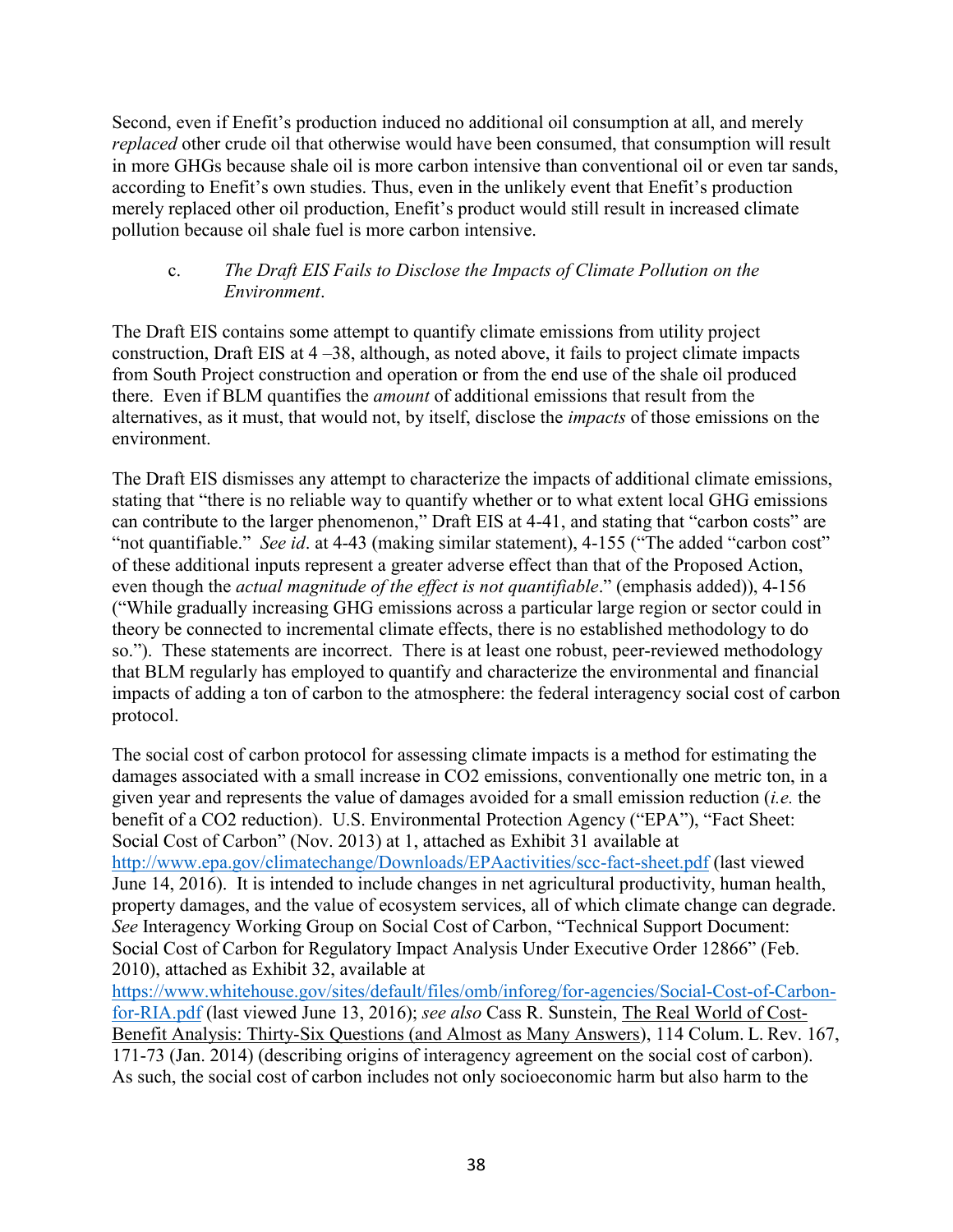Second, even if Enefit's production induced no additional oil consumption at all, and merely *replaced* other crude oil that otherwise would have been consumed, that consumption will result in more GHGs because shale oil is more carbon intensive than conventional oil or even tar sands, according to Enefit's own studies. Thus, even in the unlikely event that Enefit's production merely replaced other oil production, Enefit's product would still result in increased climate pollution because oil shale fuel is more carbon intensive.

c. *The Draft EIS Fails to Disclose the Impacts of Climate Pollution on the Environment*.

The Draft EIS contains some attempt to quantify climate emissions from utility project construction, Draft EIS at 4 –38, although, as noted above, it fails to project climate impacts from South Project construction and operation or from the end use of the shale oil produced there. Even if BLM quantifies the *amount* of additional emissions that result from the alternatives, as it must, that would not, by itself, disclose the *impacts* of those emissions on the environment.

The Draft EIS dismisses any attempt to characterize the impacts of additional climate emissions, stating that "there is no reliable way to quantify whether or to what extent local GHG emissions can contribute to the larger phenomenon," Draft EIS at 4-41, and stating that "carbon costs" are "not quantifiable." *See id*. at 4-43 (making similar statement), 4-155 ("The added "carbon cost" of these additional inputs represent a greater adverse effect than that of the Proposed Action, even though the *actual magnitude of the effect is not quantifiable*." (emphasis added)), 4-156 ("While gradually increasing GHG emissions across a particular large region or sector could in theory be connected to incremental climate effects, there is no established methodology to do so."). These statements are incorrect. There is at least one robust, peer-reviewed methodology that BLM regularly has employed to quantify and characterize the environmental and financial impacts of adding a ton of carbon to the atmosphere: the federal interagency social cost of carbon protocol.

The social cost of carbon protocol for assessing climate impacts is a method for estimating the damages associated with a small increase in $CO_2$ emissions, conventionally one metric ton, in a given year and represents the value of damages avoided for a small emission reduction (*i.e.* the benefit of a $CO_2$ reduction). U.S. Environmental Protection Agency ("EPA"), "Fact Sheet: Social Cost of Carbon" (Nov. 2013) at 1, attached as Exhibit 31 available at http://www.epa.gov/climatechange/Downloads/EPAactivities/scc-fact-sheet.pdf (last viewed June 14, 2016). It is intended to include changes in net agricultural productivity, human health, property damages, and the value of ecosystem services, all of which climate change can degrade. *See* Interagency Working Group on Social Cost of Carbon, "Technical Support Document: Social Cost of Carbon for Regulatory Impact Analysis Under Executive Order 12866" (Feb. 2010), attached as Exhibit 32, available at https://www.whitehouse.gov/sites/default/files/omb/inforeg/for-agencies/Social-Cost-of-Carbon-for-RIA.pdf (last viewed June 13, 2016); *see also* Cass R. Sunstein, The Real World of Cost-Benefit Analysis: Thirty-Six Questions (and Almost as Many Answers), 114 Colum. L. Rev. 167, 171-73 (Jan. 2014) (describing origins of interagency agreement on the social cost of carbon). As such, the social cost of carbon includes not only socioeconomic harm but also harm to the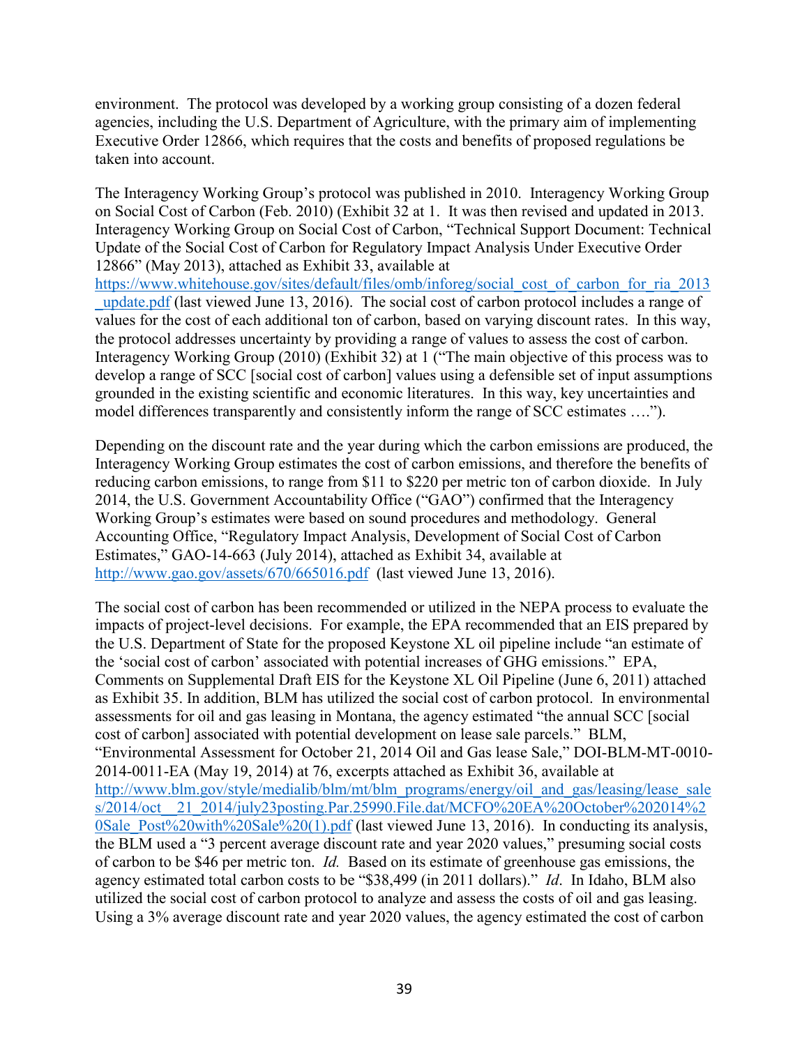environment. The protocol was developed by a working group consisting of a dozen federal agencies, including the U.S. Department of Agriculture, with the primary aim of implementing Executive Order 12866, which requires that the costs and benefits of proposed regulations be taken into account.

The Interagency Working Group's protocol was published in 2010. Interagency Working Group on Social Cost of Carbon (Feb. 2010) (Exhibit 32 at 1. It was then revised and updated in 2013. Interagency Working Group on Social Cost of Carbon, "Technical Support Document: Technical Update of the Social Cost of Carbon for Regulatory Impact Analysis Under Executive Order 12866" (May 2013), attached as Exhibit 33, available at https://www.whitehouse.gov/sites/default/files/omb/inforeg/social_cost_of_carbon_for_ria_2013_update.pdf (last viewed June 13, 2016). The social cost of carbon protocol includes a range of values for the cost of each additional ton of carbon, based on varying discount rates. In this way, the protocol addresses uncertainty by providing a range of values to assess the cost of carbon. Interagency Working Group (2010) (Exhibit 32) at 1 ("The main objective of this process was to develop a range of SCC [social cost of carbon] values using a defensible set of input assumptions grounded in the existing scientific and economic literatures. In this way, key uncertainties and model differences transparently and consistently inform the range of SCC estimates ….").

Depending on the discount rate and the year during which the carbon emissions are produced, the Interagency Working Group estimates the cost of carbon emissions, and therefore the benefits of reducing carbon emissions, to range from $11 to $220 per metric ton of carbon dioxide. In July 2014, the U.S. Government Accountability Office ("GAO") confirmed that the Interagency Working Group's estimates were based on sound procedures and methodology. General Accounting Office, "Regulatory Impact Analysis, Development of Social Cost of Carbon Estimates," GAO-14-663 (July 2014), attached as Exhibit 34, available at http://www.gao.gov/assets/670/665016.pdf (last viewed June 13, 2016).

The social cost of carbon has been recommended or utilized in the NEPA process to evaluate the impacts of project-level decisions. For example, the EPA recommended that an EIS prepared by the U.S. Department of State for the proposed Keystone XL oil pipeline include "an estimate of the 'social cost of carbon' associated with potential increases of GHG emissions." EPA, Comments on Supplemental Draft EIS for the Keystone XL Oil Pipeline (June 6, 2011) attached as Exhibit 35. In addition, BLM has utilized the social cost of carbon protocol. In environmental assessments for oil and gas leasing in Montana, the agency estimated "the annual SCC [social cost of carbon] associated with potential development on lease sale parcels." BLM, "Environmental Assessment for October 21, 2014 Oil and Gas lease Sale," DOI-BLM-MT-0010-2014-0011-EA (May 19, 2014) at 76, excerpts attached as Exhibit 36, available at http://www.blm.gov/style/medialib/blm/mt/blm_programs/energy/oil_and_gas/leasing/lease_sales/2014/oct__21_2014/july23posting.Par.25990.File.dat/MCFO%20EA%20October%202014%20Sale_Post%20with%20Sale%20(1).pdf (last viewed June 13, 2016). In conducting its analysis, the BLM used a "3 percent average discount rate and year 2020 values," presuming social costs of carbon to be $46 per metric ton. *Id.* Based on its estimate of greenhouse gas emissions, the agency estimated total carbon costs to be "$38,499 (in 2011 dollars)." *Id*. In Idaho, BLM also utilized the social cost of carbon protocol to analyze and assess the costs of oil and gas leasing. Using a 3% average discount rate and year 2020 values, the agency estimated the cost of carbon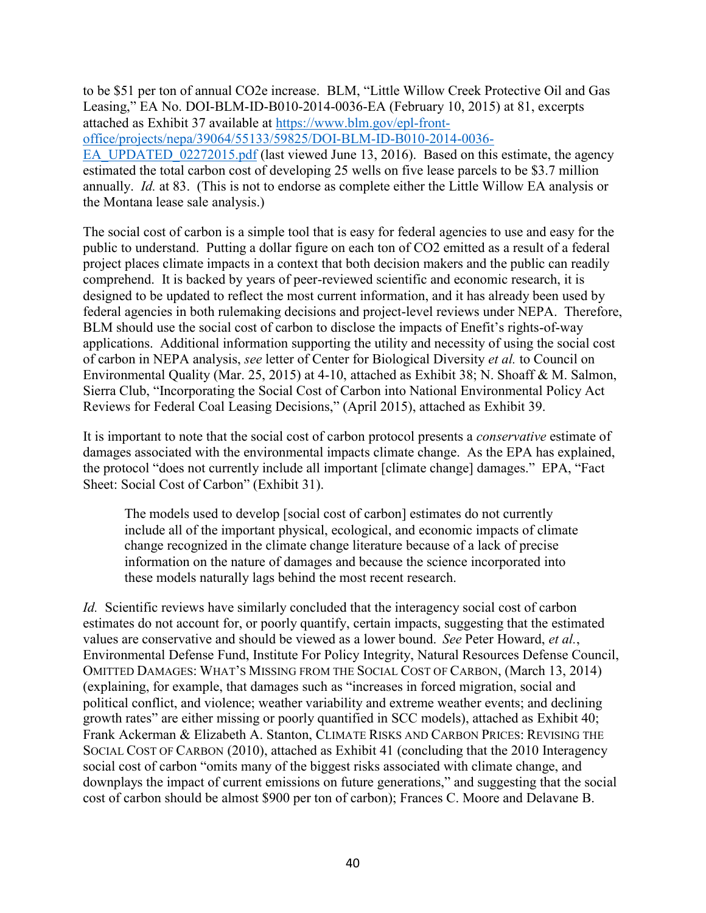to be $51 per ton of annual CO2e increase. BLM, "Little Willow Creek Protective Oil and Gas Leasing," EA No. DOI-BLM-ID-B010-2014-0036-EA (February 10, 2015) at 81, excerpts attached as Exhibit 37 available at [https://www.blm.gov/epl-front-office/projects/nepa/39064/55133/59825/DOI-BLM-ID-B010-2014-0036-EA_UPDATED_02272015.pdf](https://www.blm.gov/epl-front-office/projects/nepa/39064/55133/59825/DOI-BLM-ID-B010-2014-0036-EA_UPDATED_02272015.pdf) (last viewed June 13, 2016). Based on this estimate, the agency estimated the total carbon cost of developing 25 wells on five lease parcels to be $3.7 million annually. *Id.* at 83. (This is not to endorse as complete either the Little Willow EA analysis or the Montana lease sale analysis.)

The social cost of carbon is a simple tool that is easy for federal agencies to use and easy for the public to understand. Putting a dollar figure on each ton of CO2 emitted as a result of a federal project places climate impacts in a context that both decision makers and the public can readily comprehend. It is backed by years of peer-reviewed scientific and economic research, it is designed to be updated to reflect the most current information, and it has already been used by federal agencies in both rulemaking decisions and project-level reviews under NEPA. Therefore, BLM should use the social cost of carbon to disclose the impacts of Enefit's rights-of-way applications. Additional information supporting the utility and necessity of using the social cost of carbon in NEPA analysis, *see* letter of Center for Biological Diversity *et al.* to Council on Environmental Quality (Mar. 25, 2015) at 4-10, attached as Exhibit 38; N. Shoaff & M. Salmon, Sierra Club, "Incorporating the Social Cost of Carbon into National Environmental Policy Act Reviews for Federal Coal Leasing Decisions," (April 2015), attached as Exhibit 39.

It is important to note that the social cost of carbon protocol presents a *conservative* estimate of damages associated with the environmental impacts climate change. As the EPA has explained, the protocol "does not currently include all important [climate change] damages." EPA, "Fact Sheet: Social Cost of Carbon" (Exhibit 31).

> The models used to develop [social cost of carbon] estimates do not currently include all of the important physical, ecological, and economic impacts of climate change recognized in the climate change literature because of a lack of precise information on the nature of damages and because the science incorporated into these models naturally lags behind the most recent research.

*Id.* Scientific reviews have similarly concluded that the interagency social cost of carbon estimates do not account for, or poorly quantify, certain impacts, suggesting that the estimated values are conservative and should be viewed as a lower bound. *See* Peter Howard, *et al.*, Environmental Defense Fund, Institute For Policy Integrity, Natural Resources Defense Council, OMITTED DAMAGES: WHAT'S MISSING FROM THE SOCIAL COST OF CARBON, (March 13, 2014) (explaining, for example, that damages such as "increases in forced migration, social and political conflict, and violence; weather variability and extreme weather events; and declining growth rates" are either missing or poorly quantified in SCC models), attached as Exhibit 40; Frank Ackerman & Elizabeth A. Stanton, CLIMATE RISKS AND CARBON PRICES: REVISING THE SOCIAL COST OF CARBON (2010), attached as Exhibit 41 (concluding that the 2010 Interagency social cost of carbon "omits many of the biggest risks associated with climate change, and downplays the impact of current emissions on future generations," and suggesting that the social cost of carbon should be almost $900 per ton of carbon); Frances C. Moore and Delavane B.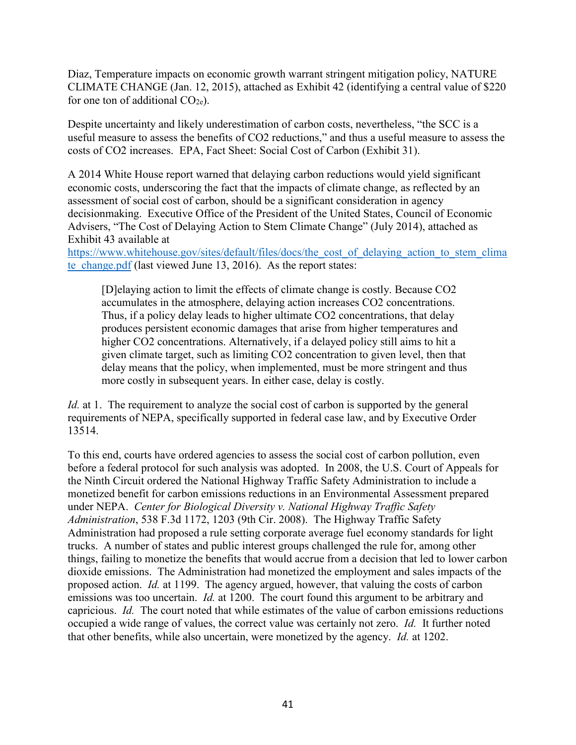Diaz, Temperature impacts on economic growth warrant stringent mitigation policy, NATURE CLIMATE CHANGE (Jan. 12, 2015), attached as Exhibit 42 (identifying a central value of $220 for one ton of additional $CO_{2e}$).

Despite uncertainty and likely underestimation of carbon costs, nevertheless, "the SCC is a useful measure to assess the benefits of CO2 reductions," and thus a useful measure to assess the costs of CO2 increases. EPA, Fact Sheet: Social Cost of Carbon (Exhibit 31).

A 2014 White House report warned that delaying carbon reductions would yield significant economic costs, underscoring the fact that the impacts of climate change, as reflected by an assessment of social cost of carbon, should be a significant consideration in agency decisionmaking. Executive Office of the President of the United States, Council of Economic Advisers, "The Cost of Delaying Action to Stem Climate Change" (July 2014), attached as Exhibit 43 available at https://www.whitehouse.gov/sites/default/files/docs/the_cost_of_delaying_action_to_stem_climate_change.pdf (last viewed June 13, 2016). As the report states:

> [D]elaying action to limit the effects of climate change is costly. Because CO2 accumulates in the atmosphere, delaying action increases CO2 concentrations. Thus, if a policy delay leads to higher ultimate CO2 concentrations, that delay produces persistent economic damages that arise from higher temperatures and higher CO2 concentrations. Alternatively, if a delayed policy still aims to hit a given climate target, such as limiting CO2 concentration to given level, then that delay means that the policy, when implemented, must be more stringent and thus more costly in subsequent years. In either case, delay is costly.

*Id.* at 1. The requirement to analyze the social cost of carbon is supported by the general requirements of NEPA, specifically supported in federal case law, and by Executive Order 13514.

To this end, courts have ordered agencies to assess the social cost of carbon pollution, even before a federal protocol for such analysis was adopted. In 2008, the U.S. Court of Appeals for the Ninth Circuit ordered the National Highway Traffic Safety Administration to include a monetized benefit for carbon emissions reductions in an Environmental Assessment prepared under NEPA. *Center for Biological Diversity v. National Highway Traffic Safety Administration*, 538 F.3d 1172, 1203 (9th Cir. 2008). The Highway Traffic Safety Administration had proposed a rule setting corporate average fuel economy standards for light trucks. A number of states and public interest groups challenged the rule for, among other things, failing to monetize the benefits that would accrue from a decision that led to lower carbon dioxide emissions. The Administration had monetized the employment and sales impacts of the proposed action. *Id.* at 1199. The agency argued, however, that valuing the costs of carbon emissions was too uncertain. *Id.* at 1200. The court found this argument to be arbitrary and capricious. *Id.* The court noted that while estimates of the value of carbon emissions reductions occupied a wide range of values, the correct value was certainly not zero. *Id.* It further noted that other benefits, while also uncertain, were monetized by the agency. *Id.* at 1202.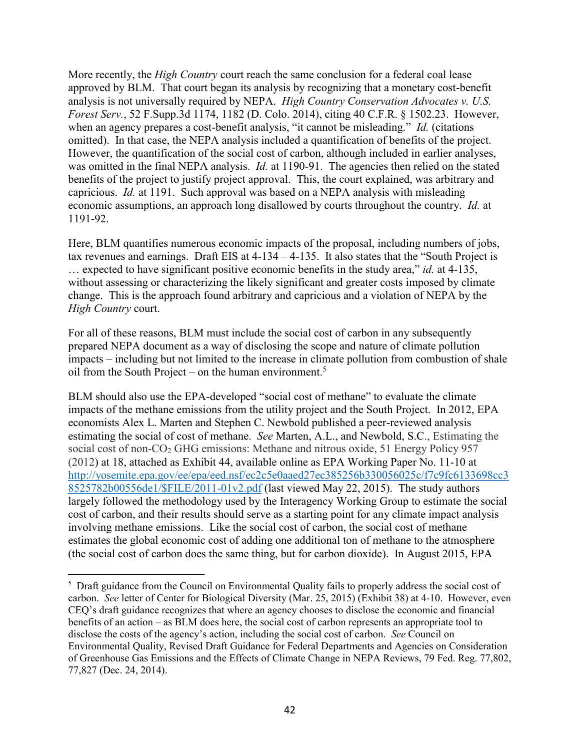More recently, the *High Country* court reach the same conclusion for a federal coal lease approved by BLM. That court began its analysis by recognizing that a monetary cost-benefit analysis is not universally required by NEPA. *High Country Conservation Advocates v. U.S. Forest Serv.*, 52 F.Supp.3d 1174, 1182 (D. Colo. 2014), citing 40 C.F.R. § 1502.23. However, when an agency prepares a cost-benefit analysis, "it cannot be misleading." *Id.* (citations omitted). In that case, the NEPA analysis included a quantification of benefits of the project. However, the quantification of the social cost of carbon, although included in earlier analyses, was omitted in the final NEPA analysis. *Id.* at 1190-91. The agencies then relied on the stated benefits of the project to justify project approval. This, the court explained, was arbitrary and capricious. *Id.* at 1191. Such approval was based on a NEPA analysis with misleading economic assumptions, an approach long disallowed by courts throughout the country. *Id.* at 1191-92.

Here, BLM quantifies numerous economic impacts of the proposal, including numbers of jobs, tax revenues and earnings. Draft EIS at 4-134 – 4-135. It also states that the "South Project is … expected to have significant positive economic benefits in the study area," *id.* at 4-135, without assessing or characterizing the likely significant and greater costs imposed by climate change. This is the approach found arbitrary and capricious and a violation of NEPA by the *High Country* court.

For all of these reasons, BLM must include the social cost of carbon in any subsequently prepared NEPA document as a way of disclosing the scope and nature of climate pollution impacts – including but not limited to the increase in climate pollution from combustion of shale oil from the South Project – on the human environment.[5]

BLM should also use the EPA-developed "social cost of methane" to evaluate the climate impacts of the methane emissions from the utility project and the South Project. In 2012, EPA economists Alex L. Marten and Stephen C. Newbold published a peer-reviewed analysis estimating the social of cost of methane. *See* Marten, A.L., and Newbold, S.C., Estimating the social cost of non-$CO_2$ GHG emissions: Methane and nitrous oxide, 51 Energy Policy 957 (2012) at 18, attached as Exhibit 44, available online as EPA Working Paper No. 11-10 at http://yosemite.epa.gov/ee/epa/eed.nsf/ec2c5e0aaed27ec385256b330056025c/f7c9fc6133698cc38525782b00556de1/$FILE/2011-01v2.pdf (last viewed May 22, 2015). The study authors largely followed the methodology used by the Interagency Working Group to estimate the social cost of carbon, and their results should serve as a starting point for any climate impact analysis involving methane emissions. Like the social cost of carbon, the social cost of methane estimates the global economic cost of adding one additional ton of methane to the atmosphere (the social cost of carbon does the same thing, but for carbon dioxide). In August 2015, EPA

[5] Draft guidance from the Council on Environmental Quality fails to properly address the social cost of carbon. *See* letter of Center for Biological Diversity (Mar. 25, 2015) (Exhibit 38) at 4-10. However, even CEQ's draft guidance recognizes that where an agency chooses to disclose the economic and financial benefits of an action – as BLM does here, the social cost of carbon represents an appropriate tool to disclose the costs of the agency's action, including the social cost of carbon. *See* Council on Environmental Quality, Revised Draft Guidance for Federal Departments and Agencies on Consideration of Greenhouse Gas Emissions and the Effects of Climate Change in NEPA Reviews, 79 Fed. Reg. 77,802, 77,827 (Dec. 24, 2014).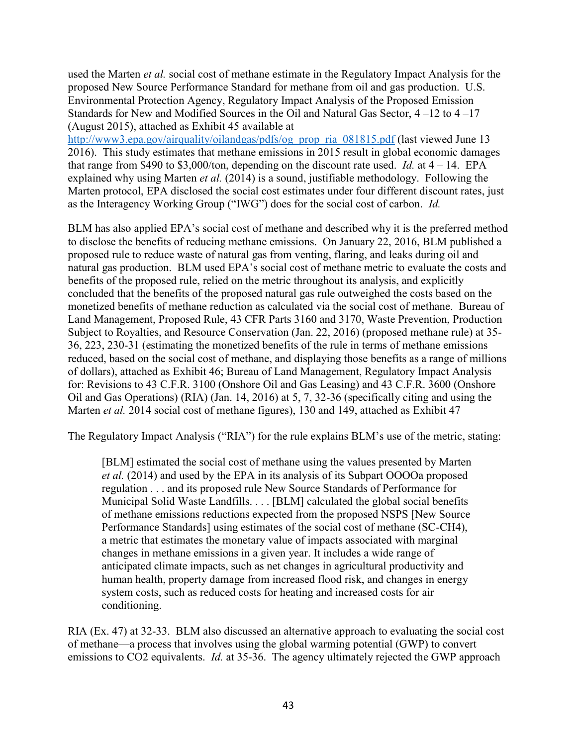used the Marten *et al.* social cost of methane estimate in the Regulatory Impact Analysis for the proposed New Source Performance Standard for methane from oil and gas production. U.S. Environmental Protection Agency, Regulatory Impact Analysis of the Proposed Emission Standards for New and Modified Sources in the Oil and Natural Gas Sector, 4 –12 to 4 –17 (August 2015), attached as Exhibit 45 available at http://www3.epa.gov/airquality/oilandgas/pdfs/og_prop_ria_081815.pdf (last viewed June 13 2016). This study estimates that methane emissions in 2015 result in global economic damages that range from $490 to $3,000/ton, depending on the discount rate used. *Id.* at 4 – 14. EPA explained why using Marten *et al.* (2014) is a sound, justifiable methodology. Following the Marten protocol, EPA disclosed the social cost estimates under four different discount rates, just as the Interagency Working Group ("IWG") does for the social cost of carbon. *Id.*

BLM has also applied EPA's social cost of methane and described why it is the preferred method to disclose the benefits of reducing methane emissions. On January 22, 2016, BLM published a proposed rule to reduce waste of natural gas from venting, flaring, and leaks during oil and natural gas production. BLM used EPA's social cost of methane metric to evaluate the costs and benefits of the proposed rule, relied on the metric throughout its analysis, and explicitly concluded that the benefits of the proposed natural gas rule outweighed the costs based on the monetized benefits of methane reduction as calculated via the social cost of methane. Bureau of Land Management, Proposed Rule, 43 CFR Parts 3160 and 3170, Waste Prevention, Production Subject to Royalties, and Resource Conservation (Jan. 22, 2016) (proposed methane rule) at 35-36, 223, 230-31 (estimating the monetized benefits of the rule in terms of methane emissions reduced, based on the social cost of methane, and displaying those benefits as a range of millions of dollars), attached as Exhibit 46; Bureau of Land Management, Regulatory Impact Analysis for: Revisions to 43 C.F.R. 3100 (Onshore Oil and Gas Leasing) and 43 C.F.R. 3600 (Onshore Oil and Gas Operations) (RIA) (Jan. 14, 2016) at 5, 7, 32-36 (specifically citing and using the Marten *et al.* 2014 social cost of methane figures), 130 and 149, attached as Exhibit 47

The Regulatory Impact Analysis ("RIA") for the rule explains BLM's use of the metric, stating:

> [BLM] estimated the social cost of methane using the values presented by Marten *et al.* (2014) and used by the EPA in its analysis of its Subpart OOOOa proposed regulation . . . and its proposed rule New Source Standards of Performance for Municipal Solid Waste Landfills. . . . [BLM] calculated the global social benefits of methane emissions reductions expected from the proposed NSPS [New Source Performance Standards] using estimates of the social cost of methane (SC-CH4), a metric that estimates the monetary value of impacts associated with marginal changes in methane emissions in a given year. It includes a wide range of anticipated climate impacts, such as net changes in agricultural productivity and human health, property damage from increased flood risk, and changes in energy system costs, such as reduced costs for heating and increased costs for air conditioning.

RIA (Ex. 47) at 32-33. BLM also discussed an alternative approach to evaluating the social cost of methane—a process that involves using the global warming potential (GWP) to convert emissions to $CO_2$ equivalents. *Id.* at 35-36. The agency ultimately rejected the GWP approach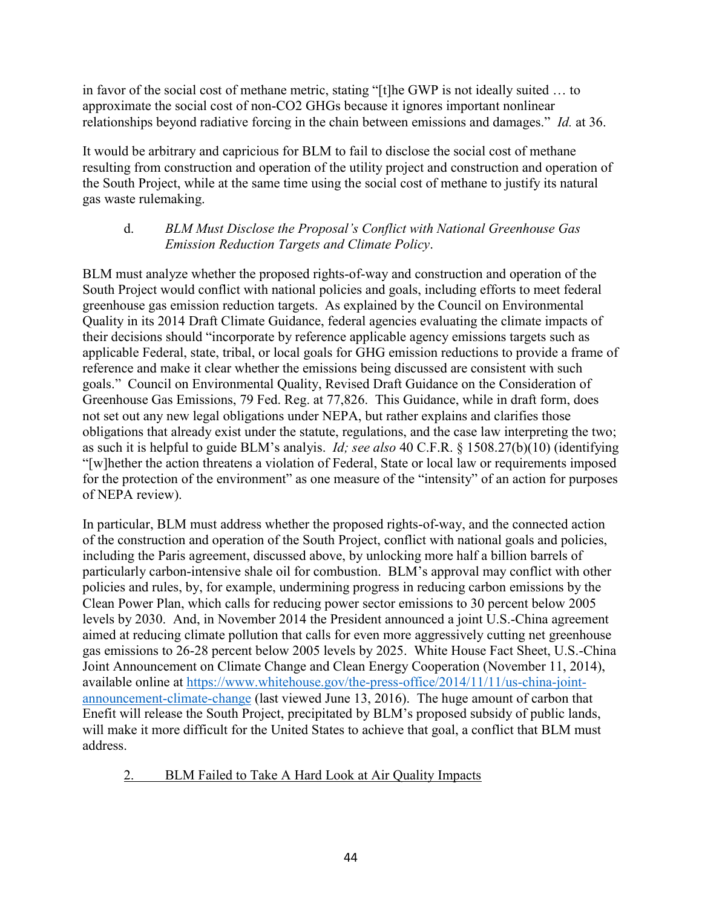in favor of the social cost of methane metric, stating "[t]he GWP is not ideally suited … to approximate the social cost of non-$CO_2$ GHGs because it ignores important nonlinear relationships beyond radiative forcing in the chain between emissions and damages." *Id.* at 36.

It would be arbitrary and capricious for BLM to fail to disclose the social cost of methane resulting from construction and operation of the utility project and construction and operation of the South Project, while at the same time using the social cost of methane to justify its natural gas waste rulemaking.

d. *BLM Must Disclose the Proposal's Conflict with National Greenhouse Gas Emission Reduction Targets and Climate Policy.*

BLM must analyze whether the proposed rights-of-way and construction and operation of the South Project would conflict with national policies and goals, including efforts to meet federal greenhouse gas emission reduction targets. As explained by the Council on Environmental Quality in its 2014 Draft Climate Guidance, federal agencies evaluating the climate impacts of their decisions should "incorporate by reference applicable agency emissions targets such as applicable Federal, state, tribal, or local goals for GHG emission reductions to provide a frame of reference and make it clear whether the emissions being discussed are consistent with such goals." Council on Environmental Quality, Revised Draft Guidance on the Consideration of Greenhouse Gas Emissions, 79 Fed. Reg. at 77,826. This Guidance, while in draft form, does not set out any new legal obligations under NEPA, but rather explains and clarifies those obligations that already exist under the statute, regulations, and the case law interpreting the two; as such it is helpful to guide BLM's analysis. *Id; see also* 40 C.F.R. § 1508.27(b)(10) (identifying "[w]hether the action threatens a violation of Federal, State or local law or requirements imposed for the protection of the environment" as one measure of the "intensity" of an action for purposes of NEPA review).

In particular, BLM must address whether the proposed rights-of-way, and the connected action of the construction and operation of the South Project, conflict with national goals and policies, including the Paris agreement, discussed above, by unlocking more half a billion barrels of particularly carbon-intensive shale oil for combustion. BLM's approval may conflict with other policies and rules, by, for example, undermining progress in reducing carbon emissions by the Clean Power Plan, which calls for reducing power sector emissions to 30 percent below 2005 levels by 2030. And, in November 2014 the President announced a joint U.S.-China agreement aimed at reducing climate pollution that calls for even more aggressively cutting net greenhouse gas emissions to 26-28 percent below 2005 levels by 2025. White House Fact Sheet, U.S.-China Joint Announcement on Climate Change and Clean Energy Cooperation (November 11, 2014), available online at https://www.whitehouse.gov/the-press-office/2014/11/11/us-china-joint-announcement-climate-change (last viewed June 13, 2016). The huge amount of carbon that Enefit will release the South Project, precipitated by BLM's proposed subsidy of public lands, will make it more difficult for the United States to achieve that goal, a conflict that BLM must address.

2. BLM Failed to Take A Hard Look at Air Quality Impacts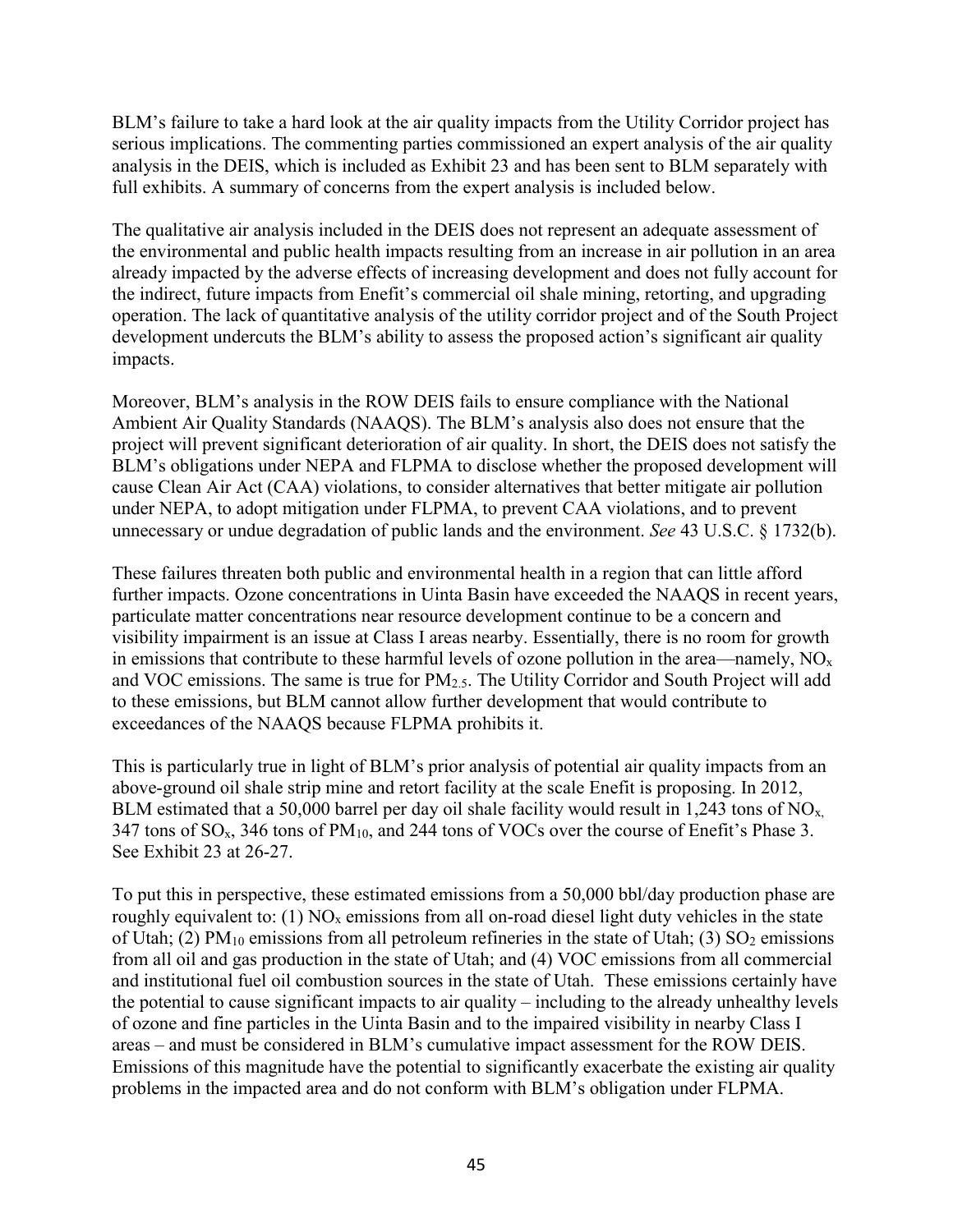BLM's failure to take a hard look at the air quality impacts from the Utility Corridor project has serious implications. The commenting parties commissioned an expert analysis of the air quality analysis in the DEIS, which is included as Exhibit 23 and has been sent to BLM separately with full exhibits. A summary of concerns from the expert analysis is included below.

The qualitative air analysis included in the DEIS does not represent an adequate assessment of the environmental and public health impacts resulting from an increase in air pollution in an area already impacted by the adverse effects of increasing development and does not fully account for the indirect, future impacts from Enefit's commercial oil shale mining, retorting, and upgrading operation. The lack of quantitative analysis of the utility corridor project and of the South Project development undercuts the BLM's ability to assess the proposed action's significant air quality impacts.

Moreover, BLM's analysis in the ROW DEIS fails to ensure compliance with the National Ambient Air Quality Standards (NAAQS). The BLM's analysis also does not ensure that the project will prevent significant deterioration of air quality. In short, the DEIS does not satisfy the BLM's obligations under NEPA and FLPMA to disclose whether the proposed development will cause Clean Air Act (CAA) violations, to consider alternatives that better mitigate air pollution under NEPA, to adopt mitigation under FLPMA, to prevent CAA violations, and to prevent unnecessary or undue degradation of public lands and the environment. *See* 43 U.S.C. § 1732(b).

These failures threaten both public and environmental health in a region that can little afford further impacts. Ozone concentrations in Uinta Basin have exceeded the NAAQS in recent years, particulate matter concentrations near resource development continue to be a concern and visibility impairment is an issue at Class I areas nearby. Essentially, there is no room for growth in emissions that contribute to these harmful levels of ozone pollution in the area—namely, $NO_x$ and VOC emissions. The same is true for $PM_{2.5}$. The Utility Corridor and South Project will add to these emissions, but BLM cannot allow further development that would contribute to exceedances of the NAAQS because FLPMA prohibits it.

This is particularly true in light of BLM's prior analysis of potential air quality impacts from an above-ground oil shale strip mine and retort facility at the scale Enefit is proposing. In 2012, BLM estimated that a 50,000 barrel per day oil shale facility would result in 1,243 tons of $NO_x$, 347 tons of $SO_x$, 346 tons of $PM_{10}$, and 244 tons of VOCs over the course of Enefit's Phase 3. See Exhibit 23 at 26-27.

To put this in perspective, these estimated emissions from a 50,000 bbl/day production phase are roughly equivalent to: (1) $NO_x$ emissions from all on-road diesel light duty vehicles in the state of Utah; (2) $PM_{10}$ emissions from all petroleum refineries in the state of Utah; (3) $SO_2$ emissions from all oil and gas production in the state of Utah; and (4) VOC emissions from all commercial and institutional fuel oil combustion sources in the state of Utah. These emissions certainly have the potential to cause significant impacts to air quality – including to the already unhealthy levels of ozone and fine particles in the Uinta Basin and to the impaired visibility in nearby Class I areas – and must be considered in BLM's cumulative impact assessment for the ROW DEIS. Emissions of this magnitude have the potential to significantly exacerbate the existing air quality problems in the impacted area and do not conform with BLM's obligation under FLPMA.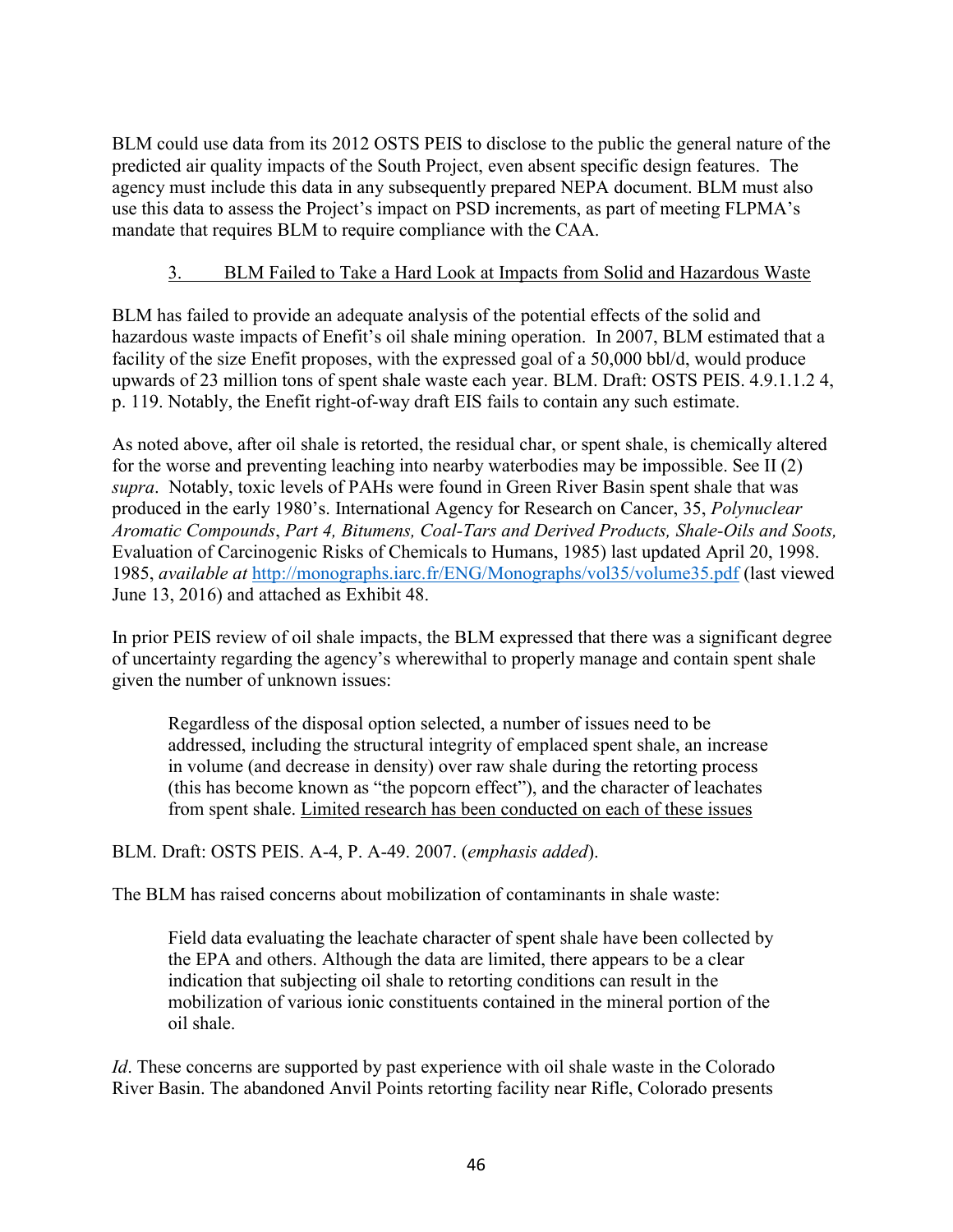BLM could use data from its 2012 OSTS PEIS to disclose to the public the general nature of the predicted air quality impacts of the South Project, even absent specific design features. The agency must include this data in any subsequently prepared NEPA document. BLM must also use this data to assess the Project's impact on PSD increments, as part of meeting FLPMA's mandate that requires BLM to require compliance with the CAA.

### 3. BLM Failed to Take a Hard Look at Impacts from Solid and Hazardous Waste

BLM has failed to provide an adequate analysis of the potential effects of the solid and hazardous waste impacts of Enefit's oil shale mining operation. In 2007, BLM estimated that a facility of the size Enefit proposes, with the expressed goal of a 50,000 bbl/d, would produce upwards of 23 million tons of spent shale waste each year. BLM. Draft: OSTS PEIS. 4.9.1.1.2 4, p. 119. Notably, the Enefit right-of-way draft EIS fails to contain any such estimate.

As noted above, after oil shale is retorted, the residual char, or spent shale, is chemically altered for the worse and preventing leaching into nearby waterbodies may be impossible. See II (2) *supra*. Notably, toxic levels of PAHs were found in Green River Basin spent shale that was produced in the early 1980's. International Agency for Research on Cancer, 35, *Polynuclear Aromatic Compounds*, *Part 4, Bitumens, Coal-Tars and Derived Products, Shale-Oils and Soots,* Evaluation of Carcinogenic Risks of Chemicals to Humans, 1985) last updated April 20, 1998. 1985, *available at* http://monographs.iarc.fr/ENG/Monographs/vol35/volume35.pdf (last viewed June 13, 2016) and attached as Exhibit 48.

In prior PEIS review of oil shale impacts, the BLM expressed that there was a significant degree of uncertainty regarding the agency's wherewithal to properly manage and contain spent shale given the number of unknown issues:

> Regardless of the disposal option selected, a number of issues need to be addressed, including the structural integrity of emplaced spent shale, an increase in volume (and decrease in density) over raw shale during the retorting process (this has become known as "the popcorn effect"), and the character of leachates from spent shale. <u>Limited research has been conducted on each of these issues</u>

BLM. Draft: OSTS PEIS. A-4, P. A-49. 2007. (*emphasis added*).

The BLM has raised concerns about mobilization of contaminants in shale waste:

> Field data evaluating the leachate character of spent shale have been collected by the EPA and others. Although the data are limited, there appears to be a clear indication that subjecting oil shale to retorting conditions can result in the mobilization of various ionic constituents contained in the mineral portion of the oil shale.

*Id*. These concerns are supported by past experience with oil shale waste in the Colorado River Basin. The abandoned Anvil Points retorting facility near Rifle, Colorado presents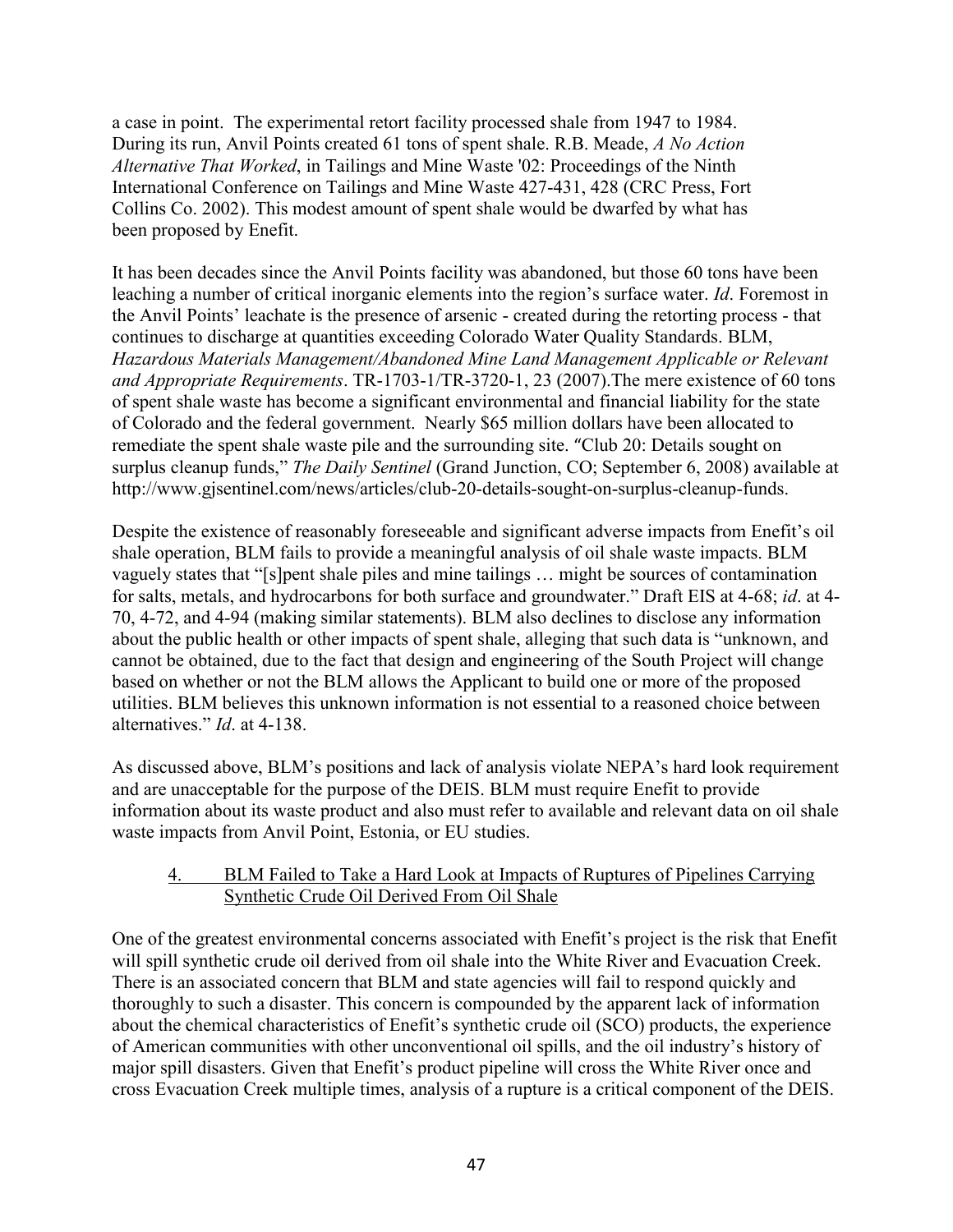a case in point. The experimental retort facility processed shale from 1947 to 1984. During its run, Anvil Points created 61 tons of spent shale. R.B. Meade, *A No Action Alternative That Worked*, in Tailings and Mine Waste '02: Proceedings of the Ninth International Conference on Tailings and Mine Waste 427-431, 428 (CRC Press, Fort Collins Co. 2002). This modest amount of spent shale would be dwarfed by what has been proposed by Enefit.

It has been decades since the Anvil Points facility was abandoned, but those 60 tons have been leaching a number of critical inorganic elements into the region's surface water. *Id*. Foremost in the Anvil Points' leachate is the presence of arsenic - created during the retorting process - that continues to discharge at quantities exceeding Colorado Water Quality Standards. BLM, *Hazardous Materials Management/Abandoned Mine Land Management Applicable or Relevant and Appropriate Requirements*. TR-1703-1/TR-3720-1, 23 (2007).The mere existence of 60 tons of spent shale waste has become a significant environmental and financial liability for the state of Colorado and the federal government. Nearly $65 million dollars have been allocated to remediate the spent shale waste pile and the surrounding site. "Club 20: Details sought on surplus cleanup funds," *The Daily Sentinel* (Grand Junction, CO; September 6, 2008) available at http://www.gjsentinel.com/news/articles/club-20-details-sought-on-surplus-cleanup-funds.

Despite the existence of reasonably foreseeable and significant adverse impacts from Enefit's oil shale operation, BLM fails to provide a meaningful analysis of oil shale waste impacts. BLM vaguely states that "[s]pent shale piles and mine tailings … might be sources of contamination for salts, metals, and hydrocarbons for both surface and groundwater." Draft EIS at 4-68; *id*. at 4-70, 4-72, and 4-94 (making similar statements). BLM also declines to disclose any information about the public health or other impacts of spent shale, alleging that such data is "unknown, and cannot be obtained, due to the fact that design and engineering of the South Project will change based on whether or not the BLM allows the Applicant to build one or more of the proposed utilities. BLM believes this unknown information is not essential to a reasoned choice between alternatives." *Id*. at 4-138.

As discussed above, BLM's positions and lack of analysis violate NEPA's hard look requirement and are unacceptable for the purpose of the DEIS. BLM must require Enefit to provide information about its waste product and also must refer to available and relevant data on oil shale waste impacts from Anvil Point, Estonia, or EU studies.

#### 4. BLM Failed to Take a Hard Look at Impacts of Ruptures of Pipelines Carrying Synthetic Crude Oil Derived From Oil Shale

One of the greatest environmental concerns associated with Enefit's project is the risk that Enefit will spill synthetic crude oil derived from oil shale into the White River and Evacuation Creek. There is an associated concern that BLM and state agencies will fail to respond quickly and thoroughly to such a disaster. This concern is compounded by the apparent lack of information about the chemical characteristics of Enefit's synthetic crude oil (SCO) products, the experience of American communities with other unconventional oil spills, and the oil industry's history of major spill disasters. Given that Enefit's product pipeline will cross the White River once and cross Evacuation Creek multiple times, analysis of a rupture is a critical component of the DEIS.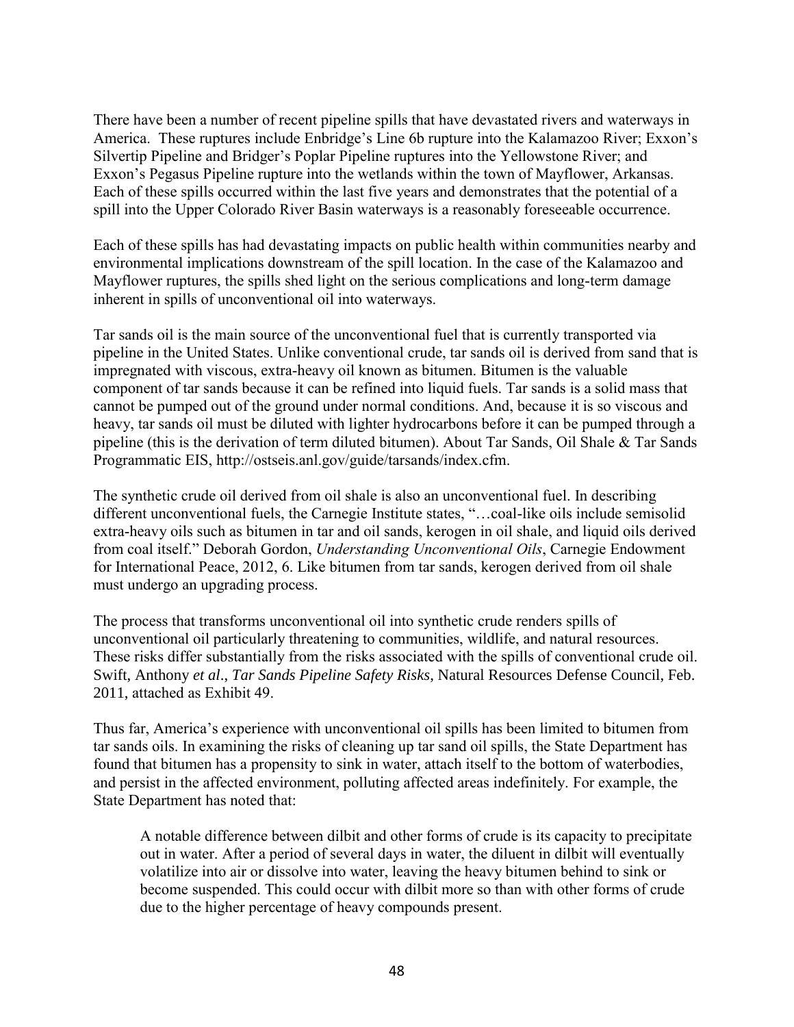There have been a number of recent pipeline spills that have devastated rivers and waterways in America. These ruptures include Enbridge's Line 6b rupture into the Kalamazoo River; Exxon's Silvertip Pipeline and Bridger's Poplar Pipeline ruptures into the Yellowstone River; and Exxon's Pegasus Pipeline rupture into the wetlands within the town of Mayflower, Arkansas. Each of these spills occurred within the last five years and demonstrates that the potential of a spill into the Upper Colorado River Basin waterways is a reasonably foreseeable occurrence.

Each of these spills has had devastating impacts on public health within communities nearby and environmental implications downstream of the spill location. In the case of the Kalamazoo and Mayflower ruptures, the spills shed light on the serious complications and long-term damage inherent in spills of unconventional oil into waterways.

Tar sands oil is the main source of the unconventional fuel that is currently transported via pipeline in the United States. Unlike conventional crude, tar sands oil is derived from sand that is impregnated with viscous, extra-heavy oil known as bitumen. Bitumen is the valuable component of tar sands because it can be refined into liquid fuels. Tar sands is a solid mass that cannot be pumped out of the ground under normal conditions. And, because it is so viscous and heavy, tar sands oil must be diluted with lighter hydrocarbons before it can be pumped through a pipeline (this is the derivation of term diluted bitumen). About Tar Sands, Oil Shale & Tar Sands Programmatic EIS, http://ostseis.anl.gov/guide/tarsands/index.cfm.

The synthetic crude oil derived from oil shale is also an unconventional fuel. In describing different unconventional fuels, the Carnegie Institute states, "…coal-like oils include semisolid extra-heavy oils such as bitumen in tar and oil sands, kerogen in oil shale, and liquid oils derived from coal itself." Deborah Gordon, *Understanding Unconventional Oils*, Carnegie Endowment for International Peace, 2012, 6. Like bitumen from tar sands, kerogen derived from oil shale must undergo an upgrading process.

The process that transforms unconventional oil into synthetic crude renders spills of unconventional oil particularly threatening to communities, wildlife, and natural resources. These risks differ substantially from the risks associated with the spills of conventional crude oil. Swift, Anthony *et al*., *Tar Sands Pipeline Safety Risks*, Natural Resources Defense Council, Feb. 2011, attached as Exhibit 49.

Thus far, America's experience with unconventional oil spills has been limited to bitumen from tar sands oils. In examining the risks of cleaning up tar sand oil spills, the State Department has found that bitumen has a propensity to sink in water, attach itself to the bottom of waterbodies, and persist in the affected environment, polluting affected areas indefinitely. For example, the State Department has noted that:

> A notable difference between dilbit and other forms of crude is its capacity to precipitate out in water. After a period of several days in water, the diluent in dilbit will eventually volatilize into air or dissolve into water, leaving the heavy bitumen behind to sink or become suspended. This could occur with dilbit more so than with other forms of crude due to the higher percentage of heavy compounds present.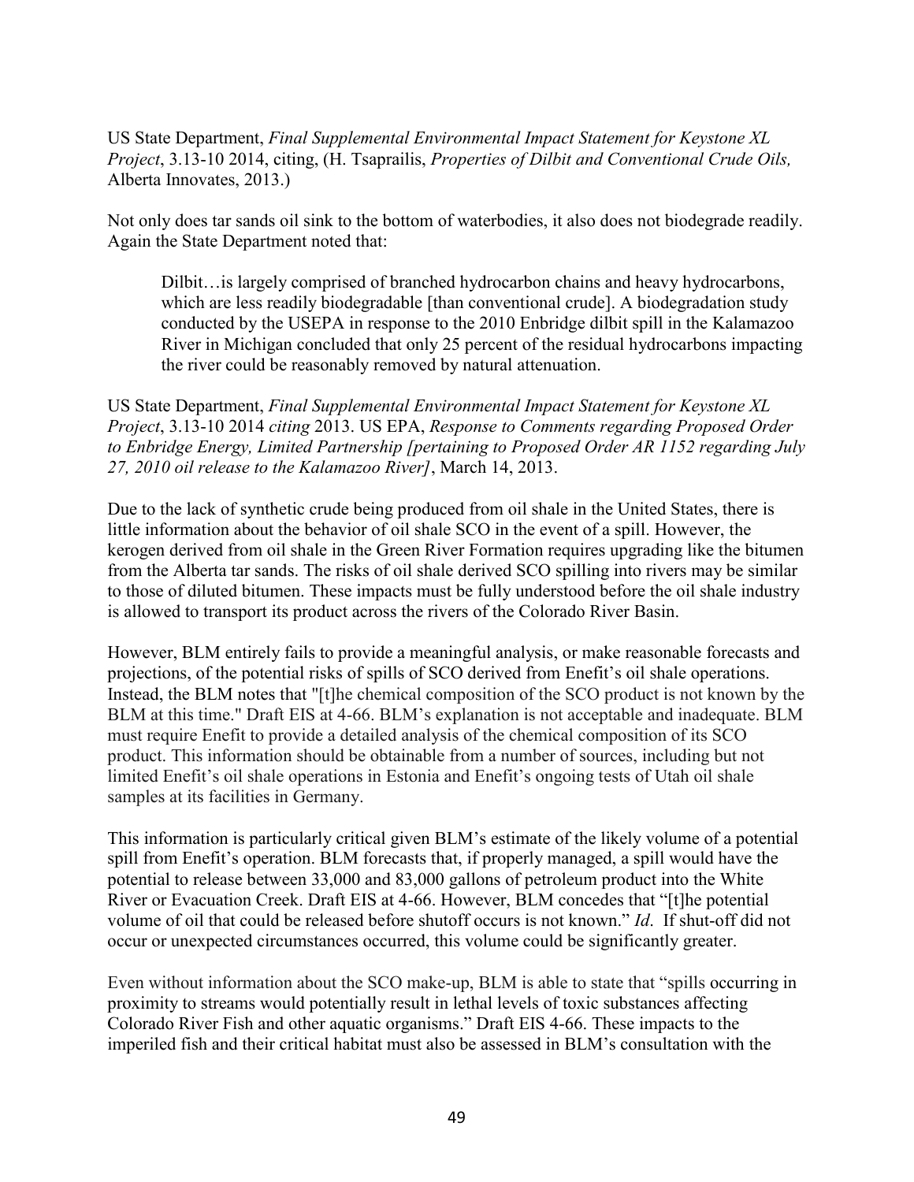US State Department, *Final Supplemental Environmental Impact Statement for Keystone XL Project*, 3.13-10 2014, citing, (H. Tsaprailis, *Properties of Dilbit and Conventional Crude Oils,* Alberta Innovates, 2013.)

Not only does tar sands oil sink to the bottom of waterbodies, it also does not biodegrade readily. Again the State Department noted that:

> Dilbit…is largely comprised of branched hydrocarbon chains and heavy hydrocarbons, which are less readily biodegradable [than conventional crude]. A biodegradation study conducted by the USEPA in response to the 2010 Enbridge dilbit spill in the Kalamazoo River in Michigan concluded that only 25 percent of the residual hydrocarbons impacting the river could be reasonably removed by natural attenuation.

US State Department, *Final Supplemental Environmental Impact Statement for Keystone XL Project*, 3.13-10 2014 *citing* 2013. US EPA, *Response to Comments regarding Proposed Order to Enbridge Energy, Limited Partnership [pertaining to Proposed Order AR 1152 regarding July 27, 2010 oil release to the Kalamazoo River]*, March 14, 2013.

Due to the lack of synthetic crude being produced from oil shale in the United States, there is little information about the behavior of oil shale SCO in the event of a spill. However, the kerogen derived from oil shale in the Green River Formation requires upgrading like the bitumen from the Alberta tar sands. The risks of oil shale derived SCO spilling into rivers may be similar to those of diluted bitumen. These impacts must be fully understood before the oil shale industry is allowed to transport its product across the rivers of the Colorado River Basin.

However, BLM entirely fails to provide a meaningful analysis, or make reasonable forecasts and projections, of the potential risks of spills of SCO derived from Enefit's oil shale operations. Instead, the BLM notes that "[t]he chemical composition of the SCO product is not known by the BLM at this time." Draft EIS at 4-66. BLM's explanation is not acceptable and inadequate. BLM must require Enefit to provide a detailed analysis of the chemical composition of its SCO product. This information should be obtainable from a number of sources, including but not limited Enefit's oil shale operations in Estonia and Enefit's ongoing tests of Utah oil shale samples at its facilities in Germany.

This information is particularly critical given BLM's estimate of the likely volume of a potential spill from Enefit's operation. BLM forecasts that, if properly managed, a spill would have the potential to release between 33,000 and 83,000 gallons of petroleum product into the White River or Evacuation Creek. Draft EIS at 4-66. However, BLM concedes that "[t]he potential volume of oil that could be released before shutoff occurs is not known." *Id*. If shut-off did not occur or unexpected circumstances occurred, this volume could be significantly greater.

Even without information about the SCO make-up, BLM is able to state that "spills occurring in proximity to streams would potentially result in lethal levels of toxic substances affecting Colorado River Fish and other aquatic organisms." Draft EIS 4-66. These impacts to the imperiled fish and their critical habitat must also be assessed in BLM's consultation with the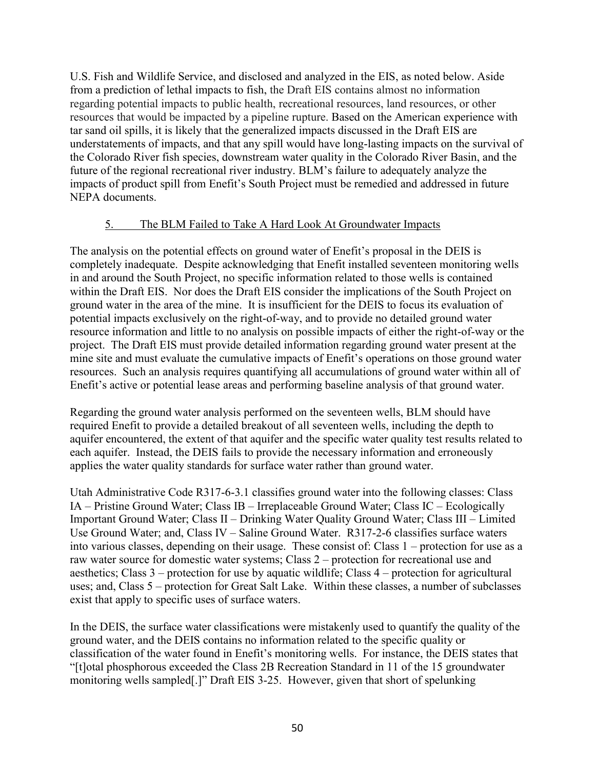U.S. Fish and Wildlife Service, and disclosed and analyzed in the EIS, as noted below. Aside from a prediction of lethal impacts to fish, the Draft EIS contains almost no information regarding potential impacts to public health, recreational resources, land resources, or other resources that would be impacted by a pipeline rupture. Based on the American experience with tar sand oil spills, it is likely that the generalized impacts discussed in the Draft EIS are understatements of impacts, and that any spill would have long-lasting impacts on the survival of the Colorado River fish species, downstream water quality in the Colorado River Basin, and the future of the regional recreational river industry. BLM's failure to adequately analyze the impacts of product spill from Enefit's South Project must be remedied and addressed in future NEPA documents.

### 5. The BLM Failed to Take A Hard Look At Groundwater Impacts

The analysis on the potential effects on ground water of Enefit's proposal in the DEIS is completely inadequate. Despite acknowledging that Enefit installed seventeen monitoring wells in and around the South Project, no specific information related to those wells is contained within the Draft EIS. Nor does the Draft EIS consider the implications of the South Project on ground water in the area of the mine. It is insufficient for the DEIS to focus its evaluation of potential impacts exclusively on the right-of-way, and to provide no detailed ground water resource information and little to no analysis on possible impacts of either the right-of-way or the project. The Draft EIS must provide detailed information regarding ground water present at the mine site and must evaluate the cumulative impacts of Enefit's operations on those ground water resources. Such an analysis requires quantifying all accumulations of ground water within all of Enefit's active or potential lease areas and performing baseline analysis of that ground water.

Regarding the ground water analysis performed on the seventeen wells, BLM should have required Enefit to provide a detailed breakout of all seventeen wells, including the depth to aquifer encountered, the extent of that aquifer and the specific water quality test results related to each aquifer. Instead, the DEIS fails to provide the necessary information and erroneously applies the water quality standards for surface water rather than ground water.

Utah Administrative Code R317-6-3.1 classifies ground water into the following classes: Class IA – Pristine Ground Water; Class IB – Irreplaceable Ground Water; Class IC – Ecologically Important Ground Water; Class II – Drinking Water Quality Ground Water; Class III – Limited Use Ground Water; and, Class IV – Saline Ground Water. R317-2-6 classifies surface waters into various classes, depending on their usage. These consist of: Class 1 – protection for use as a raw water source for domestic water systems; Class 2 – protection for recreational use and aesthetics; Class 3 – protection for use by aquatic wildlife; Class 4 – protection for agricultural uses; and, Class 5 – protection for Great Salt Lake. Within these classes, a number of subclasses exist that apply to specific uses of surface waters.

In the DEIS, the surface water classifications were mistakenly used to quantify the quality of the ground water, and the DEIS contains no information related to the specific quality or classification of the water found in Enefit's monitoring wells. For instance, the DEIS states that "[t]otal phosphorous exceeded the Class 2B Recreation Standard in 11 of the 15 groundwater monitoring wells sampled[.]" Draft EIS 3-25. However, given that short of spelunking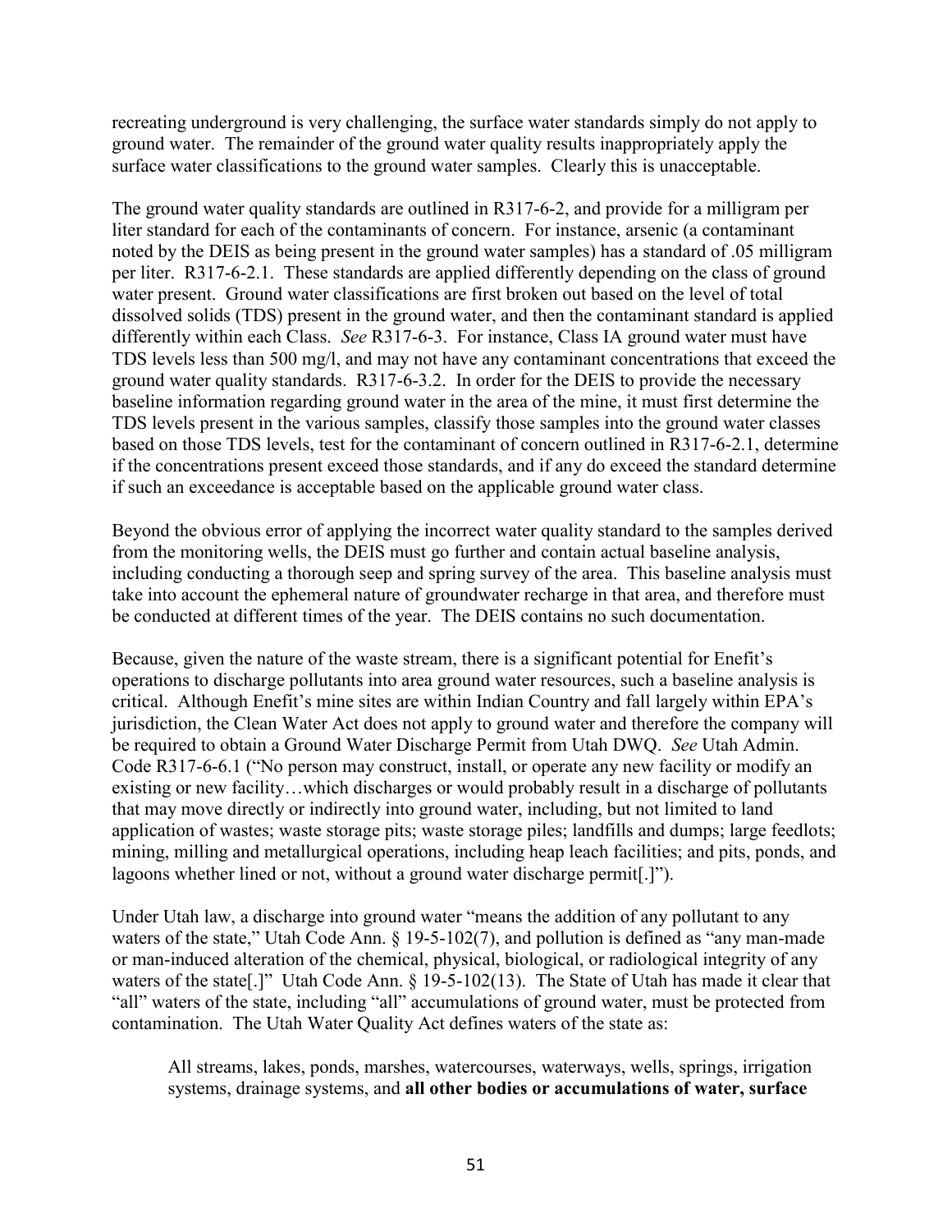recreating underground is very challenging, the surface water standards simply do not apply to ground water. The remainder of the ground water quality results inappropriately apply the surface water classifications to the ground water samples. Clearly this is unacceptable.

The ground water quality standards are outlined in R317-6-2, and provide for a milligram per liter standard for each of the contaminants of concern. For instance, arsenic (a contaminant noted by the DEIS as being present in the ground water samples) has a standard of .05 milligram per liter. R317-6-2.1. These standards are applied differently depending on the class of ground water present. Ground water classifications are first broken out based on the level of total dissolved solids (TDS) present in the ground water, and then the contaminant standard is applied differently within each Class. *See* R317-6-3. For instance, Class IA ground water must have TDS levels less than 500 mg/l, and may not have any contaminant concentrations that exceed the ground water quality standards. R317-6-3.2. In order for the DEIS to provide the necessary baseline information regarding ground water in the area of the mine, it must first determine the TDS levels present in the various samples, classify those samples into the ground water classes based on those TDS levels, test for the contaminant of concern outlined in R317-6-2.1, determine if the concentrations present exceed those standards, and if any do exceed the standard determine if such an exceedance is acceptable based on the applicable ground water class.

Beyond the obvious error of applying the incorrect water quality standard to the samples derived from the monitoring wells, the DEIS must go further and contain actual baseline analysis, including conducting a thorough seep and spring survey of the area. This baseline analysis must take into account the ephemeral nature of groundwater recharge in that area, and therefore must be conducted at different times of the year. The DEIS contains no such documentation.

Because, given the nature of the waste stream, there is a significant potential for Enefit's operations to discharge pollutants into area ground water resources, such a baseline analysis is critical. Although Enefit's mine sites are within Indian Country and fall largely within EPA's jurisdiction, the Clean Water Act does not apply to ground water and therefore the company will be required to obtain a Ground Water Discharge Permit from Utah DWQ. *See* Utah Admin. Code R317-6-6.1 ("No person may construct, install, or operate any new facility or modify an existing or new facility…which discharges or would probably result in a discharge of pollutants that may move directly or indirectly into ground water, including, but not limited to land application of wastes; waste storage pits; waste storage piles; landfills and dumps; large feedlots; mining, milling and metallurgical operations, including heap leach facilities; and pits, ponds, and lagoons whether lined or not, without a ground water discharge permit[.]").

Under Utah law, a discharge into ground water "means the addition of any pollutant to any waters of the state," Utah Code Ann. § 19-5-102(7), and pollution is defined as "any man-made or man-induced alteration of the chemical, physical, biological, or radiological integrity of any waters of the state[.]" Utah Code Ann. § 19-5-102(13). The State of Utah has made it clear that "all" waters of the state, including "all" accumulations of ground water, must be protected from contamination. The Utah Water Quality Act defines waters of the state as:

> All streams, lakes, ponds, marshes, watercourses, waterways, wells, springs, irrigation systems, drainage systems, and **all other bodies or accumulations of water, surface**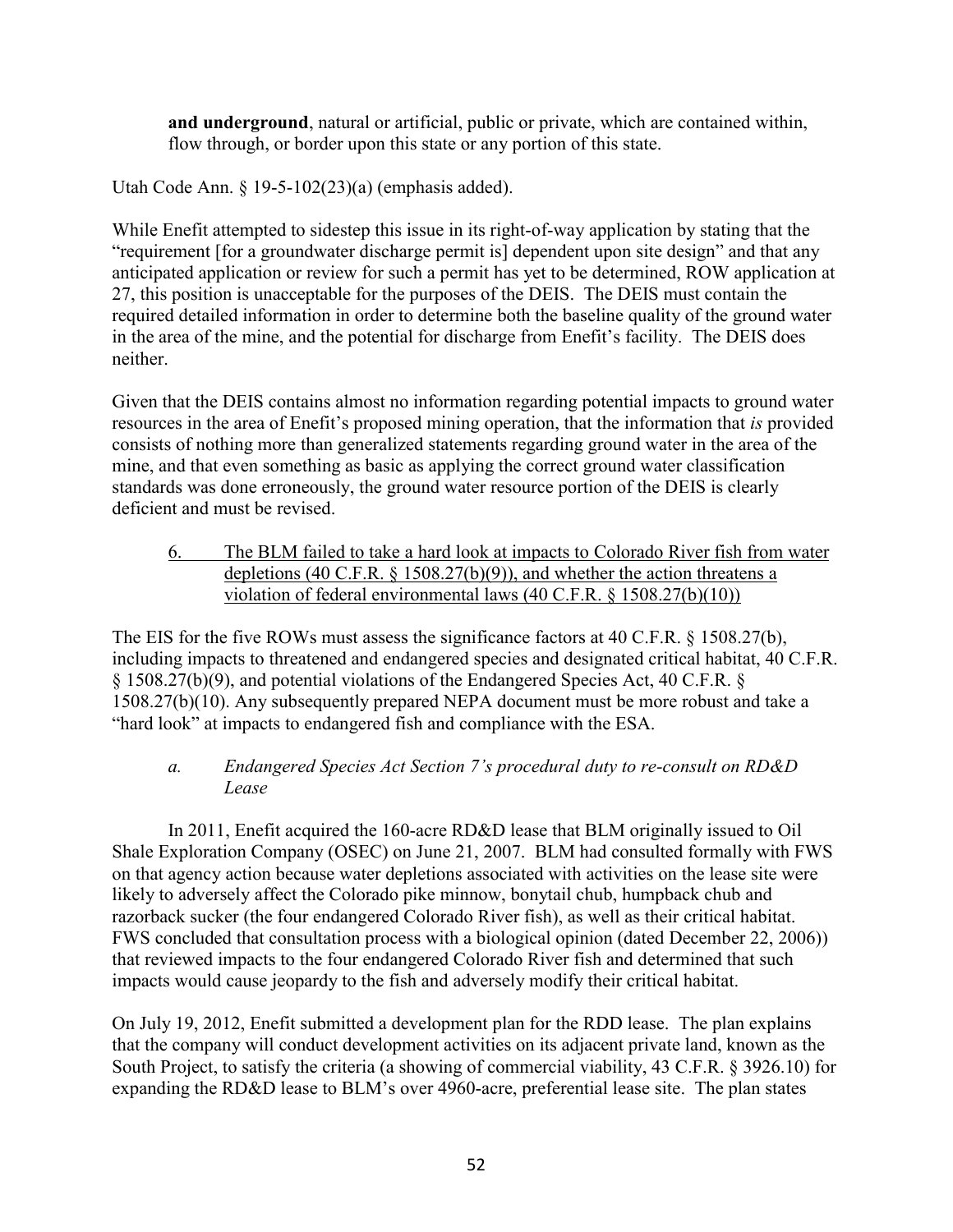**and underground**, natural or artificial, public or private, which are contained within, flow through, or border upon this state or any portion of this state.

Utah Code Ann. § 19-5-102(23)(a) (emphasis added).

While Enefit attempted to sidestep this issue in its right-of-way application by stating that the "requirement [for a groundwater discharge permit is] dependent upon site design" and that any anticipated application or review for such a permit has yet to be determined, ROW application at 27, this position is unacceptable for the purposes of the DEIS. The DEIS must contain the required detailed information in order to determine both the baseline quality of the ground water in the area of the mine, and the potential for discharge from Enefit's facility. The DEIS does neither.

Given that the DEIS contains almost no information regarding potential impacts to ground water resources in the area of Enefit's proposed mining operation, that the information that *is* provided consists of nothing more than generalized statements regarding ground water in the area of the mine, and that even something as basic as applying the correct ground water classification standards was done erroneously, the ground water resource portion of the DEIS is clearly deficient and must be revised.

6. The BLM failed to take a hard look at impacts to Colorado River fish from water depletions (40 C.F.R. § 1508.27(b)(9)), and whether the action threatens a violation of federal environmental laws (40 C.F.R. § 1508.27(b)(10))

The EIS for the five ROWs must assess the significance factors at 40 C.F.R. § 1508.27(b), including impacts to threatened and endangered species and designated critical habitat, 40 C.F.R. § 1508.27(b)(9), and potential violations of the Endangered Species Act, 40 C.F.R. § 1508.27(b)(10). Any subsequently prepared NEPA document must be more robust and take a "hard look" at impacts to endangered fish and compliance with the ESA.

*a. Endangered Species Act Section 7's procedural duty to re-consult on RD&D Lease*

In 2011, Enefit acquired the 160-acre RD&D lease that BLM originally issued to Oil Shale Exploration Company (OSEC) on June 21, 2007. BLM had consulted formally with FWS on that agency action because water depletions associated with activities on the lease site were likely to adversely affect the Colorado pike minnow, bonytail chub, humpback chub and razorback sucker (the four endangered Colorado River fish), as well as their critical habitat. FWS concluded that consultation process with a biological opinion (dated December 22, 2006)) that reviewed impacts to the four endangered Colorado River fish and determined that such impacts would cause jeopardy to the fish and adversely modify their critical habitat.

On July 19, 2012, Enefit submitted a development plan for the RDD lease. The plan explains that the company will conduct development activities on its adjacent private land, known as the South Project, to satisfy the criteria (a showing of commercial viability, 43 C.F.R. § 3926.10) for expanding the RD&D lease to BLM's over 4960-acre, preferential lease site. The plan states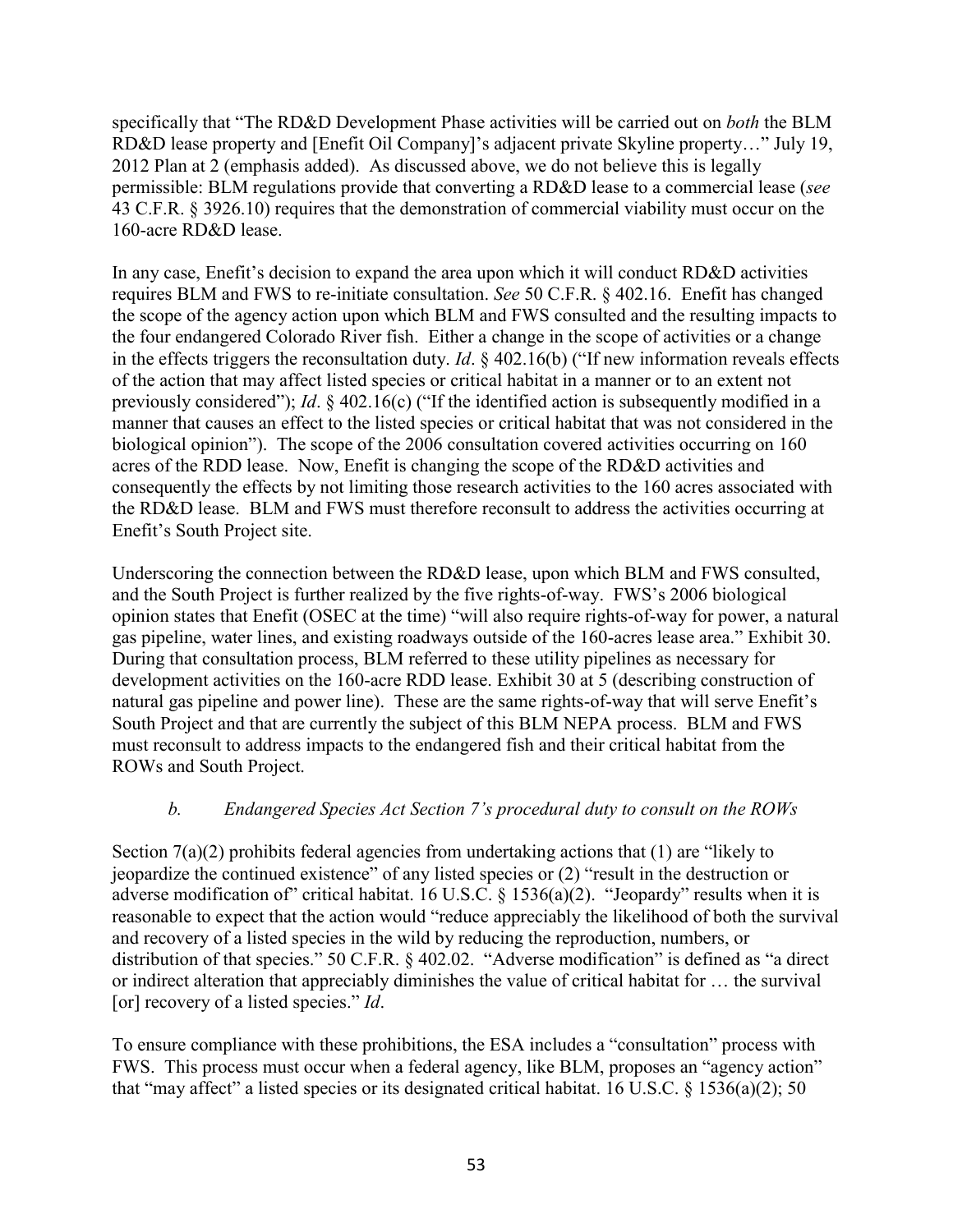specifically that "The RD&D Development Phase activities will be carried out on *both* the BLM RD&D lease property and [Enefit Oil Company]'s adjacent private Skyline property…" July 19, 2012 Plan at 2 (emphasis added). As discussed above, we do not believe this is legally permissible: BLM regulations provide that converting a RD&D lease to a commercial lease (*see* 43 C.F.R. § 3926.10) requires that the demonstration of commercial viability must occur on the 160-acre RD&D lease.

In any case, Enefit's decision to expand the area upon which it will conduct RD&D activities requires BLM and FWS to re-initiate consultation. *See* 50 C.F.R. § 402.16. Enefit has changed the scope of the agency action upon which BLM and FWS consulted and the resulting impacts to the four endangered Colorado River fish. Either a change in the scope of activities or a change in the effects triggers the reconsultation duty. *Id*. § 402.16(b) ("If new information reveals effects of the action that may affect listed species or critical habitat in a manner or to an extent not previously considered"); *Id*. § 402.16(c) ("If the identified action is subsequently modified in a manner that causes an effect to the listed species or critical habitat that was not considered in the biological opinion"). The scope of the 2006 consultation covered activities occurring on 160 acres of the RDD lease. Now, Enefit is changing the scope of the RD&D activities and consequently the effects by not limiting those research activities to the 160 acres associated with the RD&D lease. BLM and FWS must therefore reconsult to address the activities occurring at Enefit's South Project site.

Underscoring the connection between the RD&D lease, upon which BLM and FWS consulted, and the South Project is further realized by the five rights-of-way. FWS's 2006 biological opinion states that Enefit (OSEC at the time) "will also require rights-of-way for power, a natural gas pipeline, water lines, and existing roadways outside of the 160-acres lease area." Exhibit 30. During that consultation process, BLM referred to these utility pipelines as necessary for development activities on the 160-acre RDD lease. Exhibit 30 at 5 (describing construction of natural gas pipeline and power line). These are the same rights-of-way that will serve Enefit's South Project and that are currently the subject of this BLM NEPA process. BLM and FWS must reconsult to address impacts to the endangered fish and their critical habitat from the ROWs and South Project.

#### *b. Endangered Species Act Section 7's procedural duty to consult on the ROWs*

Section 7(a)(2) prohibits federal agencies from undertaking actions that (1) are "likely to jeopardize the continued existence" of any listed species or (2) "result in the destruction or adverse modification of" critical habitat. 16 U.S.C. § 1536(a)(2). "Jeopardy" results when it is reasonable to expect that the action would "reduce appreciably the likelihood of both the survival and recovery of a listed species in the wild by reducing the reproduction, numbers, or distribution of that species." 50 C.F.R. § 402.02. "Adverse modification" is defined as "a direct or indirect alteration that appreciably diminishes the value of critical habitat for … the survival [or] recovery of a listed species." *Id*.

To ensure compliance with these prohibitions, the ESA includes a "consultation" process with FWS. This process must occur when a federal agency, like BLM, proposes an "agency action" that "may affect" a listed species or its designated critical habitat. 16 U.S.C. § 1536(a)(2); 50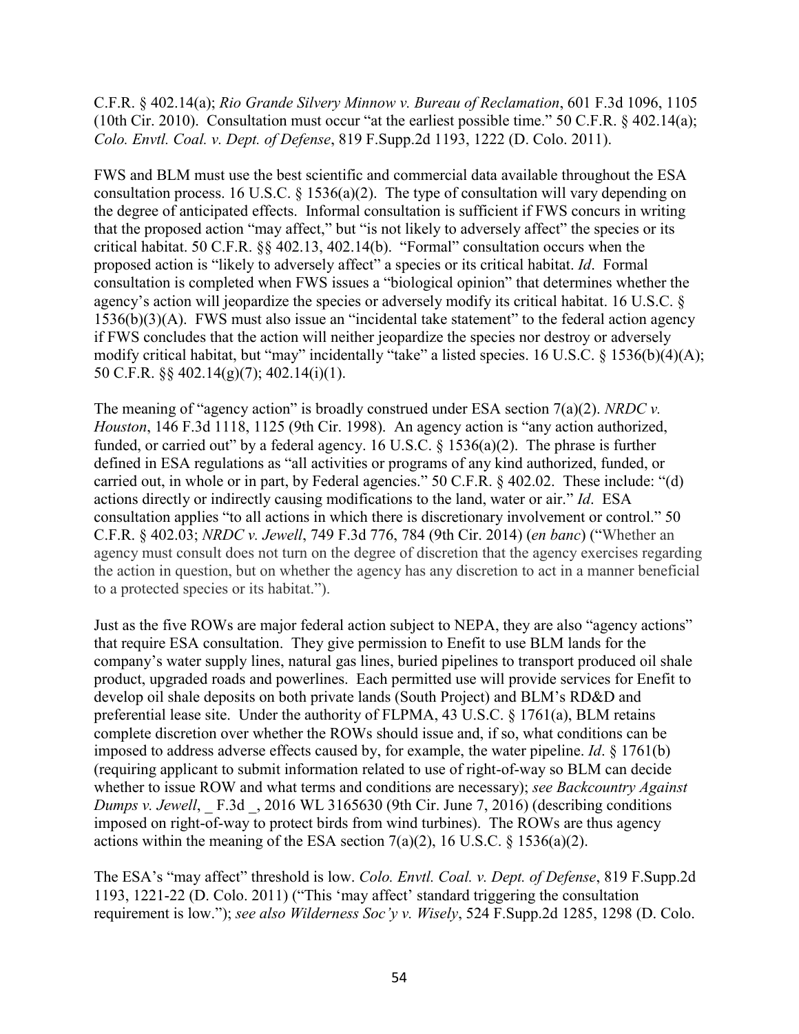C.F.R. § 402.14(a); *Rio Grande Silvery Minnow v. Bureau of Reclamation*, 601 F.3d 1096, 1105 (10th Cir. 2010). Consultation must occur "at the earliest possible time." 50 C.F.R. § 402.14(a); *Colo. Envtl. Coal. v. Dept. of Defense*, 819 F.Supp.2d 1193, 1222 (D. Colo. 2011).

FWS and BLM must use the best scientific and commercial data available throughout the ESA consultation process. 16 U.S.C. § 1536(a)(2). The type of consultation will vary depending on the degree of anticipated effects. Informal consultation is sufficient if FWS concurs in writing that the proposed action "may affect," but "is not likely to adversely affect" the species or its critical habitat. 50 C.F.R. §§ 402.13, 402.14(b). "Formal" consultation occurs when the proposed action is "likely to adversely affect" a species or its critical habitat. *Id*. Formal consultation is completed when FWS issues a "biological opinion" that determines whether the agency's action will jeopardize the species or adversely modify its critical habitat. 16 U.S.C. § 1536(b)(3)(A). FWS must also issue an "incidental take statement" to the federal action agency if FWS concludes that the action will neither jeopardize the species nor destroy or adversely modify critical habitat, but "may" incidentally "take" a listed species. 16 U.S.C. § 1536(b)(4)(A); 50 C.F.R. §§ 402.14(g)(7); 402.14(i)(1).

The meaning of "agency action" is broadly construed under ESA section 7(a)(2). *NRDC v. Houston*, 146 F.3d 1118, 1125 (9th Cir. 1998). An agency action is "any action authorized, funded, or carried out" by a federal agency. 16 U.S.C. § 1536(a)(2). The phrase is further defined in ESA regulations as "all activities or programs of any kind authorized, funded, or carried out, in whole or in part, by Federal agencies." 50 C.F.R. § 402.02. These include: "(d) actions directly or indirectly causing modifications to the land, water or air." *Id*. ESA consultation applies "to all actions in which there is discretionary involvement or control." 50 C.F.R. § 402.03; *NRDC v. Jewell*, 749 F.3d 776, 784 (9th Cir. 2014) (*en banc*) ("Whether an agency must consult does not turn on the degree of discretion that the agency exercises regarding the action in question, but on whether the agency has any discretion to act in a manner beneficial to a protected species or its habitat.").

Just as the five ROWs are major federal action subject to NEPA, they are also "agency actions" that require ESA consultation. They give permission to Enefit to use BLM lands for the company's water supply lines, natural gas lines, buried pipelines to transport produced oil shale product, upgraded roads and powerlines. Each permitted use will provide services for Enefit to develop oil shale deposits on both private lands (South Project) and BLM's RD&D and preferential lease site. Under the authority of FLPMA, 43 U.S.C. § 1761(a), BLM retains complete discretion over whether the ROWs should issue and, if so, what conditions can be imposed to address adverse effects caused by, for example, the water pipeline. *Id*. § 1761(b) (requiring applicant to submit information related to use of right-of-way so BLM can decide whether to issue ROW and what terms and conditions are necessary); *see Backcountry Against Dumps v. Jewell*, _ F.3d _, 2016 WL 3165630 (9th Cir. June 7, 2016) (describing conditions imposed on right-of-way to protect birds from wind turbines). The ROWs are thus agency actions within the meaning of the ESA section 7(a)(2), 16 U.S.C. § 1536(a)(2).

The ESA's "may affect" threshold is low. *Colo. Envtl. Coal. v. Dept. of Defense*, 819 F.Supp.2d 1193, 1221-22 (D. Colo. 2011) ("This 'may affect' standard triggering the consultation requirement is low."); *see also Wilderness Soc'y v. Wisely*, 524 F.Supp.2d 1285, 1298 (D. Colo.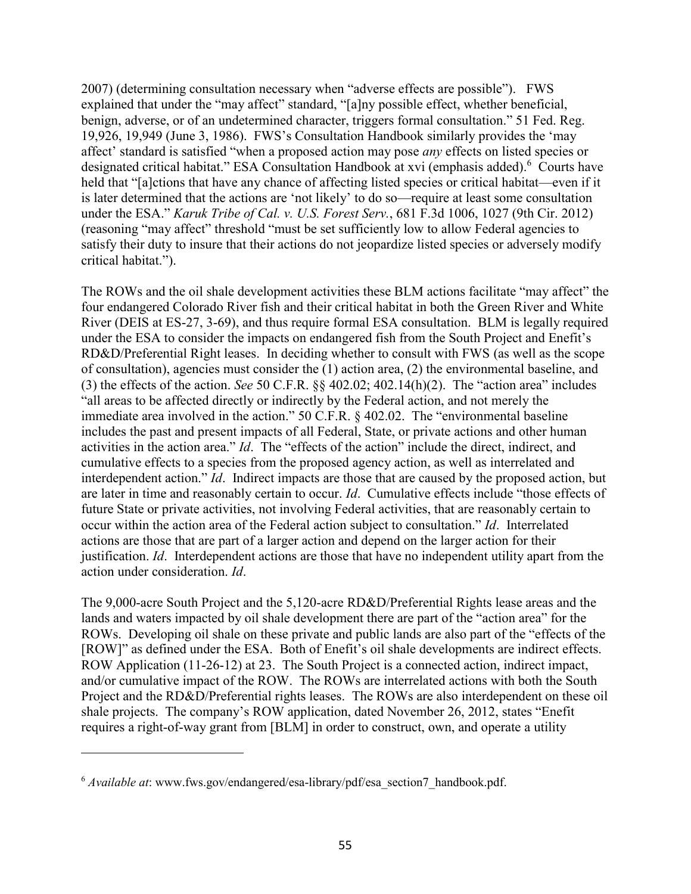2007) (determining consultation necessary when "adverse effects are possible"). FWS explained that under the "may affect" standard, "[a]ny possible effect, whether beneficial, benign, adverse, or of an undetermined character, triggers formal consultation." 51 Fed. Reg. 19,926, 19,949 (June 3, 1986). FWS's Consultation Handbook similarly provides the 'may affect' standard is satisfied "when a proposed action may pose *any* effects on listed species or designated critical habitat." ESA Consultation Handbook at xvi (emphasis added).[6] Courts have held that "[a]ctions that have any chance of affecting listed species or critical habitat—even if it is later determined that the actions are 'not likely' to do so—require at least some consultation under the ESA." *Karuk Tribe of Cal. v. U.S. Forest Serv.*, 681 F.3d 1006, 1027 (9th Cir. 2012) (reasoning "may affect" threshold "must be set sufficiently low to allow Federal agencies to satisfy their duty to insure that their actions do not jeopardize listed species or adversely modify critical habitat.").

The ROWs and the oil shale development activities these BLM actions facilitate "may affect" the four endangered Colorado River fish and their critical habitat in both the Green River and White River (DEIS at ES-27, 3-69), and thus require formal ESA consultation. BLM is legally required under the ESA to consider the impacts on endangered fish from the South Project and Enefit's RD&D/Preferential Right leases. In deciding whether to consult with FWS (as well as the scope of consultation), agencies must consider the (1) action area, (2) the environmental baseline, and (3) the effects of the action. *See* 50 C.F.R. §§ 402.02; 402.14(h)(2). The "action area" includes "all areas to be affected directly or indirectly by the Federal action, and not merely the immediate area involved in the action." 50 C.F.R. § 402.02. The "environmental baseline includes the past and present impacts of all Federal, State, or private actions and other human activities in the action area." *Id*. The "effects of the action" include the direct, indirect, and cumulative effects to a species from the proposed agency action, as well as interrelated and interdependent action." *Id*. Indirect impacts are those that are caused by the proposed action, but are later in time and reasonably certain to occur. *Id*. Cumulative effects include "those effects of future State or private activities, not involving Federal activities, that are reasonably certain to occur within the action area of the Federal action subject to consultation." *Id*. Interrelated actions are those that are part of a larger action and depend on the larger action for their justification. *Id*. Interdependent actions are those that have no independent utility apart from the action under consideration. *Id*.

The 9,000-acre South Project and the 5,120-acre RD&D/Preferential Rights lease areas and the lands and waters impacted by oil shale development there are part of the "action area" for the ROWs. Developing oil shale on these private and public lands are also part of the "effects of the [ROW]" as defined under the ESA. Both of Enefit's oil shale developments are indirect effects. ROW Application (11-26-12) at 23. The South Project is a connected action, indirect impact, and/or cumulative impact of the ROW. The ROWs are interrelated actions with both the South Project and the RD&D/Preferential rights leases. The ROWs are also interdependent on these oil shale projects. The company's ROW application, dated November 26, 2012, states "Enefit requires a right-of-way grant from [BLM] in order to construct, own, and operate a utility

---

[6] *Available at*: www.fws.gov/endangered/esa-library/pdf/esa_section7_handbook.pdf.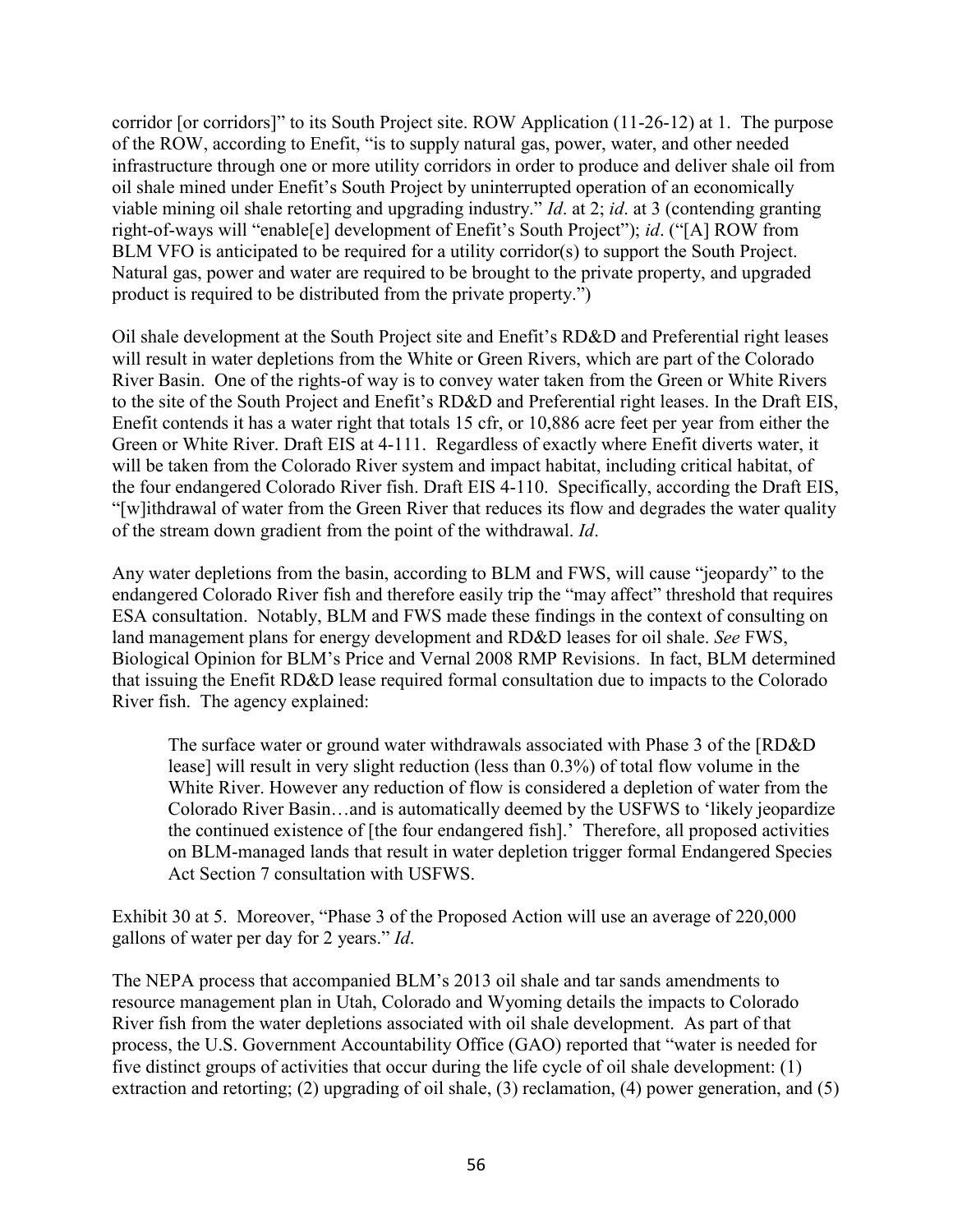corridor [or corridors]" to its South Project site. ROW Application (11-26-12) at 1. The purpose of the ROW, according to Enefit, "is to supply natural gas, power, water, and other needed infrastructure through one or more utility corridors in order to produce and deliver shale oil from oil shale mined under Enefit's South Project by uninterrupted operation of an economically viable mining oil shale retorting and upgrading industry." *Id*. at 2; *id*. at 3 (contending granting right-of-ways will "enable[e] development of Enefit's South Project"); *id*. ("[A] ROW from BLM VFO is anticipated to be required for a utility corridor(s) to support the South Project. Natural gas, power and water are required to be brought to the private property, and upgraded product is required to be distributed from the private property.")

Oil shale development at the South Project site and Enefit's RD&D and Preferential right leases will result in water depletions from the White or Green Rivers, which are part of the Colorado River Basin. One of the rights-of way is to convey water taken from the Green or White Rivers to the site of the South Project and Enefit's RD&D and Preferential right leases. In the Draft EIS, Enefit contends it has a water right that totals 15 cfr, or 10,886 acre feet per year from either the Green or White River. Draft EIS at 4-111. Regardless of exactly where Enefit diverts water, it will be taken from the Colorado River system and impact habitat, including critical habitat, of the four endangered Colorado River fish. Draft EIS 4-110. Specifically, according the Draft EIS, "[w]ithdrawal of water from the Green River that reduces its flow and degrades the water quality of the stream down gradient from the point of the withdrawal. *Id*.

Any water depletions from the basin, according to BLM and FWS, will cause "jeopardy" to the endangered Colorado River fish and therefore easily trip the "may affect" threshold that requires ESA consultation. Notably, BLM and FWS made these findings in the context of consulting on land management plans for energy development and RD&D leases for oil shale. *See* FWS, Biological Opinion for BLM's Price and Vernal 2008 RMP Revisions. In fact, BLM determined that issuing the Enefit RD&D lease required formal consultation due to impacts to the Colorado River fish. The agency explained:

> The surface water or ground water withdrawals associated with Phase 3 of the [RD&D lease] will result in very slight reduction (less than 0.3%) of total flow volume in the White River. However any reduction of flow is considered a depletion of water from the Colorado River Basin…and is automatically deemed by the USFWS to 'likely jeopardize the continued existence of [the four endangered fish].' Therefore, all proposed activities on BLM-managed lands that result in water depletion trigger formal Endangered Species Act Section 7 consultation with USFWS.

Exhibit 30 at 5. Moreover, "Phase 3 of the Proposed Action will use an average of 220,000 gallons of water per day for 2 years." *Id*.

The NEPA process that accompanied BLM's 2013 oil shale and tar sands amendments to resource management plan in Utah, Colorado and Wyoming details the impacts to Colorado River fish from the water depletions associated with oil shale development. As part of that process, the U.S. Government Accountability Office (GAO) reported that "water is needed for five distinct groups of activities that occur during the life cycle of oil shale development: (1) extraction and retorting; (2) upgrading of oil shale, (3) reclamation, (4) power generation, and (5)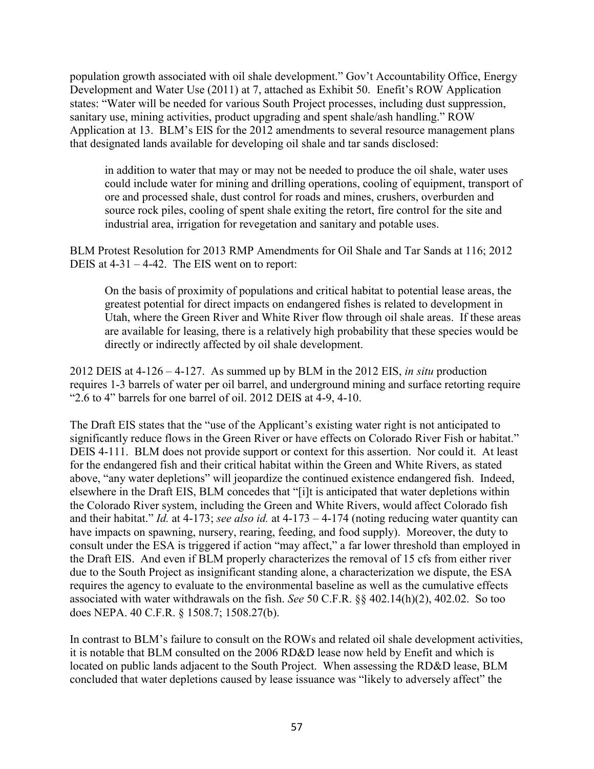population growth associated with oil shale development." Gov't Accountability Office, Energy Development and Water Use (2011) at 7, attached as Exhibit 50. Enefit's ROW Application states: "Water will be needed for various South Project processes, including dust suppression, sanitary use, mining activities, product upgrading and spent shale/ash handling." ROW Application at 13. BLM's EIS for the 2012 amendments to several resource management plans that designated lands available for developing oil shale and tar sands disclosed:

> in addition to water that may or may not be needed to produce the oil shale, water uses could include water for mining and drilling operations, cooling of equipment, transport of ore and processed shale, dust control for roads and mines, crushers, overburden and source rock piles, cooling of spent shale exiting the retort, fire control for the site and industrial area, irrigation for revegetation and sanitary and potable uses.

BLM Protest Resolution for 2013 RMP Amendments for Oil Shale and Tar Sands at 116; 2012 DEIS at 4-31 – 4-42. The EIS went on to report:

> On the basis of proximity of populations and critical habitat to potential lease areas, the greatest potential for direct impacts on endangered fishes is related to development in Utah, where the Green River and White River flow through oil shale areas. If these areas are available for leasing, there is a relatively high probability that these species would be directly or indirectly affected by oil shale development.

2012 DEIS at 4-126 – 4-127. As summed up by BLM in the 2012 EIS, *in situ* production requires 1-3 barrels of water per oil barrel, and underground mining and surface retorting require "2.6 to 4" barrels for one barrel of oil. 2012 DEIS at 4-9, 4-10.

The Draft EIS states that the "use of the Applicant's existing water right is not anticipated to significantly reduce flows in the Green River or have effects on Colorado River Fish or habitat." DEIS 4-111. BLM does not provide support or context for this assertion. Nor could it. At least for the endangered fish and their critical habitat within the Green and White Rivers, as stated above, "any water depletions" will jeopardize the continued existence endangered fish. Indeed, elsewhere in the Draft EIS, BLM concedes that "[i]t is anticipated that water depletions within the Colorado River system, including the Green and White Rivers, would affect Colorado fish and their habitat." *Id.* at 4-173; *see also id.* at 4-173 – 4-174 (noting reducing water quantity can have impacts on spawning, nursery, rearing, feeding, and food supply). Moreover, the duty to consult under the ESA is triggered if action "may affect," a far lower threshold than employed in the Draft EIS. And even if BLM properly characterizes the removal of 15 cfs from either river due to the South Project as insignificant standing alone, a characterization we dispute, the ESA requires the agency to evaluate to the environmental baseline as well as the cumulative effects associated with water withdrawals on the fish. *See* 50 C.F.R. §§ 402.14(h)(2), 402.02. So too does NEPA. 40 C.F.R. § 1508.7; 1508.27(b).

In contrast to BLM's failure to consult on the ROWs and related oil shale development activities, it is notable that BLM consulted on the 2006 RD&D lease now held by Enefit and which is located on public lands adjacent to the South Project. When assessing the RD&D lease, BLM concluded that water depletions caused by lease issuance was "likely to adversely affect" the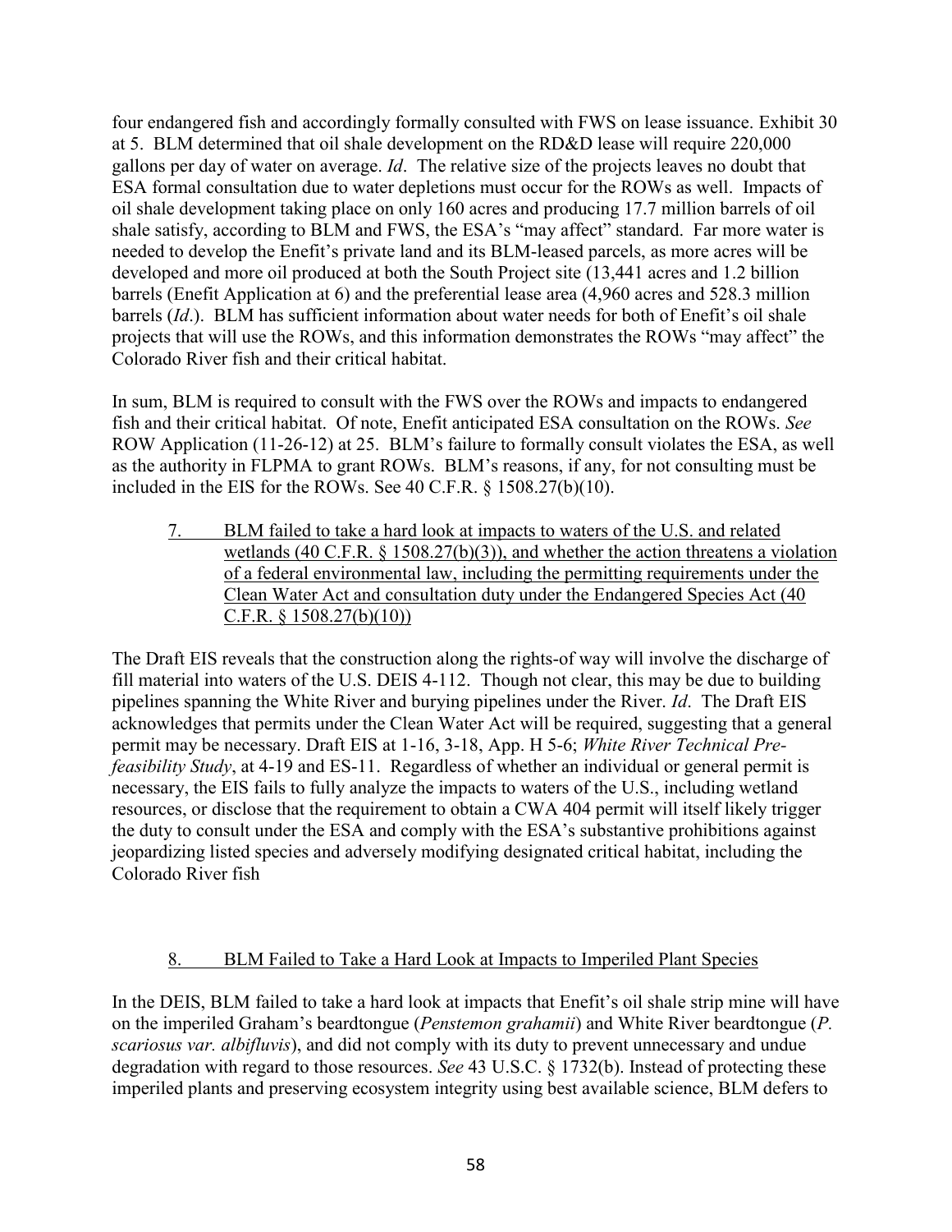four endangered fish and accordingly formally consulted with FWS on lease issuance. Exhibit 30 at 5. BLM determined that oil shale development on the RD&D lease will require 220,000 gallons per day of water on average. *Id*. The relative size of the projects leaves no doubt that ESA formal consultation due to water depletions must occur for the ROWs as well. Impacts of oil shale development taking place on only 160 acres and producing 17.7 million barrels of oil shale satisfy, according to BLM and FWS, the ESA's "may affect" standard. Far more water is needed to develop the Enefit's private land and its BLM-leased parcels, as more acres will be developed and more oil produced at both the South Project site (13,441 acres and 1.2 billion barrels (Enefit Application at 6) and the preferential lease area (4,960 acres and 528.3 million barrels (*Id*.). BLM has sufficient information about water needs for both of Enefit's oil shale projects that will use the ROWs, and this information demonstrates the ROWs "may affect" the Colorado River fish and their critical habitat.

In sum, BLM is required to consult with the FWS over the ROWs and impacts to endangered fish and their critical habitat. Of note, Enefit anticipated ESA consultation on the ROWs. *See* ROW Application (11-26-12) at 25. BLM's failure to formally consult violates the ESA, as well as the authority in FLPMA to grant ROWs. BLM's reasons, if any, for not consulting must be included in the EIS for the ROWs. See 40 C.F.R. § 1508.27(b)(10).

7. <u>BLM failed to take a hard look at impacts to waters of the U.S. and related wetlands (40 C.F.R. § 1508.27(b)(3)), and whether the action threatens a violation of a federal environmental law, including the permitting requirements under the Clean Water Act and consultation duty under the Endangered Species Act (40 C.F.R. § 1508.27(b)(10))</u>

The Draft EIS reveals that the construction along the rights-of way will involve the discharge of fill material into waters of the U.S. DEIS 4-112. Though not clear, this may be due to building pipelines spanning the White River and burying pipelines under the River. *Id*. The Draft EIS acknowledges that permits under the Clean Water Act will be required, suggesting that a general permit may be necessary. Draft EIS at 1-16, 3-18, App. H 5-6; *White River Technical Pre-feasibility Study*, at 4-19 and ES-11. Regardless of whether an individual or general permit is necessary, the EIS fails to fully analyze the impacts to waters of the U.S., including wetland resources, or disclose that the requirement to obtain a CWA 404 permit will itself likely trigger the duty to consult under the ESA and comply with the ESA's substantive prohibitions against jeopardizing listed species and adversely modifying designated critical habitat, including the Colorado River fish

8. <u>BLM Failed to Take a Hard Look at Impacts to Imperiled Plant Species</u>

In the DEIS, BLM failed to take a hard look at impacts that Enefit's oil shale strip mine will have on the imperiled Graham's beardtongue (*Penstemon grahamii*) and White River beardtongue (*P. scariosus var. albifluvis*), and did not comply with its duty to prevent unnecessary and undue degradation with regard to those resources. *See* 43 U.S.C. § 1732(b). Instead of protecting these imperiled plants and preserving ecosystem integrity using best available science, BLM defers to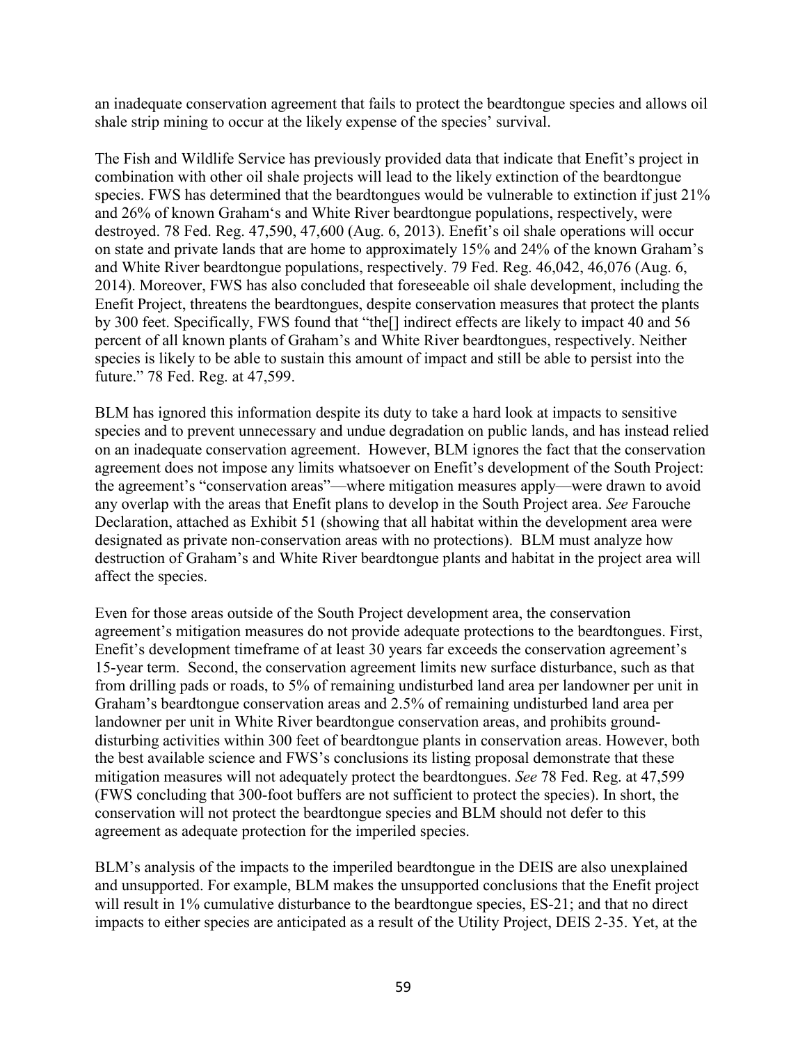an inadequate conservation agreement that fails to protect the beardtongue species and allows oil shale strip mining to occur at the likely expense of the species' survival.

The Fish and Wildlife Service has previously provided data that indicate that Enefit's project in combination with other oil shale projects will lead to the likely extinction of the beardtongue species. FWS has determined that the beardtongues would be vulnerable to extinction if just 21% and 26% of known Graham's and White River beardtongue populations, respectively, were destroyed. 78 Fed. Reg. 47,590, 47,600 (Aug. 6, 2013). Enefit's oil shale operations will occur on state and private lands that are home to approximately 15% and 24% of the known Graham's and White River beardtongue populations, respectively. 79 Fed. Reg. 46,042, 46,076 (Aug. 6, 2014). Moreover, FWS has also concluded that foreseeable oil shale development, including the Enefit Project, threatens the beardtongues, despite conservation measures that protect the plants by 300 feet. Specifically, FWS found that "the[] indirect effects are likely to impact 40 and 56 percent of all known plants of Graham's and White River beardtongues, respectively. Neither species is likely to be able to sustain this amount of impact and still be able to persist into the future." 78 Fed. Reg. at 47,599.

BLM has ignored this information despite its duty to take a hard look at impacts to sensitive species and to prevent unnecessary and undue degradation on public lands, and has instead relied on an inadequate conservation agreement. However, BLM ignores the fact that the conservation agreement does not impose any limits whatsoever on Enefit's development of the South Project: the agreement's "conservation areas"—where mitigation measures apply—were drawn to avoid any overlap with the areas that Enefit plans to develop in the South Project area. *See* Farouche Declaration, attached as Exhibit 51 (showing that all habitat within the development area were designated as private non-conservation areas with no protections). BLM must analyze how destruction of Graham's and White River beardtongue plants and habitat in the project area will affect the species.

Even for those areas outside of the South Project development area, the conservation agreement's mitigation measures do not provide adequate protections to the beardtongues. First, Enefit's development timeframe of at least 30 years far exceeds the conservation agreement's 15-year term. Second, the conservation agreement limits new surface disturbance, such as that from drilling pads or roads, to 5% of remaining undisturbed land area per landowner per unit in Graham's beardtongue conservation areas and 2.5% of remaining undisturbed land area per landowner per unit in White River beardtongue conservation areas, and prohibits ground-disturbing activities within 300 feet of beardtongue plants in conservation areas. However, both the best available science and FWS's conclusions its listing proposal demonstrate that these mitigation measures will not adequately protect the beardtongues. *See* 78 Fed. Reg. at 47,599 (FWS concluding that 300-foot buffers are not sufficient to protect the species). In short, the conservation will not protect the beardtongue species and BLM should not defer to this agreement as adequate protection for the imperiled species.

BLM's analysis of the impacts to the imperiled beardtongue in the DEIS are also unexplained and unsupported. For example, BLM makes the unsupported conclusions that the Enefit project will result in 1% cumulative disturbance to the beardtongue species, ES-21; and that no direct impacts to either species are anticipated as a result of the Utility Project, DEIS 2-35. Yet, at the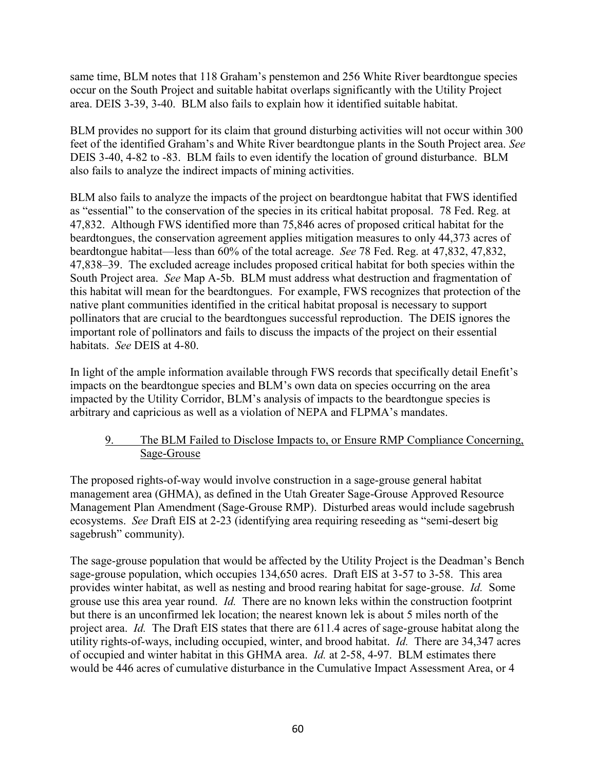same time, BLM notes that 118 Graham's penstemon and 256 White River beardtongue species occur on the South Project and suitable habitat overlaps significantly with the Utility Project area. DEIS 3-39, 3-40. BLM also fails to explain how it identified suitable habitat.

BLM provides no support for its claim that ground disturbing activities will not occur within 300 feet of the identified Graham's and White River beardtongue plants in the South Project area. *See* DEIS 3-40, 4-82 to -83. BLM fails to even identify the location of ground disturbance. BLM also fails to analyze the indirect impacts of mining activities.

BLM also fails to analyze the impacts of the project on beardtongue habitat that FWS identified as "essential" to the conservation of the species in its critical habitat proposal. 78 Fed. Reg. at 47,832. Although FWS identified more than 75,846 acres of proposed critical habitat for the beardtongues, the conservation agreement applies mitigation measures to only 44,373 acres of beardtongue habitat—less than 60% of the total acreage. *See* 78 Fed. Reg. at 47,832, 47,832, 47,838–39. The excluded acreage includes proposed critical habitat for both species within the South Project area. *See* Map A-5b. BLM must address what destruction and fragmentation of this habitat will mean for the beardtongues. For example, FWS recognizes that protection of the native plant communities identified in the critical habitat proposal is necessary to support pollinators that are crucial to the beardtongues successful reproduction. The DEIS ignores the important role of pollinators and fails to discuss the impacts of the project on their essential habitats. *See* DEIS at 4-80.

In light of the ample information available through FWS records that specifically detail Enefit's impacts on the beardtongue species and BLM's own data on species occurring on the area impacted by the Utility Corridor, BLM's analysis of impacts to the beardtongue species is arbitrary and capricious as well as a violation of NEPA and FLPMA's mandates.

### 9. The BLM Failed to Disclose Impacts to, or Ensure RMP Compliance Concerning, Sage-Grouse

The proposed rights-of-way would involve construction in a sage-grouse general habitat management area (GHMA), as defined in the Utah Greater Sage-Grouse Approved Resource Management Plan Amendment (Sage-Grouse RMP). Disturbed areas would include sagebrush ecosystems. *See* Draft EIS at 2-23 (identifying area requiring reseeding as "semi-desert big sagebrush" community).

The sage-grouse population that would be affected by the Utility Project is the Deadman's Bench sage-grouse population, which occupies 134,650 acres. Draft EIS at 3-57 to 3-58. This area provides winter habitat, as well as nesting and brood rearing habitat for sage-grouse. *Id.* Some grouse use this area year round. *Id.* There are no known leks within the construction footprint but there is an unconfirmed lek location; the nearest known lek is about 5 miles north of the project area. *Id.* The Draft EIS states that there are 611.4 acres of sage-grouse habitat along the utility rights-of-ways, including occupied, winter, and brood habitat. *Id.* There are 34,347 acres of occupied and winter habitat in this GHMA area. *Id.* at 2-58, 4-97. BLM estimates there would be 446 acres of cumulative disturbance in the Cumulative Impact Assessment Area, or 4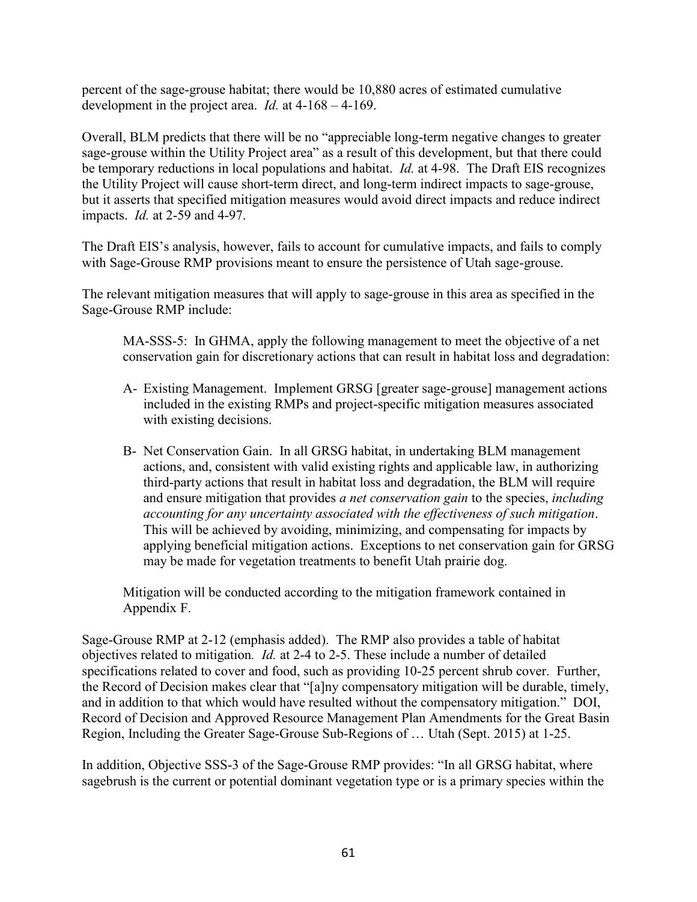percent of the sage-grouse habitat; there would be 10,880 acres of estimated cumulative development in the project area. *Id.* at 4-168 – 4-169.

Overall, BLM predicts that there will be no "appreciable long-term negative changes to greater sage-grouse within the Utility Project area" as a result of this development, but that there could be temporary reductions in local populations and habitat. *Id.* at 4-98. The Draft EIS recognizes the Utility Project will cause short-term direct, and long-term indirect impacts to sage-grouse, but it asserts that specified mitigation measures would avoid direct impacts and reduce indirect impacts. *Id.* at 2-59 and 4-97.

The Draft EIS's analysis, however, fails to account for cumulative impacts, and fails to comply with Sage-Grouse RMP provisions meant to ensure the persistence of Utah sage-grouse.

The relevant mitigation measures that will apply to sage-grouse in this area as specified in the Sage-Grouse RMP include:

> MA-SSS-5: In GHMA, apply the following management to meet the objective of a net conservation gain for discretionary actions that can result in habitat loss and degradation:
>
> A- Existing Management. Implement GRSG [greater sage-grouse] management actions included in the existing RMPs and project-specific mitigation measures associated with existing decisions.
>
> B- Net Conservation Gain. In all GRSG habitat, in undertaking BLM management actions, and, consistent with valid existing rights and applicable law, in authorizing third-party actions that result in habitat loss and degradation, the BLM will require and ensure mitigation that provides *a net conservation gain* to the species, *including accounting for any uncertainty associated with the effectiveness of such mitigation*. This will be achieved by avoiding, minimizing, and compensating for impacts by applying beneficial mitigation actions. Exceptions to net conservation gain for GRSG may be made for vegetation treatments to benefit Utah prairie dog.
>
> Mitigation will be conducted according to the mitigation framework contained in Appendix F.

Sage-Grouse RMP at 2-12 (emphasis added). The RMP also provides a table of habitat objectives related to mitigation. *Id.* at 2-4 to 2-5. These include a number of detailed specifications related to cover and food, such as providing 10-25 percent shrub cover. Further, the Record of Decision makes clear that "[a]ny compensatory mitigation will be durable, timely, and in addition to that which would have resulted without the compensatory mitigation." DOI, Record of Decision and Approved Resource Management Plan Amendments for the Great Basin Region, Including the Greater Sage-Grouse Sub-Regions of … Utah (Sept. 2015) at 1-25.

In addition, Objective SSS-3 of the Sage-Grouse RMP provides: "In all GRSG habitat, where sagebrush is the current or potential dominant vegetation type or is a primary species within the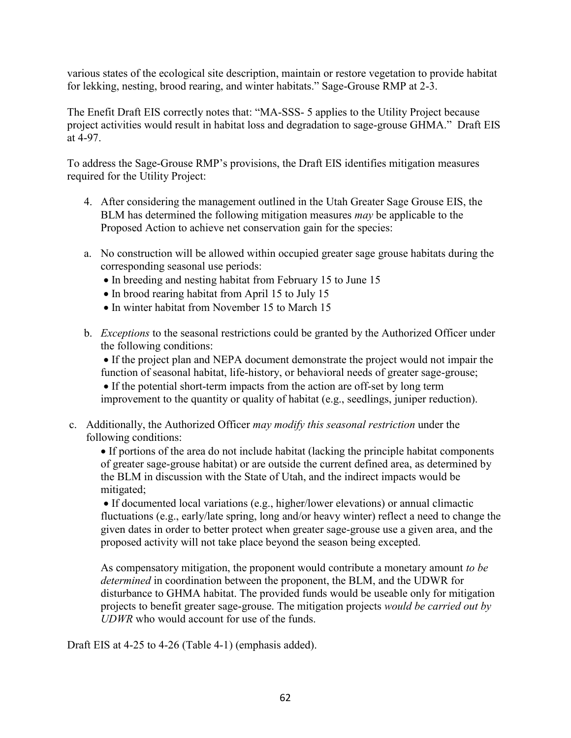various states of the ecological site description, maintain or restore vegetation to provide habitat for lekking, nesting, brood rearing, and winter habitats." Sage-Grouse RMP at 2-3.

The Enefit Draft EIS correctly notes that: "MA-SSS- 5 applies to the Utility Project because project activities would result in habitat loss and degradation to sage-grouse GHMA." Draft EIS at 4-97.

To address the Sage-Grouse RMP's provisions, the Draft EIS identifies mitigation measures required for the Utility Project:

4. After considering the management outlined in the Utah Greater Sage Grouse EIS, the BLM has determined the following mitigation measures *may* be applicable to the Proposed Action to achieve net conservation gain for the species:

a. No construction will be allowed within occupied greater sage grouse habitats during the corresponding seasonal use periods:
   - In breeding and nesting habitat from February 15 to June 15
   - In brood rearing habitat from April 15 to July 15
   - In winter habitat from November 15 to March 15

b. *Exceptions* to the seasonal restrictions could be granted by the Authorized Officer under the following conditions:
   - If the project plan and NEPA document demonstrate the project would not impair the function of seasonal habitat, life-history, or behavioral needs of greater sage-grouse;
   - If the potential short-term impacts from the action are off-set by long term improvement to the quantity or quality of habitat (e.g., seedlings, juniper reduction).

c. Additionally, the Authorized Officer *may modify this seasonal restriction* under the following conditions:
   - If portions of the area do not include habitat (lacking the principle habitat components of greater sage-grouse habitat) or are outside the current defined area, as determined by the BLM in discussion with the State of Utah, and the indirect impacts would be mitigated;
   - If documented local variations (e.g., higher/lower elevations) or annual climactic fluctuations (e.g., early/late spring, long and/or heavy winter) reflect a need to change the given dates in order to better protect when greater sage-grouse use a given area, and the proposed activity will not take place beyond the season being excepted.

   As compensatory mitigation, the proponent would contribute a monetary amount *to be determined* in coordination between the proponent, the BLM, and the UDWR for disturbance to GHMA habitat. The provided funds would be useable only for mitigation projects to benefit greater sage-grouse. The mitigation projects *would be carried out by UDWR* who would account for use of the funds.

Draft EIS at 4-25 to 4-26 (Table 4-1) (emphasis added).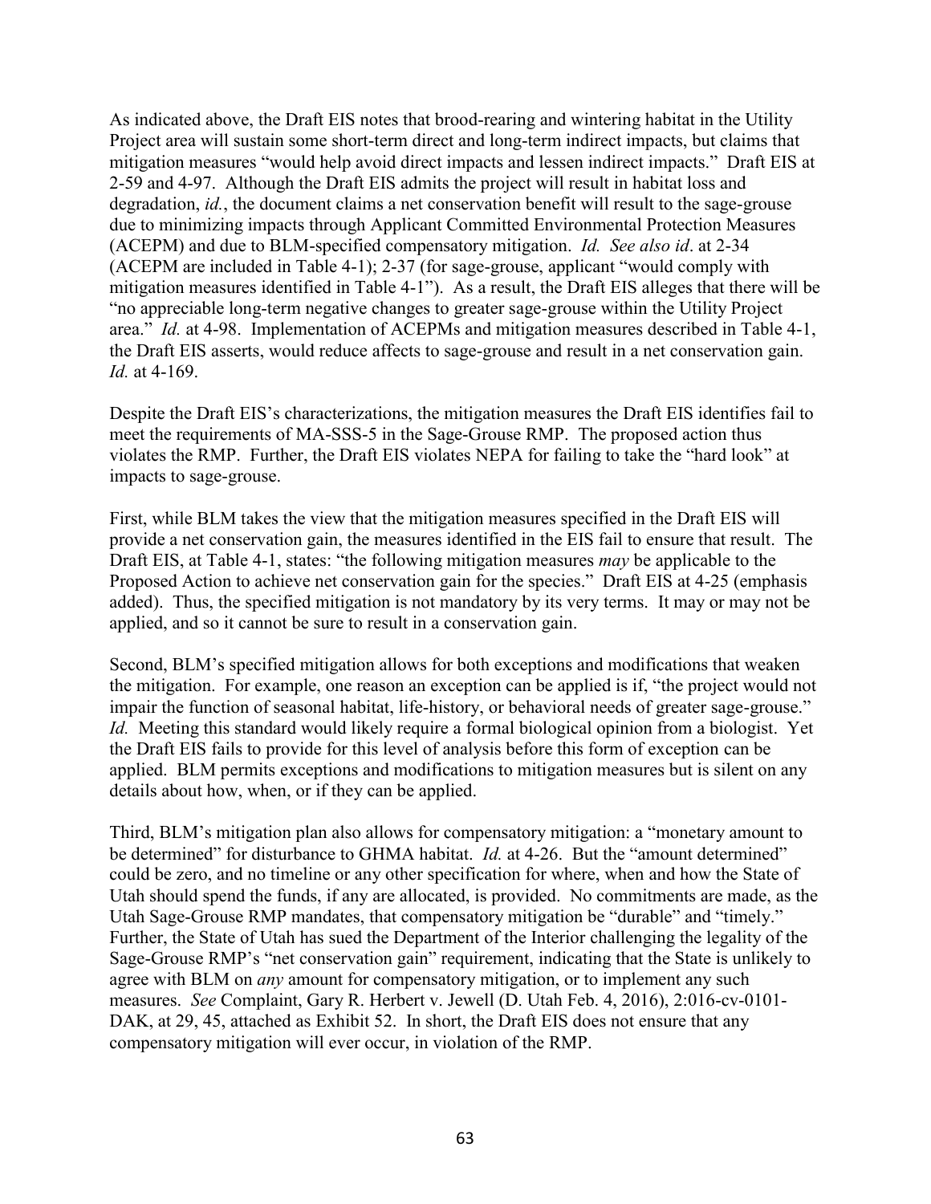As indicated above, the Draft EIS notes that brood-rearing and wintering habitat in the Utility Project area will sustain some short-term direct and long-term indirect impacts, but claims that mitigation measures "would help avoid direct impacts and lessen indirect impacts." Draft EIS at 2-59 and 4-97. Although the Draft EIS admits the project will result in habitat loss and degradation, *id.*, the document claims a net conservation benefit will result to the sage-grouse due to minimizing impacts through Applicant Committed Environmental Protection Measures (ACEPM) and due to BLM-specified compensatory mitigation. *Id. See also id*. at 2-34 (ACEPM are included in Table 4-1); 2-37 (for sage-grouse, applicant "would comply with mitigation measures identified in Table 4-1"). As a result, the Draft EIS alleges that there will be "no appreciable long-term negative changes to greater sage-grouse within the Utility Project area." *Id.* at 4-98. Implementation of ACEPMs and mitigation measures described in Table 4-1, the Draft EIS asserts, would reduce affects to sage-grouse and result in a net conservation gain. *Id.* at 4-169.

Despite the Draft EIS's characterizations, the mitigation measures the Draft EIS identifies fail to meet the requirements of MA-SSS-5 in the Sage-Grouse RMP. The proposed action thus violates the RMP. Further, the Draft EIS violates NEPA for failing to take the "hard look" at impacts to sage-grouse.

First, while BLM takes the view that the mitigation measures specified in the Draft EIS will provide a net conservation gain, the measures identified in the EIS fail to ensure that result. The Draft EIS, at Table 4-1, states: "the following mitigation measures *may* be applicable to the Proposed Action to achieve net conservation gain for the species." Draft EIS at 4-25 (emphasis added). Thus, the specified mitigation is not mandatory by its very terms. It may or may not be applied, and so it cannot be sure to result in a conservation gain.

Second, BLM's specified mitigation allows for both exceptions and modifications that weaken the mitigation. For example, one reason an exception can be applied is if, "the project would not impair the function of seasonal habitat, life-history, or behavioral needs of greater sage-grouse." *Id.* Meeting this standard would likely require a formal biological opinion from a biologist. Yet the Draft EIS fails to provide for this level of analysis before this form of exception can be applied. BLM permits exceptions and modifications to mitigation measures but is silent on any details about how, when, or if they can be applied.

Third, BLM's mitigation plan also allows for compensatory mitigation: a "monetary amount to be determined" for disturbance to GHMA habitat. *Id.* at 4-26. But the "amount determined" could be zero, and no timeline or any other specification for where, when and how the State of Utah should spend the funds, if any are allocated, is provided. No commitments are made, as the Utah Sage-Grouse RMP mandates, that compensatory mitigation be "durable" and "timely." Further, the State of Utah has sued the Department of the Interior challenging the legality of the Sage-Grouse RMP's "net conservation gain" requirement, indicating that the State is unlikely to agree with BLM on *any* amount for compensatory mitigation, or to implement any such measures. *See* Complaint, Gary R. Herbert v. Jewell (D. Utah Feb. 4, 2016), 2:016-cv-0101-DAK, at 29, 45, attached as Exhibit 52. In short, the Draft EIS does not ensure that any compensatory mitigation will ever occur, in violation of the RMP.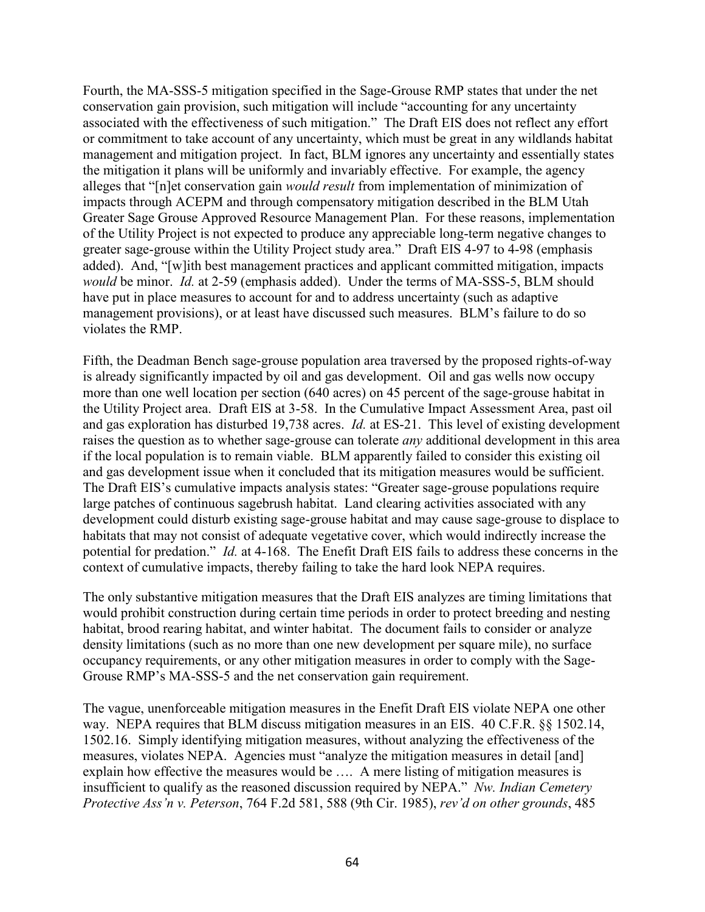Fourth, the MA-SSS-5 mitigation specified in the Sage-Grouse RMP states that under the net conservation gain provision, such mitigation will include "accounting for any uncertainty associated with the effectiveness of such mitigation." The Draft EIS does not reflect any effort or commitment to take account of any uncertainty, which must be great in any wildlands habitat management and mitigation project. In fact, BLM ignores any uncertainty and essentially states the mitigation it plans will be uniformly and invariably effective. For example, the agency alleges that "[n]et conservation gain *would result* from implementation of minimization of impacts through ACEPM and through compensatory mitigation described in the BLM Utah Greater Sage Grouse Approved Resource Management Plan. For these reasons, implementation of the Utility Project is not expected to produce any appreciable long-term negative changes to greater sage-grouse within the Utility Project study area." Draft EIS 4-97 to 4-98 (emphasis added). And, "[w]ith best management practices and applicant committed mitigation, impacts *would* be minor. *Id.* at 2-59 (emphasis added). Under the terms of MA-SSS-5, BLM should have put in place measures to account for and to address uncertainty (such as adaptive management provisions), or at least have discussed such measures. BLM's failure to do so violates the RMP.

Fifth, the Deadman Bench sage-grouse population area traversed by the proposed rights-of-way is already significantly impacted by oil and gas development. Oil and gas wells now occupy more than one well location per section (640 acres) on 45 percent of the sage-grouse habitat in the Utility Project area. Draft EIS at 3-58. In the Cumulative Impact Assessment Area, past oil and gas exploration has disturbed 19,738 acres. *Id.* at ES-21. This level of existing development raises the question as to whether sage-grouse can tolerate *any* additional development in this area if the local population is to remain viable. BLM apparently failed to consider this existing oil and gas development issue when it concluded that its mitigation measures would be sufficient. The Draft EIS's cumulative impacts analysis states: "Greater sage-grouse populations require large patches of continuous sagebrush habitat. Land clearing activities associated with any development could disturb existing sage-grouse habitat and may cause sage-grouse to displace to habitats that may not consist of adequate vegetative cover, which would indirectly increase the potential for predation." *Id.* at 4-168. The Enefit Draft EIS fails to address these concerns in the context of cumulative impacts, thereby failing to take the hard look NEPA requires.

The only substantive mitigation measures that the Draft EIS analyzes are timing limitations that would prohibit construction during certain time periods in order to protect breeding and nesting habitat, brood rearing habitat, and winter habitat. The document fails to consider or analyze density limitations (such as no more than one new development per square mile), no surface occupancy requirements, or any other mitigation measures in order to comply with the Sage-Grouse RMP's MA-SSS-5 and the net conservation gain requirement.

The vague, unenforceable mitigation measures in the Enefit Draft EIS violate NEPA one other way. NEPA requires that BLM discuss mitigation measures in an EIS. 40 C.F.R. §§ 1502.14, 1502.16. Simply identifying mitigation measures, without analyzing the effectiveness of the measures, violates NEPA. Agencies must "analyze the mitigation measures in detail [and] explain how effective the measures would be …. A mere listing of mitigation measures is insufficient to qualify as the reasoned discussion required by NEPA." *Nw. Indian Cemetery Protective Ass'n v. Peterson*, 764 F.2d 581, 588 (9th Cir. 1985), *rev'd on other grounds*, 485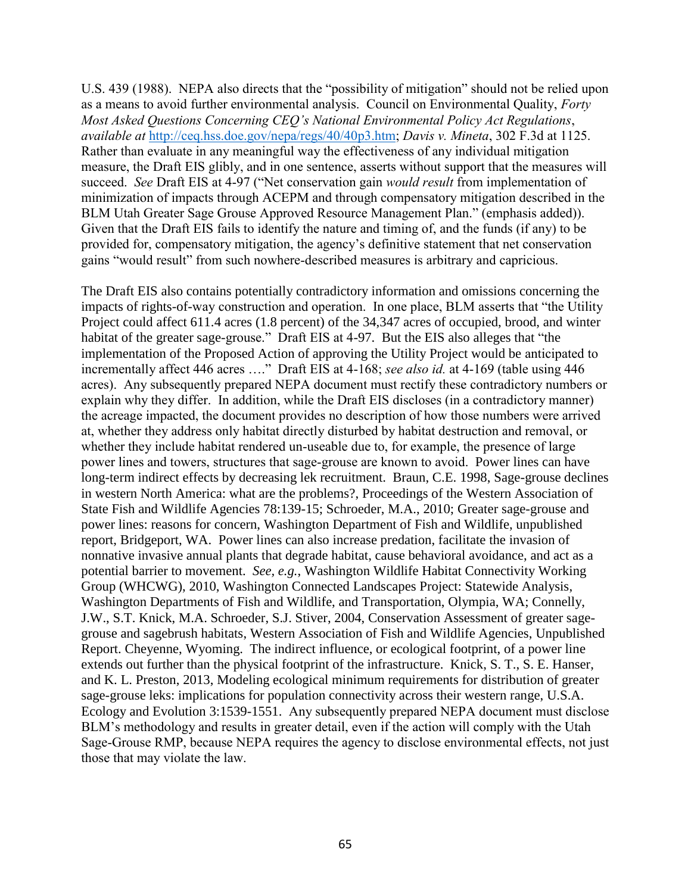U.S. 439 (1988). NEPA also directs that the "possibility of mitigation" should not be relied upon as a means to avoid further environmental analysis. Council on Environmental Quality, *Forty Most Asked Questions Concerning CEQ's National Environmental Policy Act Regulations*, *available at* [http://ceq.hss.doe.gov/nepa/regs/40/40p3.htm](http://ceq.hss.doe.gov/nepa/regs/40/40p3.htm); *Davis v. Mineta*, 302 F.3d at 1125. Rather than evaluate in any meaningful way the effectiveness of any individual mitigation measure, the Draft EIS glibly, and in one sentence, asserts without support that the measures will succeed. *See* Draft EIS at 4-97 ("Net conservation gain *would result* from implementation of minimization of impacts through ACEPM and through compensatory mitigation described in the BLM Utah Greater Sage Grouse Approved Resource Management Plan." (emphasis added)). Given that the Draft EIS fails to identify the nature and timing of, and the funds (if any) to be provided for, compensatory mitigation, the agency's definitive statement that net conservation gains "would result" from such nowhere-described measures is arbitrary and capricious.

The Draft EIS also contains potentially contradictory information and omissions concerning the impacts of rights-of-way construction and operation. In one place, BLM asserts that "the Utility Project could affect 611.4 acres (1.8 percent) of the 34,347 acres of occupied, brood, and winter habitat of the greater sage-grouse." Draft EIS at 4-97. But the EIS also alleges that "the implementation of the Proposed Action of approving the Utility Project would be anticipated to incrementally affect 446 acres …." Draft EIS at 4-168; *see also id.* at 4-169 (table using 446 acres). Any subsequently prepared NEPA document must rectify these contradictory numbers or explain why they differ. In addition, while the Draft EIS discloses (in a contradictory manner) the acreage impacted, the document provides no description of how those numbers were arrived at, whether they address only habitat directly disturbed by habitat destruction and removal, or whether they include habitat rendered un-useable due to, for example, the presence of large power lines and towers, structures that sage-grouse are known to avoid. Power lines can have long-term indirect effects by decreasing lek recruitment. Braun, C.E. 1998, Sage-grouse declines in western North America: what are the problems?, Proceedings of the Western Association of State Fish and Wildlife Agencies 78:139-15; Schroeder, M.A., 2010; Greater sage-grouse and power lines: reasons for concern, Washington Department of Fish and Wildlife, unpublished report, Bridgeport, WA. Power lines can also increase predation, facilitate the invasion of nonnative invasive annual plants that degrade habitat, cause behavioral avoidance, and act as a potential barrier to movement. *See, e.g.*, Washington Wildlife Habitat Connectivity Working Group (WHCWG), 2010, Washington Connected Landscapes Project: Statewide Analysis, Washington Departments of Fish and Wildlife, and Transportation, Olympia, WA; Connelly, J.W., S.T. Knick, M.A. Schroeder, S.J. Stiver, 2004, Conservation Assessment of greater sage-grouse and sagebrush habitats, Western Association of Fish and Wildlife Agencies, Unpublished Report. Cheyenne, Wyoming. The indirect influence, or ecological footprint, of a power line extends out further than the physical footprint of the infrastructure. Knick, S. T., S. E. Hanser, and K. L. Preston, 2013, Modeling ecological minimum requirements for distribution of greater sage-grouse leks: implications for population connectivity across their western range, U.S.A. Ecology and Evolution 3:1539-1551. Any subsequently prepared NEPA document must disclose BLM's methodology and results in greater detail, even if the action will comply with the Utah Sage-Grouse RMP, because NEPA requires the agency to disclose environmental effects, not just those that may violate the law.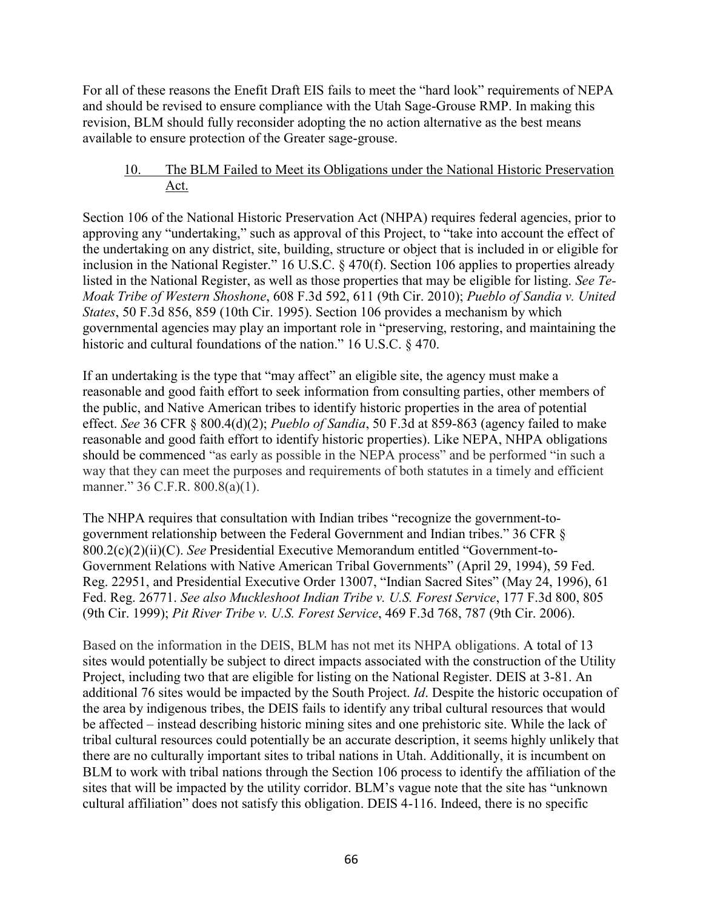For all of these reasons the Enefit Draft EIS fails to meet the "hard look" requirements of NEPA and should be revised to ensure compliance with the Utah Sage-Grouse RMP. In making this revision, BLM should fully reconsider adopting the no action alternative as the best means available to ensure protection of the Greater sage-grouse.

### 10. The BLM Failed to Meet its Obligations under the National Historic Preservation Act.

Section 106 of the National Historic Preservation Act (NHPA) requires federal agencies, prior to approving any "undertaking," such as approval of this Project, to "take into account the effect of the undertaking on any district, site, building, structure or object that is included in or eligible for inclusion in the National Register." 16 U.S.C. § 470(f). Section 106 applies to properties already listed in the National Register, as well as those properties that may be eligible for listing. *See Te-Moak Tribe of Western Shoshone*, 608 F.3d 592, 611 (9th Cir. 2010); *Pueblo of Sandia v. United States*, 50 F.3d 856, 859 (10th Cir. 1995). Section 106 provides a mechanism by which governmental agencies may play an important role in "preserving, restoring, and maintaining the historic and cultural foundations of the nation." 16 U.S.C. § 470.

If an undertaking is the type that "may affect" an eligible site, the agency must make a reasonable and good faith effort to seek information from consulting parties, other members of the public, and Native American tribes to identify historic properties in the area of potential effect. *See* 36 CFR § 800.4(d)(2); *Pueblo of Sandia*, 50 F.3d at 859-863 (agency failed to make reasonable and good faith effort to identify historic properties). Like NEPA, NHPA obligations should be commenced "as early as possible in the NEPA process" and be performed "in such a way that they can meet the purposes and requirements of both statutes in a timely and efficient manner." 36 C.F.R. 800.8(a)(1).

The NHPA requires that consultation with Indian tribes "recognize the government-to-government relationship between the Federal Government and Indian tribes." 36 CFR § 800.2(c)(2)(ii)(C). *See* Presidential Executive Memorandum entitled "Government-to-Government Relations with Native American Tribal Governments" (April 29, 1994), 59 Fed. Reg. 22951, and Presidential Executive Order 13007, "Indian Sacred Sites" (May 24, 1996), 61 Fed. Reg. 26771. *See also Muckleshoot Indian Tribe v. U.S. Forest Service*, 177 F.3d 800, 805 (9th Cir. 1999); *Pit River Tribe v. U.S. Forest Service*, 469 F.3d 768, 787 (9th Cir. 2006).

Based on the information in the DEIS, BLM has not met its NHPA obligations. A total of 13 sites would potentially be subject to direct impacts associated with the construction of the Utility Project, including two that are eligible for listing on the National Register. DEIS at 3-81. An additional 76 sites would be impacted by the South Project. *Id*. Despite the historic occupation of the area by indigenous tribes, the DEIS fails to identify any tribal cultural resources that would be affected – instead describing historic mining sites and one prehistoric site. While the lack of tribal cultural resources could potentially be an accurate description, it seems highly unlikely that there are no culturally important sites to tribal nations in Utah. Additionally, it is incumbent on BLM to work with tribal nations through the Section 106 process to identify the affiliation of the sites that will be impacted by the utility corridor. BLM's vague note that the site has "unknown cultural affiliation" does not satisfy this obligation. DEIS 4-116. Indeed, there is no specific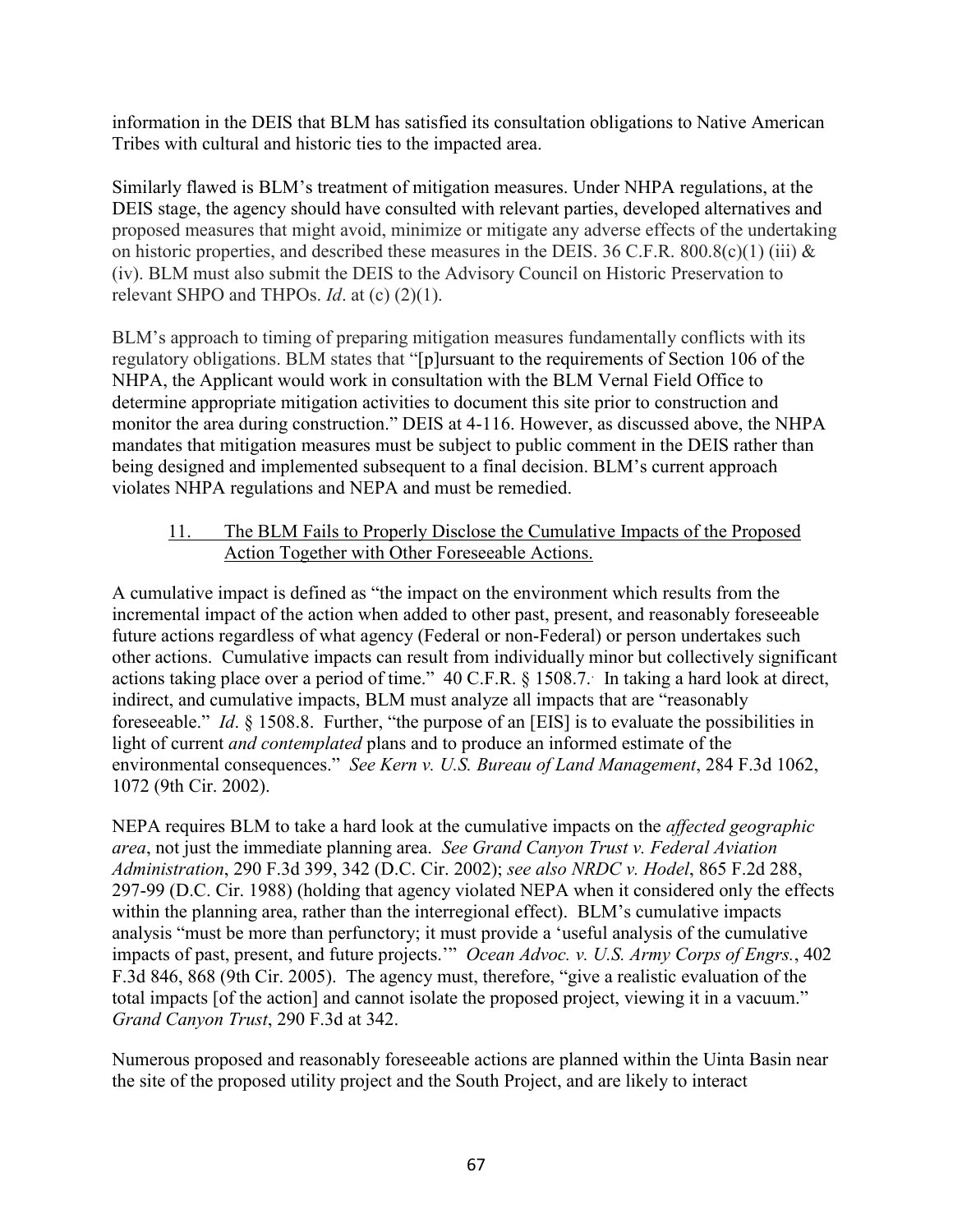information in the DEIS that BLM has satisfied its consultation obligations to Native American Tribes with cultural and historic ties to the impacted area.

Similarly flawed is BLM's treatment of mitigation measures. Under NHPA regulations, at the DEIS stage, the agency should have consulted with relevant parties, developed alternatives and proposed measures that might avoid, minimize or mitigate any adverse effects of the undertaking on historic properties, and described these measures in the DEIS. 36 C.F.R. 800.8(c)(1) (iii) & (iv). BLM must also submit the DEIS to the Advisory Council on Historic Preservation to relevant SHPO and THPOs. *Id*. at (c) (2)(1).

BLM's approach to timing of preparing mitigation measures fundamentally conflicts with its regulatory obligations. BLM states that "[p]ursuant to the requirements of Section 106 of the NHPA, the Applicant would work in consultation with the BLM Vernal Field Office to determine appropriate mitigation activities to document this site prior to construction and monitor the area during construction." DEIS at 4-116. However, as discussed above, the NHPA mandates that mitigation measures must be subject to public comment in the DEIS rather than being designed and implemented subsequent to a final decision. BLM's current approach violates NHPA regulations and NEPA and must be remedied.

11. <u>The BLM Fails to Properly Disclose the Cumulative Impacts of the Proposed Action Together with Other Foreseeable Actions.</u>

A cumulative impact is defined as "the impact on the environment which results from the incremental impact of the action when added to other past, present, and reasonably foreseeable future actions regardless of what agency (Federal or non-Federal) or person undertakes such other actions. Cumulative impacts can result from individually minor but collectively significant actions taking place over a period of time." 40 C.F.R. § 1508.7. In taking a hard look at direct, indirect, and cumulative impacts, BLM must analyze all impacts that are "reasonably foreseeable." *Id*. § 1508.8. Further, "the purpose of an [EIS] is to evaluate the possibilities in light of current *and contemplated* plans and to produce an informed estimate of the environmental consequences." *See Kern v. U.S. Bureau of Land Management*, 284 F.3d 1062, 1072 (9th Cir. 2002).

NEPA requires BLM to take a hard look at the cumulative impacts on the *affected geographic area*, not just the immediate planning area. *See Grand Canyon Trust v. Federal Aviation Administration*, 290 F.3d 399, 342 (D.C. Cir. 2002); *see also NRDC v. Hodel*, 865 F.2d 288, 297-99 (D.C. Cir. 1988) (holding that agency violated NEPA when it considered only the effects within the planning area, rather than the interregional effect). BLM's cumulative impacts analysis "must be more than perfunctory; it must provide a 'useful analysis of the cumulative impacts of past, present, and future projects.'" *Ocean Advoc. v. U.S. Army Corps of Engrs.*, 402 F.3d 846, 868 (9th Cir. 2005). The agency must, therefore, "give a realistic evaluation of the total impacts [of the action] and cannot isolate the proposed project, viewing it in a vacuum." *Grand Canyon Trust*, 290 F.3d at 342.

Numerous proposed and reasonably foreseeable actions are planned within the Uinta Basin near the site of the proposed utility project and the South Project, and are likely to interact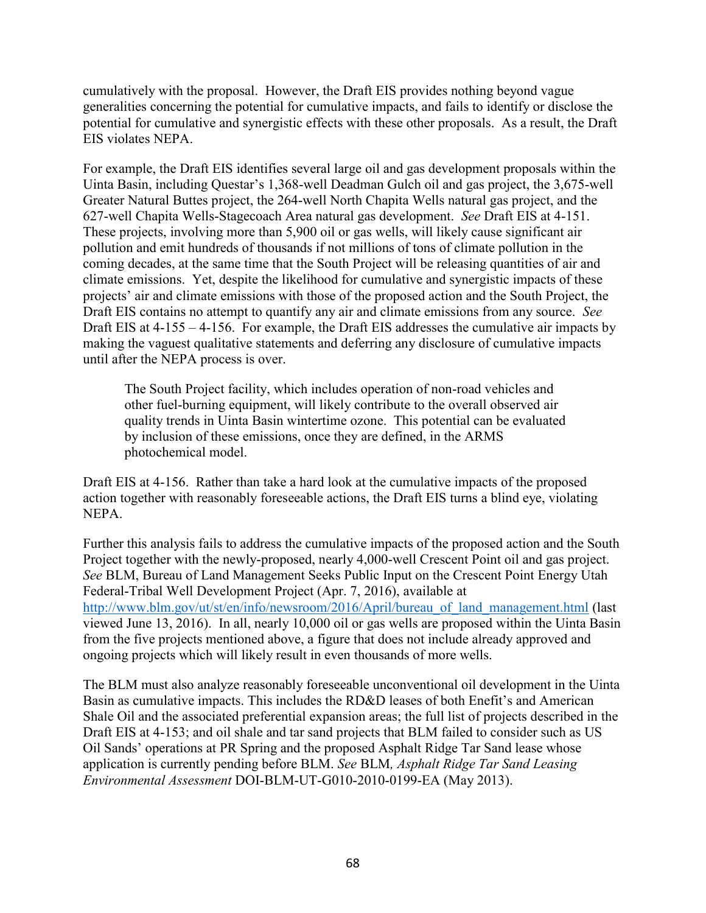cumulatively with the proposal. However, the Draft EIS provides nothing beyond vague generalities concerning the potential for cumulative impacts, and fails to identify or disclose the potential for cumulative and synergistic effects with these other proposals. As a result, the Draft EIS violates NEPA.

For example, the Draft EIS identifies several large oil and gas development proposals within the Uinta Basin, including Questar's 1,368-well Deadman Gulch oil and gas project, the 3,675-well Greater Natural Buttes project, the 264-well North Chapita Wells natural gas project, and the 627-well Chapita Wells-Stagecoach Area natural gas development. *See* Draft EIS at 4-151. These projects, involving more than 5,900 oil or gas wells, will likely cause significant air pollution and emit hundreds of thousands if not millions of tons of climate pollution in the coming decades, at the same time that the South Project will be releasing quantities of air and climate emissions. Yet, despite the likelihood for cumulative and synergistic impacts of these projects' air and climate emissions with those of the proposed action and the South Project, the Draft EIS contains no attempt to quantify any air and climate emissions from any source. *See* Draft EIS at 4-155 – 4-156. For example, the Draft EIS addresses the cumulative air impacts by making the vaguest qualitative statements and deferring any disclosure of cumulative impacts until after the NEPA process is over.

> The South Project facility, which includes operation of non-road vehicles and other fuel-burning equipment, will likely contribute to the overall observed air quality trends in Uinta Basin wintertime ozone. This potential can be evaluated by inclusion of these emissions, once they are defined, in the ARMS photochemical model.

Draft EIS at 4-156. Rather than take a hard look at the cumulative impacts of the proposed action together with reasonably foreseeable actions, the Draft EIS turns a blind eye, violating NEPA.

Further this analysis fails to address the cumulative impacts of the proposed action and the South Project together with the newly-proposed, nearly 4,000-well Crescent Point oil and gas project. *See* BLM, Bureau of Land Management Seeks Public Input on the Crescent Point Energy Utah Federal-Tribal Well Development Project (Apr. 7, 2016), available at http://www.blm.gov/ut/st/en/info/newsroom/2016/April/bureau_of_land_management.html (last viewed June 13, 2016). In all, nearly 10,000 oil or gas wells are proposed within the Uinta Basin from the five projects mentioned above, a figure that does not include already approved and ongoing projects which will likely result in even thousands of more wells.

The BLM must also analyze reasonably foreseeable unconventional oil development in the Uinta Basin as cumulative impacts. This includes the RD&D leases of both Enefit's and American Shale Oil and the associated preferential expansion areas; the full list of projects described in the Draft EIS at 4-153; and oil shale and tar sand projects that BLM failed to consider such as US Oil Sands' operations at PR Spring and the proposed Asphalt Ridge Tar Sand lease whose application is currently pending before BLM. *See* BLM*, Asphalt Ridge Tar Sand Leasing Environmental Assessment* DOI-BLM-UT-G010-2010-0199-EA (May 2013).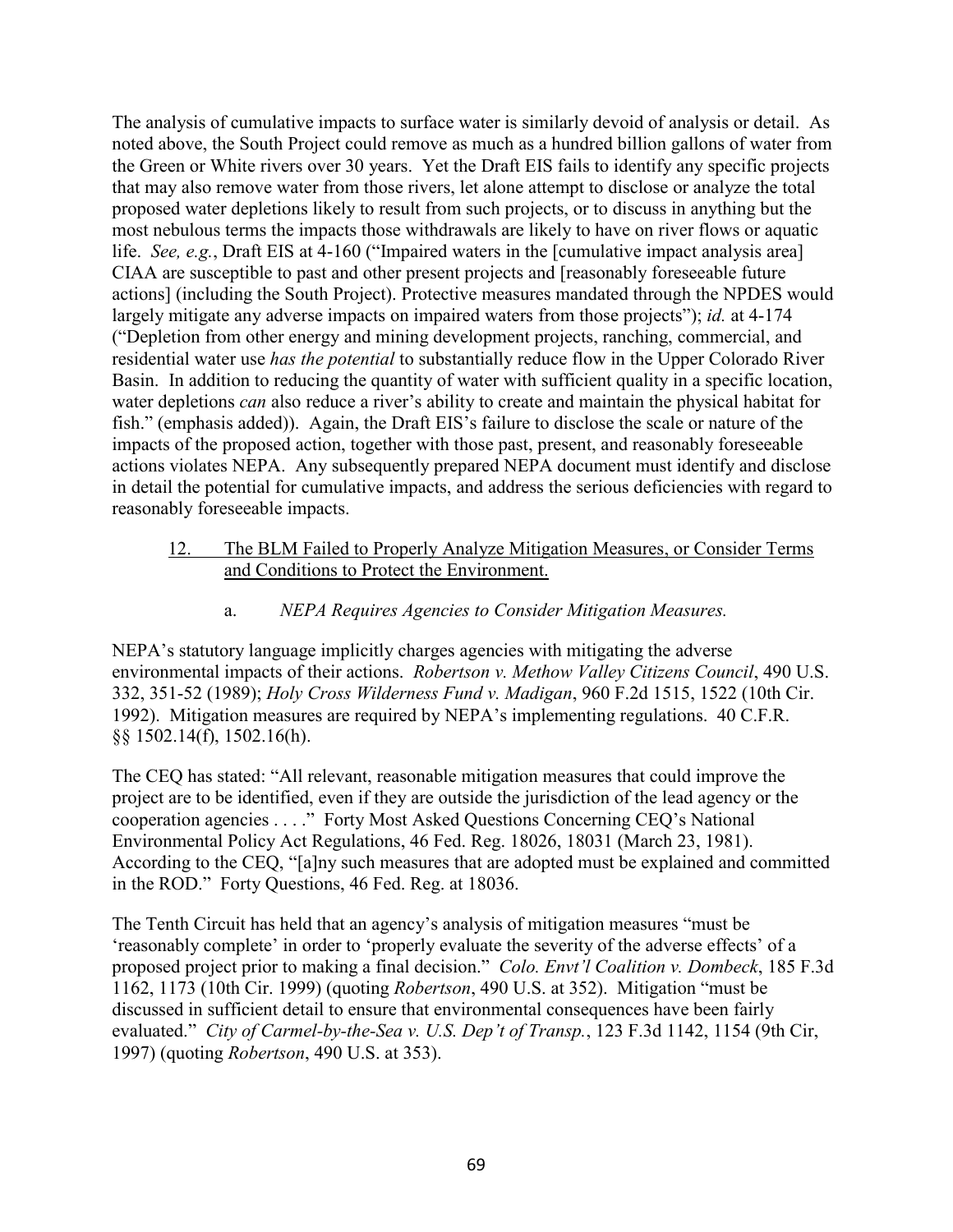The analysis of cumulative impacts to surface water is similarly devoid of analysis or detail. As noted above, the South Project could remove as much as a hundred billion gallons of water from the Green or White rivers over 30 years. Yet the Draft EIS fails to identify any specific projects that may also remove water from those rivers, let alone attempt to disclose or analyze the total proposed water depletions likely to result from such projects, or to discuss in anything but the most nebulous terms the impacts those withdrawals are likely to have on river flows or aquatic life. *See, e.g.*, Draft EIS at 4-160 ("Impaired waters in the [cumulative impact analysis area] CIAA are susceptible to past and other present projects and [reasonably foreseeable future actions] (including the South Project). Protective measures mandated through the NPDES would largely mitigate any adverse impacts on impaired waters from those projects"); *id.* at 4-174 ("Depletion from other energy and mining development projects, ranching, commercial, and residential water use *has the potential* to substantially reduce flow in the Upper Colorado River Basin. In addition to reducing the quantity of water with sufficient quality in a specific location, water depletions *can* also reduce a river's ability to create and maintain the physical habitat for fish." (emphasis added)). Again, the Draft EIS's failure to disclose the scale or nature of the impacts of the proposed action, together with those past, present, and reasonably foreseeable actions violates NEPA. Any subsequently prepared NEPA document must identify and disclose in detail the potential for cumulative impacts, and address the serious deficiencies with regard to reasonably foreseeable impacts.

### 12. <u>The BLM Failed to Properly Analyze Mitigation Measures, or Consider Terms and Conditions to Protect the Environment.</u>

#### a. *NEPA Requires Agencies to Consider Mitigation Measures.*

NEPA's statutory language implicitly charges agencies with mitigating the adverse environmental impacts of their actions. *Robertson v. Methow Valley Citizens Council*, 490 U.S. 332, 351-52 (1989); *Holy Cross Wilderness Fund v. Madigan*, 960 F.2d 1515, 1522 (10th Cir. 1992). Mitigation measures are required by NEPA's implementing regulations. 40 C.F.R. §§ 1502.14(f), 1502.16(h).

The CEQ has stated: "All relevant, reasonable mitigation measures that could improve the project are to be identified, even if they are outside the jurisdiction of the lead agency or the cooperation agencies . . . ." Forty Most Asked Questions Concerning CEQ's National Environmental Policy Act Regulations, 46 Fed. Reg. 18026, 18031 (March 23, 1981). According to the CEQ, "[a]ny such measures that are adopted must be explained and committed in the ROD." Forty Questions, 46 Fed. Reg. at 18036.

The Tenth Circuit has held that an agency's analysis of mitigation measures "must be 'reasonably complete' in order to 'properly evaluate the severity of the adverse effects' of a proposed project prior to making a final decision." *Colo. Envt'l Coalition v. Dombeck*, 185 F.3d 1162, 1173 (10th Cir. 1999) (quoting *Robertson*, 490 U.S. at 352). Mitigation "must be discussed in sufficient detail to ensure that environmental consequences have been fairly evaluated." *City of Carmel-by-the-Sea v. U.S. Dep't of Transp.*, 123 F.3d 1142, 1154 (9th Cir, 1997) (quoting *Robertson*, 490 U.S. at 353).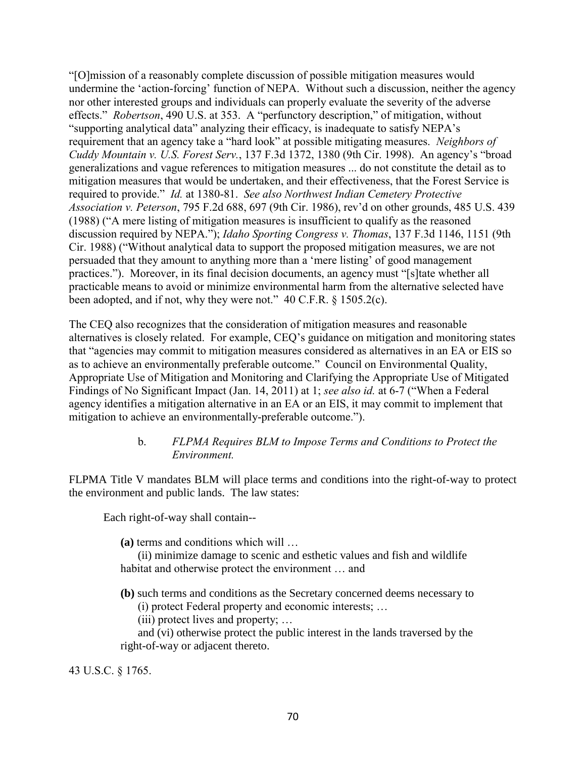"[O]mission of a reasonably complete discussion of possible mitigation measures would undermine the 'action-forcing' function of NEPA. Without such a discussion, neither the agency nor other interested groups and individuals can properly evaluate the severity of the adverse effects." *Robertson*, 490 U.S. at 353. A "perfunctory description," of mitigation, without "supporting analytical data" analyzing their efficacy, is inadequate to satisfy NEPA's requirement that an agency take a "hard look" at possible mitigating measures. *Neighbors of Cuddy Mountain v. U.S. Forest Serv.*, 137 F.3d 1372, 1380 (9th Cir. 1998). An agency's "broad generalizations and vague references to mitigation measures ... do not constitute the detail as to mitigation measures that would be undertaken, and their effectiveness, that the Forest Service is required to provide." *Id.* at 1380-81. *See also Northwest Indian Cemetery Protective Association v. Peterson*, 795 F.2d 688, 697 (9th Cir. 1986), rev'd on other grounds, 485 U.S. 439 (1988) ("A mere listing of mitigation measures is insufficient to qualify as the reasoned discussion required by NEPA."); *Idaho Sporting Congress v. Thomas*, 137 F.3d 1146, 1151 (9th Cir. 1988) ("Without analytical data to support the proposed mitigation measures, we are not persuaded that they amount to anything more than a 'mere listing' of good management practices."). Moreover, in its final decision documents, an agency must "[s]tate whether all practicable means to avoid or minimize environmental harm from the alternative selected have been adopted, and if not, why they were not." 40 C.F.R. § 1505.2(c).

The CEQ also recognizes that the consideration of mitigation measures and reasonable alternatives is closely related. For example, CEQ's guidance on mitigation and monitoring states that "agencies may commit to mitigation measures considered as alternatives in an EA or EIS so as to achieve an environmentally preferable outcome." Council on Environmental Quality, Appropriate Use of Mitigation and Monitoring and Clarifying the Appropriate Use of Mitigated Findings of No Significant Impact (Jan. 14, 2011) at 1; *see also id.* at 6-7 ("When a Federal agency identifies a mitigation alternative in an EA or an EIS, it may commit to implement that mitigation to achieve an environmentally-preferable outcome.").

b. *FLPMA Requires BLM to Impose Terms and Conditions to Protect the Environment.*

FLPMA Title V mandates BLM will place terms and conditions into the right-of-way to protect the environment and public lands. The law states:

> Each right-of-way shall contain--
>
> **(a)** terms and conditions which will …
>
> (ii) minimize damage to scenic and esthetic values and fish and wildlife habitat and otherwise protect the environment … and
>
> **(b)** such terms and conditions as the Secretary concerned deems necessary to
>
> (i) protect Federal property and economic interests; …
>
> (iii) protect lives and property; …
>
> and (vi) otherwise protect the public interest in the lands traversed by the right-of-way or adjacent thereto.

43 U.S.C. § 1765.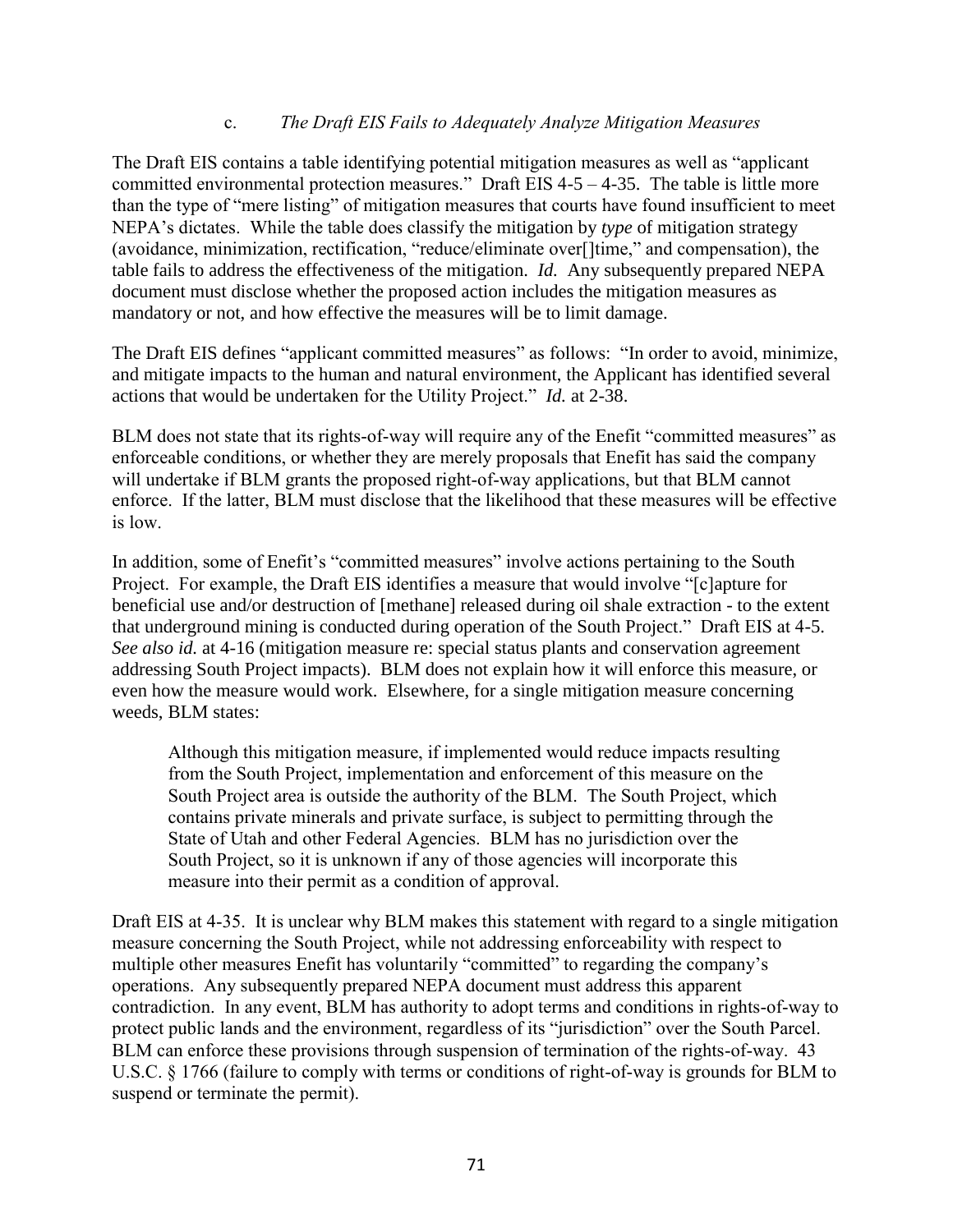### c. *The Draft EIS Fails to Adequately Analyze Mitigation Measures*

The Draft EIS contains a table identifying potential mitigation measures as well as "applicant committed environmental protection measures." Draft EIS 4-5 – 4-35. The table is little more than the type of "mere listing" of mitigation measures that courts have found insufficient to meet NEPA's dictates. While the table does classify the mitigation by *type* of mitigation strategy (avoidance, minimization, rectification, "reduce/eliminate over[]time," and compensation), the table fails to address the effectiveness of the mitigation. *Id.* Any subsequently prepared NEPA document must disclose whether the proposed action includes the mitigation measures as mandatory or not, and how effective the measures will be to limit damage.

The Draft EIS defines "applicant committed measures" as follows: "In order to avoid, minimize, and mitigate impacts to the human and natural environment, the Applicant has identified several actions that would be undertaken for the Utility Project." *Id.* at 2-38.

BLM does not state that its rights-of-way will require any of the Enefit "committed measures" as enforceable conditions, or whether they are merely proposals that Enefit has said the company will undertake if BLM grants the proposed right-of-way applications, but that BLM cannot enforce. If the latter, BLM must disclose that the likelihood that these measures will be effective is low.

In addition, some of Enefit's "committed measures" involve actions pertaining to the South Project. For example, the Draft EIS identifies a measure that would involve "[c]apture for beneficial use and/or destruction of [methane] released during oil shale extraction - to the extent that underground mining is conducted during operation of the South Project." Draft EIS at 4-5. *See also id.* at 4-16 (mitigation measure re: special status plants and conservation agreement addressing South Project impacts). BLM does not explain how it will enforce this measure, or even how the measure would work. Elsewhere, for a single mitigation measure concerning weeds, BLM states:

> Although this mitigation measure, if implemented would reduce impacts resulting from the South Project, implementation and enforcement of this measure on the South Project area is outside the authority of the BLM. The South Project, which contains private minerals and private surface, is subject to permitting through the State of Utah and other Federal Agencies. BLM has no jurisdiction over the South Project, so it is unknown if any of those agencies will incorporate this measure into their permit as a condition of approval.

Draft EIS at 4-35. It is unclear why BLM makes this statement with regard to a single mitigation measure concerning the South Project, while not addressing enforceability with respect to multiple other measures Enefit has voluntarily "committed" to regarding the company's operations. Any subsequently prepared NEPA document must address this apparent contradiction. In any event, BLM has authority to adopt terms and conditions in rights-of-way to protect public lands and the environment, regardless of its "jurisdiction" over the South Parcel. BLM can enforce these provisions through suspension of termination of the rights-of-way. 43 U.S.C. § 1766 (failure to comply with terms or conditions of right-of-way is grounds for BLM to suspend or terminate the permit).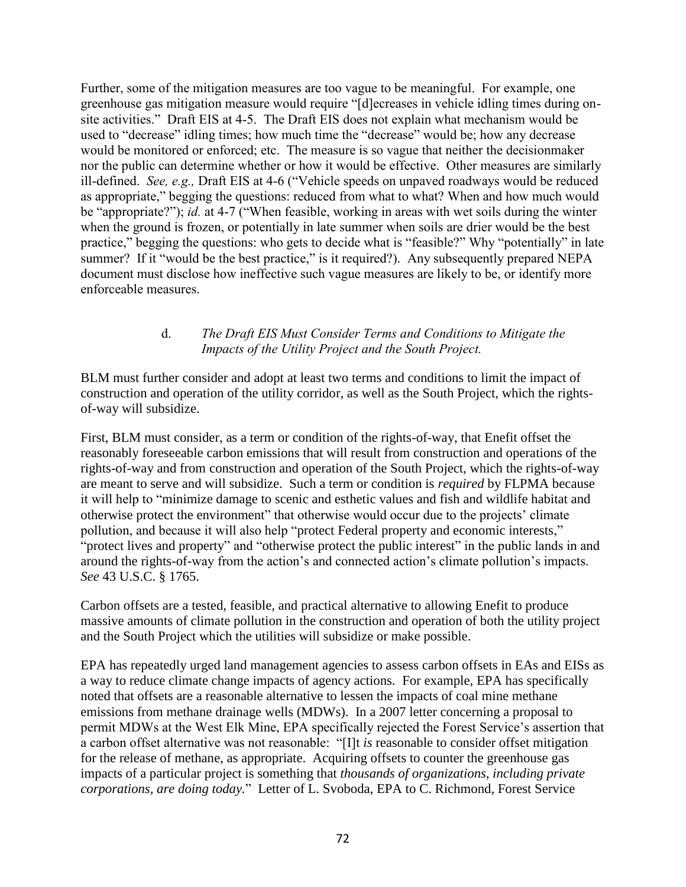Further, some of the mitigation measures are too vague to be meaningful. For example, one greenhouse gas mitigation measure would require "[d]ecreases in vehicle idling times during on-site activities." Draft EIS at 4-5. The Draft EIS does not explain what mechanism would be used to "decrease" idling times; how much time the "decrease" would be; how any decrease would be monitored or enforced; etc. The measure is so vague that neither the decisionmaker nor the public can determine whether or how it would be effective. Other measures are similarly ill-defined. *See, e.g.,* Draft EIS at 4-6 ("Vehicle speeds on unpaved roadways would be reduced as appropriate," begging the questions: reduced from what to what? When and how much would be "appropriate?"); *id.* at 4-7 ("When feasible, working in areas with wet soils during the winter when the ground is frozen, or potentially in late summer when soils are drier would be the best practice," begging the questions: who gets to decide what is "feasible?" Why "potentially" in late summer? If it "would be the best practice," is it required?). Any subsequently prepared NEPA document must disclose how ineffective such vague measures are likely to be, or identify more enforceable measures.

d. *The Draft EIS Must Consider Terms and Conditions to Mitigate the Impacts of the Utility Project and the South Project.*

BLM must further consider and adopt at least two terms and conditions to limit the impact of construction and operation of the utility corridor, as well as the South Project, which the rights-of-way will subsidize.

First, BLM must consider, as a term or condition of the rights-of-way, that Enefit offset the reasonably foreseeable carbon emissions that will result from construction and operations of the rights-of-way and from construction and operation of the South Project, which the rights-of-way are meant to serve and will subsidize. Such a term or condition is *required* by FLPMA because it will help to "minimize damage to scenic and esthetic values and fish and wildlife habitat and otherwise protect the environment" that otherwise would occur due to the projects' climate pollution, and because it will also help "protect Federal property and economic interests," "protect lives and property" and "otherwise protect the public interest" in the public lands in and around the rights-of-way from the action's and connected action's climate pollution's impacts. *See* 43 U.S.C. § 1765.

Carbon offsets are a tested, feasible, and practical alternative to allowing Enefit to produce massive amounts of climate pollution in the construction and operation of both the utility project and the South Project which the utilities will subsidize or make possible.

EPA has repeatedly urged land management agencies to assess carbon offsets in EAs and EISs as a way to reduce climate change impacts of agency actions. For example, EPA has specifically noted that offsets are a reasonable alternative to lessen the impacts of coal mine methane emissions from methane drainage wells (MDWs). In a 2007 letter concerning a proposal to permit MDWs at the West Elk Mine, EPA specifically rejected the Forest Service's assertion that a carbon offset alternative was not reasonable: "[I]t *is* reasonable to consider offset mitigation for the release of methane, as appropriate. Acquiring offsets to counter the greenhouse gas impacts of a particular project is something that *thousands of organizations, including private corporations, are doing today.*" Letter of L. Svoboda, EPA to C. Richmond, Forest Service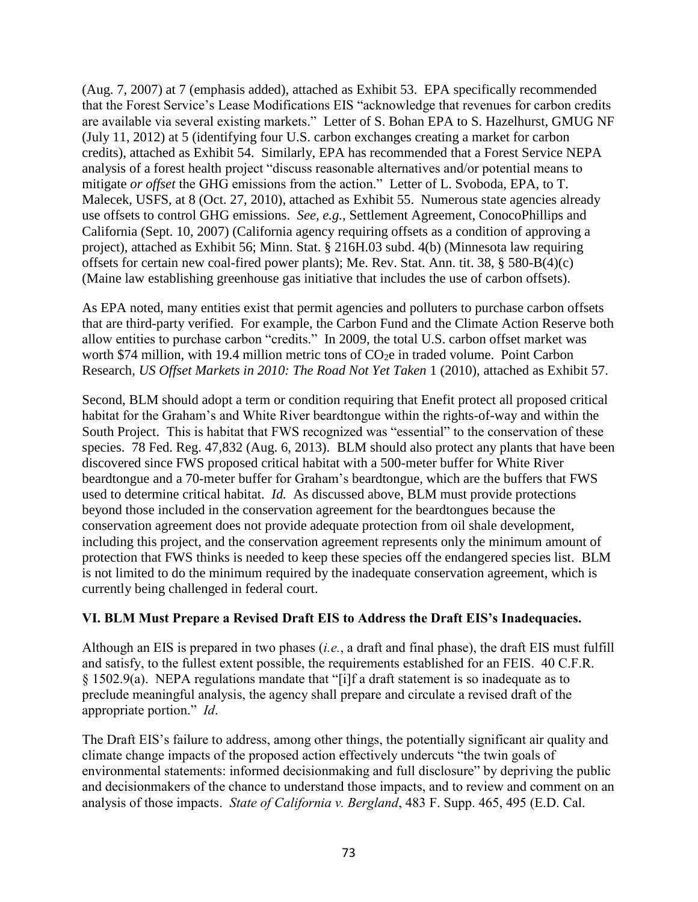(Aug. 7, 2007) at 7 (emphasis added), attached as Exhibit 53. EPA specifically recommended that the Forest Service's Lease Modifications EIS "acknowledge that revenues for carbon credits are available via several existing markets." Letter of S. Bohan EPA to S. Hazelhurst, GMUG NF (July 11, 2012) at 5 (identifying four U.S. carbon exchanges creating a market for carbon credits), attached as Exhibit 54. Similarly, EPA has recommended that a Forest Service NEPA analysis of a forest health project "discuss reasonable alternatives and/or potential means to mitigate *or offset* the GHG emissions from the action." Letter of L. Svoboda, EPA, to T. Malecek, USFS, at 8 (Oct. 27, 2010), attached as Exhibit 55. Numerous state agencies already use offsets to control GHG emissions. *See, e.g.*, Settlement Agreement, ConocoPhillips and California (Sept. 10, 2007) (California agency requiring offsets as a condition of approving a project), attached as Exhibit 56; Minn. Stat. § 216H.03 subd. 4(b) (Minnesota law requiring offsets for certain new coal-fired power plants); Me. Rev. Stat. Ann. tit. 38, § 580-B(4)(c) (Maine law establishing greenhouse gas initiative that includes the use of carbon offsets).

As EPA noted, many entities exist that permit agencies and polluters to purchase carbon offsets that are third-party verified. For example, the Carbon Fund and the Climate Action Reserve both allow entities to purchase carbon "credits." In 2009, the total U.S. carbon offset market was worth $74 million, with 19.4 million metric tons of $CO_2e$ in traded volume. Point Carbon Research, *US Offset Markets in 2010: The Road Not Yet Taken* 1 (2010), attached as Exhibit 57.

Second, BLM should adopt a term or condition requiring that Enefit protect all proposed critical habitat for the Graham's and White River beardtongue within the rights-of-way and within the South Project. This is habitat that FWS recognized was "essential" to the conservation of these species. 78 Fed. Reg. 47,832 (Aug. 6, 2013). BLM should also protect any plants that have been discovered since FWS proposed critical habitat with a 500-meter buffer for White River beardtongue and a 70-meter buffer for Graham's beardtongue, which are the buffers that FWS used to determine critical habitat. *Id.* As discussed above, BLM must provide protections beyond those included in the conservation agreement for the beardtongues because the conservation agreement does not provide adequate protection from oil shale development, including this project, and the conservation agreement represents only the minimum amount of protection that FWS thinks is needed to keep these species off the endangered species list. BLM is not limited to do the minimum required by the inadequate conservation agreement, which is currently being challenged in federal court.

**VI. BLM Must Prepare a Revised Draft EIS to Address the Draft EIS's Inadequacies.**

Although an EIS is prepared in two phases (*i.e.*, a draft and final phase), the draft EIS must fulfill and satisfy, to the fullest extent possible, the requirements established for an FEIS. 40 C.F.R. § 1502.9(a). NEPA regulations mandate that "[i]f a draft statement is so inadequate as to preclude meaningful analysis, the agency shall prepare and circulate a revised draft of the appropriate portion." *Id*.

The Draft EIS's failure to address, among other things, the potentially significant air quality and climate change impacts of the proposed action effectively undercuts "the twin goals of environmental statements: informed decisionmaking and full disclosure" by depriving the public and decisionmakers of the chance to understand those impacts, and to review and comment on an analysis of those impacts. *State of California v. Bergland*, 483 F. Supp. 465, 495 (E.D. Cal.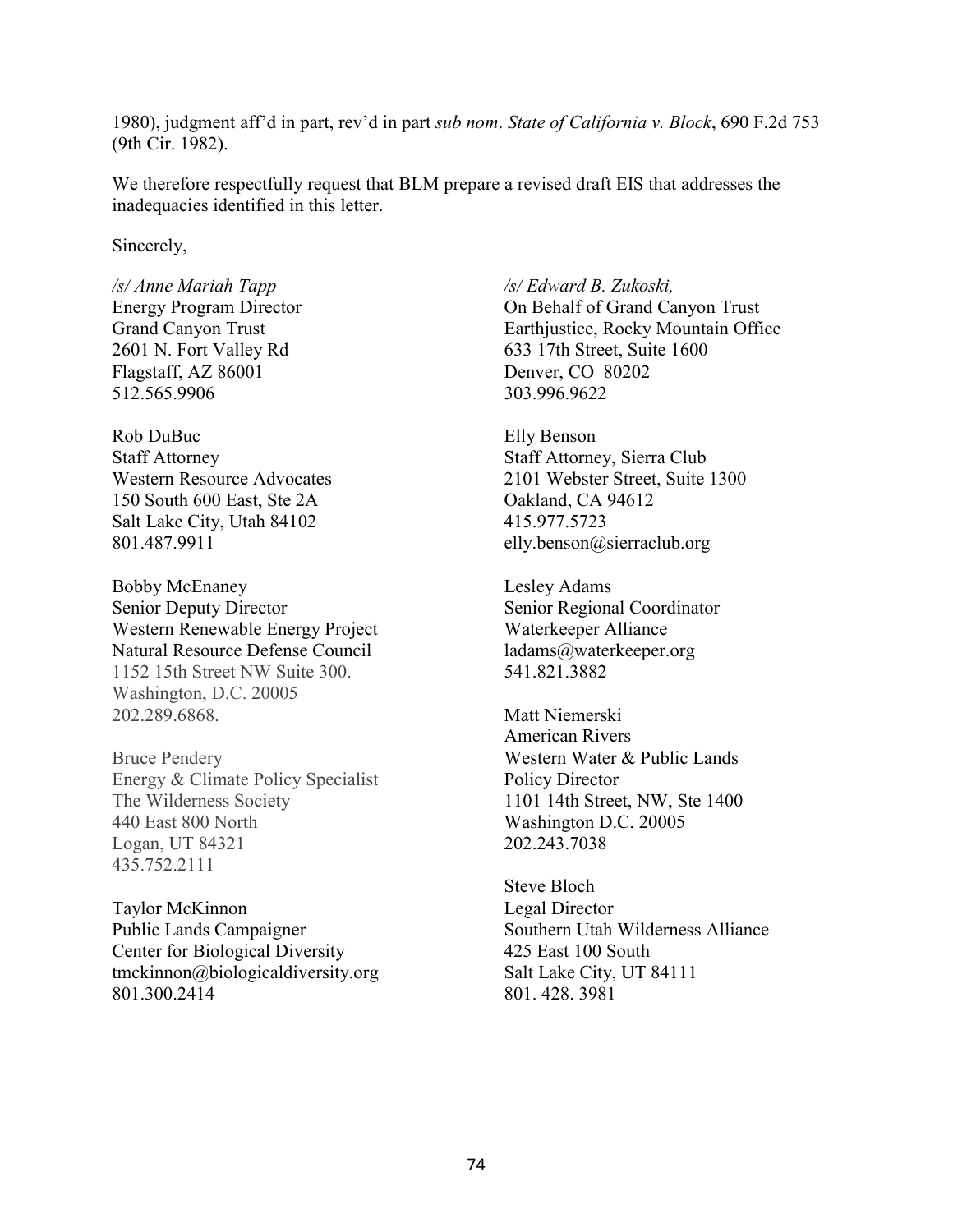1980), judgment aff'd in part, rev'd in part *sub nom*. *State of California v. Block*, 690 F.2d 753 (9th Cir. 1982).

We therefore respectfully request that BLM prepare a revised draft EIS that addresses the inadequacies identified in this letter.

Sincerely,

*/s/ Anne Mariah Tapp*
Energy Program Director
Grand Canyon Trust
2601 N. Fort Valley Rd
Flagstaff, AZ 86001
512.565.9906

*/s/ Edward B. Zukoski,*
On Behalf of Grand Canyon Trust
Earthjustice, Rocky Mountain Office
633 17th Street, Suite 1600
Denver, CO 80202
303.996.9622

Rob DuBuc
Staff Attorney
Western Resource Advocates
150 South 600 East, Ste 2A
Salt Lake City, Utah 84102
801.487.9911

Elly Benson
Staff Attorney, Sierra Club
2101 Webster Street, Suite 1300
Oakland, CA 94612
415.977.5723
elly.benson@sierraclub.org

Bobby McEnaney
Senior Deputy Director
Western Renewable Energy Project
Natural Resource Defense Council
1152 15th Street NW Suite 300.
Washington, D.C. 20005
202.289.6868.

Lesley Adams
Senior Regional Coordinator
Waterkeeper Alliance
ladams@waterkeeper.org
541.821.3882

Bruce Pendery
Energy & Climate Policy Specialist
The Wilderness Society
440 East 800 North
Logan, UT 84321
435.752.2111

Matt Niemerski
American Rivers
Western Water & Public Lands
Policy Director
1101 14th Street, NW, Ste 1400
Washington D.C. 20005
202.243.7038

Taylor McKinnon
Public Lands Campaigner
Center for Biological Diversity
tmckinnon@biologicaldiversity.org
801.300.2414

Steve Bloch
Legal Director
Southern Utah Wilderness Alliance
425 East 100 South
Salt Lake City, UT 84111
801. 428. 3981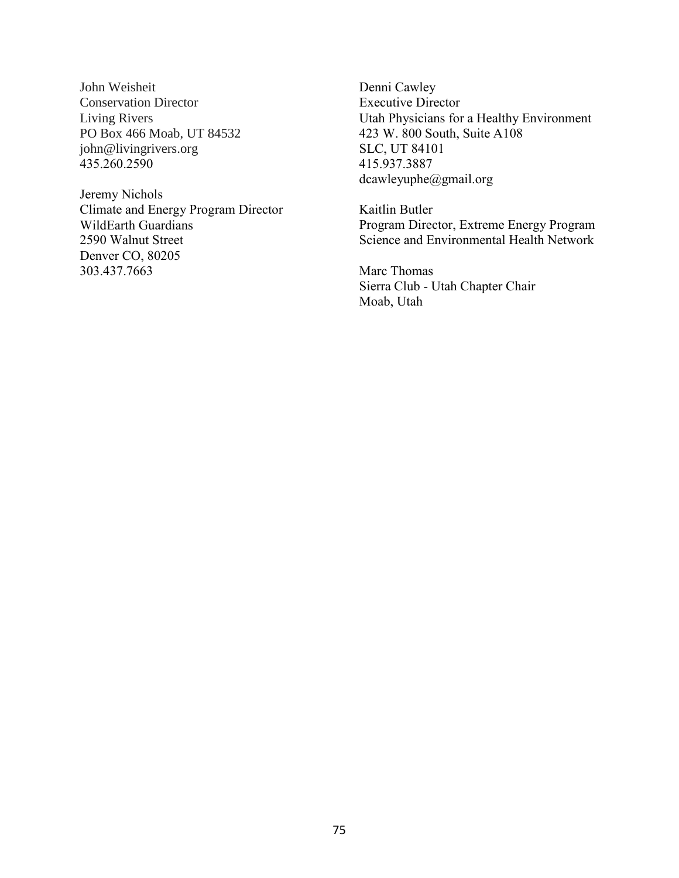John Weisheit
Conservation Director
Living Rivers
PO Box 466 Moab, UT 84532
john@livingrivers.org
435.260.2590

Jeremy Nichols
Climate and Energy Program Director
WildEarth Guardians
2590 Walnut Street
Denver CO, 80205
303.437.7663

Denni Cawley
Executive Director
Utah Physicians for a Healthy Environment
423 W. 800 South, Suite A108
SLC, UT 84101
415.937.3887
dcawleyuphe@gmail.org

Kaitlin Butler
Program Director, Extreme Energy Program
Science and Environmental Health Network

Marc Thomas
Sierra Club - Utah Chapter Chair
Moab, Utah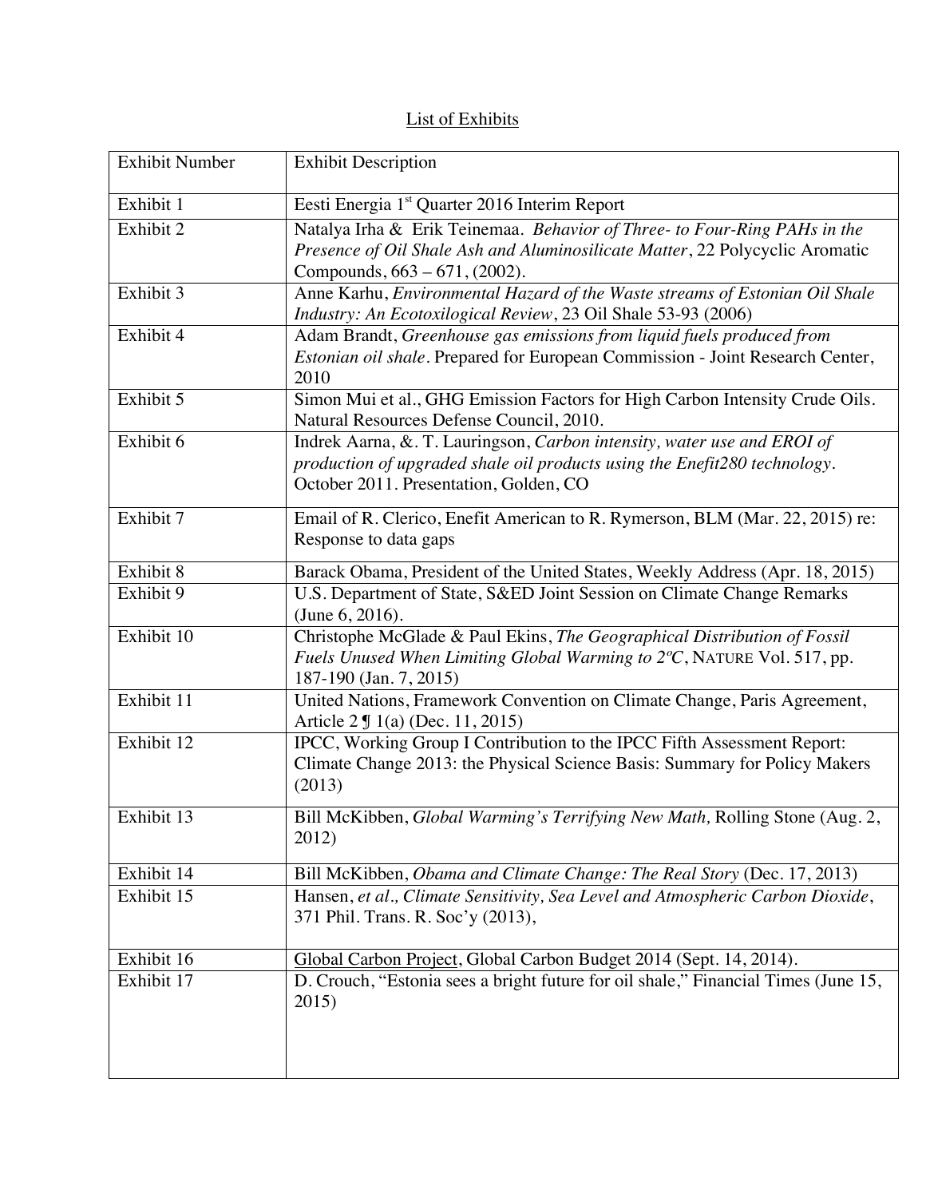List of Exhibits

| Exhibit Number | Exhibit Description |
|---|---|
| Exhibit 1 | Eesti Energia 1st Quarter 2016 Interim Report |
| Exhibit 2 | Natalya Irha & Erik Teinemaa. *Behavior of Three- to Four-Ring PAHs in the Presence of Oil Shale Ash and Aluminosilicate Matter*, 22 Polycyclic Aromatic Compounds, 663 – 671, (2002). |
| Exhibit 3 | Anne Karhu, *Environmental Hazard of the Waste streams of Estonian Oil Shale Industry: An Ecotoxilogical Review*, 23 Oil Shale 53-93 (2006) |
| Exhibit 4 | Adam Brandt, *Greenhouse gas emissions from liquid fuels produced from Estonian oil shale*. Prepared for European Commission - Joint Research Center, 2010 |
| Exhibit 5 | Simon Mui et al., GHG Emission Factors for High Carbon Intensity Crude Oils. Natural Resources Defense Council, 2010. |
| Exhibit 6 | Indrek Aarna, &. T. Lauringson, *Carbon intensity, water use and EROI of production of upgraded shale oil products using the Enefit280 technology*. October 2011. Presentation, Golden, CO |
| Exhibit 7 | Email of R. Clerico, Enefit American to R. Rymerson, BLM (Mar. 22, 2015) re: Response to data gaps |
| Exhibit 8 | Barack Obama, President of the United States, Weekly Address (Apr. 18, 2015) |
| Exhibit 9 | U.S. Department of State, S&ED Joint Session on Climate Change Remarks (June 6, 2016). |
| Exhibit 10 | Christophe McGlade & Paul Ekins, *The Geographical Distribution of Fossil Fuels Unused When Limiting Global Warming to 2ºC*, NATURE Vol. 517, pp. 187-190 (Jan. 7, 2015) |
| Exhibit 11 | United Nations, Framework Convention on Climate Change, Paris Agreement, Article 2 ¶ 1(a) (Dec. 11, 2015) |
| Exhibit 12 | IPCC, Working Group I Contribution to the IPCC Fifth Assessment Report: Climate Change 2013: the Physical Science Basis: Summary for Policy Makers (2013) |
| Exhibit 13 | Bill McKibben, *Global Warming's Terrifying New Math,* Rolling Stone (Aug. 2, 2012) |
| Exhibit 14 | Bill McKibben, *Obama and Climate Change: The Real Story* (Dec. 17, 2013) |
| Exhibit 15 | Hansen, *et al., Climate Sensitivity, Sea Level and Atmospheric Carbon Dioxide*, 371 Phil. Trans. R. Soc'y (2013), |
| Exhibit 16 | Global Carbon Project, Global Carbon Budget 2014 (Sept. 14, 2014). |
| Exhibit 17 | D. Crouch, "Estonia sees a bright future for oil shale," Financial Times (June 15, 2015) |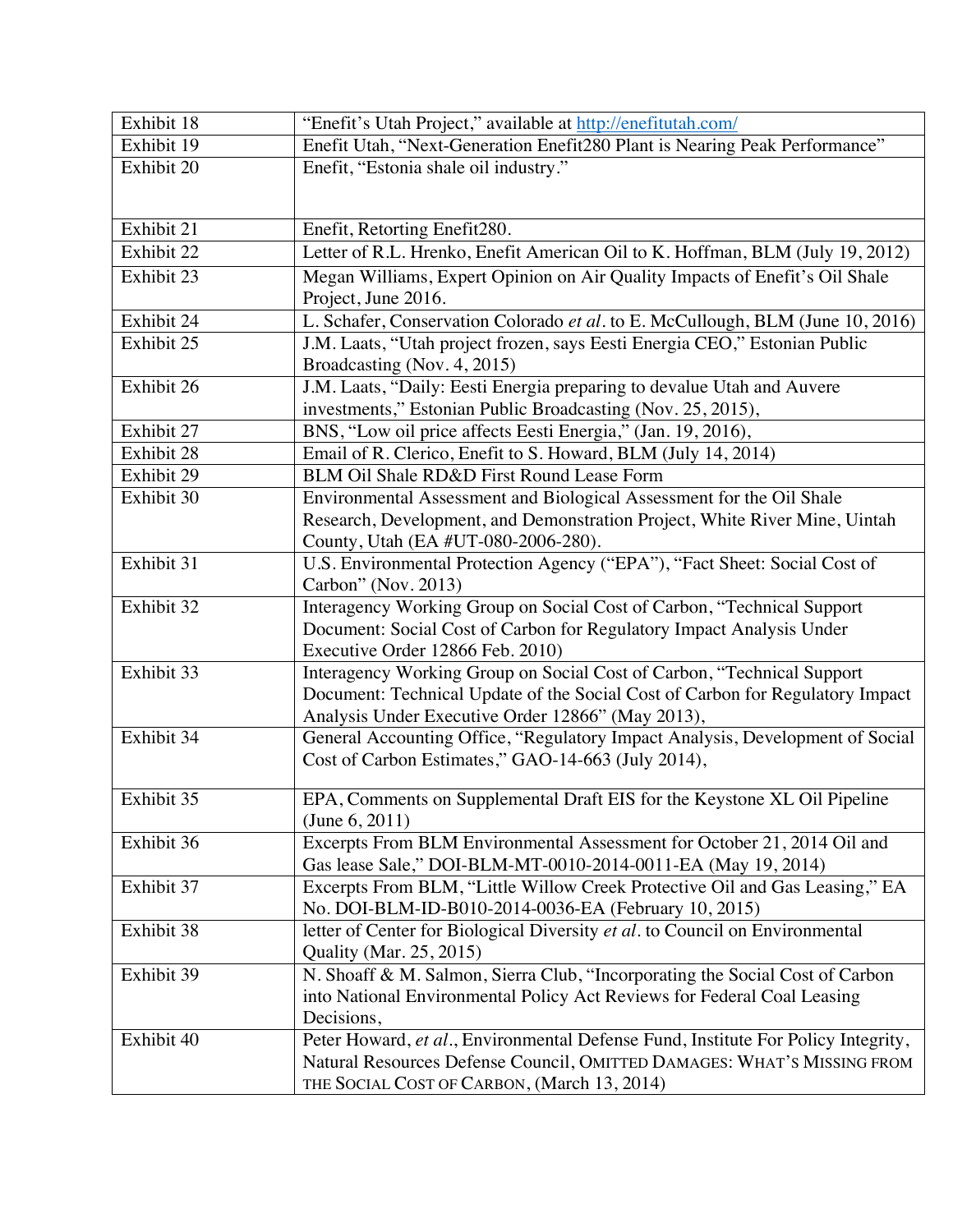| | |
|---|---|
| Exhibit 18 | "Enefit's Utah Project," available at http://enefitutah.com/ |
| Exhibit 19 | Enefit Utah, "Next-Generation Enefit280 Plant is Nearing Peak Performance" |
| Exhibit 20 | Enefit, "Estonia shale oil industry." |
| Exhibit 21 | Enefit, Retorting Enefit280. |
| Exhibit 22 | Letter of R.L. Hrenko, Enefit American Oil to K. Hoffman, BLM (July 19, 2012) |
| Exhibit 23 | Megan Williams, Expert Opinion on Air Quality Impacts of Enefit's Oil Shale Project, June 2016. |
| Exhibit 24 | L. Schafer, Conservation Colorado *et al*. to E. McCullough, BLM (June 10, 2016) |
| Exhibit 25 | J.M. Laats, "Utah project frozen, says Eesti Energia CEO," Estonian Public Broadcasting (Nov. 4, 2015) |
| Exhibit 26 | J.M. Laats, "Daily: Eesti Energia preparing to devalue Utah and Auvere investments," Estonian Public Broadcasting (Nov. 25, 2015), |
| Exhibit 27 | BNS, "Low oil price affects Eesti Energia," (Jan. 19, 2016), |
| Exhibit 28 | Email of R. Clerico, Enefit to S. Howard, BLM (July 14, 2014) |
| Exhibit 29 | BLM Oil Shale RD&D First Round Lease Form |
| Exhibit 30 | Environmental Assessment and Biological Assessment for the Oil Shale Research, Development, and Demonstration Project, White River Mine, Uintah County, Utah (EA #UT-080-2006-280). |
| Exhibit 31 | U.S. Environmental Protection Agency ("EPA"), "Fact Sheet: Social Cost of Carbon" (Nov. 2013) |
| Exhibit 32 | Interagency Working Group on Social Cost of Carbon, "Technical Support Document: Social Cost of Carbon for Regulatory Impact Analysis Under Executive Order 12866 Feb. 2010) |
| Exhibit 33 | Interagency Working Group on Social Cost of Carbon, "Technical Support Document: Technical Update of the Social Cost of Carbon for Regulatory Impact Analysis Under Executive Order 12866" (May 2013), |
| Exhibit 34 | General Accounting Office, "Regulatory Impact Analysis, Development of Social Cost of Carbon Estimates," GAO-14-663 (July 2014), |
| Exhibit 35 | EPA, Comments on Supplemental Draft EIS for the Keystone XL Oil Pipeline (June 6, 2011) |
| Exhibit 36 | Excerpts From BLM Environmental Assessment for October 21, 2014 Oil and Gas lease Sale," DOI-BLM-MT-0010-2014-0011-EA (May 19, 2014) |
| Exhibit 37 | Excerpts From BLM, "Little Willow Creek Protective Oil and Gas Leasing," EA No. DOI-BLM-ID-B010-2014-0036-EA (February 10, 2015) |
| Exhibit 38 | letter of Center for Biological Diversity *et al*. to Council on Environmental Quality (Mar. 25, 2015) |
| Exhibit 39 | N. Shoaff & M. Salmon, Sierra Club, "Incorporating the Social Cost of Carbon into National Environmental Policy Act Reviews for Federal Coal Leasing Decisions, |
| Exhibit 40 | Peter Howard, *et al*., Environmental Defense Fund, Institute For Policy Integrity, Natural Resources Defense Council, OMITTED DAMAGES: WHAT'S MISSING FROM THE SOCIAL COST OF CARBON, (March 13, 2014) |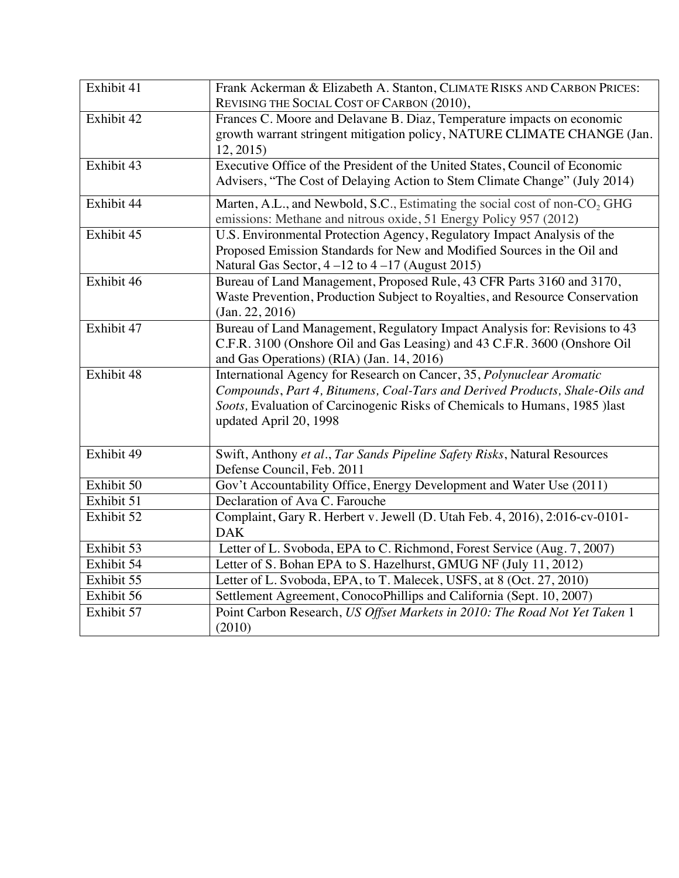| | |
|---|---|
| Exhibit 41 | Frank Ackerman & Elizabeth A. Stanton, CLIMATE RISKS AND CARBON PRICES: REVISING THE SOCIAL COST OF CARBON (2010), |
| Exhibit 42 | Frances C. Moore and Delavane B. Diaz, Temperature impacts on economic growth warrant stringent mitigation policy, NATURE CLIMATE CHANGE (Jan. 12, 2015) |
| Exhibit 43 | Executive Office of the President of the United States, Council of Economic Advisers, "The Cost of Delaying Action to Stem Climate Change" (July 2014) |
| Exhibit 44 | Marten, A.L., and Newbold, S.C., Estimating the social cost of non-$CO_2$ GHG emissions: Methane and nitrous oxide, 51 Energy Policy 957 (2012) |
| Exhibit 45 | U.S. Environmental Protection Agency, Regulatory Impact Analysis of the Proposed Emission Standards for New and Modified Sources in the Oil and Natural Gas Sector, 4 –12 to 4 –17 (August 2015) |
| Exhibit 46 | Bureau of Land Management, Proposed Rule, 43 CFR Parts 3160 and 3170, Waste Prevention, Production Subject to Royalties, and Resource Conservation (Jan. 22, 2016) |
| Exhibit 47 | Bureau of Land Management, Regulatory Impact Analysis for: Revisions to 43 C.F.R. 3100 (Onshore Oil and Gas Leasing) and 43 C.F.R. 3600 (Onshore Oil and Gas Operations) (RIA) (Jan. 14, 2016) |
| Exhibit 48 | International Agency for Research on Cancer, 35, *Polynuclear Aromatic Compounds*, *Part 4, Bitumens, Coal-Tars and Derived Products, Shale-Oils and Soots,* Evaluation of Carcinogenic Risks of Chemicals to Humans, 1985 )last updated April 20, 1998 |
| Exhibit 49 | Swift, Anthony *et al*., *Tar Sands Pipeline Safety Risks*, Natural Resources Defense Council, Feb. 2011 |
| Exhibit 50 | Gov't Accountability Office, Energy Development and Water Use (2011) |
| Exhibit 51 | Declaration of Ava C. Farouche |
| Exhibit 52 | Complaint, Gary R. Herbert v. Jewell (D. Utah Feb. 4, 2016), 2:016-cv-0101-DAK |
| Exhibit 53 | Letter of L. Svoboda, EPA to C. Richmond, Forest Service (Aug. 7, 2007) |
| Exhibit 54 | Letter of S. Bohan EPA to S. Hazelhurst, GMUG NF (July 11, 2012) |
| Exhibit 55 | Letter of L. Svoboda, EPA, to T. Malecek, USFS, at 8 (Oct. 27, 2010) |
| Exhibit 56 | Settlement Agreement, ConocoPhillips and California (Sept. 10, 2007) |
| Exhibit 57 | Point Carbon Research, *US Offset Markets in 2010: The Road Not Yet Taken* 1 (2010) |